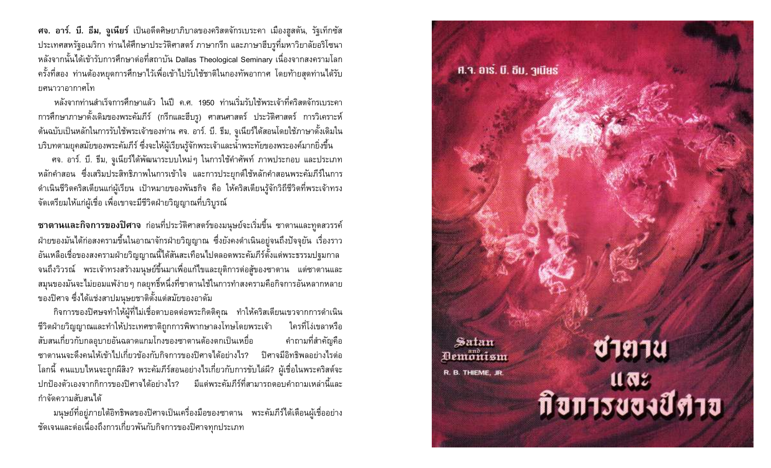**ศจ. อาร์. บี. ธีม, จูเนียร์** เป็นอดีตศิษยาภิบาลของคริสตจักรเบระคา เมืองฮูสตัน, รัฐเท็กซัส ประเทศสหรัฐอเมริกา ท่านได้ศึกษาประวัติศาสตร์ ภาษากรีก และภาษาฮีบรูที่มหาวิทยาลัยอริโซนา หลังจากนั้นได้เข้ารับการศึกษาต่อที่สถาบัน Dallas Theological Seminary เนื่องจากสงครามโลกครั้งที่สอง ท่านต้องหยุดการศึกษาไว้เพื่อเข้าไปรับใช้ชาติในกองทัพอากาศ โดยท้ายสุดท่านได้รับยศนาวาอากาศโท

หลังจากท่านสำเร็จการศึกษาแล้ว ในปี ค.ศ. 1950 ท่านเริ่มรับใช้พระเจ้าที่คริสตจักรเบระคา การศึกษาภาษาดั้งเดิมของพระคัมภีร์ (กรีกและฮีบรู) ศาสนศาสตร์ ประวัติศาสตร์ การวิเคราะห์ต้นฉบับเป็นหลักในการรับใช้พระเจ้าของท่าน ศจ. อาร์. บี. ธีม, จูเนียร์ได้สอนโดยใช้ภาษาดั้งเดิมในบริบทตามยุคสมัยของพระคัมภีร์ ซึ่งจะให้ผู้เรียนรู้จักพระเจ้าและน้ำพระทัยของพระองค์มากยิ่งขึ้น

ศจ. อาร์. บี. ธีม, จูเนียร์ได้พัฒนาระบบใหม่ๆ ในการใช้คำศัพท์ ภาพประกอบ และประเภทหลักคำสอน ซึ่งเสริมประสิทธิภาพในการเข้าใจ และการประยุกต์ใช้หลักคำสอนพระคัมภีร์ในการดำเนินชีวิตคริสเตียนแก่ผู้เรียน เป้าหมายของพันธกิจ คือ ให้คริสเตียนรู้จักวิถีชีวิตที่พระเจ้าทรงจัดเตรียมให้แก่ผู้เชื่อ เพื่อเขาจะมีชีวิตฝ่ายวิญญาณที่บริบูรณ์

**ซาตานและกิจการของปิศาจ** ก่อนที่ประวัติศาสตร์ของมนุษย์จะเริ่มขึ้น ซาตานและทูตสวรรค์ฝ่ายของมันได้ก่อสงครามขึ้นในอาณาจักรฝ่ายวิญญาณ ซึ่งยังคงดำเนินอยู่จนถึงปัจจุบัน เรื่องราวอันเหลือเชื่อของสงครามฝ่ายวิญญาณนี้ได้สั่นสะเทือนไปตลอดพระคัมภีร์ตั้งแต่พระธรรมปฐมกาลจนถึงวิวรณ์ พระเจ้าทรงสร้างมนุษย์ขึ้นมาเพื่อแก้ไขและยุติการต่อสู้ของซาตาน แต่ซาตานและสมุนของมันจะไม่ยอมแพ้ง่ายๆ กลยุทธ์หนึ่งที่ซาตานใช้ในการทำสงครามคือกิจการอันหลากหลายของปิศาจ ซึ่งได้แช่งสาปมนุษยชาติตั้งแต่สมัยของอาดัม

กิจการของปิศาจทำให้ผู้ที่ไม่เชื่อตาบอดต่อพระกิตติคุณ ทำให้คริสเตียนเขวจากการดำเนินชีวิตฝ่ายวิญญาณและทำให้ประเทศชาติถูกการพิพากษาลงโทษโดยพระเจ้า ใครที่โง่เขลาหรือสับสนเกี่ยวกับกลอุบายอันฉลาดแกมโกงของซาตานต้องตกเป็นเหยื่อ คำถามที่สำคัญคือ ซาตานจะดึงคนให้เข้าไปเกี่ยวข้องกับกิจการของปิศาจได้อย่างไร? ปิศาจมีอิทธิพลอย่างไรต่อโลกนี้ คนแบบไหนจะถูกผีสิง? พระคัมภีร์สอนอย่างไรเกี่ยวกับการขับไล่ผี? ผู้เชื่อในพระคริสต์จะปกป้องตัวเองจากกิการของปิศาจได้อย่างไร? มีแต่พระคัมภีร์ที่สามารถตอบคำถามเหล่านี้และกำจัดความสับสนได้

มนุษย์ที่อยู่ภายใต้อิทธิพลของปิศาจเป็นเครื่องมือของซาตาน พระคัมภีร์ได้เตือนผู้เชื่ออย่างชัดเจนและต่อเนื่องถึงการเกี่ยวพันกับกิจการของปิศาจทุกประเภท

ศ.จ. อาร์. บี. ธีม, จูเนียร์

Satan and Demonism

R. B. THIEME, JR.

# ซาตาน และ กิจการของปิศาจ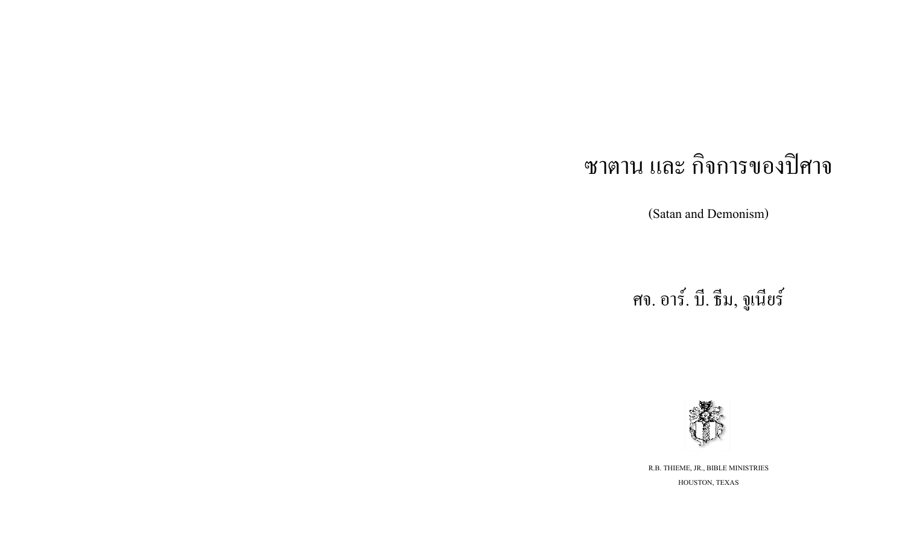# ซาตาน และ กิจการของปิศาจ

(Satan and Demonism)

ศจ. อาร์. บี. ธีม, จูเนียร์

R.B. THIEME, JR., BIBLE MINISTRIES

HOUSTON, TEXAS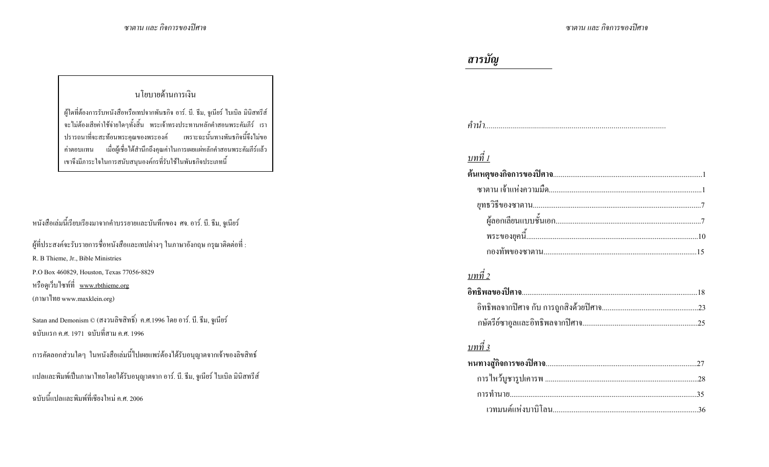**นโยบายด้านการเงิน**

ผู้ใดที่ต้องการรับหนังสือหรือเทปจากพันธกิจ อาร์. บี. ธีม, จูเนียร์ ไบเบิล มินิสทรีส์ จะไม่ต้องเสียค่าใช้จ่ายใดๆทั้งสิ้น พระเจ้าทรงประทานหลักคำสอนพระคัมภีร์ เราปรารถนาที่จะสะท้อนพระคุณของพระองค์ เพราะฉะนั้นทางพันธกิจนี้จึงไม่ขอค่าตอบแทน เมื่อผู้เชื่อได้สำนึกถึงคุณค่าในการเผยแผ่หลักคำสอนพระคัมภีร์แล้ว เขาจึงมีภาระใจในการสนับสนุนองค์กรที่รับใช้ในพันธกิจประเภทนี้

หนังสือเล่มนี้เรียบเรียงมาจากคำบรรยายและบันทึกของ ศจ. อาร์. บี. ธีม, จูเนียร์

ผู้ที่ประสงค์จะรับรายการชื่อหนังสือและเทปต่างๆ ในภาษาอังกฤษ กรุณาติดต่อที่ :

R. B Thieme, Jr., Bible Ministries

P.O Box 460829, Houston, Texas 77056-8829

หรือดูเว็บไซท์ที่ www.rbthieme.org

(ภาษาไทย www.maxklein.org)

Satan and Demonism © (สงวนลิขสิทธิ์) ค.ศ.1996 โดย อาร์. บี. ธีม, จูเนียร์

ฉบับแรก ค.ศ. 1971 ฉบับที่สาม ค.ศ. 1996

การคัดลอกส่วนใดๆ ในหนังสือเล่มนี้ไปเผยแพร่ต้องได้รับอนุญาตจากเจ้าของลิขสิทธิ์

แปลและพิมพ์เป็นภาษาไทยโดยได้รับอนุญาตจาก อาร์. บี. ธีม, จูเนียร์ ไบเบิล มินิสทรีส์

ฉบับนี้แปลและพิมพ์ที่เชียงใหม่ ค.ศ. 2006

# *สารบัญ*

*คำนำ*

*บทที่ 1*

**ต้นเหตุของกิจการของปิศาจ** ....1

- ซาตาน เจ้าแห่งความมืด ....1
- ยุทธวิธีของซาตาน ....7
  - ผู้ลอกเลียนแบบชั้นเอก ....7
  - พระของยุคนี้ ....10
  - กองทัพของซาตาน ....15

*บทที่ 2*

**อิทธิพลของปิศาจ** ....18

- อิทธิพลจากปิศาจ กับ การถูกสิงด้วยปิศาจ ....23
- กษัตริย์ซาอูลและอิทธิพลจากปิศาจ ....25

*บทที่ 3*

**หนทางสู่กิจการของปิศาจ** ....27

- การไหว้บูชารูปเคารพ ....28
- การทำนาย ....35
  - เวทมนต์แห่งบาบิโลน ....36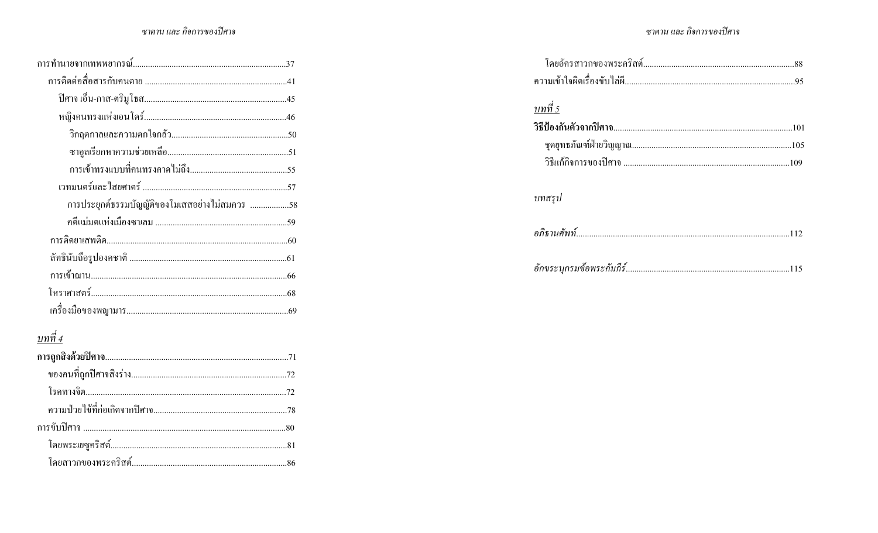การทำนายจากเทพพยากรณ์......................................................................37

- การติดต่อสื่อสารกับคนตาย ..................................................................41
  - ปีศาจ เอ็น-กาส-ตริมูโธส..................................................................45
  - หญิงคนทรงแห่งเอนโดร์..................................................................46
    - วิกฤตกาลและความตกใจกลัว......................................................50
    - ซาอูลเรียกหาความช่วยเหลือ........................................................51
    - การเข้าทรงแบบที่คนทรงคาดไม่ถึง.............................................55
  - เวทมนตร์และไสยศาสตร์ ...................................................................57
    - การประยุกต์ธรรมบัญญัติของโมเสสอย่างไม่สมควร ..................58
    - คดีแม่มดแห่งเมืองซาเลม ..............................................................59
- การติดยาเสพติด....................................................................................60
- ลัทธินับถือรูปองคชาติ .........................................................................61
- การเข้าฌาน...........................................................................................66
- โหราศาสตร์...........................................................................................68
- เครื่องมือของพญามาร...........................................................................69

*__บทที่ 4__*

**การถูกสิงด้วยปีศาจ**.....................................................................................71

- ของคนที่ถูกปีศาจสิงร่าง........................................................................72
- โรคทางจิต.............................................................................................72
- ความป่วยไข้ที่ก่อเกิดจากปีศาจ..............................................................78

การขับปีศาจ ...............................................................................................80

- โดยพระเยซูคริสต์..................................................................................81
- โดยสาวกของพระคริสต์........................................................................86
- โดยอัครสาวกของพระคริสต์.................................................................88

ความเข้าใจผิดเรื่องขับไล่ผี...........................................................................95

*__บทที่ 5__*

**วิธีป้องกันตัวจากปีศาจ**.................................................................................101

- ชุดยุทธภัณฑ์ฝ่ายวิญญาณ.....................................................................105
- วิธีแก้กิจการของปีศาจ ..........................................................................109

*บทสรุป*

*อภิธานศัพท์*...............................................................................................112

*อักขระนุกรมข้อพระคัมภีร์*........................................................................115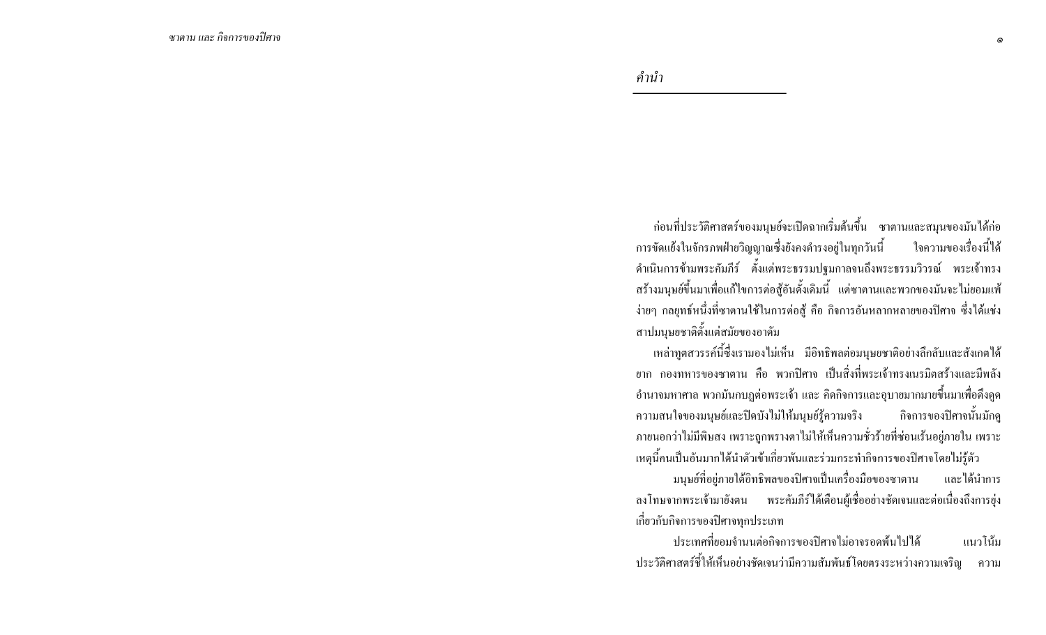# คำนำ

ก่อนที่ประวัติศาสตร์ของมนุษย์จะเปิดฉากเริ่มต้นขึ้น ซาตานและสมุนของมันได้ก่อการขัดแย้งในจักรภพฝ่ายวิญญาณซึ่งยังคงดำรงอยู่ในทุกวันนี้ ใจความของเรื่องนี้ได้ดำเนินการข้ามพระคัมภีร์ ตั้งแต่พระธรรมปฐมกาลจนถึงพระธรรมวิวรณ์ พระเจ้าทรงสร้างมนุษย์ขึ้นมาเพื่อแก้ไขการต่อสู้อันดั้งเดิมนี้ แต่ซาตานและพวกของมันจะไม่ยอมแพ้ง่ายๆ กลยุทธ์หนึ่งที่ซาตานใช้ในการต่อสู้ คือ กิจการอันหลากหลายของปิศาจ ซึ่งได้แช่งสาปมนุษยชาติตั้งแต่สมัยของอาดัม

เหล่าทูตสวรรค์นี้ซึ่งเรามองไม่เห็น มีอิทธิพลต่อมนุษยชาติอย่างลึกลับและสังเกตได้ยาก กองทหารของซาตาน คือ พวกปิศาจ เป็นสิ่งที่พระเจ้าทรงเนรมิตสร้างและมีพลังอำนาจมหาศาล พวกมันกบฏต่อพระเจ้า และ คิดกิจการและอุบายมากมายขึ้นมาเพื่อดึงดูดความสนใจของมนุษย์และปิดบังไม่ให้มนุษย์รู้ความจริง กิจการของปิศาจนั้นมักดูภายนอกว่าไม่มีพิษสง เพราะถูกพรางตาไม่ให้เห็นความชั่วร้ายที่ซ่อนเร้นอยู่ภายใน เพราะเหตุนี้คนเป็นอันมากได้นำตัวเข้าเกี่ยวพันและร่วมกระทำกิจการของปิศาจโดยไม่รู้ตัว

มนุษย์ที่อยู่ภายใต้อิทธิพลของปิศาจเป็นเครื่องมือของซาตาน และได้นำการลงโทษจากพระเจ้ามายังตน พระคัมภีร์ได้เตือนผู้เชื่ออย่างชัดเจนและต่อเนื่องถึงการยุ่งเกี่ยวกับกิจการของปิศาจทุกประเภท

ประเทศที่ยอมจำนนต่อกิจการของปิศาจไม่อาจรอดพ้นไปได้ แนวโน้มประวัติศาสตร์ชี้ให้เห็นอย่างชัดเจนว่ามีความสัมพันธ์โดยตรงระหว่างความเจริญ ความ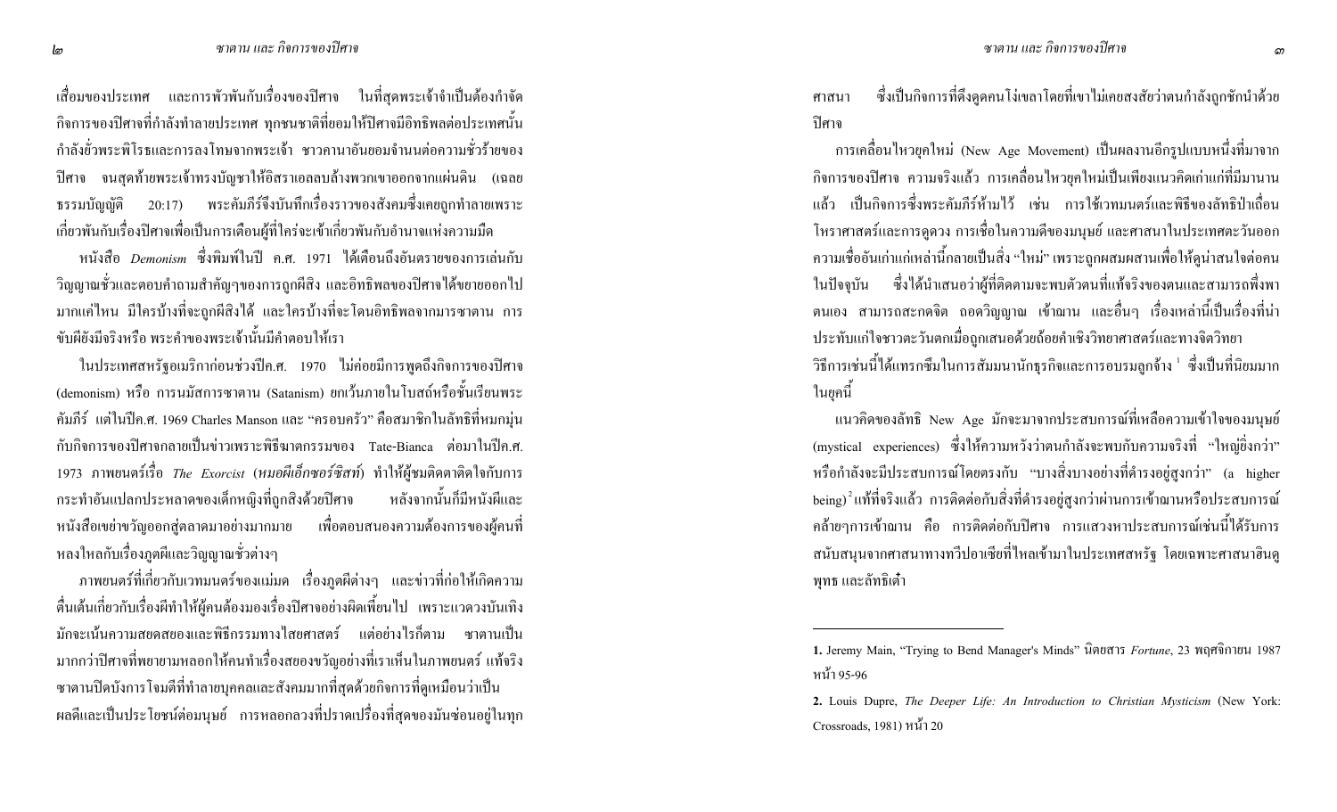เสื่อมของประเทศ และการพัวพันกับเรื่องของปีศาจ ในที่สุดพระเจ้าจำเป็นต้องกำจัดกิจการของปีศาจที่กำลังทำลายประเทศ ทุกชนชาติที่ยอมให้ปีศาจมีอิทธิพลต่อประเทศนั้นกำลังยั่วพระพิโรธและการลงโทษจากพระเจ้า ชาวคานาอันยอมจำนนต่อความชั่วร้ายของปีศาจ จนสุดท้ายพระเจ้าทรงบัญชาให้อิสราเอลลบล้างพวกเขาออกจากแผ่นดิน (เฉลยธรรมบัญญัติ 20:17) พระคัมภีร์จึงบันทึกเรื่องราวของสังคมซึ่งเคยถูกทำลายเพราะเกี่ยวพันกับเรื่องปีศาจเพื่อเป็นการเตือนผู้ที่ใคร่จะเข้าเกี่ยวพันกับอำนาจแห่งความมืด

หนังสือ *Demonism* ซึ่งพิมพ์ในปี ค.ศ. 1971 ได้เตือนถึงอันตรายของการเล่นกับวิญญาณชั่วและตอบคำถามสำคัญๆของการถูกผีสิง และอิทธิพลของปีศาจได้ขยายออกไปมากแค่ไหน มีใครบ้างที่จะถูกผีสิงได้ และใครบ้างที่จะโดนอิทธิพลจากการซาตาน การขับผียังมีจริงหรือ พระคำของพระเจ้านั้นมีคำตอบให้เรา

ในประเทศสหรัฐอเมริกาก่อนช่วงปีค.ศ. 1970 ไม่ค่อยมีการพูดถึงกิจการของปีศาจ (demonism) หรือ การนมัสการซาตาน (Satanism) ยกเว้นภายในโบสถ์หรือชั้นเรียนพระคัมภีร์ แต่ในปีค.ศ. 1969 Charles Manson และ "ครอบครัว" คือสมาชิกในลัทธิที่หมกมุ่นกับกิจการของปีศาจกลายเป็นข่าวเพราะพิธีฆาตกรรมของ Tate-Bianca ต่อมาในปีค.ศ. 1973 ภาพยนตร์เรื่อง *The Exorcist* (*หมอผีเอ็กซอร์ซิสท์*) ทำให้ผู้ชมติดตาดิดใจกับการกระทำอันแปลกประหลาดของเด็กหญิงที่ถูกสิงด้วยปีศาจ หลังจากนั้นก็มีหนังผีและหนังสือเขย่าขวัญออกสู่ตลาดมาอย่างมากมาย เพื่อตอบสนองความต้องการของผู้คนที่หลงใหลกับเรื่องภูตผีและวิญญาณชั่วต่างๆ

ภาพยนตร์ที่เกี่ยวกับเวทมนตร์ของแม่มด เรื่องภูตผีต่างๆ และข่าวที่ก่อให้เกิดความตื่นเต้นเกี่ยวกับเรื่องผีทำให้ผู้คนต้องมองเรื่องปีศาจอย่างผิดเพี้ยนไป เพราะแวดวงบันเทิงมักจะเน้นความสยดสยองและพิธีกรรมทางไสยศาสตร์ แต่อย่างไรก็ตาม ซาตานเป็นมากกว่าปีศาจที่พยายามหลอกให้คนทำเรื่องสยองขวัญอย่างที่เราเห็นในภาพยนตร์ แท้จริงซาตานปิดบังการโจมตีที่ทำลายบุคคลและสังคมมากที่สุดด้วยกิจการที่ดูเหมือนว่าเป็นผลดีและเป็นประโยชน์ต่อมนุษย์ การหลอกลวงที่ปราดเปรื่องที่สุดของมันซ่อนอยู่ในทุกศาสนา ซึ่งเป็นกิจการที่ดึงดูดคนโง่เขลาโดยที่เขาไม่เคยสงสัยว่าตนกำลังถูกชักนำด้วยปีศาจ

การเคลื่อนไหวยุคใหม่ (New Age Movement) เป็นผลงานอีกรูปแบบหนึ่งที่มาจากกิจการของปีศาจ ความจริงแล้ว การเคลื่อนไหวยุคใหม่เป็นเพียงแนวคิดเก่าแก่ที่มีมานานแล้ว เป็นกิจการซึ่งพระคัมภีร์ห้ามไว้ เช่น การใช้เวทมนตร์และพิธีของลัทธิป่าเถื่อน โหราศาสตร์และการดูดวง การเชื่อในความดีของมนุษย์ และศาสนาในประเทศตะวันออก ความเชื่ออันเก่าแก่เหล่านี้กลายเป็นสิ่ง "ใหม่" เพราะถูกผสมผสานเพื่อให้ดูน่าสนใจต่อคนในปัจจุบัน ซึ่งได้นำเสนอว่าผู้ที่ติดตามจะพบตัวตนที่แท้จริงของตนและสามารถพึ่งพาตนเอง สามารถสะกดจิต ถอดวิญญาณ เข้าฌาน และอื่นๆ เรื่องเหล่านี้เป็นเรื่องที่น่าประทับแก่ใจชาวตะวันตกเมื่อถูกเสนอด้วยถ้อยคำเชิงวิทยาศาสตร์และทางจิตวิทยา วิธีการเช่นนี้ได้แทรกซึมในการสัมมนานักธุรกิจและการอบรมลูกจ้าง [1] ซึ่งเป็นที่นิยมมากในยุคนี้

แนวคิดของลัทธิ New Age มักจะมาจากประสบการณ์ที่เหลือความเข้าใจของมนุษย์ (mystical experiences) ซึ่งให้ความหวังว่าตนกำลังจะพบกับความจริงที่ "ใหญ่ยิ่งกว่า" หรือกำลังจะมีประสบการณ์โดยตรงกับ "บางสิ่งบางอย่างที่ดำรงอยู่สูงกว่า" (a higher being) [2] แท้ที่จริงแล้ว การติดต่อกับสิ่งที่ดำรงอยู่สูงกว่าผ่านการเข้าฌานหรือประสบการณ์คล้ายๆการเข้าฌาน คือ การติดต่อกับปีศาจ การแสวงหาประสบการณ์เช่นนี้ได้รับการสนับสนุนจากศาสนาทางทวีปเอเชียที่ไหลเข้ามาในประเทศสหรัฐ โดยเฉพาะศาสนาฮินดู พุทธ และลัทธิเต๋า

---

**1.** Jeremy Main, "Trying to Bend Manager's Minds" นิตยสาร *Fortune*, 23 พฤศจิกายน 1987 หน้า 95-96

**2.** Louis Dupre, *The Deeper Life: An Introduction to Christian Mysticism* (New York: Crossroads, 1981) หน้า 20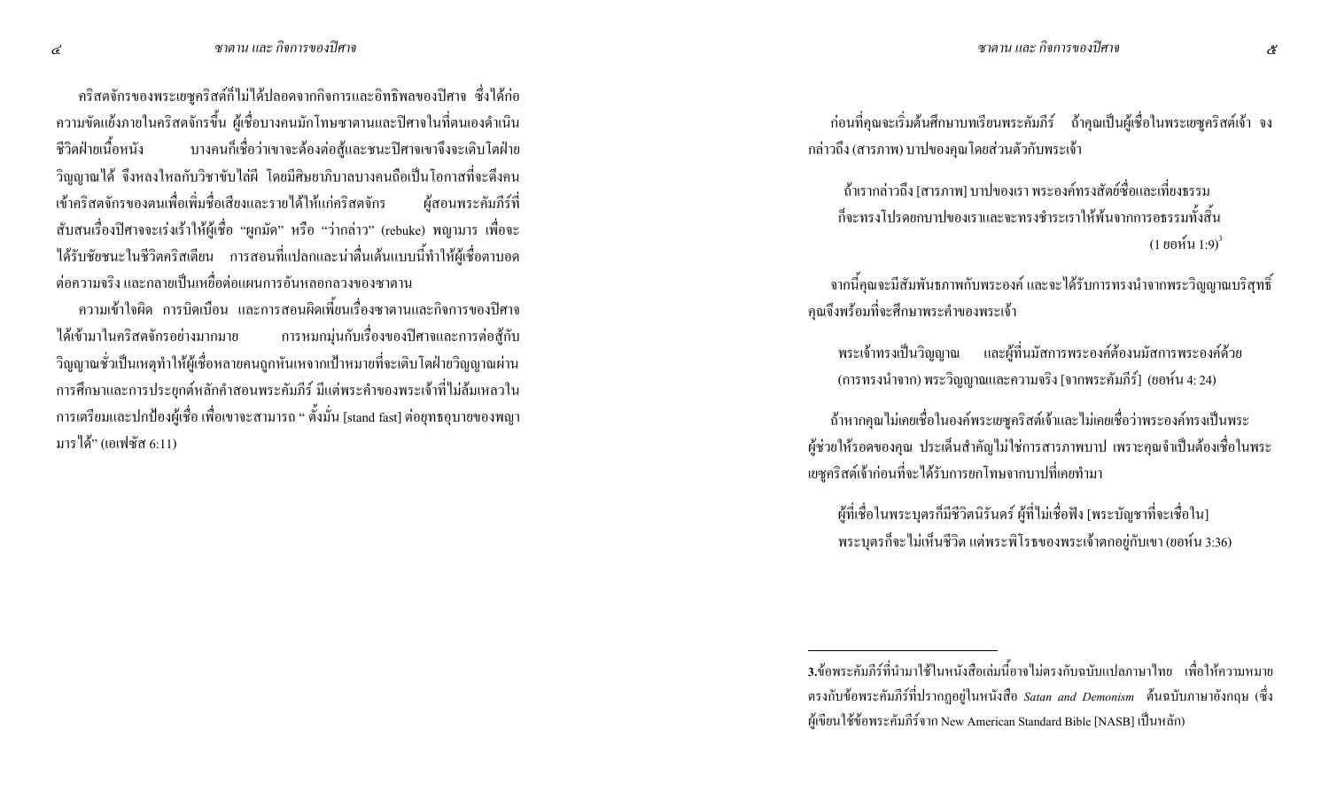คริสตจักรของพระเยซูคริสต์ก็ไม่ได้ปลอดจากกิจการและอิทธิพลของปิศาจ ซึ่งได้ก่อความขัดแย้งภายในคริสตจักรขึ้น ผู้เชื่อบางคนมักโทษซาตานและปิศาจในที่ตนเองดำเนินชีวิตฝ่ายเนื้อหนัง บางคนก็เชื่อว่าเขาจะต้องต่อสู้และชนะปิศาจเขาจึงจะเติบโตฝ่ายวิญญาณได้ จึงหลงใหลกับวิชาขับไล่ผี โดยมีศิษยาภิบาลบางคนถือเป็นโอกาสที่จะดึงคนเข้าคริสตจักรของตนเพื่อเพิ่มชื่อเสียงและรายได้ให้แก่คริสตจักร ผู้สอนพระคัมภีร์ที่สับสนเรื่องปิศาจจะเร่งเร้าให้ผู้เชื่อ "ผูกมัด" หรือ "ว่ากล่าว" (rebuke) พญามาร เพื่อจะได้รับชัยชนะในชีวิตคริสเตียน การสอนที่แปลกและน่าตื่นเต้นแบบนี้ทำให้ผู้เชื่อตาบอดต่อความจริง และกลายเป็นเหยื่อต่อแผนการอันหลอกลวงของซาตาน

ความเข้าใจผิด การบิดเบือน และการสอนผิดเพี้ยนเรื่องซาตานและกิจการของปิศาจได้เข้ามาในคริสตจักรอย่างมากมาย การหมกมุ่นกับเรื่องของปิศาจและการต่อสู้กับวิญญาณชั่วเป็นเหตุทำให้ผู้เชื่อหลายคนถูกหันเหจากเป้าหมายที่จะเติบโตฝ่ายวิญญาณผ่านการศึกษาและการประยุกต์หลักคำสอนพระคัมภีร์ มีแต่พระคำของพระเจ้าที่ไม่ล้มเหลวในการเตรียมและปกป้องผู้เชื่อ เพื่อเขาจะสามารถ " ตั้งมั่น [stand fast] ต่อยุทธอุบายของพญามารได้" (เอเฟซัส 6:11)

ก่อนที่คุณจะเริ่มต้นศึกษาบทเรียนพระคัมภีร์ ถ้าคุณเป็นผู้เชื่อในพระเยซูคริสต์เจ้า จงกล่าวถึง (สารภาพ) บาปของคุณโดยส่วนตัวกับพระเจ้า

> ถ้าเรากล่าวถึง [สารภาพ] บาปของเรา พระองค์ทรงสัตย์ซื่อและเที่ยงธรรม ก็จะทรงโปรดยกบาปของเราและจะทรงชำระเราให้พ้นจากการอธรรมทั้งสิ้น (1 ยอห์น 1:9)[3]

จากนี้คุณจะมีสัมพันธภาพกับพระองค์ และจะได้รับการทรงนำจากพระวิญญาณบริสุทธิ์ คุณจึงพร้อมที่จะศึกษาพระคำของพระเจ้า

> พระเจ้าทรงเป็นวิญญาณ และผู้ที่นมัสการพระองค์ต้องนมัสการพระองค์ด้วย (การทรงนำจาก) พระวิญญาณและความจริง [จากพระคัมภีร์] (ยอห์น 4: 24)

ถ้าหากคุณไม่เคยเชื่อในองค์พระเยซูคริสต์เจ้าและไม่เคยเชื่อว่าพระองค์ทรงเป็นพระผู้ช่วยให้รอดของคุณ ประเด็นสำคัญไม่ใช่การสารภาพบาป เพราะคุณจำเป็นต้องเชื่อในพระเยซูคริสต์เจ้าก่อนที่จะได้รับการยกโทษจากบาปที่เคยทำมา

> ผู้ที่เชื่อในพระบุตรก็มีชีวิตนิรันดร์ ผู้ที่ไม่เชื่อฟัง [พระบัญชาที่จะเชื่อใน] พระบุตรก็จะไม่เห็นชีวิต แต่พระพิโรธของพระเจ้าตกอยู่กับเขา (ยอห์น 3:36)

---

**3.**ข้อพระคัมภีร์ที่นำมาใช้ในหนังสือเล่มนี้อาจไม่ตรงกับฉบับแปลภาษาไทย เพื่อให้ความหมายตรงกับข้อพระคัมภีร์ที่ปรากฏอยู่ในหนังสือ *Satan and Demonism* ต้นฉบับภาษาอังกฤษ (ซึ่งผู้เขียนใช้ข้อพระคัมภีร์จาก New American Standard Bible [NASB] เป็นหลัก)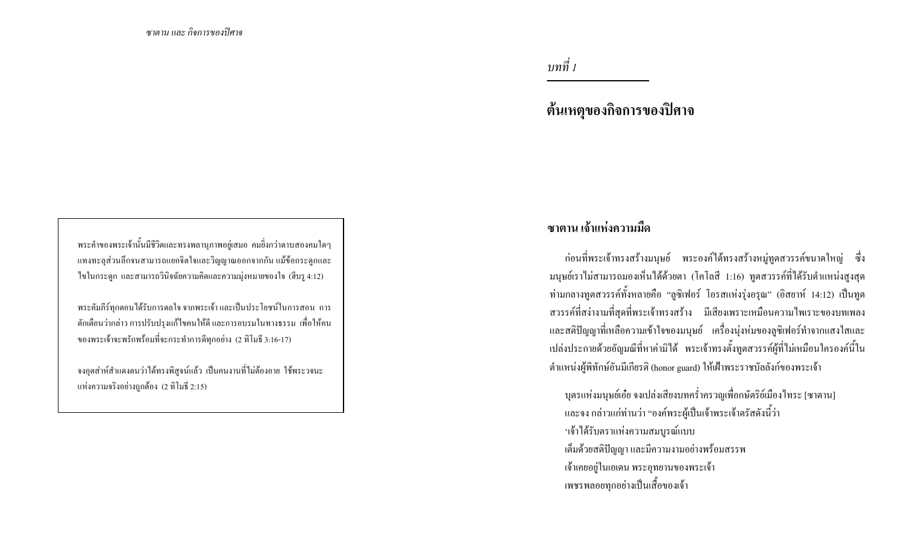พระคำของพระเจ้านั้นมีชีวิตและทรงพลานุภาพอยู่เสมอ คมยิ่งกว่าดาบสองคมใดๆ แทงทะลุส่วนลึกจนสามารถแยกจิตใจและวิญญาณออกจากกัน แม้ข้อกระดูกและไขในกระดูก และสามารถวินิจฉัยความคิดและความมุ่งหมายของใจ (ฮีบรู 4:12)

พระคัมภีร์ทุกตอนได้รับการดลใจ จากพระเจ้า และเป็นประโยชน์ในการสอน การตักเตือนว่ากล่าว การปรับปรุงแก้ไขคนให้ดี และการอบรมในทางธรรม เพื่อให้คนของพระเจ้าจะพรักพร้อมที่จะกระทำการดีทุกอย่าง (2 ทิโมธี 3:16-17)

จงอุตส่าห์สำแดงตนว่าได้ทรงพิสูจน์แล้ว เป็นคนงานที่ไม่ต้องอาย ใช้พระวจนะแห่งความจริงอย่างถูกต้อง (2 ทิโมธี 2:15)

*บทที่ 1*

# ต้นเหตุของกิจการของปิศาจ

## ซาตาน เจ้าแห่งความมืด

ก่อนที่พระเจ้าทรงสร้างมนุษย์ พระองค์ได้ทรงสร้างหมู่ทูตสวรรค์ขนาดใหญ่ ซึ่งมนุษย์เราไม่สามารถมองเห็นได้ด้วยตา (โคโลสี 1:16) ทูตสวรรค์ที่ได้รับตำแหน่งสูงสุดท่ามกลางทูตสวรรค์ทั้งหลายคือ "ลูซิเฟอร์ โอรสแห่งรุ่งอรุณ" (อิสยาห์ 14:12) เป็นทูตสวรรค์ที่สง่างามที่สุดที่พระเจ้าทรงสร้าง มีเสียงเพราะเหมือนความไพเราะของบทเพลง และสติปัญญาที่เหลือความเข้าใจของมนุษย์ เครื่องนุ่งห่มของลูซิเฟอร์ทำจากแสงใสและเปล่งประกายด้วยอัญมณีที่หาค่ามิได้ พระเจ้าทรงตั้งทูตสวรรค์ผู้ที่ไม่เหมือนใครองค์นี้ในตำแหน่งผู้พิทักษ์อันมีเกียรติ (honor guard) ให้เฝ้าพระราชบัลลังก์ของพระเจ้า

> บุตรแห่งมนุษย์เอ๋ย จงเปล่งเสียงบทคร่ำครวญเพื่อกษัตริย์เมืองไทระ [ซาตาน]
> และจง กล่าวแก่ท่านว่า "องค์พระผู้เป็นเจ้าพระเจ้าตรัสดังนี้ว่า
> 'เจ้าได้รับตราแห่งความสมบูรณ์แบบ
> เต็มด้วยสติปัญญา และมีความงามอย่างพร้อมสรรพ
> เจ้าเคยอยู่ในเอเดน พระอุทยานของพระเจ้า
> เพชรพลอยทุกอย่างเป็นเสื้อของเจ้า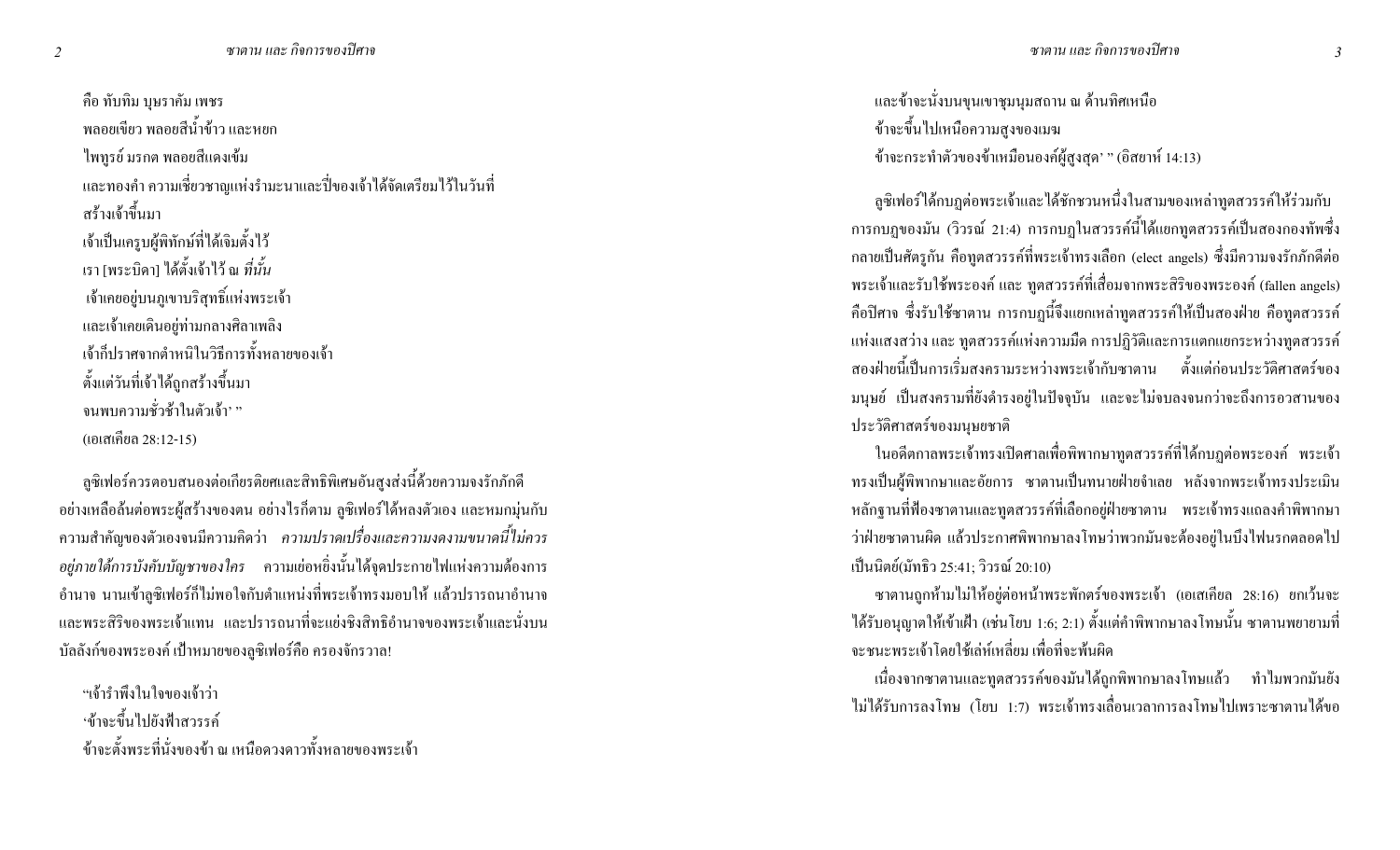คือ ทับทิม บุษราคัม เพชร
พลอยเขียว พลอยสีน้ำข้าว และหยก
ไพฑูรย์ มรกต พลอยสีแดงเข้ม
และทองคำ ความเชี่ยวชาญแห่งรำมะนาและปี่ของเจ้าได้จัดเตรียมไว้ในวันที่สร้างเจ้าขึ้นมา
เจ้าเป็นเครูบผู้พิทักษ์ที่ได้เจิมตั้งไว้
เรา [พระบิดา] ได้ตั้งเจ้าไว้ ณ *ที่นั้น*
เจ้าเคยอยู่บนภูเขาบริสุทธิ์แห่งพระเจ้า
และเจ้าเคยเดินอยู่ท่ามกลางศิลาเพลิง
เจ้าก็ปราศจากตำหนิในวิถีการทั้งหลายของเจ้า
ตั้งแต่วันที่เจ้าได้ถูกสร้างขึ้นมา
จนพบความชั่วช้าในตัวเจ้า' "
(เอเสเคียล 28:12-15)

ลูซิเฟอร์ควรตอบสนองต่อเกียรติยศและสิทธิพิเศษอันสูงส่งนี้ด้วยความจงรักภักดีอย่างเหลือล้นต่อพระผู้สร้างของตน อย่างไรก็ตาม ลูซิเฟอร์ได้หลงตัวเอง และหมกมุ่นกับความสำคัญของตัวเองจนมีความคิดว่า *ความปราดเปรื่องและความงดงามขนาดนี้ไม่ควรอยู่ภายใต้การบังคับบัญชาของใคร* ความเย่อหยิ่งนั้นได้จุดประกายไฟแห่งความต้องการอำนาจ นานเข้าลูซิเฟอร์ก็ไม่พอใจกับตำแหน่งที่พระเจ้าทรงมอบให้ แล้วปรารถนาอำนาจและพระสิริของพระเจ้าแทน และปรารถนาที่จะแย่งชิงสิทธิอำนาจของพระเจ้าและนั่งบนบัลลังก์ของพระองค์ เป้าหมายของลูซิเฟอร์คือ ครองจักรวาล!

"เจ้ารำพึงในใจของเจ้าว่า
'ข้าจะขึ้นไปยังฟ้าสวรรค์
ข้าจะตั้งพระที่นั่งของข้า ณ เหนือดวงดาวทั้งหลายของพระเจ้า
และข้าจะนั่งบนขุนเขาชุมนุมสถาน ณ ด้านทิศเหนือ
ข้าจะขึ้นไปเหนือความสูงของเมฆ
ข้าจะกระทำตัวของข้าเหมือนองค์ผู้สูงสุด' " (อิสยาห์ 14:13)

ลูซิเฟอร์ได้กบฏต่อพระเจ้าและได้ชักชวนหนึ่งในสามของเหล่าทูตสวรรค์ให้ร่วมกับการกบฏของมัน (วิวรณ์ 21:4) การกบฏในสวรรค์นี้ได้แยกทูตสวรรค์เป็นสองกองทัพซึ่งกลายเป็นศัตรูกัน คือทูตสวรรค์ที่พระเจ้าทรงเลือก (elect angels) ซึ่งมีความจงรักภักดีต่อพระเจ้าและรับใช้พระองค์ และ ทูตสวรรค์ที่เสื่อมจากพระสิริของพระองค์ (fallen angels) คือปีศาจ ซึ่งรับใช้ซาตาน การกบฏนี้จึงแยกเหล่าทูตสวรรค์ให้เป็นสองฝ่าย คือทูตสวรรค์แห่งแสงสว่าง และ ทูตสวรรค์แห่งความมืด การปฏิวัติและการแตกแยกระหว่างทูตสวรรค์สองฝ่ายนี้เป็นการเริ่มสงครามระหว่างพระเจ้ากับซาตาน ตั้งแต่ก่อนประวัติศาสตร์ของมนุษย์ เป็นสงครามที่ยังดำรงอยู่ในปัจจุบัน และจะไม่จบลงจนกว่าจะถึงการอวสานของประวัติศาสตร์ของมนุษยชาติ

ในอดีตกาลพระเจ้าทรงเปิดศาลเพื่อพิพากษาทูตสวรรค์ที่ได้กบฏต่อพระองค์ พระเจ้าทรงเป็นผู้พิพากษาและอัยการ ซาตานเป็นทนายฝ่ายจำเลย หลังจากพระเจ้าทรงประเมินหลักฐานที่ฟ้องซาตานและทูตสวรรค์ที่เลือกอยู่ฝ่ายซาตาน พระเจ้าทรงแถลงคำพิพากษาว่าฝ่ายซาตานผิด แล้วประกาศพิพากษาลงโทษว่าพวกมันจะต้องอยู่ในบึงไฟนรกตลอดไปเป็นนิตย์(มัทธิว 25:41; วิวรณ์ 20:10)

ซาตานถูกห้ามไม่ให้อยู่ต่อหน้าพระพักตร์ของพระเจ้า (เอเสเคียล 28:16) ยกเว้นจะได้รับอนุญาตให้เข้าเฝ้า (เช่นโยบ 1:6; 2:1) ตั้งแต่คำพิพากษาลงโทษนั้น ซาตานพยายามที่จะชนะพระเจ้าโดยใช้เล่ห์เหลี่ยม เพื่อที่จะพ้นผิด

เนื่องจากซาตานและทูตสวรรค์ของมันได้ถูกพิพากษาลงโทษแล้ว ทำไมพวกมันยังไม่ได้รับการลงโทษ (โยบ 1:7) พระเจ้าทรงเลื่อนเวลาการลงโทษไปเพราะซาตานได้ขอ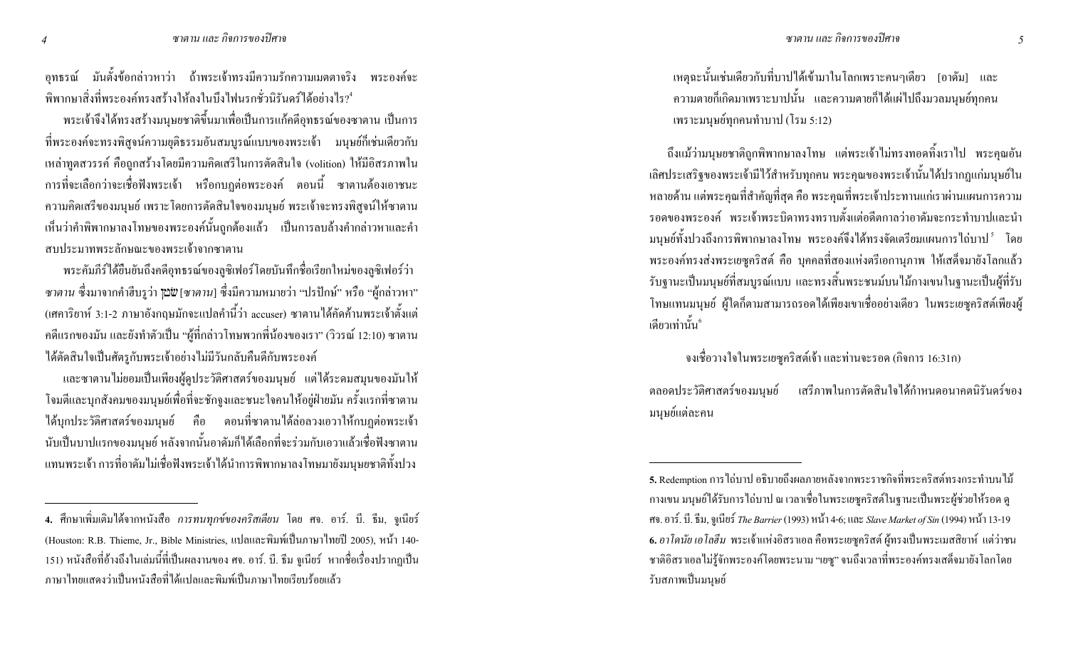อุทธรณ์ มันตั้งข้อกล่าวหาว่า ถ้าพระเจ้าทรงมีความรักความเมตตาจริง พระองค์จะพิพากษาสิ่งที่พระองค์ทรงสร้างให้ลงในบึงไฟนรกชั่วนิรันดร์ได้อย่างไร?[4]

พระเจ้าจึงได้ทรงสร้างมนุษยชาติขึ้นมาเพื่อเป็นการแก้คดีอุทธรณ์ของซาตาน เป็นการที่พระองค์จะทรงพิสูจน์ความยุติธรรมอันสมบูรณ์แบบของพระเจ้า มนุษย์ก็เช่นเดียวกับเหล่าทูตสวรรค์ คือถูกสร้างโดยมีความคิดเสรีในการตัดสินใจ (volition) ให้มีอิสรภาพในการที่จะเลือกว่าจะเชื่อฟังพระเจ้า หรือกบฏต่อพระองค์ ตอนนี้ ซาตานต้องเอาชนะความคิดเสรีของมนุษย์ เพราะโดยการตัดสินใจของมนุษย์ พระเจ้าจะทรงพิสูจน์ให้ซาตานเห็นว่าคำพิพากษาลงโทษของพระองค์นั้นถูกต้องแล้ว เป็นการลบล้างคำกล่าวหาและคำสบประมาทพระลักษณะของพระเจ้าจากซาตาน

พระคัมภีร์ได้ยืนยันถึงคดีอุทธรณ์ของลูซิเฟอร์โดยบันทึกชื่อเรียกใหม่ของลูซิเฟอร์ว่า *ซาตาน* ซึ่งมาจากคำฮีบรูว่า שׂטן [*ซาตาน*] ซึ่งมีความหมายว่า "ปรปักษ์" หรือ "ผู้กล่าวหา" (เศคาริยาห์ 3:1-2 ภาษาอังกฤษมักจะแปลคำนี้ว่า accuser) ซาตานได้คัดค้านพระเจ้าตั้งแต่คดีแรกของมัน และยังทำตัวเป็น "ผู้ที่กล่าวโทษพวกพี่น้องของเรา" (วิวรณ์ 12:10) ซาตานได้ตัดสินใจเป็นศัตรูกับพระเจ้าอย่างไม่มีวันกลับคืนดีกับพระองค์

และซาตานไม่ยอมเป็นเพียงผู้ดูประวัติศาสตร์ของมนุษย์ แต่ได้ระดมสมุนของมันให้โจมตีและบุกสังคมของมนุษย์เพื่อที่จะชักจูงและชนะใจคนให้อยู่ฝ่ายมัน ครั้งแรกที่ซาตานได้บุกประวัติศาสตร์ของมนุษย์ คือ ตอนที่ซาตานได้ล่อลวงเอวาให้กบฏต่อพระเจ้า นับเป็นบาปแรกของมนุษย์ หลังจากนั้นอาดัมก็ได้เลือกที่จะร่วมกับเอวาแล้วเชื่อฟังซาตานแทนพระเจ้า การที่อาดัมไม่เชื่อฟังพระเจ้าได้นำการพิพากษาลงโทษมายังมนุษยชาติทั้งปวง

> เหตุฉะนั้นเช่นเดียวกับที่บาปได้เข้ามาในโลกเพราะคนๆเดียว [อาดัม] และความตายก็เกิดมาเพราะบาปนั้น และความตายก็ได้แผ่ไปถึงมวลมนุษย์ทุกคนเพราะมนุษย์ทุกคนทำบาป (โรม 5:12)

ถึงแม้ว่ามนุษยชาติถูกพิพากษาลงโทษ แต่พระเจ้าไม่ทรงทอดทิ้งเราไป พระคุณอันเลิศประเสริฐของพระเจ้ามีไว้สำหรับทุกคน พระคุณของพระเจ้านั้นได้ปรากฏแก่มนุษย์ในหลายด้าน แต่พระคุณที่สำคัญที่สุด คือ พระคุณที่พระเจ้าประทานแก่เราผ่านแผนการความรอดของพระองค์ พระเจ้าพระบิดาทรงทราบตั้งแต่อดีตกาลว่าอาดัมจะกระทำบาปและนำมนุษย์ทั้งปวงถึงการพิพากษาลงโทษ พระองค์จึงได้ทรงจัดเตรียมแผนการไถ่บาป[5] โดยพระองค์ทรงส่งพระเยซูคริสต์ คือ บุคคลที่สองแห่งตรีเอกานุภาพ ให้เสด็จมายังโลกแล้วรับฐานะเป็นมนุษย์ที่สมบูรณ์แบบ และทรงสิ้นพระชนม์บนไม้กางเขนในฐานะเป็นผู้ที่รับโทษแทนมนุษย์ ผู้ใดก็ตามสามารถรอดได้เพียงเขาเชื่ออย่างเดียว ในพระเยซูคริสต์เพียงผู้เดียวเท่านั้น[6]

> จงเชื่อวางใจในพระเยซูคริสต์เจ้า และท่านจะรอด (กิจการ 16:31ก)

ตลอดประวัติศาสตร์ของมนุษย์ เสรีภาพในการตัดสินใจได้กำหนดอนาคตนิรันดร์ของมนุษย์แต่ละคน

---

**4.** ศึกษาเพิ่มเติมได้จากหนังสือ *การทนทุกข์ของคริสเตียน* โดย ศจ. อาร์. บี. ธีม, จูเนียร์ (Houston: R.B. Thieme, Jr., Bible Ministries, แปลและพิมพ์เป็นภาษาไทยปี 2005), หน้า 140-151) หนังสือที่อ้างถึงในเล่มนี้ที่เป็นผลงานของ ศจ. อาร์. บี. ธีม จูเนียร์ หากชื่อเรื่องปรากฏเป็นภาษาไทยแสดงว่าเป็นหนังสือที่ได้แปลและพิมพ์เป็นภาษาไทยเรียบร้อยแล้ว

**5.** Redemption การไถ่บาป อธิบายถึงผลภายหลังจากพระราชกิจที่พระคริสต์ทรงกระทำบนไม้กางเขน มนุษย์ได้รับการไถ่บาป ณ เวลาเชื่อในพระเยซูคริสต์ในฐานะเป็นพระผู้ช่วยให้รอด ดู ศจ. อาร์. บี. ธีม, จูเนียร์ *The Barrier* (1993) หน้า 4-6; และ *Slave Market of Sin* (1994) หน้า 13-19

**6.** *อาโดนัย เอโลฮีม* พระเจ้าแห่งอิสราเอล คือพระเยซูคริสต์ ผู้ทรงเป็นพระเมสสิยาห์ แต่ว่าชนชาติอิสราเอลไม่รู้จักพระองค์โดยพระนาม "เยซู" จนถึงเวลาที่พระองค์ทรงเสด็จมายังโลกโดยรับสภาพเป็นมนุษย์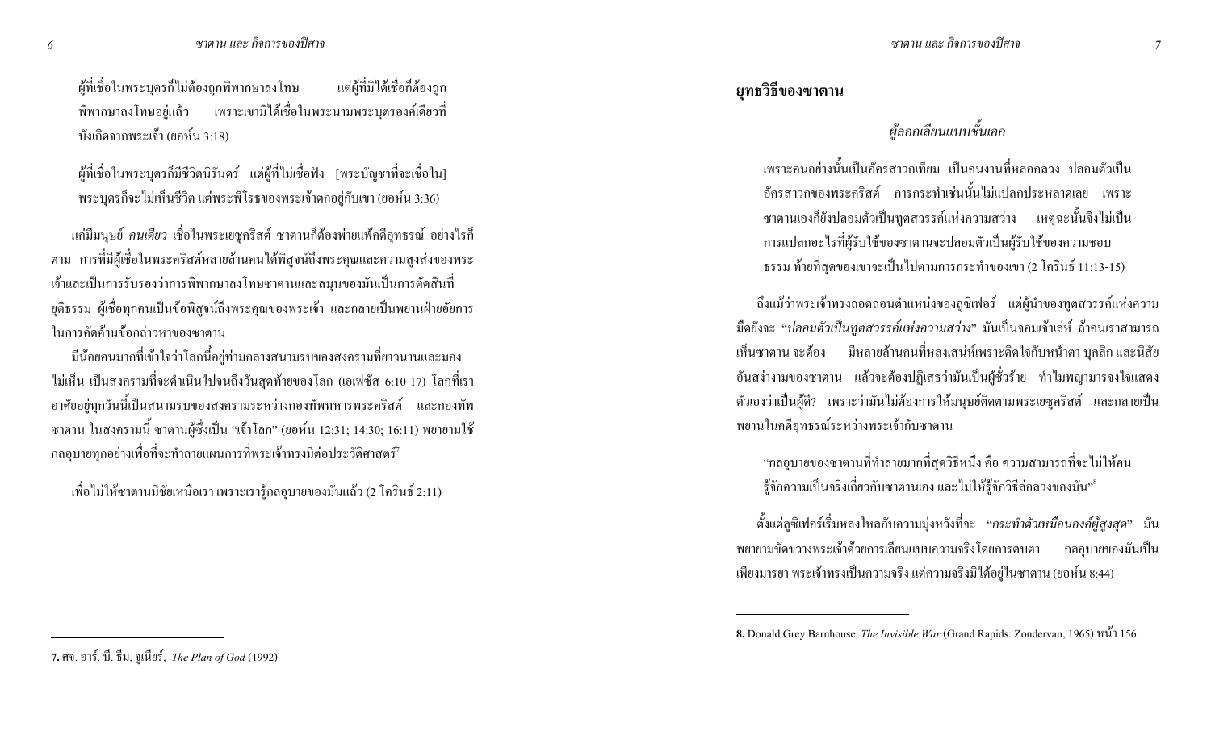ผู้ที่เชื่อในพระบุตรก็ไม่ต้องถูกพิพากษาลงโทษ แต่ผู้ที่มิได้เชื่อก็ต้องถูกพิพากษาลงโทษอยู่แล้ว เพราะเขามิได้เชื่อในพระนามพระบุตรองค์เดียวที่บังเกิดจากพระเจ้า (ยอห์น 3:18)

ผู้ที่เชื่อในพระบุตรก็มีชีวิตนิรันดร์ แต่ผู้ที่ไม่เชื่อฟัง [พระบัญชาที่จะเชื่อใน] พระบุตรก็จะไม่เห็นชีวิต แต่พระพิโรธของพระเจ้าตกอยู่กับเขา (ยอห์น 3:36)

แค่มีมนุษย์ *คนเดียว* เชื่อในพระเยซูคริสต์ ซาตานก็ต้องพ่ายแพ้คดีอุทธรณ์ อย่างไรก็ตาม การที่มีผู้เชื่อในพระคริสต์หลายล้านคนได้พิสูจน์ถึงพระคุณและความสูงส่งของพระเจ้าและเป็นการรับรองว่าการพิพากษาลงโทษซาตานและสมุนของมันเป็นการตัดสินที่ยุติธรรม ผู้เชื่อทุกคนเป็นข้อพิสูจน์ถึงพระคุณของพระเจ้า และกลายเป็นพยานฝ่ายอัยการในการคัดค้านข้อกล่าวหาของซาตาน

มีน้อยคนมากที่เข้าใจว่าโลกนี้อยู่ท่ามกลางสนามรบของสงครามที่ยาวนานและมองไม่เห็น เป็นสงครามที่จะดำเนินไปจนถึงวันสุดท้ายของโลก (เอเฟซัส 6:10-17) โลกที่เราอาศัยอยู่ทุกวันนี้เป็นสนามรบของสงครามระหว่างกองทัพทหารพระคริสต์ และกองทัพซาตาน ในสงครามนี้ ซาตานผู้ซึ่งเป็น "เจ้าโลก" (ยอห์น 12:31; 14:30; 16:11) พยายามใช้กลอุบายทุกอย่างเพื่อที่จะทำลายแผนการที่พระเจ้าทรงมีต่อประวัติศาสตร์[7]

เพื่อไม่ให้ซาตานมีชัยเหนือเรา เพราะเรารู้กลอุบายของมันแล้ว (2 โครินธ์ 2:11)

---

7. ศจ. อาร์. บี. ธีม, จูเนียร์, *The Plan of God* (1992)

## ยุทธวิธีของซาตาน

### *ผู้ลอกเลียนแบบชั้นเอก*

เพราะคนอย่างนั้นเป็นอัครสาวกเทียม เป็นคนงานที่หลอกลวง ปลอมตัวเป็นอัครสาวกของพระคริสต์ การกระทำเช่นนั้นไม่แปลกประหลาดเลย เพราะซาตานเองก็ยังปลอมตัวเป็นทูตสวรรค์แห่งความสว่าง เหตุฉะนั้นจึงไม่เป็นการแปลกอะไรที่ผู้รับใช้ของซาตานจะปลอมตัวเป็นผู้รับใช้ของความชอบธรรม ท้ายที่สุดของเขาจะเป็นไปตามการกระทำของเขา (2 โครินธ์ 11:13-15)

ถึงแม้ว่าพระเจ้าทรงถอดถอนตำแหน่งของลูซิเฟอร์ แต่ผู้นำของทูตสวรรค์แห่งความมืดยังจะ "*ปลอมตัวเป็นทูตสวรรค์แห่งความสว่าง*" มันเป็นจอมเจ้าเล่ห์ ถ้าคนเราสามารถเห็นซาตาน จะต้อง มีหลายล้านคนที่หลงเสน่ห์เพราะติดใจกับหน้าตา บุคลิก และนิสัยอันสง่างามของซาตาน แล้วจะต้องปฏิเสธว่ามันเป็นผู้ชั่วร้าย ทำไมพญามารจงใจแสดงตัวเองว่าเป็นผู้ดี? เพราะว่ามันไม่ต้องการให้มนุษย์ติดตามพระเยซูคริสต์ และกลายเป็นพยานในคดีอุทธรณ์ระหว่างพระเจ้ากับซาตาน

"กลอุบายของซาตานที่ทำลายมากที่สุดวิธีหนึ่ง คือ ความสามารถที่จะไม่ให้คนรู้จักความเป็นจริงเกี่ยวกับซาตานเอง และไม่ให้รู้จักวิธีล่อลวงของมัน"[8]

ตั้งแต่ลูซิเฟอร์เริ่มหลงใหลกับความมุ่งหวังที่จะ "*กระทำตัวเหมือนองค์ผู้สูงสุด*" มันพยายามขัดขวางพระเจ้าด้วยการเลียนแบบความจริงโดยการตบตา กลอุบายของมันเป็นเพียงมารยา พระเจ้าทรงเป็นความจริง แต่ความจริงมิได้อยู่ในซาตาน (ยอห์น 8:44)

---

8. Donald Grey Barnhouse, *The Invisible War* (Grand Rapids: Zondervan, 1965) หน้า 156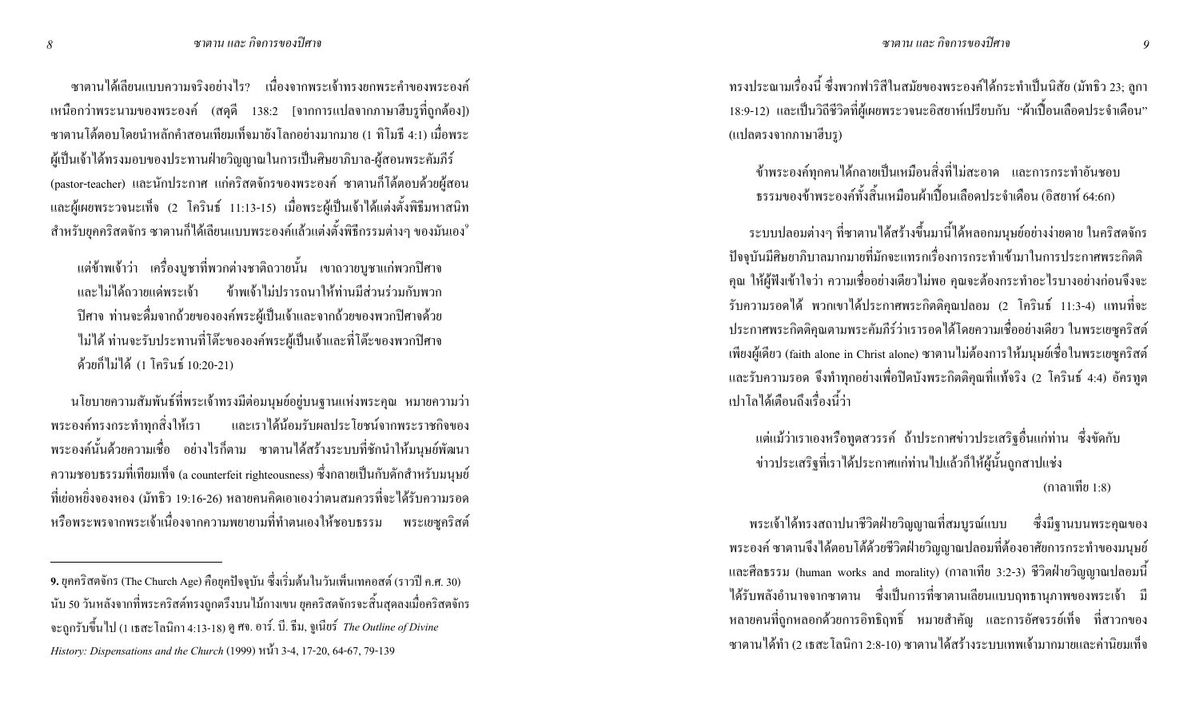ซาตานได้เลียนแบบความจริงอย่างไร? เนื่องจากพระเจ้าทรงยกพระคำของพระองค์เหนือกว่าพระนามของพระองค์ (สดุดี 138:2 [จากการแปลจากภาษาฮีบรูที่ถูกต้อง]) ซาตานโต้ตอบโดยนำหลักคำสอนเทียมเท็จมายังโลกอย่างมากมาย (1 ทิโมธี 4:1) เมื่อพระผู้เป็นเจ้าได้ทรงมอบของประทานฝ่ายวิญญาณในการเป็นศิษยาภิบาล-ผู้สอนพระคัมภีร์ (pastor-teacher) และนักประกาศ แก่คริสตจักรของพระองค์ ซาตานก็ได้ตอบด้วยผู้สอนและผู้เผยพระวจนะเท็จ (2 โครินธ์ 11:13-15) เมื่อพระผู้เป็นเจ้าได้แต่งตั้งพิธีมหาสนิทสำหรับยุคคริสตจักร ซาตานก็ได้เลียนแบบพระองค์แล้วแต่งตั้งพิธีกรรมต่างๆ ของมันเอง[9]

> แต่ข้าพเจ้าว่า เครื่องบูชาที่พวกต่างชาติถวายนั้น เขาถวายบูชาแก่พวกปีศาจ และไม่ได้ถวายแด่พระเจ้า ข้าพเจ้าไม่ปรารถนาให้ท่านมีส่วนร่วมกับพวกปีศาจ ท่านจะดื่มจากถ้วยขององค์พระผู้เป็นเจ้าและจากถ้วยของพวกปีศาจด้วยไม่ได้ ท่านจะรับประทานที่โต๊ะขององค์พระผู้เป็นเจ้าและที่โต๊ะของพวกปีศาจด้วยก็ไม่ได้ (1 โครินธ์ 10:20-21)

นโยบายความสัมพันธ์ที่พระเจ้าทรงมีต่อมนุษย์อยู่บนฐานแห่งพระคุณ หมายความว่าพระองค์ทรงกระทำทุกสิ่งให้เรา และเราได้น้อมรับผลประโยชน์จากพระราชกิจของพระองค์นั้นด้วยความเชื่อ อย่างไรก็ตาม ซาตานได้สร้างระบบที่ชักนำให้มนุษย์พัฒนาความชอบธรรมที่เทียมเท็จ (a counterfeit righteousness) ซึ่งกลายเป็นกับดักสำหรับมนุษย์ที่เย่อหยิ่งจองหอง (มัทธิว 19:16-26) หลายคนคิดเอาเองว่าตนสมควรที่จะได้รับความรอดหรือพระพรจากพระเจ้าเนื่องจากความพยายามที่ทำตนเองให้ชอบธรรม พระเยซูคริสต์ทรงประณามเรื่องนี้ ซึ่งพวกฟาริสีในสมัยของพระองค์ได้กระทำเป็นนิสัย (มัทธิว 23; ลูกา 18:9-12) และเป็นวิถีชีวิตที่ผู้เผยพระวจนะอิสยาห์เปรียบกับ "ผ้าเปื้อนเลือดประจำเดือน" (แปลตรงจากภาษาฮีบรู)

> ข้าพระองค์ทุกคนได้กลายเป็นเหมือนสิ่งที่ไม่สะอาด และการกระทำอันชอบธรรมของข้าพระองค์ทั้งสิ้นเหมือนผ้าเปื้อนเลือดประจำเดือน (อิสยาห์ 64:6ก)

ระบบปลอมต่างๆ ที่ซาตานได้สร้างขึ้นมานี้ได้หลอกมนุษย์อย่างง่ายดาย ในคริสตจักรปัจจุบันมีศิษยาภิบาลมากมายที่มักจะแทรกเรื่องการกระทำเข้ามาในการประกาศพระกิตติคุณ ให้ผู้ฟังเข้าใจว่า ความเชื่ออย่างเดียวไม่พอ คุณจะต้องกระทำอะไรบางอย่างก่อนจึงจะรับความรอดได้ พวกเขาได้ประกาศพระกิตติคุณปลอม (2 โครินธ์ 11:3-4) แทนที่จะประกาศพระกิตติคุณตามพระคัมภีร์ว่าเรารอดได้โดยความเชื่ออย่างเดียว ในพระเยซูคริสต์เพียงผู้เดียว (faith alone in Christ alone) ซาตานไม่ต้องการให้มนุษย์เชื่อในพระเยซูคริสต์และรับความรอด จึงทำทุกอย่างเพื่อปิดบังพระกิตติคุณที่แท้จริง (2 โครินธ์ 4:4) อัครทูตเปาโลได้เตือนถึงเรื่องนี้ว่า

> แต่แม้ว่าเราเองหรือทูตสวรรค์ ถ้าประกาศข่าวประเสริฐอื่นแก่ท่าน ซึ่งขัดกับข่าวประเสริฐที่เราได้ประกาศแก่ท่านไปแล้วก็ให้ผู้นั้นถูกสาปแช่ง (กาลาเทีย 1:8)

พระเจ้าได้ทรงสถาปนาชีวิตฝ่ายวิญญาณที่สมบูรณ์แบบ ซึ่งมีฐานบนพระคุณของพระองค์ ซาตานจึงได้ตอบโต้ด้วยชีวิตฝ่ายวิญญาณปลอมที่ต้องอาศัยการกระทำของมนุษย์และศีลธรรม (human works and morality) (กาลาเทีย 3:2-3) ชีวิตฝ่ายวิญญาณปลอมนี้ได้รับพลังอำนาจจากซาตาน ซึ่งเป็นการที่ซาตานเลียนแบบฤทธานุภาพของพระเจ้า มีหลายคนที่ถูกหลอกด้วยการอิทธิฤทธิ์ หมายสำคัญ และการอัศจรรย์เท็จ ที่สาวกของซาตานได้ทำ (2 เธสะโลนิกา 2:8-10) ซาตานได้สร้างระบบเทพเจ้ามากมายและค่านิยมเท็จ

---

**9.** ยุคคริสตจักร (The Church Age) คือยุคปัจจุบัน ซึ่งเริ่มต้นในวันเพ็นเทคอสต์ (ราวปี ค.ศ. 30) นับ 50 วันหลังจากที่พระคริสต์ทรงถูกตรึงบนไม้กางเขน ยุคคริสตจักรจะสิ้นสุดลงเมื่อคริสตจักรจะถูกรับขึ้นไป (1 เธสะโลนิกา 4:13-18) ดู ศจ. อาร์. บี. ธีม, จูเนียร์ *The Outline of Divine History: Dispensations and the Church* (1999) หน้า 3-4, 17-20, 64-67, 79-139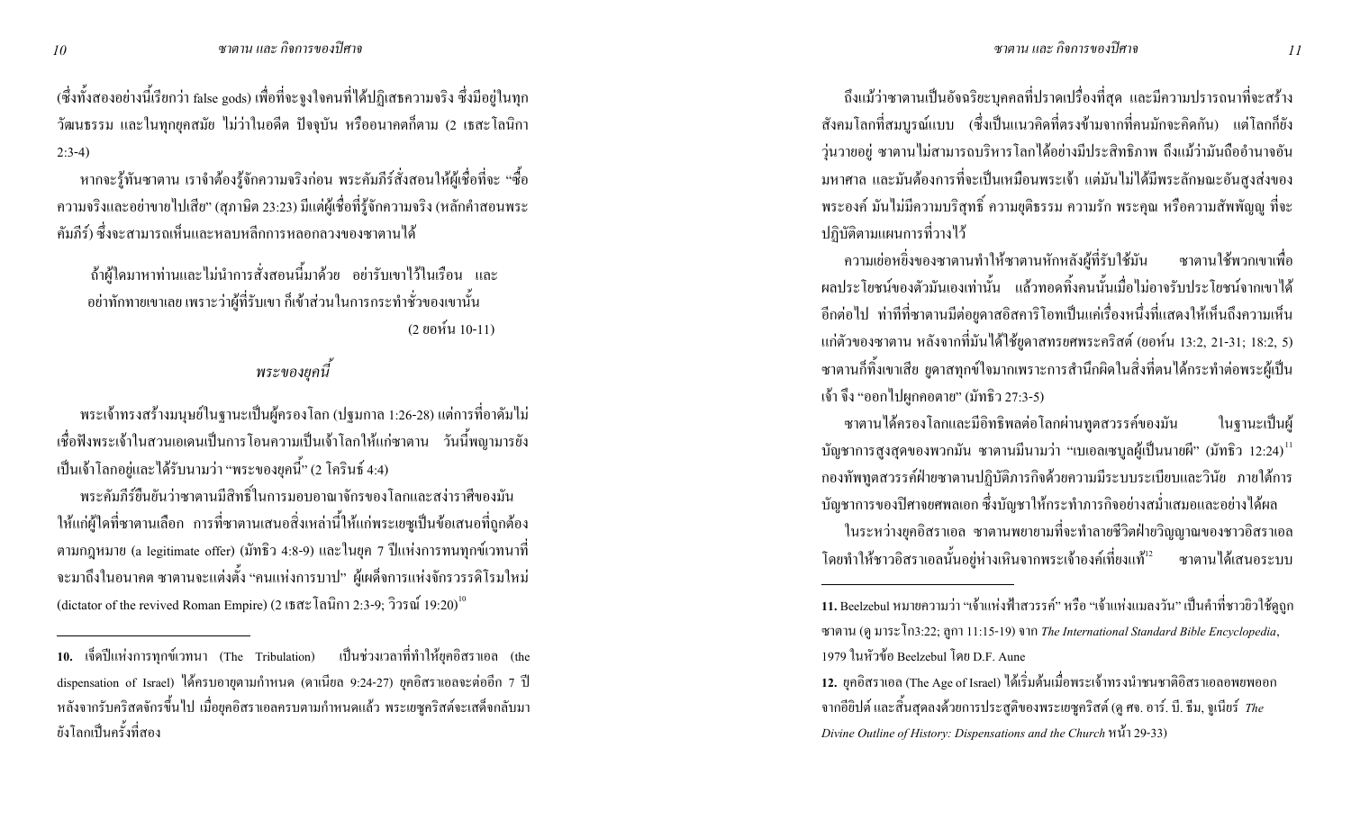(ซึ่งทั้งสองอย่างนี้เรียกว่า false gods) เพื่อที่จะจูงใจคนที่ได้ปฏิเสธความจริง ซึ่งมีอยู่ในทุกวัฒนธรรม และในทุกยุคสมัย ไม่ว่าในอดีต ปัจจุบัน หรืออนาคตก็ตาม (2 เธสะโลนิกา 2:3-4)

หากจะรู้ทันซาตาน เราจำต้องรู้จักความจริงก่อน พระคัมภีร์สั่งสอนให้ผู้เชื่อที่จะ "ซื้อความจริงและอย่าขายไปเสีย" (สุภาษิต 23:23) มีแต่ผู้เชื่อที่รู้จักความจริง (หลักคำสอนพระคัมภีร์) ซึ่งจะสามารถเห็นและหลบหลีกการหลอกลวงของซาตานได้

> ถ้าผู้ใดมาหาท่านและไม่นำการสั่งสอนนี้มาด้วย อย่ารับเขาไว้ในเรือน และอย่าทักทายเขาเลย เพราะว่าผู้ที่รับเขา ก็เข้าส่วนในการกระทำชั่วของเขานั้น
>
> (2 ยอห์น 10-11)

## *พระของยุคนี้*

พระเจ้าทรงสร้างมนุษย์ในฐานะเป็นผู้ครองโลก (ปฐมกาล 1:26-28) แต่การที่อาดัมไม่เชื่อฟังพระเจ้าในสวนเอเดนเป็นการ โอนความเป็นเจ้าโลกให้แก่ซาตาน วันนี้พญามารยังเป็นเจ้าโลกอยู่และได้รับนามว่า "พระของยุคนี้" (2 โครินธ์ 4:4)

พระคัมภีร์ยืนยันว่าซาตานมีสิทธิ์ในการมอบอาณาจักรของโลกและสง่าราศีของมันให้แก่ผู้ใดที่ซาตานเลือก การที่ซาตานเสนอสิ่งเหล่านี้ให้แก่พระเยซูเป็นข้อเสนอที่ถูกต้องตามกฎหมาย (a legitimate offer) (มัทธิว 4:8-9) และในยุค 7 ปีแห่งการทนทุกข์เวทนาที่จะมาถึงในอนาคต ซาตานจะแต่งตั้ง "คนแห่งการบาป" ผู้เผด็จการแห่งจักรวรรดิโรมใหม่ (dictator of the revived Roman Empire) (2 เธสะโลนิกา 2:3-9; วิวรณ์ 19:20)[10]

ถึงแม้ว่าซาตานเป็นอัจฉริยะบุคคลที่ปราดเปรื่องที่สุด และมีความปรารถนาที่จะสร้างสังคมโลกที่สมบูรณ์แบบ (ซึ่งเป็นแนวคิดที่ตรงข้ามจากที่คนมักจะคิดกัน) แต่โลกก็ยังวุ่นวายอยู่ ซาตานไม่สามารถบริหารโลกได้อย่างมีประสิทธิภาพ ถึงแม้ว่ามันถืออำนาจอันมหาศาล และมันต้องการที่จะเป็นเหมือนพระเจ้า แต่มันไม่ได้มีพระลักษณะอันสูงส่งของพระองค์ มันไม่มีความบริสุทธิ์ ความยุติธรรม ความรัก พระคุณ หรือความสัพพัญญู ที่จะปฏิบัติตามแผนการที่วางไว้

ความเย่อหยิ่งของซาตานทำให้ซาตานหักหลังผู้ที่รับใช้มัน ซาตานใช้พวกเขาเพื่อผลประโยชน์ของตัวมันเองเท่านั้น แล้วทอดทิ้งคนนั้นเมื่อไม่อาจรับประโยชน์จากเขาได้อีกต่อไป ท่าทีที่ซาตานมีต่อยูดาสอิสคาริโอทเป็นแค่เรื่องหนึ่งที่แสดงให้เห็นถึงความเห็นแก่ตัวของซาตาน หลังจากที่มันได้ใช้ยูดาสทรยศพระคริสต์ (ยอห์น 13:2, 21-31; 18:2, 5) ซาตานก็ทิ้งเขาเสีย ยูดาสทุกข์ใจมากเพราะการสำนึกผิดในสิ่งที่ตนได้กระทำต่อพระผู้เป็นเจ้า จึง "ออกไปผูกคอตาย" (มัทธิว 27:3-5)

ซาตานได้ครองโลกและมีอิทธิพลต่อโลกผ่านทูตสวรรค์ของมัน ในฐานะเป็นผู้บัญชาการสูงสุดของพวกมัน ซาตานมีนามว่า "เบเอลเซบูลผู้เป็นนายผี" (มัทธิว 12:24)[11] กองทัพทูตสวรรค์ฝ่ายซาตานปฏิบัติภารกิจด้วยความมีระบบระเบียบและวินัย ภายใต้การบัญชาการของปีศาจยศพลเอก ซึ่งบัญชาให้กระทำภารกิจอย่างสม่ำเสมอและอย่างได้ผล

ในระหว่างยุคอิสราเอล ซาตานพยายามที่จะทำลายชีวิตฝ่ายวิญญาณของชาวอิสราเอลโดยทำให้ชาวอิสราเอลนั้นอยู่ห่างเหินจากพระเจ้าองค์เที่ยงแท้[12] ซาตานได้เสนอระบบ

---

**10.** เจ็ดปีแห่งการทุกข์เวทนา (The Tribulation) เป็นช่วงเวลาที่ทำให้ยุคอิสราเอล (the dispensation of Israel) ได้ครบอายุตามกำหนด (ดาเนียล 9:24-27) ยุคอิสราเอลจะต่ออีก 7 ปี หลังจากรับคริสตจักรขึ้นไป เมื่อยุคอิสราเอลครบตามกำหนดแล้ว พระเยซูคริสต์จะเสด็จกลับมายังโลกเป็นครั้งที่สอง

**11.** Beelzebul หมายความว่า "เจ้าแห่งฟ้าสวรรค์" หรือ "เจ้าแห่งแมลงวัน" เป็นคำที่ชาวยิวใช้ดูถูกซาตาน (ดู มาระโก3:22; ลูกา 11:15-19) จาก *The International Standard Bible Encyclopedia*, 1979 ในหัวข้อ Beelzebul โดย D.F. Aune

**12.** ยุคอิสราเอล (The Age of Israel) ได้เริ่มต้นเมื่อพระเจ้าทรงนำชนชาติอิสราเอลอพยพออกจากอียิปต์ และสิ้นสุดลงด้วยการประสูติของพระเยซูคริสต์ (ดู ศจ. อาร์. บี. ธีม, จูเนียร์ *The Divine Outline of History: Dispensations and the Church* หน้า 29-33)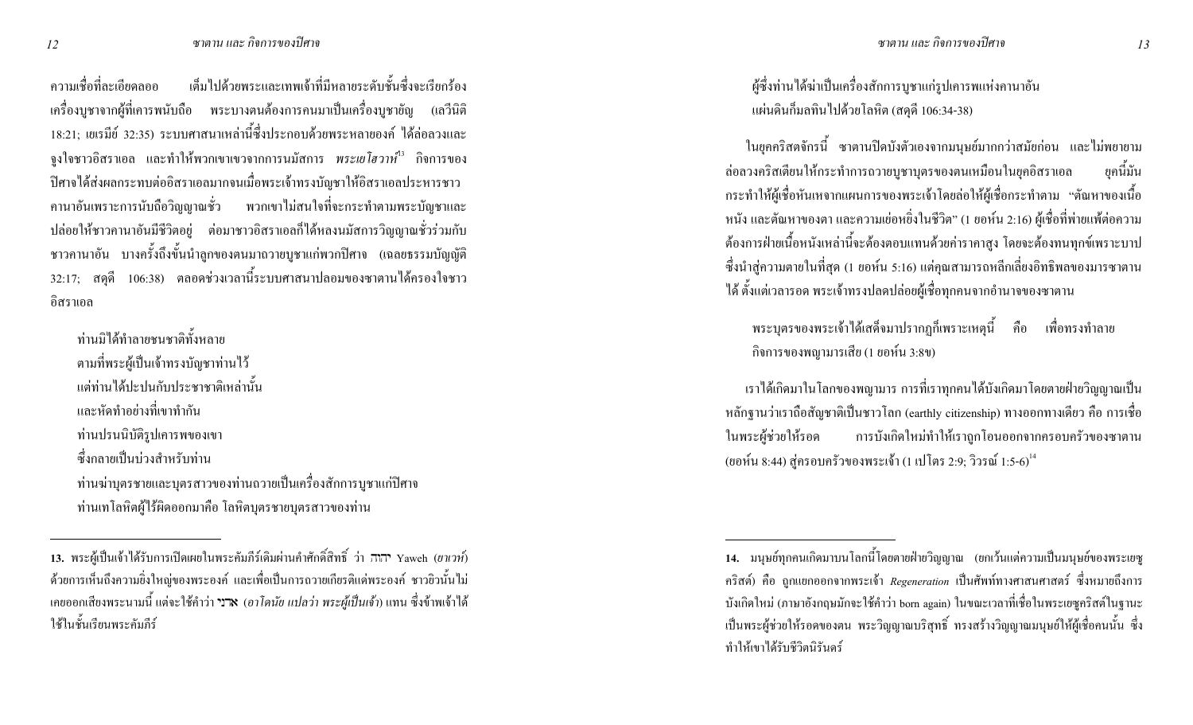ความเชื่อที่ละเอียดลออ เต็มไปด้วยพระและเทพเจ้าที่มีหลายระดับชั้นซึ่งจะเรียกร้องเครื่องบูชาจากผู้ที่เคารพนับถือ พระบางตนต้องการคนมาเป็นเครื่องบูชายัญ (เลวีนิติ 18:21; เยเรมีย์ 32:35) ระบบศาสนาเหล่านี้ซึ่งประกอบด้วยพระหลายองค์ ได้ล่อลวงและจูงใจชาวอิสราเอล และทำให้พวกเขาเขวจากการนมัสการ *พระเยโฮวาห์*[13] กิจการของปีศาจได้ส่งผลกระทบต่ออิสราเอลมากจนเมื่อพระเจ้าทรงบัญชาให้อิสราเอลประหารชาวคานาอันเพราะการนับถือวิญญาณชั่ว พวกเขาไม่สนใจที่จะกระทำตามพระบัญชาและปล่อยให้ชาวคานาอันมีชีวิตอยู่ ต่อมาชาวอิสราเอลก็ได้หลงนมัสการวิญญาณชั่วร่วมกับชาวคานาอัน บางครั้งถึงขั้นนำลูกของตนมาถวายบูชาแก่พวกปีศาจ (เฉลยธรรมบัญญัติ 32:17; สดุดี 106:38) ตลอดช่วงเวลานี้ระบบศาสนาปลอมของซาตานได้ครองใจชาวอิสราเอล

> ท่านมิได้ทำลายชนชาติทั้งหลาย
> ตามที่พระผู้เป็นเจ้าทรงบัญชาท่านไว้
> แต่ท่านได้ปะปนกับประชาชาติเหล่านั้น
> และหัดทำอย่างที่เขาทำกัน
> ท่านปรนนิบัติรูปเคารพของเขา
> ซึ่งกลายเป็นบ่วงสำหรับท่าน
> ท่านฆ่าบุตรชายและบุตรสาวของท่านถวายเป็นเครื่องสักการบูชาแก่ปีศาจ
> ท่านเทโลหิตผู้ไร้ผิดออกมาคือ โลหิตบุตรชายบุตรสาวของท่าน
> ผู้ซึ่งท่านได้ฆ่าเป็นเครื่องสักการบูชาแก่รูปเคารพแห่งคานาอัน
> แผ่นดินก็มลทินไปด้วยโลหิต (สดุดี 106:34-38)

ในยุคคริสตจักรนี้ ซาตานปิดบังตัวเองจากมนุษย์มากกว่าสมัยก่อน และไม่พยายามล่อลวงคริสเตียนให้กระทำการถวายบูชาบุตรของตนเหมือนในยุคอิสราเอล ยุคนี้มันกระทำให้ผู้เชื่อหันเหจากแผนการของพระเจ้าโดยล่อให้ผู้เชื่อกระทำตาม "ตัณหาของเนื้อหนัง และตัณหาของตา และความเย่อหยิ่งในชีวิต" (1 ยอห์น 2:16) ผู้เชื่อที่พ่ายแพ้ต่อความต้องการฝ่ายเนื้อหนังเหล่านี้จะต้องตอบแทนด้วยค่าราคาสูง โดยจะต้องทนทุกข์เพราะบาปซึ่งนำสู่ความตายในที่สุด (1 ยอห์น 5:16) แต่คุณสามารถหลีกเลี่ยงอิทธิพลของมารซาตานได้ ตั้งแต่เวลารอด พระเจ้าทรงปลดปล่อยผู้เชื่อทุกคนจากอำนาจของซาตาน

> พระบุตรของพระเจ้าได้เสด็จมาปรากฏก็เพราะเหตุนี้ คือ เพื่อทรงทำลายกิจการของพญามารเสีย (1 ยอห์น 3:8ข)

เราได้เกิดมาในโลกของพญามาร การที่เราทุกคนได้บังเกิดมาโดยตายฝ่ายวิญญาณเป็นหลักฐานว่าเราถือสัญชาติเป็นชาวโลก (earthly citizenship) ทางออกทางเดียว คือ การเชื่อในพระผู้ช่วยให้รอด การบังเกิดใหม่ทำให้เราถูกโอนออกจากครอบครัวของซาตาน (ยอห์น 8:44) สู่ครอบครัวของพระเจ้า (1 เปโตร 2:9; วิวรณ์ 1:5-6)[14]

---

**13.** พระผู้เป็นเจ้าได้รับการเปิดเผยในพระคัมภีร์เดิมผ่านคำศักดิ์สิทธิ์ ว่า יהוה Yaweh (*ยาเวห์*) ด้วยการเห็นถึงความยิ่งใหญ่ของพระองค์ และเพื่อเป็นการถวายเกียรติแด่พระองค์ ชาวยิวนั้นไม่เคยออกเสียงพระนามนี้ แต่จะใช้คำว่า אדני (*อาโดนัย แปลว่า พระผู้เป็นเจ้า*) แทน ซึ่งข้าพเจ้าได้ใช้ในชั้นเรียนพระคัมภีร์

**14.** มนุษย์ทุกคนเกิดมาบนโลกนี้โดยตายฝ่ายวิญญาณ (ยกเว้นแต่ความเป็นมนุษย์ของพระเยซูคริสต์) คือ ถูกแยกออกจากพระเจ้า *Regeneration* เป็นศัพท์ทางศาสนศาสตร์ ซึ่งหมายถึงการบังเกิดใหม่ (ภาษาอังกฤษมักจะใช้คำว่า born again) ในขณะเวลาที่เชื่อในพระเยซูคริสต์ในฐานะเป็นพระผู้ช่วยให้รอดของตน พระวิญญาณบริสุทธิ์ ทรงสร้างวิญญาณมนุษย์ให้ผู้เชื่อคนนั้น ซึ่งทำให้เขาได้รับชีวิตนิรันดร์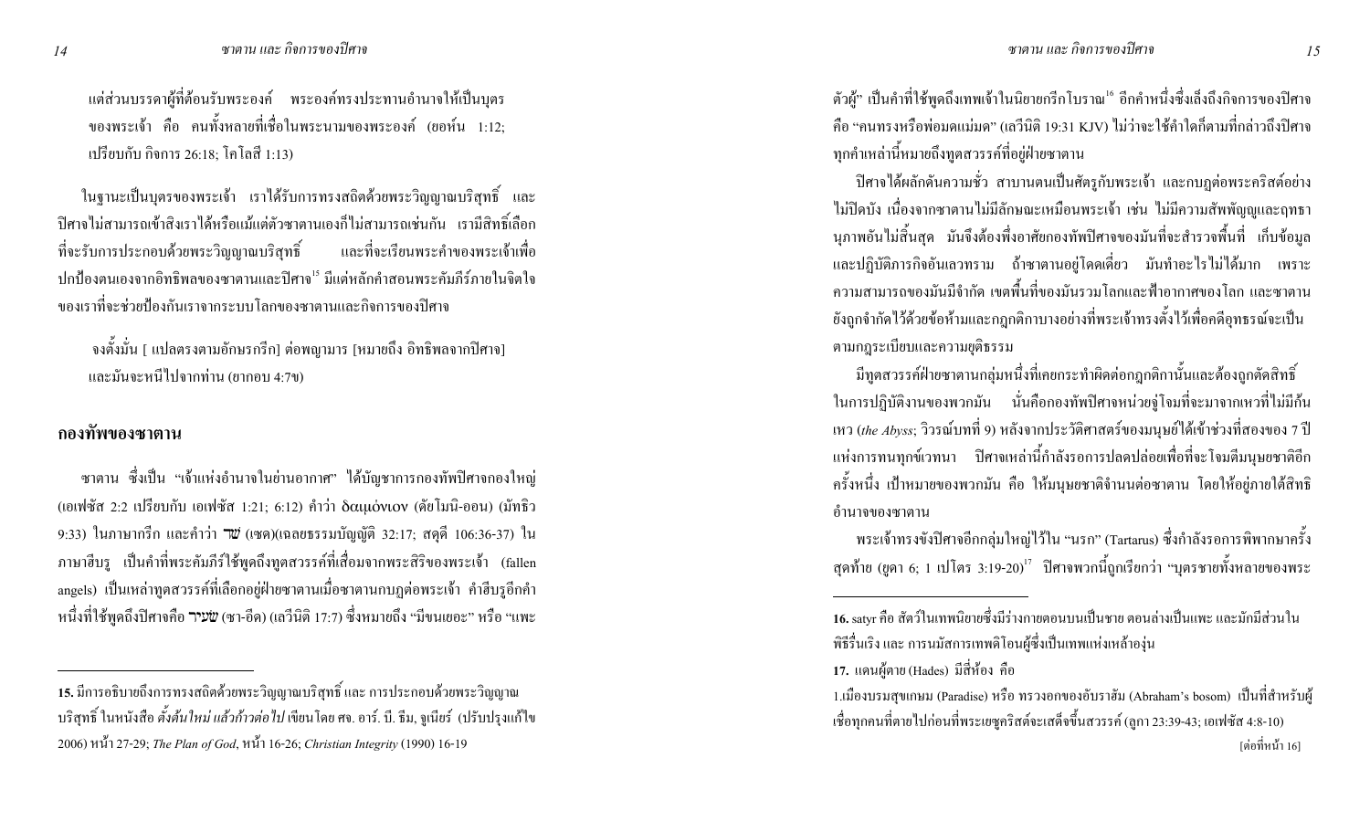แต่ส่วนบรรดาผู้ที่ต้อนรับพระองค์ พระองค์ทรงประทานอำนาจให้เป็นบุตรของพระเจ้า คือ คนทั้งหลายที่เชื่อในพระนามของพระองค์ (ยอห์น 1:12; เปรียบกับ กิจการ 26:18; โคโลสี 1:13)

ในฐานะเป็นบุตรของพระเจ้า เราได้รับการทรงสถิตด้วยพระวิญญาณบริสุทธิ์ และปีศาจไม่สามารถเข้าสิงเราได้หรือแม้แต่ตัวซาตานเองก็ไม่สามารถเช่นกัน เรามีสิทธิ์เลือกที่จะรับการประกอบด้วยพระวิญญาณบริสุทธิ์ และที่จะเรียนพระคำของพระเจ้าเพื่อปกป้องตนเองจากอิทธิพลของซาตานและปีศาจ[15] มีแต่หลักคำสอนพระคัมภีร์ภายในจิตใจของเราที่จะช่วยป้องกันเราจากระบบโลกของซาตานและกิจการของปีศาจ

จงตั้งมั่น [ แปลตรงตามอักษรกรีก] ต่อพญามาร [หมายถึง อิทธิพลจากปีศาจ] และมันจะหนีไปจากท่าน (ยากอบ 4:7ข)

## กองทัพของซาตาน

ซาตาน ซึ่งเป็น "เจ้าแห่งอำนาจในย่านอากาศ" ได้บัญชาการกองทัพปีศาจกองใหญ่ (เอเฟซัส 2:2 เปรียบกับ เอเฟซัส 1:21; 6:12) คำว่า δαιμόνιον (ดัยโมนิ-ออน) (มัทธิว 9:33) ในภาษากรีก และคำว่า שֵׁד (เชด)(เฉลยธรรมบัญญัติ 32:17; สดุดี 106:36-37) ในภาษาฮีบรู เป็นคำที่พระคัมภีร์ใช้พูดถึงทูตสวรรค์ที่เสื่อมจากพระสิริของพระเจ้า (fallen angels) เป็นเหล่าทูตสวรรค์ที่เลือกอยู่ฝ่ายซาตานเมื่อซาตานกบฏต่อพระเจ้า คำฮีบรูอีกคำหนึ่งที่ใช้พูดถึงปีศาจคือ שָׂעִיר (ซา-อีด) (เลวีนิติ 17:7) ซึ่งหมายถึง "มีขนเยอะ" หรือ "แพะตัวผู้" เป็นคำที่ใช้พูดถึงเทพเจ้าในนิยายกรีกโบราณ[16] อีกคำหนึ่งซึ่งเล็งถึงกิจการของปีศาจคือ "คนทรงหรือพ่อมดแม่มด" (เลวีนิติ 19:31 KJV) ไม่ว่าจะใช้คำใดก็ตามที่กล่าวถึงปีศาจ ทุกคำเหล่านี้หมายถึงทูตสวรรค์ที่อยู่ฝ่ายซาตาน

ปีศาจได้ผลักดันความชั่ว สาบานตนเป็นศัตรูกับพระเจ้า และกบฏต่อพระคริสต์อย่างไม่ปิดบัง เนื่องจากซาตานไม่มีลักษณะเหมือนพระเจ้า เช่น ไม่มีความสัพพัญญูและฤทธานุภาพอันไม่สิ้นสุด มันจึงต้องพึ่งอาศัยกองทัพปีศาจของมันที่จะสำรวจพื้นที่ เก็บข้อมูล และปฏิบัติภารกิจอันเลวทราม ถ้าซาตานอยู่โดดเดี่ยว มันทำอะไรไม่ได้มาก เพราะความสามารถของมันมีจำกัด เขตพื้นที่ของมันรวมโลกและฟ้าอากาศของโลก และซาตานยังถูกจำกัดไว้ด้วยข้อห้ามและกฎกติกาบางอย่างที่พระเจ้าทรงตั้งไว้เพื่อคดีอุทธรณ์จะเป็นตามกฎระเบียบและความยุติธรรม

มีทูตสวรรค์ฝ่ายซาตานกลุ่มหนึ่งที่เคยกระทำผิดต่อกฎกติกานั้นและต้องถูกตัดสิทธิ์ในการปฏิบัติงานของพวกมัน นั่นคือกองทัพปีศาจหน่วยจู่โจมที่จะมาจากเหวที่ไม่มีก้นเหว (*the Abyss*; วิวรณ์บทที่ 9) หลังจากประวัติศาสตร์ของมนุษย์ได้เข้าช่วงที่สองของ 7 ปีแห่งการทนทุกข์เวทนา ปีศาจเหล่านี้กำลังรอการปลดปล่อยเพื่อที่จะโจมตีมนุษยชาติอีกครั้งหนึ่ง เป้าหมายของพวกมัน คือ ให้มนุษยชาติจำนนต่อซาตาน โดยให้อยู่ภายใต้สิทธิอำนาจของซาตาน

พระเจ้าทรงขังปีศาจอีกกลุ่มใหญ่ไว้ใน "นรก" (Tartarus) ซึ่งกำลังรอการพิพากษาครั้งสุดท้าย (ยูดา 6; 1 เปโตร 3:19-20)[17] ปีศาจพวกนี้ถูกเรียกว่า "บุตรชายทั้งหลายของพระ

---

**15.** มีการอธิบายถึงการทรงสถิตด้วยพระวิญญาณบริสุทธิ์ และ การประกอบด้วยพระวิญญาณบริสุทธิ์ ในหนังสือ *ตั้งต้นใหม่ แล้วก้าวต่อไป* เขียนโดย ศจ. อาร์. บี. ธีม, จูเนียร์ (ปรับปรุงแก้ไข 2006) หน้า 27-29; *The Plan of God*, หน้า 16-26; *Christian Integrity* (1990) 16-19

**16.** satyr คือ สัตว์ในเทพนิยายซึ่งมีร่างกายตอนบนเป็นชาย ตอนล่างเป็นแพะ และมักมีส่วนในพิธีรื่นเริง และ การนมัสการเทพดิโอนผู้ซึ่งเป็นเทพแห่งเหล้าองุ่น

**17.** แดนผู้ตาย (Hades) มีสี่ห้อง คือ

1.เมืองบรมสุขเกษม (Paradise) หรือ ทรวงอกของอับราฮัม (Abraham's bosom) เป็นที่สำหรับผู้เชื่อทุกคนที่ตายไปก่อนที่พระเยซูคริสต์จะเสด็จขึ้นสวรรค์ (ลูกา 23:39-43; เอเฟซัส 4:8-10)

[ต่อที่หน้า 16]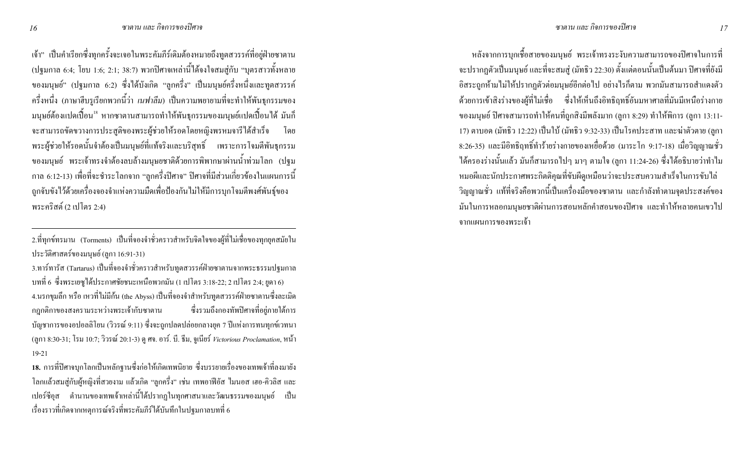เจ้า" เป็นคำเรียกซึ่งทุกครั้งจะเจอในพระคัมภีร์เดิมต้องหมายถึงทูตสวรรค์ที่อยู่ฝ่ายซาตาน (ปฐมกาล 6:4; โยบ 1:6; 2:1; 38:7) พวกปีศาจเหล่านี้ได้จงใจสมสู่กับ "บุตรสาวทั้งหลายของมนุษย์" (ปฐมกาล 6:2) ซึ่งได้บังเกิด "ลูกครึ่ง" เป็นมนุษย์ครึ่งหนึ่งและทูตสวรรค์ครึ่งหนึ่ง (ภาษาฮีบรูเรียกพวกนี้ว่า *เนฟาลีม*) เป็นความพยายามที่จะทำให้พันธุกรรมของมนุษย์ต้องแปดเปื้อน[18] หากซาตานสามารถทำให้พันธุกรรมของมนุษย์แปดเปื้อนได้ มันก็จะสามารถขัดขวางการประสูติของพระผู้ช่วยให้รอดโดยหญิงพรหมจารีได้สำเร็จ โดยพระผู้ช่วยให้รอดนั้นจำต้องเป็นมนุษย์ที่แท้จริงและบริสุทธิ์ เพราะการโจมตีพันธุกรรมของมนุษย์ พระเจ้าทรงจำต้องลบล้างมนุษยชาติด้วยการพิพากษาผ่านน้ำท่วมโลก (ปฐมกาล 6:12-13) เพื่อที่จะชำระโลกจาก "ลูกครึ่งปีศาจ" ปีศาจที่มีส่วนเกี่ยวข้องในแผนการนี้ถูกจับขังไว้ด้วยเครื่องจองจำแห่งความมืดเพื่อป้องกันไม่ให้มีการบุกโจมตีพงศ์พันธุ์ของพระคริสต์ (2 เปโตร 2:4)

---

2.ที่ทุกข์ทรมาน (Torments) เป็นที่จองจำชั่วคราวสำหรับจิตใจของผู้ที่ไม่เชื่อของทุกยุคสมัยในประวัติศาสตร์ของมนุษย์ (ลูกา 16:91-31)

3.ทาร์ทารัส (Tartarus) เป็นที่จองจำชั่วคราวสำหรับทูตสวรรค์ฝ่ายซาตานจากพระธรรมปฐมกาลบทที่ 6 ซึ่งพระเยซูได้ประกาศชัยชนะเหนือพวกมัน (1 เปโตร 3:18-22; 2 เปโตร 2:4; ยูดา 6)

4.นรกขุมลึก หรือ เหวที่ไม่มีก้น (the Abyss) เป็นที่จองจำสำหรับทูตสวรรค์ฝ่ายซาตานซึ่งละเมิดกฎกติกาของสงครามระหว่างพระเจ้ากับซาตาน ซึ่งรวมถึงกองทัพปีศาจที่อยู่ภายใต้การบัญชาการของอปอลลิโยน (วิวรณ์ 9:11) ซึ่งจะถูกปลดปล่อยกลางยุค 7 ปีแห่งการทนทุกข์เวทนา (ลูกา 8:30-31; โรม 10:7; วิวรณ์ 20:1-3) ดู ศจ. อาร์. บี. ธีม, จูเนียร์ *Victorious Proclamation*, หน้า 19-21

**18.** การที่ปีศาจบุกโลกเป็นหลักฐานซึ่งก่อให้เกิดเทพนิยาย ซึ่งบรรยายเรื่องของเทพเจ้าที่ลงมายังโลกแล้วสมสู่กับผู้หญิงที่สวยงาม แล้วเกิด "ลูกครึ่ง" เช่น เทพอาพีอัส ไมนอส เฮอ-คิวลิส และเปอร์ซีอุส ตำนานของเทพเจ้าเหล่านี้ได้ปรากฏในทุกศาสนาและวัฒนธรรมของมนุษย์ เป็นเรื่องราวที่เกิดจากเหตุการณ์จริงที่พระคัมภีร์ได้บันทึกในปฐมกาลบทที่ 6

---

หลังจากการบุกเชื้อสายของมนุษย์ พระเจ้าทรงระงับความสามารถของปีศาจในการที่จะปรากฏตัวเป็นมนุษย์ และที่จะสมสู่ (มัทธิว 22:30) ตั้งแต่ตอนนั้นเป็นต้นมา ปีศาจที่ยังมีอิสระถูกห้ามไม่ให้ปรากฏตัวต่อมนุษย์อีกต่อไป อย่างไรก็ตาม พวกมันสามารถสำแดงตัวด้วยการเข้าสิงร่างของผู้ที่ไม่เชื่อ ซึ่งให้เห็นถึงอิทธิฤทธิ์อันมหาศาลที่มันมีเหนือร่างกายของมนุษย์ ปีศาจสามารถทำให้คนที่ถูกสิงมีพลังมาก (ลูกา 8:29) ทำให้พิการ (ลูกา 13:11-17) ตาบอด (มัทธิว 12:22) เป็นใบ้ (มัทธิว 9:32-33) เป็นโรคประสาท และฆ่าตัวตาย (ลูกา 8:26-35) และมีอิทธิฤทธิ์ทำร้ายร่างกายของเหยื่อด้วย (มาระโก 9:17-18) เมื่อวิญญาณชั่วได้ครองร่างนั้นแล้ว มันก็สามารถไปๆ มาๆ ตามใจ (ลูกา 11:24-26) ซึ่งได้อธิบายว่าทำไมหมอผีและนักประกาศพระกิตติคุณที่ขับผีดูเหมือนว่าจะประสบความสำเร็จในการขับไล่วิญญาณชั่ว แท้ที่จริงคือพวกนี้เป็นเครื่องมือของซาตาน และกำลังทำตามจุดประสงค์ของมันในการหลอกมนุษยชาติผ่านการสอนหลักคำสอนของปีศาจ และทำให้หลายคนเขวไปจากแผนการของพระเจ้า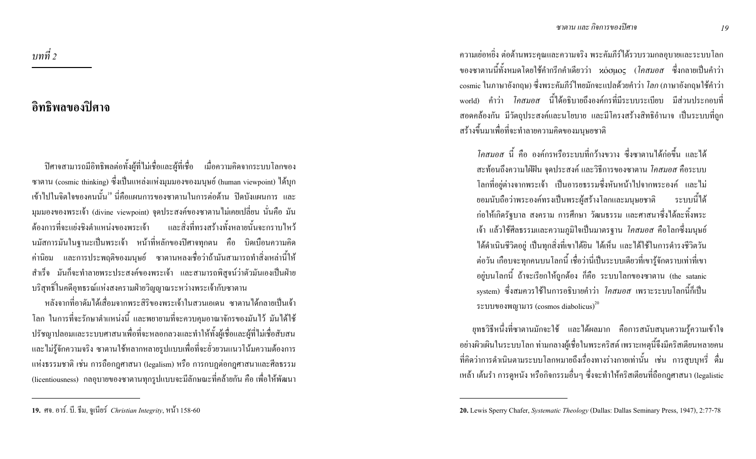*บทที่ 2*

# อิทธิพลของปีศาจ

ปีศาจสามารถมีอิทธิพลต่อทั้งผู้ที่ไม่เชื่อและผู้ที่เชื่อ เมื่อความคิดจากระบบโลกของซาตาน (cosmic thinking) ซึ่งเป็นแหล่งแห่งมุมมองของมนุษย์ (human viewpoint) ได้บุกเข้าไปในจิตใจของคนนั้น[19] นี่คือแผนการของซาตานในการต่อต้าน ปิดบังแผนการ และมุมมองของพระเจ้า (divine viewpoint) จุดประสงค์ของซาตานไม่เคยเปลี่ยน นั่นคือ มันต้องการที่จะแย่งชิงตำแหน่งของพระเจ้า และสิ่งที่ทรงสร้างทั้งหลายนั้นจะกราบไหว้นมัสการมันในฐานะเป็นพระเจ้า หน้าที่หลักของปีศาจทุกตน คือ บิดเบือนความคิด ค่านิยม และการประพฤติของมนุษย์ ซาตานหลงเชื่อว่าถ้ามันสามารถทำสิ่งเหล่านี้ให้สำเร็จ มันก็จะทำลายพระประสงค์ของพระเจ้า และสามารถพิสูจน์ว่าตัวมันเองเป็นฝ่ายบริสุทธิ์ในคดีอุทธรณ์แห่งสงครามฝ่ายวิญญาณระหว่างพระเจ้ากับซาตาน

หลังจากที่อาดัมได้เสื่อมจากพระสิริของพระเจ้าในสวนเอเดน ซาตานได้กลายเป็นเจ้าโลก ในการที่จะรักษาตำแหน่งนี้ และพยายามที่จะควบคุมอาณาจักรของมันไว้ มันได้ใช้ปรัชญาปลอมและระบบศาสนาเพื่อที่จะหลอกลวงและทำให้ทั้งผู้เชื่อและผู้ที่ไม่เชื่อสับสนและไม่รู้จักความจริง ซาตานใช้หลากหลายรูปแบบเพื่อที่จะยั่วยวนแนวโน้มความต้องการแห่งธรรมชาติ เช่น การถือกฎศาสนา (legalism) หรือ การกบฏต่อกฎศาสนาและศีลธรรม (licentiousness) กลอุบายของซาตานทุกรูปแบบจะมีลักษณะที่คล้ายกัน คือ เพื่อให้พัฒนาความเย่อหยิ่ง ต่อต้านพระคุณและความจริง พระคัมภีร์ได้รวบรวมกลอุบายและระบบโลกของซาตานนี้ทั้งหมดโดยใช้คำกรีกคำเดียวว่า κόσμος (*โคสมอส* ซึ่งกลายเป็นคำว่า cosmic ในภาษาอังกฤษ) ซึ่งพระคัมภีร์ไทยมักจะแปลด้วยคำว่า *โลก* (ภาษาอังกฤษใช้คำว่า world) คำว่า *โคสมอส* นี้ได้อธิบายถึงองค์กรที่มีระบบระเบียบ มีส่วนประกอบที่สอดคล้องกัน มีวัตถุประสงค์และนโยบาย และมีโครงสร้างสิทธิอำนาจ เป็นระบบที่ถูกสร้างขึ้นมาเพื่อที่จะทำลายความคิดของมนุษยชาติ

> *โคสมอส* นี้ คือ องค์กรหรือระบบที่กว้างขวาง ซึ่งซาตานได้ก่อขึ้น และได้สะท้อนถึงความใฝ่ฝัน จุดประสงค์ และวิธีการของซาตาน *โคสมอส* คือระบบโลกที่อยู่ต่างจากพระเจ้า เป็นอารยธรรมซึ่งหันหน้าไปจากพระองค์ และไม่ยอมนับถือว่าพระองค์ทรงเป็นพระผู้สร้างโลกและมนุษยชาติ ระบบนี้ได้ก่อให้เกิดรัฐบาล สงคราม การศึกษา วัฒนธรรม และศาสนาซึ่งได้ละทิ้งพระเจ้า แล้วใช้ศีลธรรมและความภูมิใจเป็นมาตรฐาน *โคสมอส* คือโลกซึ่งมนุษย์ได้ดำเนินชีวิตอยู่ เป็นทุกสิ่งที่เขาได้ยิน ได้เห็น และได้ใช้ในการดำรงชีวิตวันต่อวัน เกือบจะทุกคนบนโลกนี้ เชื่อว่านี่เป็นระบบเดียวที่เขารู้จักตราบเท่าที่เขาอยู่บนโลกนี้ ถ้าจะเรียกให้ถูกต้อง ก็คือ ระบบโลกของซาตาน (the satanic system) ซึ่งสมควรใช้ในการอธิบายคำว่า *โคสมอส* เพราะระบบโลกนี้ก็เป็นระบบของพญามาร (cosmos diabolicus)[20]

ยุทธวิธีหนึ่งที่ซาตานมักจะใช้ และได้ผลมาก คือการสนับสนุนความรู้ความเข้าใจอย่างผิวเผินในระบบโลก ท่ามกลางผู้เชื่อในพระคริสต์ เพราะเหตุนี้จึงมีคริสเตียนหลายคนที่คิดว่าการดำเนินตามระบบโลกหมายถึงเรื่องทางร่างกายเท่านั้น เช่น การสูบบุหรี่ ดื่มเหล้า เต้นรำ การดูหนัง หรือกิจกรรมอื่นๆ ซึ่งจะทำให้คริสเตียนที่ถือกฎศาสนา (legalistic

---

**19.** ศจ. อาร์. บี. ธีม, จูเนียร์ *Christian Integrity*, หน้า 158-60

**20.** Lewis Sperry Chafer, *Systematic Theology* (Dallas: Dallas Seminary Press, 1947), 2:77-78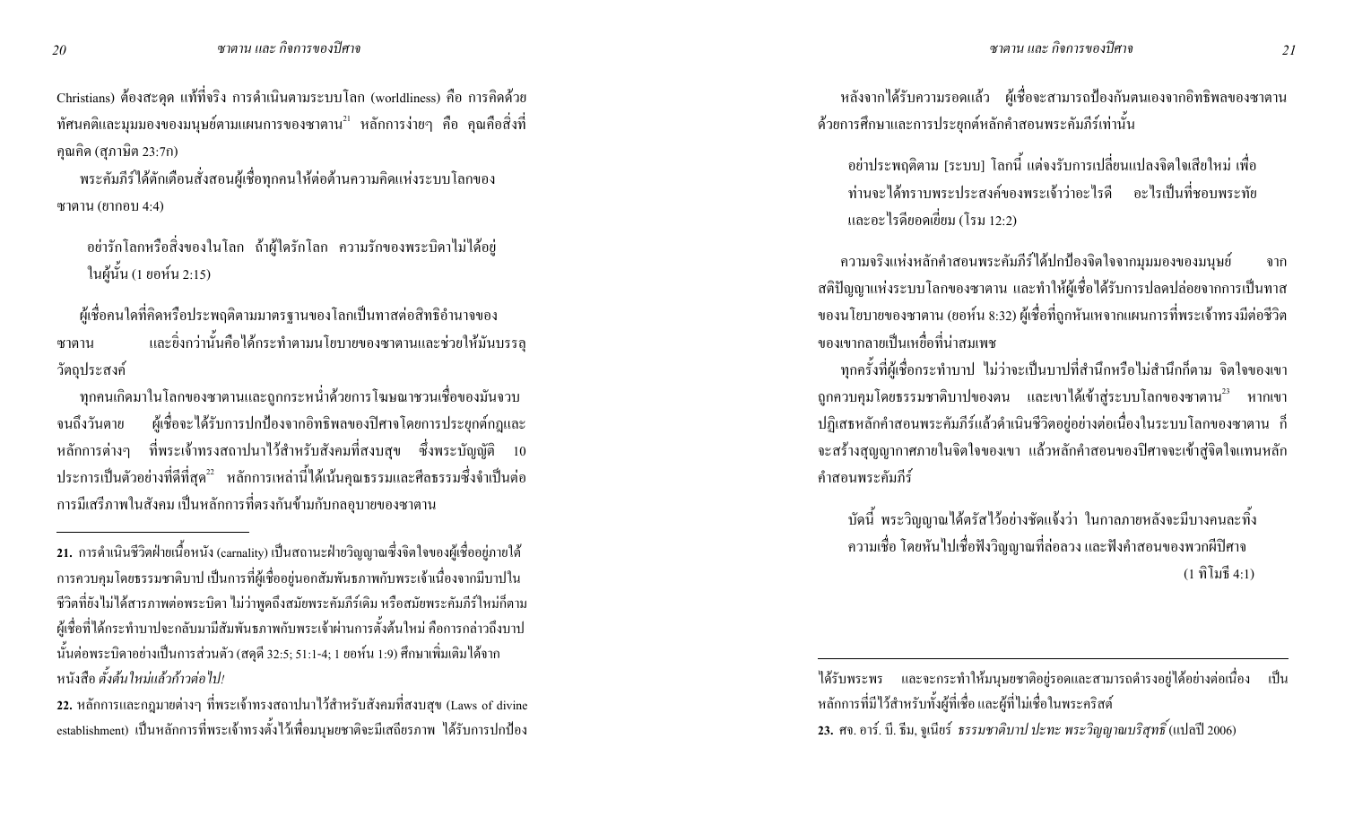Christians) ต้องสะดุด แท้ที่จริง การดำเนินตามระบบโลก (worldliness) คือ การคิดด้วยทัศนคติและมุมมองของมนุษย์ตามแผนการของซาตาน[21] หลักการง่ายๆ คือ คุณคือสิ่งที่คุณคิด (สุภาษิต 23:7ก)

พระคัมภีร์ได้ตักเตือนสั่งสอนผู้เชื่อทุกคนให้ต่อต้านความคิดแห่งระบบโลกของซาตาน (ยากอบ 4:4)

> อย่ารักโลกหรือสิ่งของในโลก ถ้าผู้ใดรักโลก ความรักของพระบิดาไม่ได้อยู่ในผู้นั้น (1 ยอห์น 2:15)

ผู้เชื่อคนใดที่คิดหรือประพฤติตามมาตรฐานของโลกเป็นทาสต่อสิทธิอำนาจของซาตาน และยิ่งกว่านั้นคือได้กระทำตามนโยบายของซาตานและช่วยให้มันบรรลุวัตถุประสงค์

ทุกคนเกิดมาในโลกของซาตานและถูกกระหน่ำด้วยการโฆษณาชวนเชื่อของมันจวบจนถึงวันตาย ผู้เชื่อจะได้รับการปกป้องจากอิทธิพลของปีศาจโดยการประยุกต์กฎและหลักการต่างๆ ที่พระเจ้าทรงสถาปนาไว้สำหรับสังคมที่สงบสุข ซึ่งพระบัญญัติ 10 ประการเป็นตัวอย่างที่ดีที่สุด[22] หลักการเหล่านี้ได้เน้นคุณธรรมและศีลธรรมซึ่งจำเป็นต่อการมีเสรีภาพในสังคม เป็นหลักการที่ตรงกันข้ามกับกลอุบายของซาตาน

หลังจากได้รับความรอดแล้ว ผู้เชื่อจะสามารถป้องกันตนเองจากอิทธิพลของซาตานด้วยการศึกษาและการประยุกต์หลักคำสอนพระคัมภีร์เท่านั้น

> อย่าประพฤติตาม [ระบบ] โลกนี้ แต่จงรับการเปลี่ยนแปลงจิตใจเสียใหม่ เพื่อท่านจะได้ทราบพระประสงค์ของพระเจ้าว่าอะไรดี อะไรเป็นที่ชอบพระทัย และอะไรดียอดเยี่ยม (โรม 12:2)

ความจริงแห่งหลักคำสอนพระคัมภีร์ได้ปกป้องจิตใจจากมุมมองของมนุษย์ จากสติปัญญาแห่งระบบโลกของซาตาน และทำให้ผู้เชื่อได้รับการปลดปล่อยจากการเป็นทาสของนโยบายของซาตาน (ยอห์น 8:32) ผู้เชื่อที่ถูกหันเหจากแผนการที่พระเจ้าทรงมีต่อชีวิตของเขากลายเป็นเหยื่อที่น่าสมเพช

ทุกครั้งที่ผู้เชื่อกระทำบาป ไม่ว่าจะเป็นบาปที่สำนึกหรือไม่สำนึกก็ตาม จิตใจของเขาถูกควบคุมโดยธรรมชาติบาปของตน และเขาได้เข้าสู่ระบบโลกของซาตาน[23] หากเขาปฏิเสธหลักคำสอนพระคัมภีร์แล้วดำเนินชีวิตอยู่อย่างต่อเนื่องในระบบโลกของซาตาน ก็จะสร้างสุญญากาศภายในจิตใจของเขา แล้วหลักคำสอนของปีศาจจะเข้าสู่จิตใจแทนหลักคำสอนพระคัมภีร์

> บัดนี้ พระวิญญาณได้ตรัสไว้อย่างชัดแจ้งว่า ในกาลภายหลังจะมีบางคนละทิ้งความเชื่อ โดยหันไปเชื่อฟังวิญญาณที่ล่อลวง และฟังคำสอนของพวกผีปีศาจ (1 ทิโมธี 4:1)

---

**21.** การดำเนินชีวิตฝ่ายเนื้อหนัง (carnality) เป็นสถานะฝ่ายวิญญาณซึ่งจิตใจของผู้เชื่ออยู่ภายใต้การควบคุมโดยธรรมชาติบาป เป็นการที่ผู้เชื่ออยู่นอกสัมพันธภาพกับพระเจ้าเนื่องจากมีบาปในชีวิตที่ยังไม่ได้สารภาพต่อพระบิดา ไม่ว่าพูดถึงสมัยพระคัมภีร์เดิม หรือสมัยพระคัมภีร์ใหม่ก็ตาม ผู้เชื่อที่ได้กระทำบาปจะกลับมามีสัมพันธภาพกับพระเจ้าผ่านการตั้งต้นใหม่ คือการกล่าวถึงบาปนั้นต่อพระบิดาอย่างเป็นการส่วนตัว (สดุดี 32:5; 51:1-4; 1 ยอห์น 1:9) ศึกษาเพิ่มเติมได้จากหนังสือ *ตั้งต้นใหม่แล้วก้าวต่อไป!*

**22.** หลักการและกฎหมายต่างๆ ที่พระเจ้าทรงสถาปนาไว้สำหรับสังคมที่สงบสุข (Laws of divine establishment) เป็นหลักการที่พระเจ้าทรงตั้งไว้เพื่อมนุษยชาติจะมีเสถียรภาพ ได้รับการปกป้อง ได้รับพระพร และจะกระทำให้มนุษยชาติอยู่รอดและสามารถดำรงอยู่ได้อย่างต่อเนื่อง เป็นหลักการที่มีไว้สำหรับทั้งผู้ที่เชื่อ และผู้ที่ไม่เชื่อในพระคริสต์

**23.** ศจ. อาร์. บี. ธีม, จูเนียร์ *ธรรมชาติบาป ปะทะ พระวิญญาณบริสุทธิ์* (แปลปี 2006)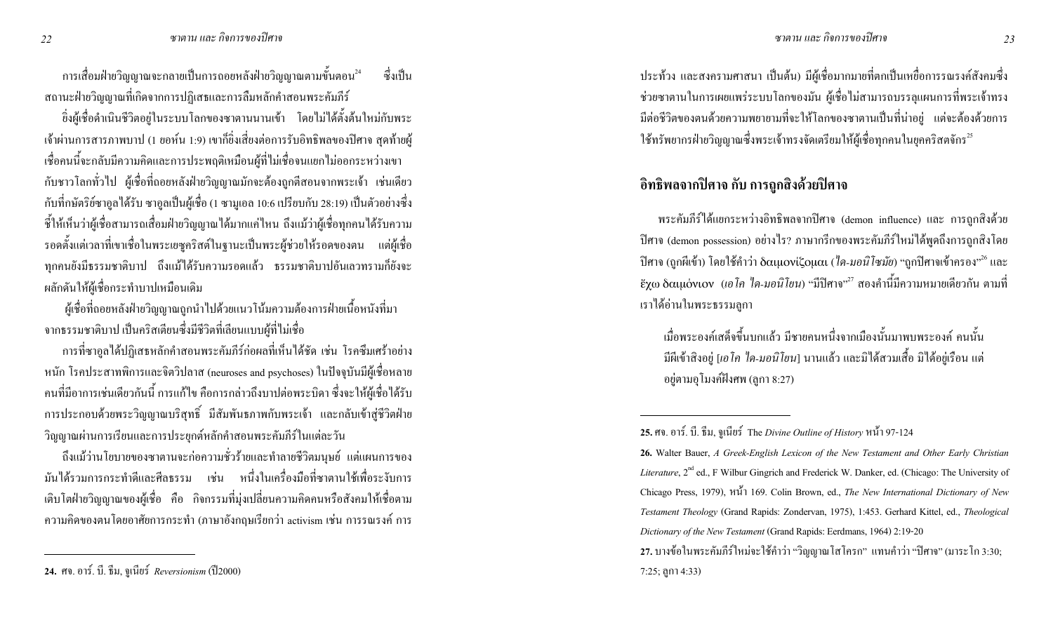การเสื่อมฝ่ายวิญญาณจะกลายเป็นการถอยหลังฝ่ายวิญญาณตามขั้นตอน[24] ซึ่งเป็นสถานะฝ่ายวิญญาณที่เกิดจากการปฏิเสธและการลืมหลักคำสอนพระคัมภีร์

ยิ่งผู้เชื่อดำเนินชีวิตอยู่ในระบบโลกของซาตานนานเข้า โดยไม่ได้ตั้งต้นใหม่กับพระเจ้าผ่านการสารภาพบาป (1 ยอห์น 1:9) เขาก็ยิ่งเสี่ยงต่อการรับอิทธิพลของปีศาจ สุดท้ายผู้เชื่อคนนี้จะกลับมีความคิดและการประพฤติเหมือนผู้ที่ไม่เชื่อจนแยกไม่ออกระหว่างเขากับชาวโลกทั่วไป ผู้เชื่อที่ถอยหลังฝ่ายวิญญาณมักจะต้องถูกตีสอนจากพระเจ้า เช่นเดียวกับที่กษัตริย์ซาอูลได้รับ ซาอูลเป็นผู้เชื่อ (1 ซามูเอล 10:6 เปรียบกับ 28:19) เป็นตัวอย่างซึ่งชี้ให้เห็นว่าผู้เชื่อสามารถเสื่อมฝ่ายวิญญาณได้มากแค่ไหน ถึงแม้ว่าผู้เชื่อทุกคนได้รับความรอดตั้งแต่เวลาที่เขาเชื่อในพระเยซูคริสต์ในฐานะเป็นพระผู้ช่วยให้รอดของตน แต่ผู้เชื่อทุกคนยังมีธรรมชาติบาป ถึงแม้ได้รับความรอดแล้ว ธรรมชาติบาปอันเลวทรามก็ยังจะผลักดันให้ผู้เชื่อกระทำบาปเหมือนเดิม

ผู้เชื่อที่ถอยหลังฝ่ายวิญญาณถูกนำไปด้วยแนวโน้มความต้องการฝ่ายเนื้อหนังที่มาจากธรรมชาติบาป เป็นคริสเตียนซึ่งมีชีวิตที่เลียนแบบผู้ที่ไม่เชื่อ

การที่ซาอูลได้ปฏิเสธหลักคำสอนพระคัมภีร์ก่อผลที่เห็นได้ชัด เช่น โรคซึมเศร้าอย่างหนัก โรคประสาทพิการและจิตวิปลาส (neuroses and psychoses) ในปัจจุบันมีผู้เชื่อหลายคนที่มีอาการเช่นเดียวกันนี้ การแก้ไข คือการกล่าวถึงบาปต่อพระบิดา ซึ่งจะให้ผู้เชื่อได้รับการประกอบด้วยพระวิญญาณบริสุทธิ์ มีสัมพันธภาพกับพระเจ้า และกลับเข้าสู่ชีวิตฝ่ายวิญญาณผ่านการเรียนและการประยุกต์หลักคำสอนพระคัมภีร์ในแต่ละวัน

ถึงแม้ว่านโยบายของซาตานจะก่อความชั่วร้ายและทำลายชีวิตมนุษย์ แต่แผนการของมันได้รวมการกระทำดีและศีลธรรม เช่น หนึ่งในเครื่องมือที่ซาตานใช้เพื่อระงับการเติบโตฝ่ายวิญญาณของผู้เชื่อ คือ กิจกรรมที่มุ่งเปลี่ยนความคิดคนหรือสังคมให้เชื่อตามความคิดของตนโดยอาศัยการกระทำ (ภาษาอังกฤษเรียกว่า activism เช่น การรณรงค์ การประท้วง และสงครามศาสนา เป็นต้น) มีผู้เชื่อมากมายที่ตกเป็นเหยื่อการรณรงค์สังคมซึ่งช่วยซาตานในการเผยแพร่ระบบโลกของมัน ผู้เชื่อไม่สามารถบรรลุแผนการที่พระเจ้าทรงมีต่อชีวิตของตนด้วยความพยายามที่จะให้โลกของซาตานเป็นที่น่าอยู่ แต่จะต้องด้วยการใช้ทรัพยากรฝ่ายวิญญาณซึ่งพระเจ้าทรงจัดเตรียมให้ผู้เชื่อทุกคนในยุคคริสตจักร[25]

## อิทธิพลจากปีศาจ กับ การถูกสิงด้วยปีศาจ

พระคัมภีร์ได้แยกระหว่างอิทธิพลจากปีศาจ (demon influence) และ การถูกสิงด้วยปีศาจ (demon possession) อย่างไร? ภาษากรีกของพระคัมภีร์ใหม่ได้พูดถึงการถูกสิงโดยปีศาจ (ถูกผีเข้า) โดยใช้คำว่า δαιμονίζομαι (*ได-มอนิโซมัย*) "ถูกปีศาจเข้าครอง"[26] และ ἔχω δαιμόνιον (*เอโค ได-มอนิโยน*) "มีปีศาจ"[27] สองคำนี้มีความหมายเดียวกัน ตามที่เราได้อ่านในพระธรรมลูกา

> เมื่อพระองค์เสด็จขึ้นบกแล้ว มีชายคนหนึ่งจากเมืองนั้นมาพบพระองค์ คนนั้นมีผีเข้าสิงอยู่ [*เอโค ได-มอนิโยน*] นานแล้ว และมิได้สวมเสื้อ มิได้อยู่เรือน แต่อยู่ตามอุโมงค์ฝังศพ (ลูกา 8:27)

---

**24.** ศจ. อาร์. บี. ธีม, จูเนียร์ *Reversionism* (ปี2000)

**25.** ศจ. อาร์. บี. ธีม, จูเนียร์ The *Divine Outline of History* หน้า 97-124

**26.** Walter Bauer, *A Greek-English Lexicon of the New Testament and Other Early Christian Literature*, 2nd ed., F Wilbur Gingrich and Frederick W. Danker, ed. (Chicago: The University of Chicago Press, 1979), หน้า 169. Colin Brown, ed., *The New International Dictionary of New Testament Theology* (Grand Rapids: Zondervan, 1975), 1:453. Gerhard Kittel, ed., *Theological Dictionary of the New Testament* (Grand Rapids: Eerdmans, 1964) 2:19-20

**27.** บางข้อในพระคัมภีร์ใหม่จะใช้คำว่า "วิญญาณโสโครก" แทนคำว่า "ปีศาจ" (มาระโก 3:30; 7:25; ลูกา 4:33)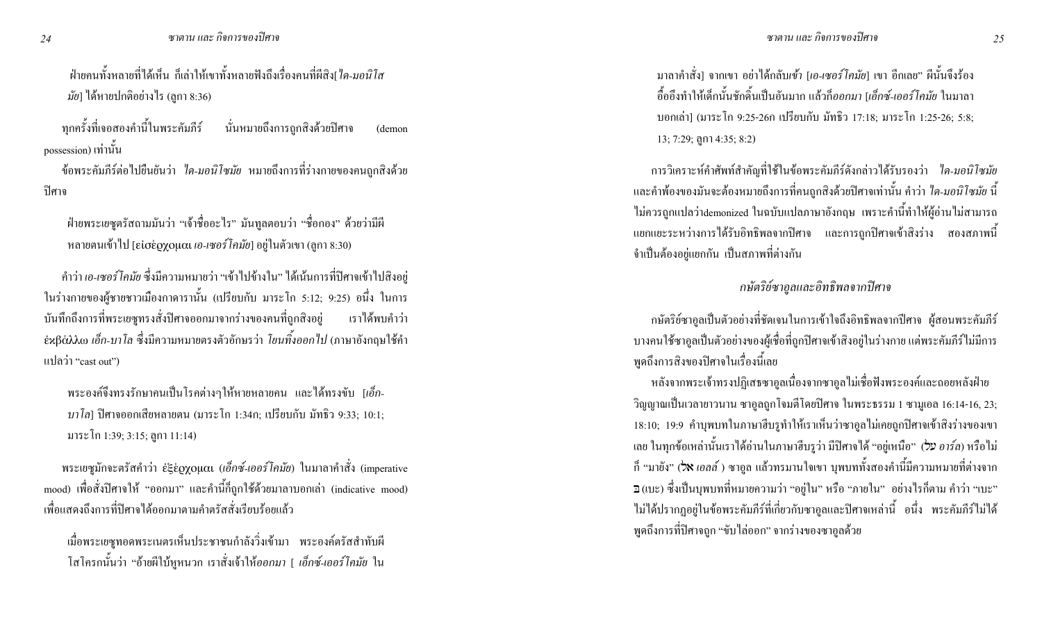> ฝ่ายคนทั้งหลายที่ได้เห็น ก็เล่าให้เขาทั้งหลายฟังถึงเรื่องคนที่ผีสิง[*ไค-มอนิโส มัย*] ได้หายปกติอย่างไร (ลูกา 8:36)

ทุกครั้งที่เจอสองคำนี้ในพระคัมภีร์ นั่นหมายถึงการถูกสิงด้วยปีศาจ (demon possession) เท่านั้น

ข้อพระคัมภีร์ต่อไปยืนยันว่า *ไค-มอนิโซมัย* หมายถึงการที่ร่างกายของคนถูกสิงด้วยปีศาจ

> ฝ่ายพระเยซูตรัสถามมันว่า "เจ้าชื่ออะไร" มันทูลตอบว่า "ชื่อกอง" ด้วยว่ามีผีหลายตนเข้าไป [εἰσέρχομαι *เอ-เซอร์โคมัย*] อยู่ในตัวเขา (ลูกา 8:30)

คำว่า *เอ-เซอร์โคมัย* ซึ่งมีความหมายว่า "เข้าไปข้างใน" ได้เน้นการที่ปีศาจเข้าไปสิงอยู่ในร่างกายของผู้ชายชาวเมืองกาดารานั้น (เปรียบกับ มาระโก 5:12; 9:25) อนึ่ง ในการบันทึกถึงการที่พระเยซูทรงสั่งปีศาจออกมาจากร่างของคนที่ถูกสิงอยู่ เราได้พบคำว่า ἐκβάλλω *เอ็ก-บาโล* ซึ่งมีความหมายตรงตัวอักษรว่า *โยนทิ้งออกไป* (ภาษาอังกฤษใช้คำแปลว่า "cast out")

> พระองค์จึงทรงรักษาคนเป็นโรคต่างๆให้หายหลายคน และได้ทรงขับ [*เอ็ก-บาโล*] ปีศาจออกเสียหลายตน (มาระโก 1:34ก; เปรียบกับ มัทธิว 9:33; 10:1; มาระโก 1:39; 3:15; ลูกา 11:14)

พระเยซูมักจะตรัสคำว่า ἐξέρχομαι (*เอ็กซ์-เออร์โคมัย*) ในมาลาคำสั่ง (imperative mood) เพื่อสั่งปีศาจให้ "ออกมา" และคำนี้ก็ถูกใช้ด้วยมาลาบอกเล่า (indicative mood) เพื่อแสดงถึงการที่ปีศาจได้ออกมาตามคำตรัสสั่งเรียบร้อยแล้ว

> เมื่อพระเยซูทอดพระเนตรเห็นประชาชนกำลังวิ่งเข้ามา พระองค์ตรัสสำทับผีโสโครกนั้นว่า "อ้ายผีใบ้หูหนวก เราสั่งเจ้าให้*ออกมา* [ *เอ็กซ์-เออร์โคมัย* ในมาลาคำสั่ง] จากเขา อย่าได้กลับ*เข้า* [*เอ-เซอร์โคมัย*] เขา อีกเลย" ผีนั้นจึงร้องอื้ออึงทำให้เด็กนั้นชักดิ้นเป็นอันมาก แล้วก็*ออกมา* [*เอ็กซ์-เออร์โคมัย* ในมาลาบอกเล่า] (มาระโก 9:25-26ก เปรียบกับ มัทธิว 17:18; มาระโก 1:25-26; 5:8; 13; 7:29; ลูกา 4:35; 8:2)

การวิเคราะห์คำศัพท์สำคัญที่ใช้ในข้อพระคัมภีร์ดังกล่าวได้รับรองว่า *ไค-มอนิโซมัย* และคำพ้องของมันจะต้องหมายถึงการที่คนถูกสิงด้วยปีศาจเท่านั้น คำว่า *ไค-มอนิโซมัย* นี้ไม่ควรถูกแปลว่าdemonized ในฉบับแปลภาษาอังกฤษ เพราะคำนี้ทำให้ผู้อ่านไม่สามารถแยกแยะระหว่างการได้รับอิทธิพลจากปีศาจ และการถูกปีศาจเข้าสิงร่าง สองสภาพนี้จำเป็นต้องอยู่แยกกัน เป็นสภาพที่ต่างกัน

## *กษัตริย์ซาอูลและอิทธิพลจากปีศาจ*

กษัตริย์ซาอูลเป็นตัวอย่างที่ชัดเจนในการเข้าใจถึงอิทธิพลจากปีศาจ ผู้สอนพระคัมภีร์บางคนใช้ซาอูลเป็นตัวอย่างของผู้เชื่อที่ถูกปีศาจเข้าสิงอยู่ในร่างกาย แต่พระคัมภีร์ไม่มีการพูดถึงการสิงของปีศาจในเรื่องนี้เลย

หลังจากพระเจ้าทรงปฏิเสธซาอูลเนื่องจากซาอูลไม่เชื่อฟังพระองค์และถอยหลังฝ่ายวิญญาณเป็นเวลายาวนาน ซาอูลถูกโจมตีโดยปีศาจ ในพระธรรม 1 ซามูเอล 16:14-16, 23; 18:10; 19:9 คำบุพบทในภาษาฮีบรูทำให้เราเห็นว่าซาอูลไม่เคยถูกปีศาจเข้าสิงร่างของเขาเลย ในทุกข้อเหล่านั้นเราได้อ่านในภาษาฮีบรูว่า มีปีศาจได้ "อยู่เหนือ" (עַל *อาร์ล*) หรือไม่ก็ "มายัง" (אֶל *เอลล์* ) ซาอูล แล้วทรมานใจเขา บุพบททั้งสองคำนี้มีความหมายที่ต่างจาก בְּ (เบะ) ซึ่งเป็นบุพบทที่หมายความว่า "อยู่ใน" หรือ "ภายใน" อย่างไรก็ตาม คำว่า "เบะ" ไม่ได้ปรากฏอยู่ในข้อพระคัมภีร์ที่เกี่ยวกับซาอูลและปีศาจเหล่านี้ อนึ่ง พระคัมภีร์ไม่ได้พูดถึงการที่ปีศาจถูก "ขับไล่ออก" จากร่างของซาอูลด้วย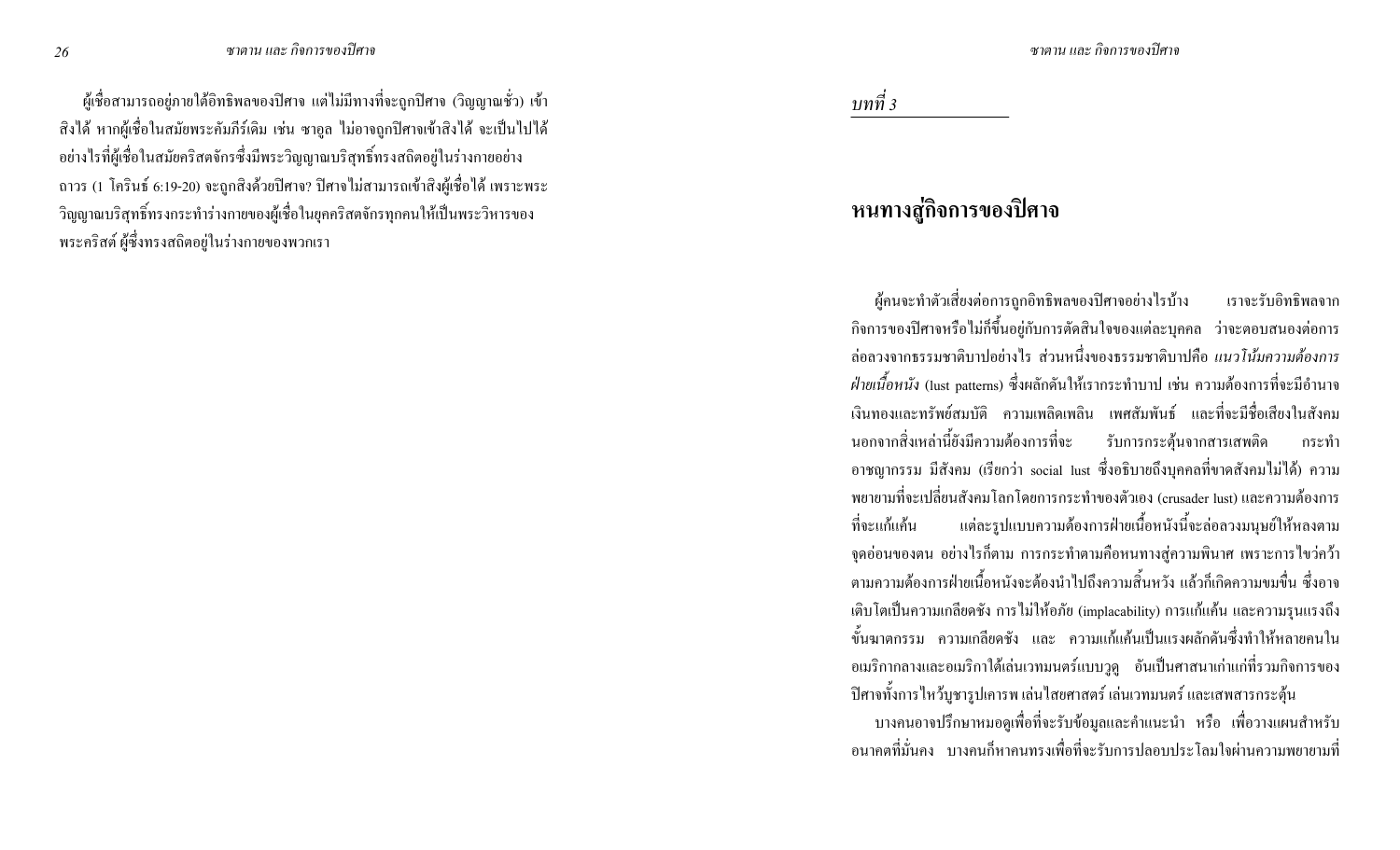ผู้เชื่อสามารถอยู่ภายใต้อิทธิพลของปิศาจ แต่ไม่มีทางที่จะถูกปิศาจ (วิญญาณชั่ว) เข้าสิงได้ หากผู้เชื่อในสมัยพระคัมภีร์เดิม เช่น ซาอูล ไม่อาจถูกปิศาจเข้าสิงได้ จะเป็นไปได้อย่างไรที่ผู้เชื่อในสมัยคริสตจักรซึ่งมีพระวิญญาณบริสุทธิ์ทรงสถิตอยู่ในร่างกายอย่างถาวร (1 โครินธ์ 6:19-20) จะถูกสิงด้วยปิศาจ? ปิศาจไม่สามารถเข้าสิงผู้เชื่อได้ เพราะพระวิญญาณบริสุทธิ์ทรงกระทำร่างกายของผู้เชื่อในยุคคริสตจักรทุกคนให้เป็นพระวิหารของพระคริสต์ ผู้ซึ่งทรงสถิตอยู่ในร่างกายของพวกเรา

*บทที่ 3*

# หนทางสู่กิจการของปิศาจ

ผู้คนจะทำตัวเสี่ยงต่อการถูกอิทธิพลของปิศาจอย่างไรบ้าง เราจะรับอิทธิพลจากกิจการของปิศาจหรือไม่ก็ขึ้นอยู่กับการตัดสินใจของแต่ละบุคคล ว่าจะตอบสนองต่อการล่อลวงจากธรรมชาติบาปอย่างไร ส่วนหนึ่งของธรรมชาติบาปคือ *แนวโน้มความต้องการฝ่ายเนื้อหนัง* (lust patterns) ซึ่งผลักดันให้เรากระทำบาป เช่น ความต้องการที่จะมีอำนาจ เงินทองและทรัพย์สมบัติ ความเพลิดเพลิน เพศสัมพันธ์ และที่จะมีชื่อเสียงในสังคม นอกจากสิ่งเหล่านี้ยังมีความต้องการที่จะ รับการกระตุ้นจากสารเสพติด กระทำอาชญากรรม มีสังคม (เรียกว่า social lust ซึ่งอธิบายถึงบุคคลที่ขาดสังคมไม่ได้) ความพยายามที่จะเปลี่ยนสังคมโลกโดยการกระทำของตัวเอง (crusader lust) และความต้องการที่จะแก้แค้น แต่ละรูปแบบความต้องการฝ่ายเนื้อหนังนี้จะล่อลวงมนุษย์ให้หลงตามจุดอ่อนของตน อย่างไรก็ตาม การกระทำตามคือหนทางสู่ความพินาศ เพราะการไขว่คว้าตามความต้องการฝ่ายเนื้อหนังจะต้องนำไปถึงความสิ้นหวัง แล้วก็เกิดความขมขื่น ซึ่งอาจเติบโตเป็นความเกลียดชัง การไม่ให้อภัย (implacability) การแก้แค้น และความรุนแรงถึงขั้นฆาตกรรม ความเกลียดชัง และ ความแก้แค้นเป็นแรงผลักดันซึ่งทำให้หลายคนในอเมริกากลางและอเมริกาใต้เล่นเวทมนตร์แบบวูดู อันเป็นศาสนาเก่าแก่ที่รวมกิจการของปิศาจทั้งการไหว้บูชารูปเคารพ เล่นไสยศาสตร์ เล่นเวทมนตร์ และเสพสารกระตุ้น

บางคนอาจปรึกษาหมอดูเพื่อที่จะรับข้อมูลและคำแนะนำ หรือ เพื่อวางแผนสำหรับอนาคตที่มั่นคง บางคนก็หาคนทรงเพื่อที่จะรับการปลอบประโลมใจผ่านความพยายามที่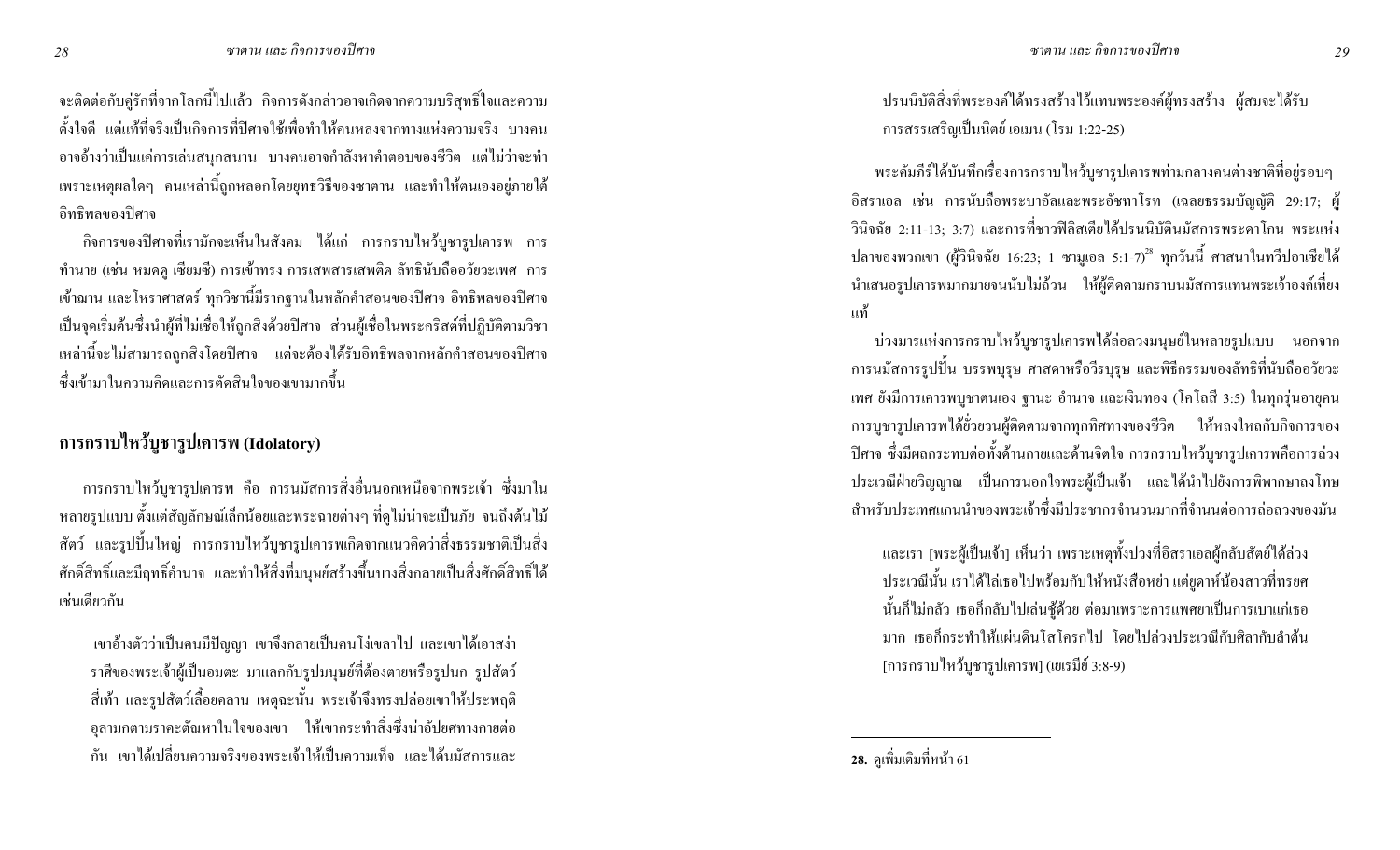จะติดต่อกับคู่รักที่จากโลกนี้ไปแล้ว กิจการดังกล่าวอาจเกิดจากความบริสุทธิ์ใจและความตั้งใจดี แต่แท้ที่จริงเป็นกิจการที่ปีศาจใช้เพื่อทำให้คนหลงจากทางแห่งความจริง บางคนอาจอ้างว่าเป็นแค่การเล่นสนุกสนาน บางคนอาจกำลังหาคำตอบของชีวิต แต่ไม่ว่าจะทำเพราะเหตุผลใดๆ คนเหล่านี้ถูกหลอกโดยยุทธวิธีของซาตาน และทำให้ตนเองอยู่ภายใต้อิทธิพลของปีศาจ

กิจการของปีศาจที่เรามักจะเห็นในสังคม ได้แก่ การกราบไหว้บูชารูปเคารพ การทำนาย (เช่น หมดดู เซียมซี) การเข้าทรง การเสพสารเสพติด ลัทธินับถืออวัยวะเพศ การเข้าฌาน และโหราศาสตร์ ทุกวิชานี้มีรากฐานในหลักคำสอนของปีศาจ อิทธิพลของปีศาจเป็นจุดเริ่มต้นซึ่งนำผู้ที่ไม่เชื่อให้ถูกสิงด้วยปีศาจ ส่วนผู้เชื่อในพระคริสต์ที่ปฏิบัติตามวิชาเหล่านี้จะไม่สามารถถูกสิงโดยปีศาจ แต่จะต้องได้รับอิทธิพลจากหลักคำสอนของปีศาจซึ่งเข้ามาในความคิดและการตัดสินใจของเขามากขึ้น

## การกราบไหว้บูชารูปเคารพ (Idolatory)

การกราบไหว้บูชารูปเคารพ คือ การนมัสการสิ่งอื่นนอกเหนือจากพระเจ้า ซึ่งมาในหลายรูปแบบ ตั้งแต่สัญลักษณ์เล็กน้อยและพระฉายต่างๆ ที่ดูไม่น่าจะเป็นภัย จนถึงต้นไม้ สัตว์ และรูปปั้นใหญ่ การกราบไหว้บูชารูปเคารพเกิดจากแนวคิดว่าสิ่งธรรมชาติเป็นสิ่งศักดิ์สิทธิ์และมีฤทธิ์อำนาจ และทำให้สิ่งที่มนุษย์สร้างขึ้นบางสิ่งกลายเป็นสิ่งศักดิ์สิทธิ์ได้เช่นเดียวกัน

> เขาอ้างตัวว่าเป็นคนมีปัญญา เขาจึงกลายเป็นคนโง่เขลาไป และเขาได้เอาสง่าราศีของพระเจ้าผู้เป็นอมตะ มาแลกกับรูปมนุษย์ที่ต้องตายหรือรูปนก รูปสัตว์สี่เท้า และรูปสัตว์เลื้อยคลาน เหตุฉะนั้น พระเจ้าจึงทรงปล่อยเขาให้ประพฤติอุลามกตามราคะตัณหาในใจของเขา ให้เขากระทำสิ่งซึ่งน่าอัปยศทางกายต่อกัน เขาได้เปลี่ยนความจริงของพระเจ้าให้เป็นความเท็จ และได้นมัสการและปรนนิบัติสิ่งที่พระองค์ได้ทรงสร้างไว้แทนพระองค์ผู้ทรงสร้าง ผู้สมควรได้รับการสรรเสริญเป็นนิตย์ เอเมน (โรม 1:22-25)

พระคัมภีร์ได้บันทึกเรื่องการกราบไหว้บูชารูปเคารพท่ามกลางคนต่างชาติที่อยู่รอบๆ อิสราเอล เช่น การนับถือพระบาอัลและพระอัชทาโรท (เฉลยธรรมบัญญัติ 29:17; ผู้วินิจฉัย 2:11-13; 3:7) และการที่ชาวฟีลิสเตียได้ปรนนิบัตินมัสการพระดาโกน พระแห่งปลาของพวกเขา (ผู้วินิจฉัย 16:23; 1 ซามูเอล 5:1-7)[28] ทุกวันนี้ ศาสนาในทวีปเอเชียได้นำเสนอรูปเคารพมากมายจนนับไม่ถ้วน ให้ผู้ติดตามกราบนมัสการแทนพระเจ้าองค์เที่ยงแท้

บ่วงมารแห่งการกราบไหว้บูชารูปเคารพได้ล่อลวงมนุษย์ในหลายรูปแบบ นอกจากการนมัสการรูปปั้น บรรพบุรุษ ศาสดาหรือวีรบุรุษ และพิธีกรรมของลัทธิที่นับถืออวัยวะเพศ ยังมีการเคารพบูชาตนเอง ฐานะ อำนาจ และเงินทอง (โคโลสี 3:5) ในทุกรุ่นอายุคน การบูชารูปเคารพได้ยั่วยวนผู้ติดตามจากทุกทิศทางของชีวิต ให้หลงใหลกับกิจการของปีศาจ ซึ่งมีผลกระทบต่อทั้งด้านกายและด้านจิตใจ การกราบไหว้บูชารูปเคารพคือการล่วงประเวณีฝ่ายวิญญาณ เป็นการนอกใจพระผู้เป็นเจ้า และได้นำไปยังการพิพากษาลงโทษสำหรับประเทศแกนนำของพระเจ้าซึ่งมีประชากรจำนวนมากที่จำนนต่อการล่อลวงของมัน

> และเรา [พระผู้เป็นเจ้า] เห็นว่า เพราะเหตุทั้งปวงที่อิสราเอลผู้กลับสัตย์ได้ล่วงประเวณีนั้น เราได้ไล่เธอไปพร้อมกับให้หนังสือหย่า แต่ยูดาห์น้องสาวที่ทรยศนั้นก็ไม่กลัว เธอก็กลับไปเล่นชู้ด้วย ต่อมาเพราะการแพศยาเป็นการเบาแก่เธอมาก เธอก็กระทำให้แผ่นดินโสโครกไป โดยไปล่วงประเวณีกับศิลากับลำต้น [การกราบไหว้บูชารูปเคารพ] (เยเรมีย์ 3:8-9)

---

**28.** ดูเพิ่มเติมที่หน้า 61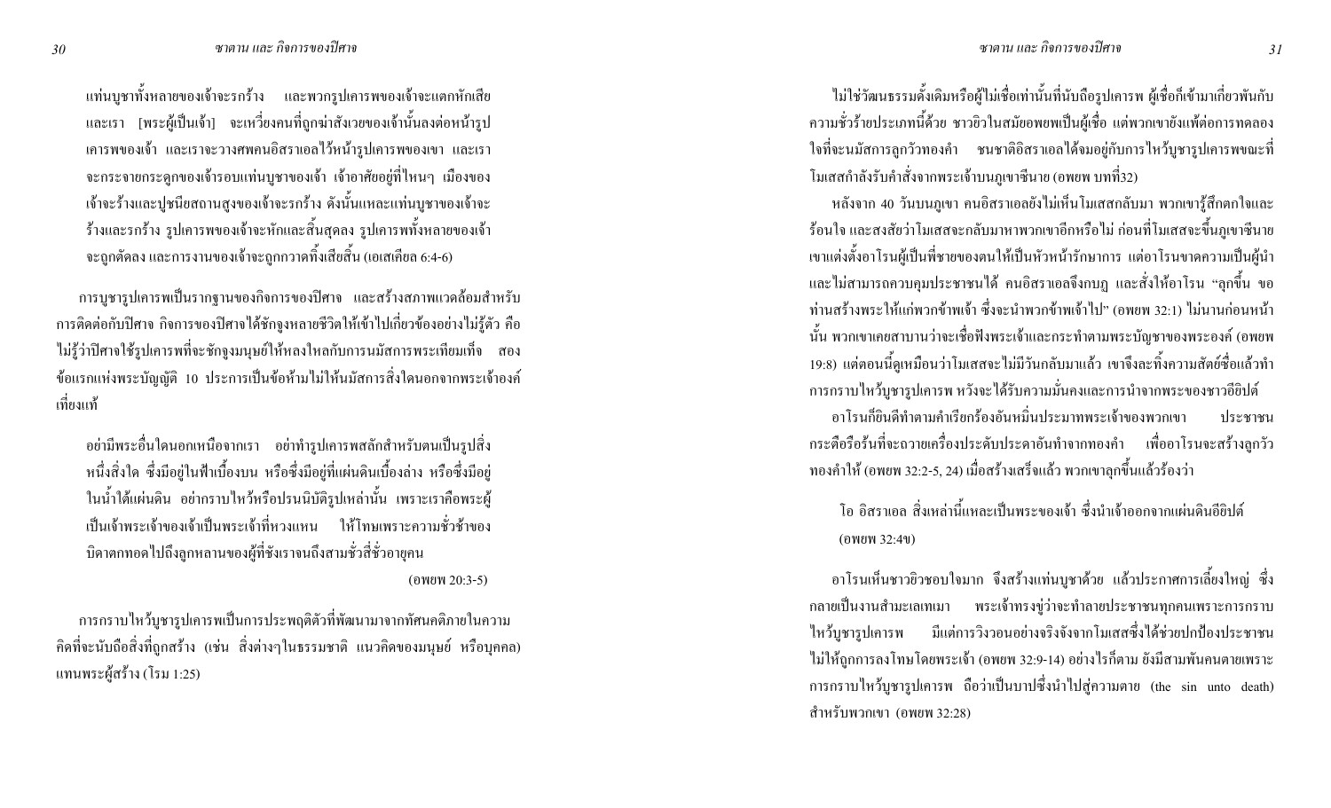แท่นบูชาทั้งหลายของเจ้าจะรกร้าง และพวกรูปเคารพของเจ้าจะแตกหักเสีย และเรา [พระผู้เป็นเจ้า] จะเหวี่ยงคนที่ถูกฆ่าสังเวยของเจ้านั้นลงต่อหน้ารูปเคารพของเจ้า และเราจะวางศพคนอิสราเอลไว้หน้ารูปเคารพของเขา และเราจะกระจายกระดูกของเจ้ารอบแท่นบูชาของเจ้า เจ้าอาศัยอยู่ที่ไหนๆ เมืองของเจ้าจะร้างและปูชนียสถานสูงของเจ้าจะรกร้าง ดังนั้นแหละแท่นบูชาของเจ้าจะร้างและรกร้าง รูปเคารพของเจ้าจะหักและสิ้นสุดลง รูปเคารพทั้งหลายของเจ้าจะถูกตัดลง และการงานของเจ้าจะถูกกวาดทิ้งเสียสิ้น (เอเสเคียล 6:4-6)

การบูชารูปเคารพเป็นรากฐานของกิจการของปิศาจ และสร้างสภาพแวดล้อมสำหรับการติดต่อกับปิศาจ กิจการของปิศาจได้ชักจูงหลายชีวิตให้เข้าไปเกี่ยวข้องอย่างไม่รู้ตัว คือไม่รู้ว่าปิศาจใช้รูปเคารพที่จะชักจูงมนุษย์ให้หลงใหลกับการนมัสการพระเทียมเท็จ สองข้อแรกแห่งพระบัญญัติ 10 ประการเป็นข้อห้ามไม่ให้นมัสการสิ่งใดนอกจากพระเจ้าองค์เที่ยงแท้

อย่ามีพระอื่นใดนอกเหนือจากเรา อย่าทำรูปเคารพสลักสำหรับตนเป็นรูปสิ่งหนึ่งสิ่งใด ซึ่งมีอยู่ในฟ้าเบื้องบน หรือซึ่งมีอยู่ที่แผ่นดินเบื้องล่าง หรือซึ่งมีอยู่ในน้ำใต้แผ่นดิน อย่ากราบไหว้หรือปรนนิบัติรูปเหล่านั้น เพราะเราคือพระผู้เป็นเจ้าพระเจ้าของเจ้าเป็นพระเจ้าที่หวงแหน ให้โทษเพราะความชั่วช้าของบิดาตกทอดไปถึงลูกหลานของผู้ที่ชังเราจนถึงสามชั่วสี่ชั่วอายุคน

(อพยพ 20:3-5)

การกราบไหว้บูชารูปเคารพเป็นการประพฤติตัวที่พัฒนามาจากทัศนคติภายในความคิดที่จะนับถือสิ่งที่ถูกสร้าง (เช่น สิ่งต่างๆในธรรมชาติ แนวคิดของมนุษย์ หรือบุคคล) แทนพระผู้สร้าง (โรม 1:25)

ไม่ใช่วัฒนธรรมดั้งเดิมหรือผู้ไม่เชื่อเท่านั้นที่นับถือรูปเคารพ ผู้เชื่อก็เข้ามาเกี่ยวพันกับความชั่วร้ายประเภทนี้ด้วย ชาวยิวในสมัยอพยพเป็นผู้เชื่อ แต่พวกเขายังแพ้ต่อการทดลองใจที่จะนมัสการลูกวัวทองคำ ชนชาติอิสราเอลได้จมอยู่กับการไหว้บูชารูปเคารพขณะที่โมเสสกำลังรับคำสั่งจากพระเจ้าบนภูเขาซีนาย (อพยพ บทที่32)

หลังจาก 40 วันบนภูเขา คนอิสราเอลยังไม่เห็นโมเสสกลับมา พวกเขารู้สึกตกใจและร้อนใจ และสงสัยว่าโมเสสจะกลับมาหาพวกเขาอีกหรือไม่ ก่อนที่โมเสสจะขึ้นภูเขาซีนาย เขาแต่งตั้งอาโรนผู้เป็นพี่ชายของตนให้เป็นหัวหน้ารักษาการ แต่อาโรนขาดความเป็นผู้นำ และไม่สามารถควบคุมประชาชนได้ คนอิสราเอลจึงกบฏ และสั่งให้อาโรน "ลุกขึ้น ขอท่านสร้างพระให้แก่พวกข้าพเจ้า ซึ่งจะนำพวกข้าพเจ้าไป" (อพยพ 32:1) ไม่นานก่อนหน้านั้น พวกเขาเคยสาบานว่าจะเชื่อฟังพระเจ้าและกระทำตามพระบัญญาของพระองค์ (อพยพ 19:8) แต่ตอนนี้ดูเหมือนว่าโมเสสจะไม่มีวันกลับมาแล้ว เขาจึงละทิ้งความสัตย์ซื่อแล้วทำการกราบไหว้บูชารูปเคารพ หวังจะได้รับความมั่นคงและการนำจากพระของชาวอียิปต์

อาโรนก็ยินดีทำตามคำเรียกร้องอันหมิ่นประมาทพระเจ้าของพวกเขา ประชาชนกระตือรือร้นที่จะถวายเครื่องประดับประดาอันทำจากทองคำ เพื่ออาโรนจะสร้างลูกวัวทองคำให้ (อพยพ 32:2-5, 24) เมื่อสร้างเสร็จแล้ว พวกเขาลุกขึ้นแล้วร้องว่า

โอ อิสราเอล สิ่งเหล่านี้แหละเป็นพระของเจ้า ซึ่งนำเจ้าออกจากแผ่นดินอียิปต์ (อพยพ 32:4ข)

อาโรนเห็นชาวยิวชอบใจมาก จึงสร้างแท่นบูชาด้วย แล้วประกาศการเลี้ยงใหญ่ ซึ่งกลายเป็นงานสำมะเลเทเมา พระเจ้าทรงขู่ว่าจะทำลายประชาชนทุกคนเพราะการกราบไหว้บูชารูปเคารพ มีแต่การวิงวอนอย่างจริงจังจากโมเสสซึ่งได้ช่วยปกป้องประชาชนไม่ให้ถูกการลงโทษโดยพระเจ้า (อพยพ 32:9-14) อย่างไรก็ตาม ยังมีสามพันคนตายเพราะการกราบไหว้บูชารูปเคารพ ถือว่าเป็นบาปซึ่งนำไปสู่ความตาย (the sin unto death) สำหรับพวกเขา (อพยพ 32:28)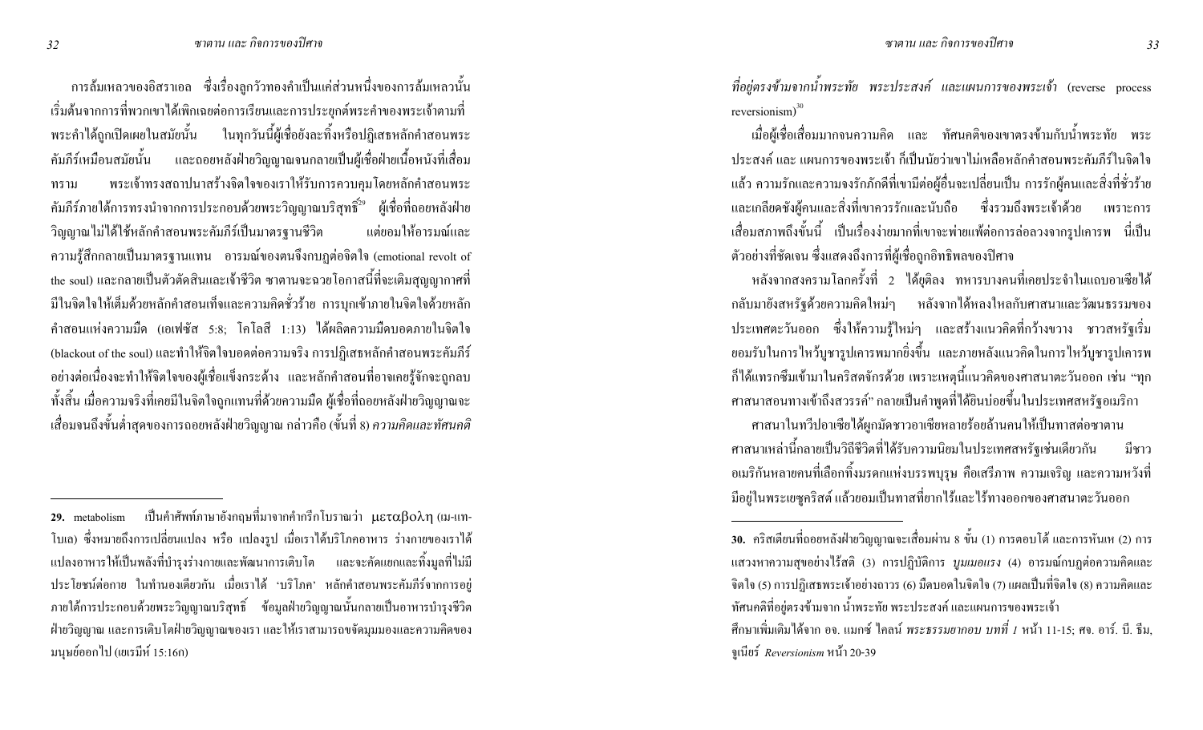การล้มเหลวของอิสราเอล ซึ่งเรื่องลูกวัวทองคำเป็นแค่ส่วนหนึ่งของการล้มเหลวนั้น เริ่มต้นจากการที่พวกเขาได้เพิกเฉยต่อการเรียนและการประยุกต์พระคำของพระเจ้าตามที่พระคำได้ถูกเปิดเผยในสมัยนั้น ในทุกวันนี้ผู้เชื่อยังละทิ้งหรือปฏิเสธหลักคำสอนพระคัมภีร์เหมือนสมัยนั้น และถอยหลังฝ่ายวิญญาณจนกลายเป็นผู้เชื่อฝ่ายเนื้อหนังที่เสื่อมทราม พระเจ้าทรงสถาปนาสร้างจิตใจของเราให้รับการควบคุมโดยหลักคำสอนพระคัมภีร์ภายใต้การทรงนำจากการประกอบด้วยพระวิญญาณบริสุทธิ์[29] ผู้เชื่อที่ถอยหลังฝ่ายวิญญาณไม่ได้ใช้หลักคำสอนพระคัมภีร์เป็นมาตรฐานชีวิต แต่ยอมให้อารมณ์และความรู้สึกกลายเป็นมาตรฐานแทน อารมณ์ของตนจึงกบฏต่อจิตใจ (emotional revolt of the soul) และกลายเป็นตัวตัดสินและเจ้าชีวิต ซาตานจะฉวยโอกาสนี้ที่จะเติมสุญญากาศที่มีในจิตใจให้เต็มด้วยหลักคำสอนเท็จและความคิดชั่วร้าย การบุกเข้าภายในจิตใจด้วยหลักคำสอนแห่งความมืด (เอเฟซัส 5:8; โคโลสี 1:13) ได้ผลิตความมืดบอดภายในจิตใจ (blackout of the soul) และทำให้จิตใจบอดต่อความจริง การปฏิเสธหลักคำสอนพระคัมภีร์อย่างต่อเนื่องจะทำให้จิตใจของผู้เชื่อแข็งกระด้าง และหลักคำสอนที่อาจเคยรู้จักจะถูกลบทั้งสิ้น เมื่อความจริงที่เคยมีในจิตใจถูกแทนที่ด้วยความมืด ผู้เชื่อที่ถอยหลังฝ่ายวิญญาณจะเสื่อมจนถึงขั้นต่ำสุดของการถอยหลังฝ่ายวิญญาณ กล่าวคือ (ขั้นที่ 8) *ความคิดและทัศนคติที่อยู่ตรงข้ามจากน้ำพระทัย พระประสงค์ และแผนการของพระเจ้า* (reverse process reversionism)[30]

เมื่อผู้เชื่อเสื่อมมากจนความคิด และ ทัศนคติของเขาตรงข้ามกับน้ำพระทัย พระประสงค์ และ แผนการของพระเจ้า ก็เป็นนัยว่าเขาไม่เหลือหลักคำสอนพระคัมภีร์ในจิตใจแล้ว ความรักและความจงรักภักดีที่เขามีต่อผู้อื่นจะเปลี่ยนเป็น การรักผู้คนและสิ่งที่ชั่วร้าย และเกลียดชังผู้คนและสิ่งที่เขาควรรักและนับถือ ซึ่งรวมถึงพระเจ้าด้วย เพราะการเสื่อมสภาพถึงขั้นนี้ เป็นเรื่องง่ายมากที่เขาจะพ่ายแพ้ต่อการล่อลวงจากรูปเคารพ นี่เป็นตัวอย่างที่ชัดเจน ซึ่งแสดงถึงการที่ผู้เชื่อถูกอิทธิพลของปีศาจ

หลังจากสงครามโลกครั้งที่ 2 ได้ยุติลง ทหารบางคนที่เคยประจำในแถบอาเซียได้กลับมายังสหรัฐด้วยความคิดใหม่ๆ หลังจากได้หลงใหลกับศาสนาและวัฒนธรรมของประเทศตะวันออก ซึ่งให้ความรู้ใหม่ๆ และสร้างแนวคิดที่กว้างขวาง ชาวสหรัฐเริ่มยอมรับในการไหว้บูชารูปเคารพมากยิ่งขึ้น และภายหลังแนวคิดในการไหว้บูชารูปเคารพก็ได้แทรกซึมเข้ามาในคริสตจักรด้วย เพราะเหตุนี้แนวคิดของศาสนาตะวันออก เช่น "ทุกศาสนาสอนทางเข้าถึงสวรรค์" กลายเป็นคำพูดที่ได้ยินบ่อยขึ้นในประเทศสหรัฐอเมริกา

ศาสนาในทวีปอาเซียได้ผูกมัดชาวอาเซียหลายร้อยล้านคนให้เป็นทาสต่อซาตาน ศาสนาเหล่านี้กลายเป็นวิถีชีวิตที่ได้รับความนิยมในประเทศสหรัฐเช่นเดียวกัน มีชาวอเมริกันหลายคนที่เลือกทิ้งมรดกแห่งบรรพบุรุษ คือเสรีภาพ ความเจริญ และความหวังที่มีอยู่ในพระเยซูคริสต์ แล้วยอมเป็นทาสที่ยากไร้และไร้ทางออกของศาสนาตะวันออก

---

**29.** metabolism เป็นคำศัพท์ภาษาอังกฤษที่มาจากคำกรีกโบราณว่า μεταβολη (เม-แท-โบเล) ซึ่งหมายถึงการเปลี่ยนแปลง หรือ แปลงรูป เมื่อเราได้บริโภคอาหาร ร่างกายของเราได้แปลงอาหารให้เป็นพลังที่บำรุงร่างกายและพัฒนาการเติบโต และจะคัดแยกและทิ้งมูลที่ไม่มีประโยชน์ต่อกาย ในทำนองเดียวกัน เมื่อเราได้ 'บริโภค' หลักคำสอนพระคัมภีร์จากการอยู่ภายใต้การประกอบด้วยพระวิญญาณบริสุทธิ์ ข้อมูลฝ่ายวิญญาณนั้นกลายเป็นอาหารบำรุงชีวิตฝ่ายวิญญาณ และการเติบโตฝ่ายวิญญาณของเรา และให้เราสามารถขจัดมุมมองและความคิดของมนุษย์ออกไป (เยเรมีห์ 15:16ก)

**30.** คริสเตียนที่ถอยหลังฝ่ายวิญญาณจะเสื่อมผ่าน 8 ขั้น (1) การตอบโต้ และการหันเห (2) การแสวงหาความสุขอย่างไร้สติ (3) การปฏิบัติการ *บูมเมอแรง* (4) อารมณ์กบฏต่อความคิดและจิตใจ (5) การปฏิเสธพระเจ้าอย่างถาวร (6) มืดบอดในจิตใจ (7) แผลเป็นที่จิตใจ (8) ความคิดและทัศนคติที่อยู่ตรงข้ามจาก น้ำพระทัย พระประสงค์ และแผนการของพระเจ้า
ศึกษาเพิ่มเติมได้จาก อจ. แมกซ์ ไคลน์ *พระธรรมยากอบ บทที่ 1* หน้า 11-15; ศจ. อาร์. บี. ธีม, จูเนียร์ *Reversionism* หน้า 20-39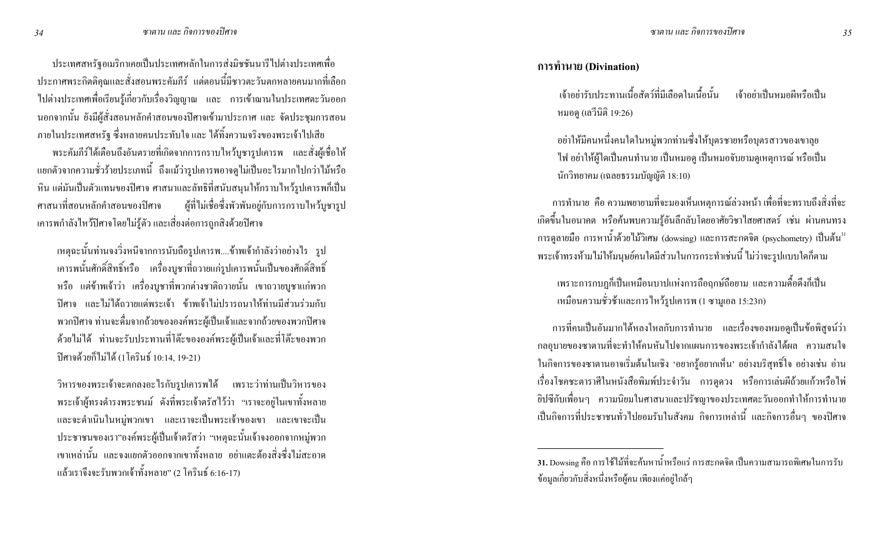ประเทศสหรัฐอเมริกาเคยเป็นประเทศหลักในการส่งมิชชันนารีไปต่างประเทศเพื่อประกาศพระกิตติคุณและสั่งสอนพระคัมภีร์ แต่ตอนนี้มีชาวตะวันตกหลายคนมากที่เลือกไปต่างประเทศเพื่อเรียนรู้เกี่ยวกับเรื่องวิญญาณ และ การเข้าฌานในประเทศตะวันออก นอกจากนั้น ยังมีผู้สั่งสอนหลักคำสอนของปีศาจเข้ามาประกาศ และ จัดประชุมการสอนภายในประเทศสหรัฐ ซึ่งหลายคนประทับใจ และ ได้ทิ้งความจริงของพระเจ้าไปเสีย

พระคัมภีร์ได้เตือนถึงอันตรายที่เกิดจากการกราบไหว้บูชารูปเคารพ และสั่งผู้เชื่อให้แยกตัวจากความชั่วร้ายประเภทนี้ ถึงแม้ว่ารูปเคารพอาจดูไม่เป็นอะไรมากไปกว่าไม้หรือหิน แต่มันเป็นตัวแทนของปีศาจ ศาสนาและลัทธิที่สนับสนุนให้กราบไหว้รูปเคารพก็เป็นศาสนาที่สอนหลักคำสอนของปีศาจ ผู้ที่ไม่เชื่อซึ่งพัวพันอยู่กับการกราบไหว้บูชารูปเคารพกำลังไหว้ปีศาจโดยไม่รู้ตัว และเสี่ยงต่อการถูกสิงด้วยปีศาจ

> เหตุฉะนั้นท่านจงวิ่งหนีจากการนับถือรูปเคารพ....ข้าพเจ้ากำลังว่าอย่างไร รูปเคารพนั้นศักดิ์สิทธิ์หรือ เครื่องบูชาที่ถวายแก่รูปเคารพนั้นเป็นของศักดิ์สิทธิ์หรือ แต่ข้าพเจ้าว่า เครื่องบูชาที่พวกต่างชาติถวายนั้น เขาถวายบูชาแก่พวกปีศาจ และไม่ได้ถวายแด่พระเจ้า ข้าพเจ้าไม่ปรารถนาให้ท่านมีส่วนร่วมกับพวกปีศาจ ท่านจะดื่มจากถ้วยขององค์พระผู้เป็นเจ้าและจากถ้วยของพวกปีศาจด้วยไม่ได้ ท่านจะรับประทานที่โต๊ะขององค์พระผู้เป็นเจ้าและที่โต๊ะของพวกปีศาจด้วยก็ไม่ได้ (1 โครินธ์ 10:14, 19-21)

> วิหารของพระเจ้าจะตกลงอะไรกับรูปเคารพได้ เพราะว่าท่านเป็นวิหารของพระเจ้าผู้ทรงดำรงพระชนม์ ดังที่พระเจ้าตรัสไว้ว่า "เราจะอยู่ในเขาทั้งหลาย และจะดำเนินในหมู่พวกเขา และเราจะเป็นพระเจ้าของเขา และเขาจะเป็นประชาชนของเรา"องค์พระผู้เป็นเจ้าตรัสว่า "เหตุฉะนั้นเจ้าจงออกจากหมู่พวกเขาเหล่านั้น และจงแยกตัวออกจากเขาทั้งหลาย อย่าแตะต้องสิ่งซึ่งไม่สะอาด แล้วเราจึงจะรับพวกเจ้าทั้งหลาย" (2 โครินธ์ 6:16-17)

## การทำนาย (Divination)

> เจ้าอย่ารับประทานเนื้อสัตว์ที่มีเลือดในเนื้อนั้น เจ้าอย่าเป็นหมอผีหรือเป็นหมอดู (เลวีนิติ 19:26)

> อย่าให้มีคนหนึ่งคนใดในหมู่พวกท่านซึ่งให้บุตรชายหรือบุตรสาวของเขาลุยไฟ อย่าให้ผู้ใดเป็นคนทำนาย เป็นหมอดู เป็นหมอจับยามดูเหตุการณ์ หรือเป็นนักวิทยาคม (เฉลยธรรมบัญญัติ 18:10)

การทำนาย คือ ความพยายามที่จะมองเห็นเหตุการณ์ล่วงหน้า เพื่อที่จะทราบถึงสิ่งที่จะเกิดขึ้นในอนาคต หรือค้นพบความรู้อันลึกลับโดยอาศัยวิชาไสยศาสตร์ เช่น ผ่านคนทรง การดูลายมือ การหาน้ำด้วยไม้วิเศษ (dowsing) และการสะกดจิต (psychometry) เป็นต้น[31] พระเจ้าทรงห้ามไม่ให้มนุษย์คนใดมีส่วนในการกระทำเช่นนี้ ไม่ว่าจะรูปแบบใดก็ตาม

> เพราะการกบฏก็เป็นเหมือนบาปแห่งการถือฤกษ์ถือยาม และความดื้อดึงก็เป็นเหมือนความชั่วช้าและการไหว้รูปเคารพ (1 ซามูเอล 15:23ก)

การที่คนเป็นอันมากได้หลงใหลกับการทำนาย และเรื่องของหมอดูเป็นข้อพิสูจน์ว่ากลอุบายของซาตานที่จะทำให้คนหันไปจากแผนการของพระเจ้ากำลังได้ผล ความสนใจในกิจการของซาตานอาจเริ่มต้นในเชิง 'อยากรู้อยากเห็น' อย่างบริสุทธิ์ใจ อย่างเช่น อ่านเรื่องโชคชะตาราศีในหนังสือพิมพ์ประจำวัน การดูดวง หรือการเล่นผีถ้วยแก้วหรือไพ่ยิปซีกับเพื่อนๆ ความนิยมในศาสนาและปรัชญาของประเทศตะวันออกทำให้การทำนายเป็นกิจการที่ประชาชนทั่วไปยอมรับในสังคม กิจการเหล่านี้ และกิจการอื่นๆ ของปีศาจ

---

**31.** Dowsing คือ การใช้ไม้ที่จะค้นหาน้ำหรือแร่ การสะกดจิต เป็นความสามารถพิเศษในการรับข้อมูลเกี่ยวกับสิ่งหนึ่งหรือผู้คน เพียงแค่อยู่ใกล้ๆ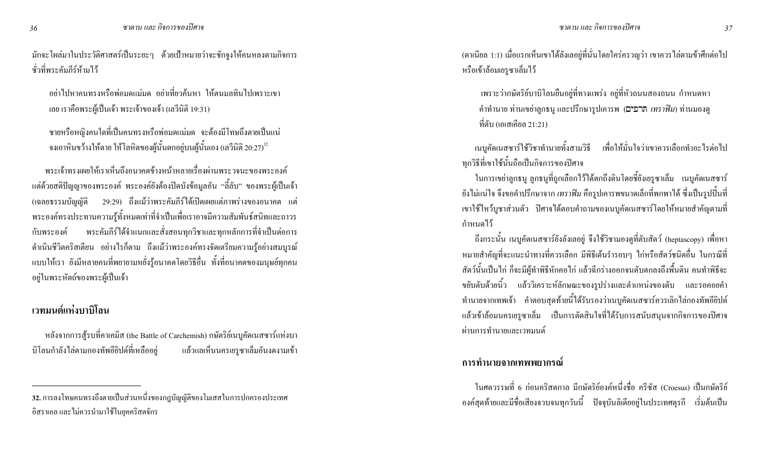มักจะโผล่มาในประวัติศาสตร์เป็นระยะๆ ด้วยเป้าหมายว่าจะชักจูงให้คนหลงตามกิจการชั่วที่พระคัมภีร์ห้ามไว้

> อย่าไปหาคนทรงหรือพ่อมดแม่มด อย่าเที่ยวค้นหา ให้ตนมลทินไปเพราะเขาเลย เราคือพระผู้เป็นเจ้า พระเจ้าของเจ้า (เลวีนิติ 19:31)

> ชายหรือหญิงคนใดที่เป็นคนทรงหรือพ่อมดแม่มด จะต้องมีโทษถึงตายเป็นแน่ จงเอาหินขว้างให้ตาย ให้โลหิตของผู้นั้นตกอยู่บนผู้นั้นเอง (เลวีนิติ 20:27)[32]

พระเจ้าทรงเผยให้เราเห็นถึงอนาคตข้างหน้าหลายเรื่องผ่านพระวจนะของพระองค์ แต่ด้วยสติปัญญาของพระองค์ พระองค์ยังต้องปิดบังข้อมูลอัน "ลี้ลับ" ของพระผู้เป็นเจ้า (เฉลยธรรมบัญญัติ 29:29) ถึงแม้ว่าพระคัมภีร์ได้เปิดเผยแต่ภาพร่างของอนาคต แต่พระองค์ทรงประทานความรู้ทั้งหมดเท่าที่จำเป็นเพื่อเราอาจมีความสัมพันธ์สนิทและถาวรกับพระองค์ พระคัมภีร์ได้จำแนกและสั่งสอนทุกวิชาและทุกหลักการที่จำเป็นต่อการดำเนินชีวิตคริสเตียน อย่างไรก็ตาม ถึงแม้ว่าพระองค์ทรงจัดเตรียมความรู้อย่างสมบูรณ์แบบให้เรา ยังมีหลายคนที่พยายามหยั่งรู้อนาคตโดยวิธีอื่น ทั้งที่อนาคตของมนุษย์ทุกคนอยู่ในพระหัตถ์ของพระผู้เป็นเจ้า

## เวทมนต์แห่งบาบิโลน

หลังจากการสู้รบที่คาเคมิส (the Battle of Carchemish) กษัตริย์เนบูคัดเนสซาร์แห่งบาบิโลนกำลังไล่ตามกองทัพอียิปต์ที่เหลืออยู่ แล้วแลเห็นนครเยรูซาเล็มอันงดงามเข้า (ดาเนียล 1:1) เมื่อแรกเห็นเขาได้ลังเลอยู่ที่นั่นโดยใคร่ครวญว่า เขาควรไล่ตามข้าศึกต่อไปหรือเข้าล้อมเยรูซาเล็มไว้

> เพราะว่ากษัตริย์บาบิโลนยืนอยู่ที่ทางแพร่ง อยู่ที่หัวถนนสองถนน กำหนดหาคำทำนาย ท่านเขย่าลูกธนู และปรึกษารูปเคารพ (תרפים *เทราฟีม*) ท่านมองดูที่ตับ (เอเสเคียล 21:21)

เนบูคัดเนสซาร์ใช้วิชาทำนายทั้งสามวิธี เพื่อให้มั่นใจว่าเขาควรเลือกทำอะไรต่อไป ทุกวิธีที่เขาใช้นั้นถือเป็นกิจการของปีศาจ

ในการเขย่าลูกธนู ลูกธนูที่ถูกเลือกไว้ได้ตกถึงดินโดยชี้ยังเยรูซาเล็ม เนบูคัดเนสซาร์ยังไม่แน่ใจ จึงขอคำปรึกษาจาก *เทราฟีม* คือรูปเคารพขนาดเล็กที่พกพาได้ ซึ่งเป็นรูปปั้นที่เขาใช้ไหว้บูชาส่วนตัว ปีศาจได้ตอบคำถามของเนบูคัดเนสซาร์โดยให้หมายสำคัญตามที่กำหนดไว้

ถึงกระนั้น เนบูคัดเนสซาร์ยังลังเลอยู่ จึงใช้วิชามองดูที่ตับสัตว์ (heptascopy) เพื่อหาหมายสำคัญที่จะแนะนำทางที่ควรเลือก มีพิธีเต้นรำรอบๆ ไก่หรือสัตว์ชนิดอื่น ในกรณีที่สัตว์นั้นเป็นไก่ ก็จะมีผู้ทำพิธีหักคอไก่ แล้วฉีกร่างออกจนตับตกลงถึงพื้นดิน คนทำพิธีจะขยับตับด้วยนิ้ว แล้ววิเคราะห์ลักษณะของรูปร่างและตำแหน่งของตับ และรอคอยคำทำนายจากเทพเจ้า คำตอบสุดท้ายนี้ได้รับรองว่าเนบูคัดเนสซาร์ควรเลิกไล่กองทัพอียิปต์ แล้วเข้าล้อมนครเยรูซาเล็ม เป็นการตัดสินใจที่ได้รับการสนับสนุนจากกิจการของปีศาจผ่านการทำนายและเวทมนต์

## การทำนายจากเทพพยากรณ์

ในศตวรรษที่ 6 ก่อนคริสตกาล มีกษัตริย์องค์หนึ่งชื่อ ครีซัส (Croesus) เป็นกษัตริย์องค์สุดท้ายและมีชื่อเสียงจวบจนทุกวันนี้ ปัจจุบันลิเดียอยู่ในประเทศตุรกี เริ่มต้นเป็น

---

[32] การลงโทษคนทรงถึงตายเป็นส่วนหนึ่งของกฎบัญญัติของโมเสสในการปกครองประเทศอิสราเอล และไม่ควรนำมาใช้ในยุคคริสตจักร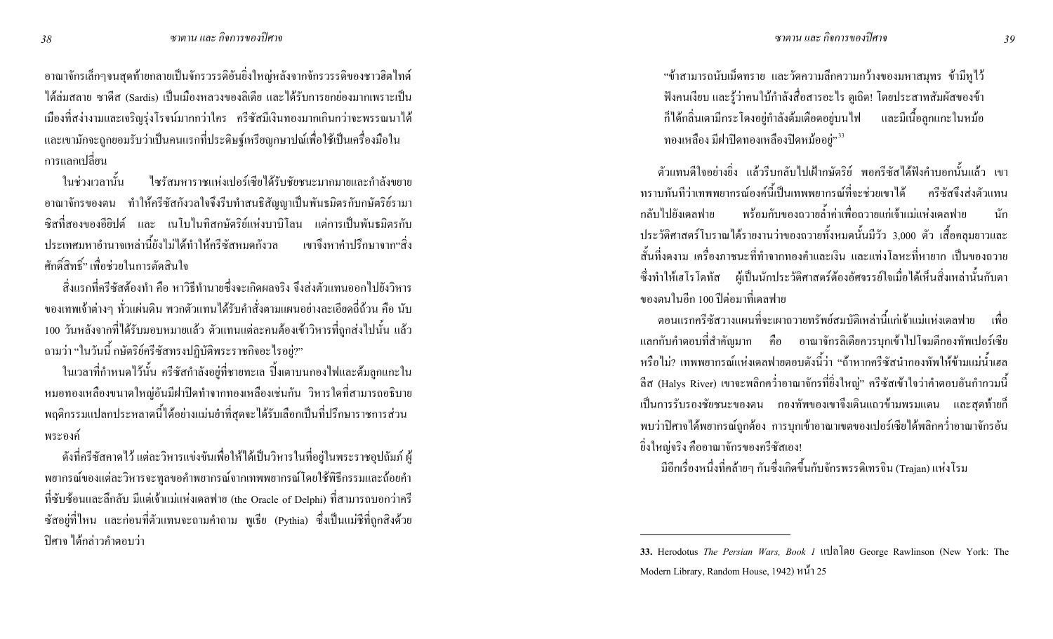อาณาจักรเล็กๆจนสุดท้ายกลายเป็นจักรวรรดิอันยิ่งใหญ่หลังจากจักรวรรดิของชาวฮิตไทต์ได้ล่มสลาย ซาดีส (Sardis) เป็นเมืองหลวงของลิเดีย และได้รับการยกย่องมากเพราะเป็นเมืองที่สง่างามและเจริญรุ่งโรจน์มากกว่าใคร ครีซัสมีเงินทองมากเกินกว่าจะพรรณนาได้ และเขามักจะถูกยอมรับว่าเป็นคนแรกที่ประดิษฐ์เหรียญกษาปณ์เพื่อใช้เป็นเครื่องมือในการแลกเปลี่ยน

ในช่วงเวลานั้น ไซรัสมหาราชแห่งเปอร์เซียได้รับชัยชนะมากมายและกำลังขยายอาณาจักรของตน ทำให้ครีซัสกังวลใจจึงรีบทำสนธิสัญญาเป็นพันธมิตรกับกษัตริย์รามาซิสที่สองของอียิปต์ และ เนโบไนนิดกษัตริย์แห่งบาบิโลน แต่การเป็นพันธมิตรกับประเทศมหาอำนาจเหล่านี้ยังไม่ได้ทำให้ครีซัสหมดกังวล เขาจึงหาคำปรึกษาจาก"สิ่งศักดิ์สิทธิ์" เพื่อช่วยในการตัดสินใจ

สิ่งแรกที่ครีซัสต้องทำ คือ หาวิธีทำนายซึ่งจะเกิดผลจริง จึงส่งตัวแทนออกไปยังวิหารของเทพเจ้าต่างๆ ทั่วแผ่นดิน พวกตัวแทนได้รับคำสั่งตามแผนอย่างละเอียดถี่ถ้วน คือ นับ 100 วันหลังจากที่ได้รับมอบหมายแล้ว ตัวแทนแต่ละคนต้องเข้าวิหารที่ถูกส่งไปนั้น แล้วถามว่า "ในวันนี้ กษัตริย์ครีซัสทรงปฏิบัติพระราชกิจจะไรอยู่?"

ในเวลาที่กำหนดไว้นั้น ครีซัสกำลังอยู่ที่ชายทะเล ปิ้งเตาบนกองไฟและต้มลูกแกะในหมอทองเหลืองขนาดใหญ่อันมีฝาปิดทำจากทองเหลืองเช่นกัน วิหารใดที่สามารถอธิบายพฤติกรรมแปลกประหลาดนี้ได้อย่างแม่นยำที่สุดจะได้รับเลือกเป็นที่ปรึกษาราชการส่วนพระองค์

ดังที่ครีซัสคาดไว้ แต่ละวิหารแข่งขันเพื่อให้ได้เป็นวิหารในที่อยู่ในพระราชอุปถัมภ์ ผู้พยากรณ์ของแต่ละวิหารจะทูลขอคำพยากรณ์จากเทพพยากรณ์โดยใช้พิธีกรรมและถ้อยคำที่ซับซ้อนและลึกลับ มีแต่เจ้าแม่แห่งเดลฟาย (the Oracle of Delphi) ที่สามารถบอกว่าครีซัสอยู่ที่ไหน และก่อนที่ตัวแทนจะถามคำถาม พูเธีย (Pythia) ซึ่งเป็นแม่ชีที่ถูกสิงด้วยปีศาจ ได้กล่าวคำตอบว่า

"ข้าสามารถนับเม็ดทราย และวัดความลึกความกว้างของมหาสมุทร ข้ามีหูไว้ฟังคนเงียบ และรู้ว่าคนใบ้กำลังสื่อสารอะไร ดูเถิด! โดยประสาทสัมผัสของข้าก็ได้กลิ่นเต่ามีกระดองอยู่กำลังต้มเดือดอยู่บนไฟ และมีเนื้อลูกแกะในหม้อทองเหลือง มีฝาปิดทองเหลืองปิดหม้ออยู่"[33]

ตัวแทนดีใจอย่างยิ่ง แล้วรีบกลับไปเฝ้ากษัตริย์ พอครีซัสได้ฟังคำบอกนั้นแล้ว เขาทราบทันทีว่าเทพพยากรณ์องค์นี้เป็นเทพพยากรณ์ที่จะช่วยเขาได้ ครีซัสจึงส่งตัวแทนกลับไปยังเดลฟาย พร้อมกับของถวายล้ำค่าเพื่อถวายแก่เจ้าแม่แห่งเดลฟาย นักประวัติศาสตร์โบราณได้รายงานว่าของถวายทั้งหมดนั้นมีวัว 3,000 ตัว เสื้อคลุมยาวและสั้นที่งดงาม เครื่องภาชนะที่ทำจากทองคำและเงิน และแท่งโลหะที่หายาก เป็นของถวายซึ่งทำให้เฮโรโดทัส ผู้เป็นนักประวัติศาสตร์ต้องอัศจรรย์ใจเมื่อได้เห็นสิ่งเหล่านั้นกับตาของตนในอีก 100 ปีต่อมาที่เดลฟาย

ตอนแรกครีซัสวางแผนที่จะเผาถวายทรัพย์สมบัติเหล่านี้แก่เจ้าแม่แห่งเดลฟาย เพื่อแลกกับคำตอบที่สำคัญมาก คือ อาณาจักรลิเดียควรบุกเข้าไปโจมตีกองทัพเปอร์เซียหรือไม่? เทพพยากรณ์แห่งเดลฟายตอบดังนี้ว่า "ถ้าหากครีซัสนำกองทัพให้ข้ามแม่น้ำแฮลลีส (Halys River) เขาจะพลิกคว่ำอาณาจักรที่ยิ่งใหญ่" ครีซัสเข้าใจว่าคำตอบอันกำกวมนี้เป็นการรับรองชัยชนะของตน กองทัพของเขาจึงเดินแถวข้ามพรมแดน และสุดท้ายก็พบว่าปีศาจได้พยากรณ์ถูกต้อง การบุกเข้าอาณาเขตของเปอร์เซียได้พลิกคว่ำอาณาจักรอันยิ่งใหญ่จริง คืออาณาจักรของครีซัสเอง!

มีอีกเรื่องหนึ่งที่คล้ายๆ กันซึ่งเกิดขึ้นกับจักรพรรดิเทรจิน (Trajan) แห่งโรม

---

**33.** Herodotus *The Persian Wars, Book 1* แปลโดย George Rawlinson (New York: The Modern Library, Random House, 1942) หน้า 25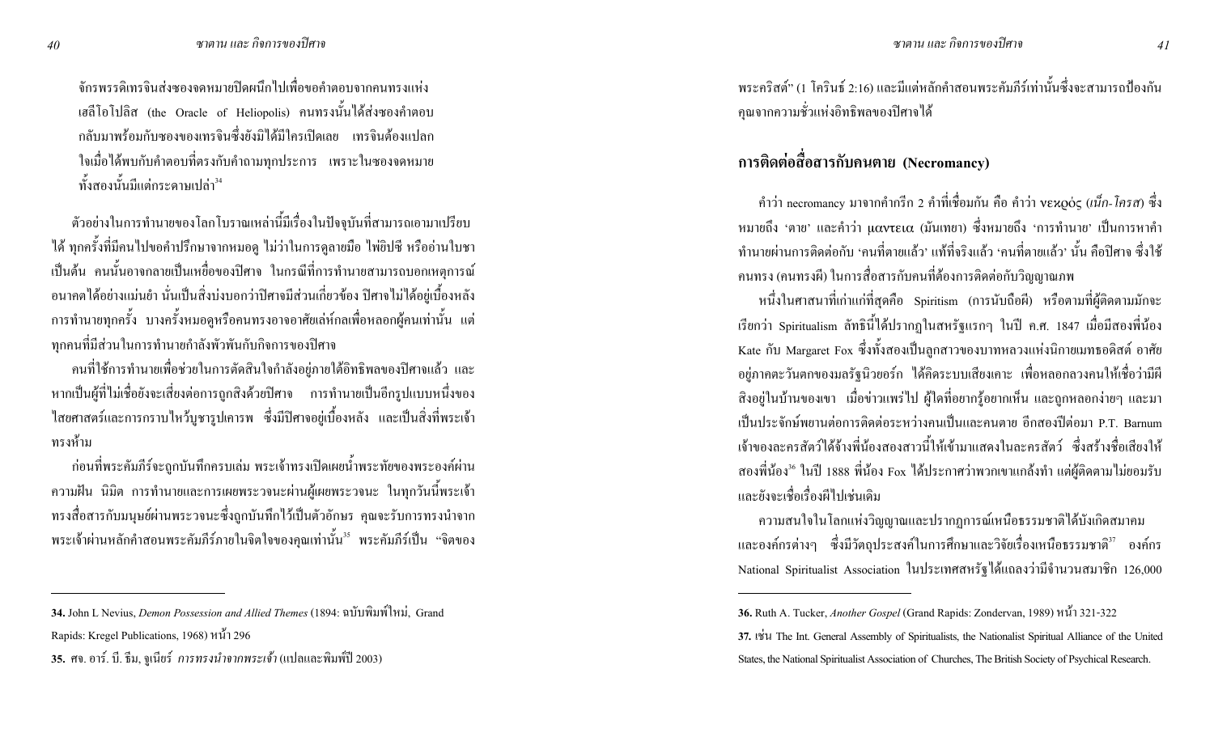จักรพรรดิเทรจินส่งซองจดหมายปิดผนึกไปเพื่อขอคำตอบจากคนทรงแห่งเฮลีโอโปลิส (the Oracle of Heliopolis) คนทรงนั้นได้ส่งซองคำตอบกลับมาพร้อมกับซองของเทรจินซึ่งยังมิได้มีใครเปิดเลย เทรจินต้องแปลกใจเมื่อได้พบกับคำตอบที่ตรงกับคำถามทุกประการ เพราะในซองจดหมายทั้งสองนั้นมีแต่กระดาษเปล่า[34]

ตัวอย่างในการทำนายของโลกโบราณเหล่านี้มีเรื่องในปัจจุบันที่สามารถเอามาเปรียบได้ ทุกครั้งที่มีคนไปขอคำปรึกษาจากหมอดู ไม่ว่าในการดูลายมือ ไพ่ยิปซี หรืออ่านใบชาเป็นต้น คนนั้นอาจกลายเป็นเหยื่อของปีศาจ ในกรณีที่การทำนายสามารถบอกเหตุการณ์อนาคตได้อย่างแม่นยำ นั่นเป็นสิ่งบ่งบอกว่าปีศาจมีส่วนเกี่ยวข้อง ปีศาจไม่ได้อยู่เบื้องหลังการทำนายทุกครั้ง บางครั้งหมอดูหรือคนทรงอาจอาศัยเล่ห์กลเพื่อหลอกผู้คนเท่านั้น แต่ทุกคนที่มีส่วนในการทำนายกำลังพัวพันกับกิจการของปีศาจ

คนที่ใช้การทำนายเพื่อช่วยในการตัดสินใจกำลังอยู่ภายใต้อิทธิพลของปีศาจแล้ว และหากเป็นผู้ที่ไม่เชื่อยังจะเสี่ยงต่อการถูกสิงด้วยปีศาจ การทำนายเป็นอีกรูปแบบหนึ่งของไสยศาสตร์และการกราบไหว้บูชารูปเคารพ ซึ่งมีปีศาจอยู่เบื้องหลัง และเป็นสิ่งที่พระเจ้าทรงห้าม

ก่อนที่พระคัมภีร์จะถูกบันทึกครบเล่ม พระเจ้าทรงเปิดเผยน้ำพระทัยของพระองค์ผ่านความฝัน นิมิต การทำนายและการเผยพระวจนะผ่านผู้เผยพระวจนะ ในทุกวันนี้พระเจ้าทรงสื่อสารกับมนุษย์ผ่านพระวจนะซึ่งถูกบันทึกไว้เป็นตัวอักษร คุณจะรับการทรงนำจากพระเจ้าผ่านหลักคำสอนพระคัมภีร์ภายในจิตใจของคุณเท่านั้น[35] พระคัมภีร์เป็น "จิตของพระคริสต์" (1 โครินธ์ 2:16) และมีแต่หลักคำสอนพระคัมภีร์เท่านั้นซึ่งจะสามารถป้องกันคุณจากความชั่วแห่งอิทธิพลของปีศาจได้

## การติดต่อสื่อสารกับคนตาย (Necromancy)

คำว่า necromancy มาจากคำกรีก 2 คำที่เชื่อมกัน คือ คำว่า νεκρός (*เน็ก-โครส*) ซึ่งหมายถึง 'ตาย' และคำว่า μαντεια (มันเทยา) ซึ่งหมายถึง 'การทำนาย' เป็นการหาคำทำนายผ่านการติดต่อกับ 'คนที่ตายแล้ว' แท้ที่จริงแล้ว 'คนที่ตายแล้ว' นั้น คือปีศาจ ซึ่งใช้คนทรง (คนทรงผี) ในการสื่อสารกับคนที่ต้องการติดต่อกับวิญญาณภพ

หนึ่งในศาสนาที่เก่าแก่ที่สุดคือ Spiritism (การนับถือผี) หรือตามที่ผู้ติดตามมักจะเรียกว่า Spiritualism ลัทธินี้ได้ปรากฏในสหรัฐแรกๆ ในปี ค.ศ. 1847 เมื่อมีสองพี่น้อง Kate กับ Margaret Fox ซึ่งทั้งสองเป็นลูกสาวของบาทหลวงแห่งนิกายเมทอดิสต์ อาศัยอยู่ภาคตะวันตกของมลรัฐนิวยอร์ก ได้คิดระบบเสียงเคาะ เพื่อหลอกลวงคนให้เชื่อว่ามีสิ่งอยู่ในบ้านของเขา เมื่อข่าวแพร่ไป ผู้ใดที่อยากรู้อยากเห็น และถูกหลอกง่ายๆ และมาเป็นประจักษ์พยานต่อการติดต่อระหว่างคนเป็นและคนตาย อีกสองปีต่อมา P.T. Barnum เจ้าของละครสัตว์ได้จ้างพี่น้องสองสาวนี้ให้เข้ามาแสดงในละครสัตว์ ซึ่งสร้างชื่อเสียงให้สองพี่น้อง[36] ในปี 1888 พี่น้อง Fox ได้ประกาศว่าพวกเขาแกล้งทำ แต่ผู้ติดตามไม่ยอมรับและยังจะเชื่อเรื่องผีไปเช่นเดิม

ความสนใจในโลกแห่งวิญญาณและปรากฏการณ์เหนือธรรมชาติได้บังเกิดสมาคมและองค์กรต่างๆ ซึ่งมีวัตถุประสงค์ในการศึกษาและวิจัยเรื่องเหนือธรรมชาติ[37] องค์กร National Spiritualist Association ในประเทศสหรัฐได้แถลงว่ามีจำนวนสมาชิก 126,000

---

**34.** John L Nevius, *Demon Possession and Allied Themes* (1894: ฉบับพิมพ์ใหม่, Grand Rapids: Kregel Publications, 1968) หน้า 296

**35.** ศจ. อาร์. บี. ธีม, จูเนียร์ *การทรงนำจากพระเจ้า* (แปลและพิมพ์ปี 2003)

**36.** Ruth A. Tucker, *Another Gospel* (Grand Rapids: Zondervan, 1989) หน้า 321-322

**37.** เช่น The Int. General Assembly of Spiritualists, the Nationalist Spiritual Alliance of the United States, the National Spiritualist Association of Churches, The British Society of Psychical Research.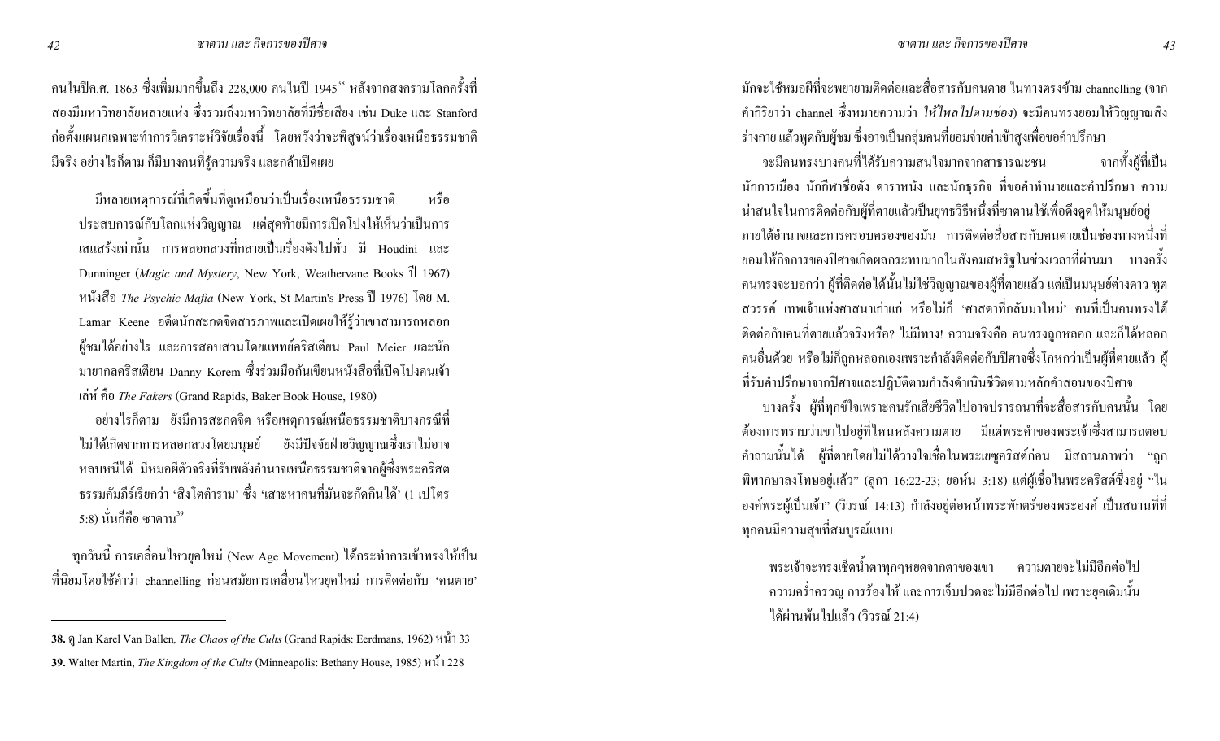คนในปีค.ศ. 1863 ซึ่งเพิ่มมากขึ้นถึง 228,000 คนในปี 1945[38] หลังจากสงครามโลกครั้งที่สองมีมหาวิทยาลัยหลายแห่ง ซึ่งรวมถึงมหาวิทยาลัยที่มีชื่อเสียง เช่น Duke และ Stanford ก่อตั้งแผนกเฉพาะทำการวิเคราะห์วิจัยเรื่องนี้ โดยหวังว่าจะพิสูจน์ว่าเรื่องเหนือธรรมชาติมีจริง อย่างไรก็ตาม ก็มีบางคนที่รู้ความจริง และกล้าเปิดเผย

> มีหลายเหตุการณ์ที่เกิดขึ้นที่ดูเหมือนว่าเป็นเรื่องเหนือธรรมชาติ หรือประสบการณ์กับโลกแห่งวิญญาณ แต่สุดท้ายมีการเปิดโปงให้เห็นว่าเป็นการเสแสร้งเท่านั้น การหลอกลวงที่กลายเป็นเรื่องดังไปทั่ว มี Houdini และ Dunninger (*Magic and Mystery*, New York, Weathervane Books ปี 1967) หนังสือ *The Psychic Mafia* (New York, St Martin's Press ปี 1976) โดย M. Lamar Keene อดีตนักสะกดจิตสารภาพและเปิดเผยให้รู้ว่าเขาสามารถหลอกผู้ชมได้อย่างไร และการสอบสวนโดยแพทย์คริสเตียน Paul Meier และนักมายากลคริสเตียน Danny Korem ซึ่งร่วมมือกันเขียนหนังสือที่เปิดโปงคนเจ้าเล่ห์ คือ *The Fakers* (Grand Rapids, Baker Book House, 1980)
>
> อย่างไรก็ตาม ยังมีการสะกดจิต หรือเหตุการณ์เหนือธรรมชาติบางกรณีที่ไม่ได้เกิดจากการหลอกลวงโดยมนุษย์ ยังมีปัจจัยฝ่ายวิญญาณซึ่งเราไม่อาจหลบหนีได้ มีหมอผีตัวจริงที่รับพลังอำนาจเหนือธรรมชาติจากผู้ซึ่งพระคริสตธรรมคัมภีร์เรียกว่า 'สิงโตคำราม' ซึ่ง 'เสาะหาคนที่มันจะกัดกินได้' (1 เปโตร 5:8) นั่นก็คือ ซาตาน[39]

ทุกวันนี้ การเคลื่อนไหวยุคใหม่ (New Age Movement) ได้กระทำการเข้าทรงให้เป็นที่นิยมโดยใช้คำว่า channelling ก่อนสมัยการเคลื่อนไหวยุคใหม่ การติดต่อกับ 'คนตาย' มักจะใช้หมอผีที่จะพยายามติดต่อและสื่อสารกับคนตาย ในทางตรงข้าม channelling (จากคำกิริยาว่า channel ซึ่งหมายความว่า *ให้ไหลไปตามช่อง*) จะมีคนทรงยอมให้วิญญาณสิงร่างกาย แล้วพูดกับผู้ชม ซึ่งอาจเป็นกลุ่มคนที่ยอมจ่ายค่าเข้าสูงเพื่อขอคำปรึกษา

จะมีคนทรงบางคนที่ได้รับความสนใจมากจากสาธารณะชน จากทั้งผู้ที่เป็นนักการเมือง นักกีฬาชื่อดัง ดาราหนัง และนักธุรกิจ ที่ขอคำทำนายและคำปรึกษา ความน่าสนใจในการติดต่อกับผู้ที่ตายแล้วเป็นยุทธวิธีหนึ่งที่ซาตานใช้เพื่อดึงดูดให้มนุษย์อยู่ภายใต้อำนาจและการครอบครองของมัน การติดต่อสื่อสารกับคนตายเป็นช่องทางหนึ่งที่ยอมให้กิจการของปีศาจเกิดผลกระทบมากในสังคมสหรัฐในช่วงเวลาที่ผ่านมา บางครั้งคนทรงจะบอกว่า ผู้ที่ติดต่อได้นั้นไม่ใช่วิญญาณของผู้ที่ตายแล้ว แต่เป็นมนุษย์ต่างดาว ทูตสวรรค์ เทพเจ้าแห่งศาสนาเก่าแก่ หรือไม่ก็ 'ศาสดาที่กลับมาใหม่' คนที่เป็นคนทรงได้ติดต่อกับคนที่ตายแล้วจริงหรือ? ไม่มีทาง! ความจริงคือ คนทรงถูกหลอก และก็ได้หลอกคนอื่นด้วย หรือไม่ก็ถูกหลอกเองเพราะกำลังติดต่อกับปีศาจซึ่งโกหกว่าเป็นผู้ที่ตายแล้ว ผู้ที่รับคำปรึกษาจากปีศาจและปฏิบัติตามกำลังดำเนินชีวิตตามหลักคำสอนของปีศาจ

บางครั้ง ผู้ที่ทุกข์ใจเพราะคนรักเสียชีวิตไปอาจปรารถนาที่จะสื่อสารกับคนนั้น โดยต้องการทราบว่าเขาไปอยู่ที่ไหนหลังความตาย มีแต่พระคำของพระเจ้าซึ่งสามารถตอบคำถามนั้นได้ ผู้ที่ตายโดยไม่ได้วางใจเชื่อในพระเยซูคริสต์ก่อน มีสถานภาพว่า "ถูกพิพากษาลงโทษอยู่แล้ว" (ลูกา 16:22-23; ยอห์น 3:18) แต่ผู้เชื่อในพระคริสต์ซึ่งอยู่ "ในองค์พระผู้เป็นเจ้า" (วิวรณ์ 14:13) กำลังอยู่ต่อหน้าพระพักตร์ของพระองค์ เป็นสถานที่ที่ทุกคนมีความสุขที่สมบูรณ์แบบ

> พระเจ้าจะทรงเช็ดน้ำตาทุกๆหยดจากตาของเขา ความตายจะไม่มีอีกต่อไป ความคร่ำครวญ การร้องไห้ และการเจ็บปวดจะไม่มีอีกต่อไป เพราะยุคเดิมนั้นได้ผ่านพ้นไปแล้ว (วิวรณ์ 21:4)

---

**38.** ดู Jan Karel Van Ballen*, The Chaos of the Cults* (Grand Rapids: Eerdmans, 1962) หน้า 33

**39.** Walter Martin, *The Kingdom of the Cults* (Minneapolis: Bethany House, 1985) หน้า 228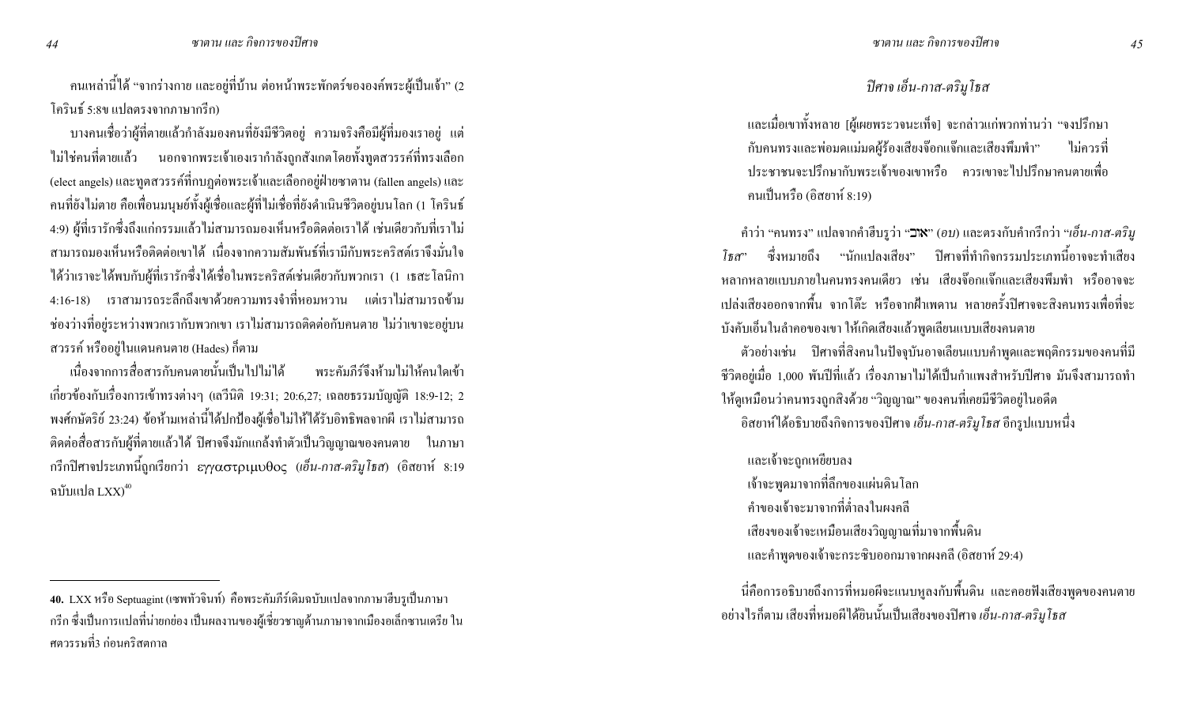คนเหล่านี้ได้ "จากร่างกาย และอยู่ที่บ้าน ต่อหน้าพระพักตร์ขององค์พระผู้เป็นเจ้า" (2 โครินธ์ 5:8ข แปลตรงจากภาษากรีก)

บางคนเชื่อว่าผู้ที่ตายแล้วกำลังมองคนที่ยังมีชีวิตอยู่ ความจริงคือมีผู้ที่มองเราอยู่ แต่ไม่ใช่คนที่ตายแล้ว นอกจากพระเจ้าเองเรากำลังถูกสังเกตโดยทั้งทูตสวรรค์ที่ทรงเลือก (elect angels) และทูตสวรรค์ที่กบฏต่อพระเจ้าและเลือกอยู่ฝ่ายซาตาน (fallen angels) และคนที่ยังไม่ตาย คือเพื่อนมนุษย์ทั้งผู้เชื่อและผู้ที่ไม่เชื่อที่ยังดำเนินชีวิตอยู่บนโลก (1 โครินธ์ 4:9) ผู้ที่เรารักซึ่งถึงแก่กรรมแล้วไม่สามารถมองเห็นหรือติดต่อเราได้ เช่นเดียวกับที่เราไม่สามารถมองเห็นหรือติดต่อเขาได้ เนื่องจากความสัมพันธ์ที่เรามีกับพระคริสต์เราจึงมั่นใจได้ว่าเราจะได้พบกับผู้ที่เรารักซึ่งได้เชื่อในพระคริสต์เช่นเดียวกับพวกเรา (1 เธสะโลนิกา 4:16-18) เราสามารถระลึกถึงเขาด้วยความทรงจำที่หอมหวาน แต่เราไม่สามารถข้ามช่องว่างที่อยู่ระหว่างพวกเรากับพวกเขา เราไม่สามารถติดต่อกับคนตาย ไม่ว่าเขาจะอยู่บนสวรรค์ หรืออยู่ในแดนคนตาย (Hades) ก็ตาม

เนื่องจากการสื่อสารกับคนตายนั้นเป็นไปไม่ได้ พระคัมภีร์จึงห้ามไม่ให้คนใดเข้าเกี่ยวข้องกับเรื่องการเข้าทรงต่างๆ (เลวีนิติ 19:31; 20:6,27; เฉลยธรรมบัญญัติ 18:9-12; 2 พงศ์กษัตริย์ 23:24) ข้อห้ามเหล่านี้ได้ปกป้องผู้เชื่อไม่ให้ได้รับอิทธิพลจากผี เราไม่สามารถติดต่อสื่อสารกับผู้ที่ตายแล้วได้ ปีศาจจึงมักแกล้งทำตัวเป็นวิญญาณของคนตาย ในภาษากรีกปีศาจประเภทนี้ถูกเรียกว่า εγγαστριμυθος (*เอ็น-กาส-ตริ-มู-โธส*) (อิสยาห์ 8:19 ฉบับแปล LXX)[40]

## *ปีศาจ เอ็น-กาส-ตริ-มู-โธส*

> และเมื่อเขาทั้งหลาย [ผู้เผยพระวจนะเท็จ] จะกล่าวแก่พวกท่านว่า "จงปรึกษากับคนทรงและพ่อมดแม่มดผู้ร้องเสียงจ๊อกแจ๊กและเสียงพึมพำ" ไม่ควรที่ประชาชนจะปรึกษากับพระเจ้าของเขาหรือ ควรเขาจะไปปรึกษาคนตายเพื่อคนเป็นหรือ (อิสยาห์ 8:19)

คำว่า "คนทรง" แปลจากคำฮีบรูว่า "אוֹב" (*อบ*) และตรงกับคำกรีกว่า "*เอ็น-กาส-ตริ-มู-โธส*" ซึ่งหมายถึง "นักแปลงเสียง" ปีศาจที่ทำกิจกรรมประเภทนี้อาจจะทำเสียงหลากหลายแบบภายในคนทรงคนเดียว เช่น เสียงจ๊อกแจ๊กและเสียงพึมพำ หรืออาจจะเปล่งเสียงออกจากพื้น จากโต๊ะ หรือจากฝ้าเพดาน หลายครั้งปีศาจจะสิงคนทรงเพื่อที่จะบังคับเอ็นในลำคอของเขา ให้เกิดเสียงแล้วพูดเลียนแบบเสียงคนตาย

ตัวอย่างเช่น ปีศาจที่สิงคนในปัจจุบันอาจเลียนแบบคำพูดและพฤติกรรมของคนที่มีชีวิตอยู่เมื่อ 1,000 พันปีที่แล้ว เรื่องภาษาไม่ได้เป็นกำแพงสำหรับปีศาจ มันจึงสามารถทำให้ดูเหมือนว่าคนทรงถูกสิงด้วย "วิญญาณ" ของคนที่เคยมีชีวิตอยู่ในอดีต

อิสยาห์ได้อธิบายถึงกิจการของปีศาจ *เอ็น-กาส-ตริ-มู-โธส* อีกรูปแบบหนึ่ง

> และเจ้าจะถูกเหยียบลง
> เจ้าจะพูดมาจากที่ลึกของแผ่นดินโลก
> คำของเจ้าจะมาจากที่ต่ำลงในผงคลี
> เสียงของเจ้าจะเหมือนเสียงวิญญาณที่มาจากพื้นดิน
> และคำพูดของเจ้าจะกระซิบออกมาจากผงคลี (อิสยาห์ 29:4)

นี่คือการอธิบายถึงการที่หมอผีจะแนบหูลงกับพื้นดิน และคอยฟังเสียงพูดของคนตาย อย่างไรก็ตาม เสียงที่หมอผีได้ยินนั้นเป็นเสียงของปีศาจ *เอ็น-กาส-ตริ-มู-โธส*

---

**40.** LXX หรือ Septuagint (เซพทัวจินท์) คือพระคัมภีร์เดิมฉบับแปลจากภาษาฮีบรูเป็นภาษากรีก ซึ่งเป็นการแปลที่น่ายกย่อง เป็นผลงานของผู้เชี่ยวชาญด้านภาษาจากเมืองอเล็กซานเดรีย ในศตวรรษที่3 ก่อนคริสตกาล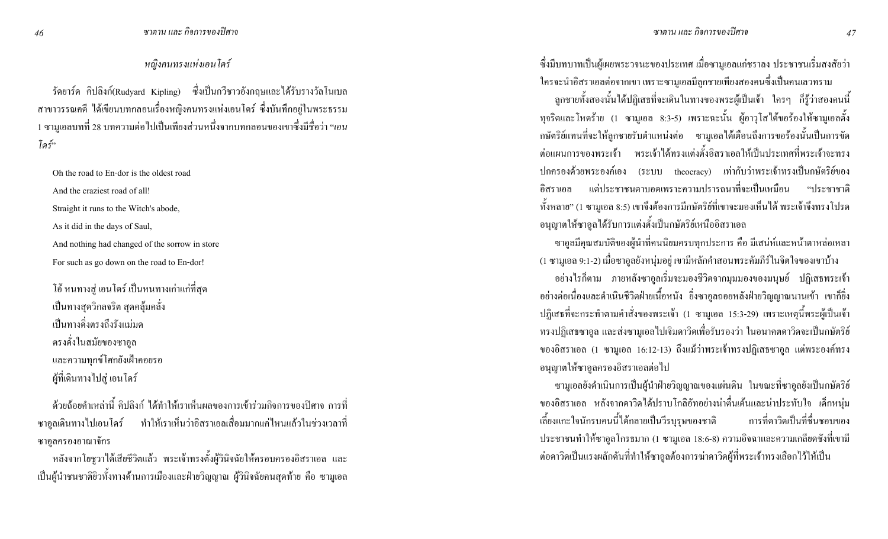### หญิงคนทรงแห่งเอนโดร์

รัดยาร์ด คิปลิงก์(Rudyard Kipling) ซึ่งเป็นกวีชาวอังกฤษและได้รับรางวัลโนเบลสาขาวรรณคดี ได้เขียนบทกลอนเรื่องหญิงคนทรงแห่งเอนโดร์ ซึ่งบันทึกอยู่ในพระธรรม 1 ซามูเอลบทที่ 28 บทความต่อไปเป็นเพียงส่วนหนึ่งจากบทกลอนของเขาซึ่งมีชื่อว่า "*เอนโดร์*"

Oh the road to En-dor is the oldest road
And the craziest road of all!
Straight it runs to the Witch's abode,
As it did in the days of Saul,
And nothing had changed of the sorrow in store
For such as go down on the road to En-dor!

โอ้ หนทางสู่ เอนโดร์ เป็นหนทางเก่าแก่ที่สุด
เป็นทางสุดวิกลจริต สุดคลุ้มคลั่ง
เป็นทางดิ่งตรงถึงรังแม่มด
ตรงดั่งในสมัยของซาอูล
และความทุกข์โศกยังเฝ้าคอยรอ
ผู้ที่เดินทางไปสู่ เอนโดร์

ด้วยถ้อยคำเหล่านี้ คิปลิงก์ ได้ทำให้เราเห็นผลของการเข้าร่วมกิจการของปีศาจ การที่ซาอูลเดินทางไปเอนโดร์ ทำให้เราเห็นว่าอิสราเอลเสื่อมมากแค่ไหนแล้วในช่วงเวลาที่ซาอูลครองอาณาจักร

หลังจากโยชูวาได้เสียชีวิตแล้ว พระเจ้าทรงตั้งผู้วินิจฉัยให้ครอบครองอิสราเอล และเป็นผู้นำชนชาติยิวทั้งทางด้านการเมืองและฝ่ายวิญญาณ ผู้วินิจฉัยคนสุดท้าย คือ ซามูเอลซึ่งมีบทบาทเป็นผู้เผยพระวจนะของประเทศ เมื่อซามูเอลแก่ชราลง ประชาชนเริ่มสงสัยว่าใครจะนำอิสราเอลต่อจากเขา เพราะซามูเอลมีลูกชายเพียงสองคนซึ่งเป็นคนเลวทราม

ลูกชายทั้งสองนั้นได้ปฏิเสธที่จะเดินในทางของพระผู้เป็นเจ้า ใครๆ ก็รู้ว่าสองคนนี้ทุจริตและโหดร้าย (1 ซามูเอล 8:3-5) เพราะฉะนั้น ผู้อาวุโสได้ขอร้องให้ซามูเอลตั้งกษัตริย์แทนที่จะให้ลูกชายรับตำแหน่งต่อ ซามูเอลได้เตือนถึงการขอร้องนั้นเป็นการขัดต่อแผนการของพระเจ้า พระเจ้าได้ทรงแต่งตั้งอิสราเอลให้เป็นประเทศที่พระเจ้าจะทรงปกครองด้วยพระองค์เอง (ระบบ theocracy) เท่ากับว่าพระเจ้าทรงเป็นกษัตริย์ของอิสราเอล แต่ประชาชนตาบอดเพราะความปรารถนาที่จะเป็นเหมือน "ประชาชาติทั้งหลาย" (1 ซามูเอล 8:5) เขาจึงต้องการมีกษัตริย์ที่เขาจะมองเห็นได้ พระเจ้าจึงทรงโปรดอนุญาตให้ซาอูลได้รับการแต่งตั้งเป็นกษัตริย์เหนืออิสราเอล

ซาอูลมีคุณสมบัติของผู้นำที่คนนิยมครบทุกประการ คือ มีเสน่ห์และหน้าตาหล่อเหลา (1 ซามูเอล 9:1-2) เมื่อซาอูลยังหนุ่มอยู่ เขามีหลักคำสอนพระคัมภีร์ในจิตใจของเขาบ้าง

อย่างไรก็ตาม ภายหลังซาอูลเริ่มจะมองชีวิตจากมุมมองของมนุษย์ ปฏิเสธพระเจ้าอย่างต่อเนื่องและดำเนินชีวิตฝ่ายเนื้อหนัง ยิ่งซาอูลถอยหลังฝ่ายวิญญาณนานเข้า เขาก็ยิ่งปฏิเสธที่จะกระทำตามคำสั่งของพระเจ้า (1 ซามูเอล 15:3-29) เพราะเหตุนี้พระผู้เป็นเจ้าทรงปฏิเสธซาอูล และส่งซามูเอลไปเจิมดาวิดเพื่อรับรองว่า ในอนาคตดาวิดจะเป็นกษัตริย์ของอิสราเอล (1 ซามูเอล 16:12-13) ถึงแม้ว่าพระเจ้าทรงปฏิเสธซาอูล แต่พระองค์ทรงอนุญาตให้ซาอูลครองอิสราเอลต่อไป

ซามูเอลยังดำเนินการเป็นผู้นำฝ่ายวิญญาณของแผ่นดิน ในขณะที่ซาอูลยังเป็นกษัตริย์ของอิสราเอล หลังจากดาวิดได้ปราบโกลิอัทอย่างน่าตื่นเต้นและน่าประทับใจ เด็กหนุ่มเลี้ยงแกะใจนักรบคนนี้ได้กลายเป็นวีรบุรุษของชาติ การที่ดาวิดเป็นที่ชื่นชอบของประชาชนทำให้ซาอูลโกรธมาก (1 ซามูเอล 18:6-8) ความอิจฉาและความเกลียดชังที่เขามีต่อดาวิดเป็นแรงผลักดันที่ทำให้ซาอูลต้องการฆ่าดาวิดผู้ที่พระเจ้าทรงเลือกไว้ให้เป็น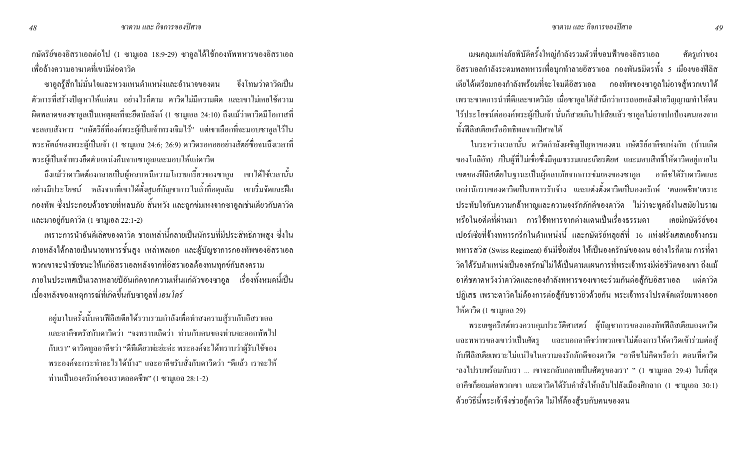กษัตริย์ของอิสราเอลต่อไป (1 ซามูเอล 18:9-29) ซาอูลได้ใช้กองทัพทหารของอิสราเอลเพื่อล้างความอาฆาตที่เขามีต่อดาวิด

ซาอูลรู้สึกไม่มั่นใจและหวงแหนตำแหน่งและอำนาจของตน จึงโทษว่าดาวิดเป็นตัวการที่สร้างปัญหาให้แก่ตน อย่างไรก็ตาม ดาวิดไม่มีความผิด และเขาไม่เคยใช้ความผิดพลาดของซาอูลเป็นเหตุผลที่จะยึดบัลลังก์ (1 ซามูเอล 24:10) ถึงแม้ว่าดาวิดมีโอกาสที่จะลอบสังหาร "กษัตริย์ที่องค์พระผู้เป็นเจ้าทรงเจิมไว้" แต่เขาเลือกที่จะมอบซาอูลไว้ในพระหัตถ์ของพระผู้เป็นเจ้า (1 ซามูเอล 24:6; 26:9) ดาวิดรอคอยอย่างสัตย์ซื่อจนถึงเวลาที่พระผู้เป็นเจ้าทรงยึดตำแหน่งคืนจากซาอูลและมอบให้แก่ดาวิด

ถึงแม้ว่าดาวิดต้องกลายเป็นผู้หลบหนีความโกรธเกรี้ยวของซาอูล เขาได้ใช้เวลานั้นอย่างมีประโยชน์ หลังจากที่เขาได้ตั้งศูนย์บัญชาการในถ้ำที่อดุลลัม เขาเริ่มจัดและฝึกกองทัพ ซึ่งประกอบด้วยชายที่หลบภัย สิ้นหวัง และถูกข่มเหงจากซาอูลเช่นเดียวกับดาวิด และมาอยู่กับดาวิด (1 ซามูเอล 22:1-2)

เพราะการนำอันดีเลิศของดาวิด ชายเหล่านี้กลายเป็นนักรบที่มีประสิทธิภาพสูง ซึ่งในภายหลังได้กลายเป็นนายทหารชั้นสูง เหล่าพลเอก และผู้บัญชาการกองทัพของอิสราเอล พวกเขาจะนำชัยชนะให้แก่อิสราเอลหลังจากที่อิสราเอลต้องทนทุกข์กับสงครามภายในประเทศเป็นเวลาหลายปีอันเกิดจากความเห็นแก่ตัวของซาอูล เรื่องทั้งหมดนี้เป็นเบื้องหลังของเหตุการณ์ที่เกิดขึ้นกับซาอูลที่ *เอนโดร์*

> อยู่มาในครั้งนั้นคนฟีลิสเตียได้รวบรวมกำลังเพื่อทำสงครามสู้รบกับอิสราเอล และอาคีชตรัสกับดาวิดว่า "จงทราบเถิดว่า ท่านกับคนของท่านจะออกทัพไปกับเรา" ดาวิดทูลอาคีชว่า "ดีทีเดียวพ่ะย่ะค่ะ พระองค์จะได้ทราบว่าผู้รับใช้ของพระองค์จะกระทำอะไรได้บ้าง" และอาคีชรับสั่งกับดาวิดว่า "ดีแล้ว เราจะให้ท่านเป็นองครักษ์ของเราตลอดชีพ" (1 ซามูเอล 28:1-2)

เมฆคลุมแห่งภัยพิบัติครั้งใหญ่กำลังรวมตัวที่ขอบฟ้าของอิสราเอล ศัตรูเก่าของอิสราเอลกำลังระดมพลทหารเพื่อบุกทำลายอิสราเอล กองพันธมิตรทั้ง 5 เมืองของฟีลิสเตียได้เตรียมกองกำลังพร้อมที่จะโจมตีอิสราเอล กองทัพของซาอูลไม่อาจสู้พวกเขาได้เพราะขาดการนำที่ดีและขาดวินัย เมื่อซาอูลได้สำนึกว่าการถอยหลังฝ่ายวิญญาณทำให้ตนไร้ประโยชน์ต่อองค์พระผู้เป็นเจ้า นั่นก็สายเกินไปเสียแล้ว ซาอูลไม่อาจปกป้องตนเองจากทั้งฟีลิสเตียหรืออิทธิพลจากปีศาจได้

ในระหว่างเวลานั้น ดาวิดกำลังเผชิญปัญหาของตน กษัตริย์อาคีชแห่งกัท (บ้านเกิดของโกลิอัท) เป็นผู้ที่ไม่เชื่อซึ่งมีคุณธรรมและเกียรติยศ และมอบสิทธิ์ให้ดาวิดอยู่ภายในเขตของฟีลิสเตียในฐานะเป็นผู้หลบภัยจากการข่มเหงของซาอูล อาคีชได้รับดาวิดและเหล่านักรบของดาวิดเป็นทหารรับจ้าง และแต่งตั้งดาวิดเป็นองครักษ์ 'ตลอดชีพ'เพราะประทับใจกับความกล้าหาญและความจงรักภักดีของดาวิด ไม่ว่าจะพูดถึงในสมัยโบราณหรือในอดีตที่ผ่านมา การใช้ทหารจากต่างแดนเป็นเรื่องธรรมดา เคยมีกษัตริย์ของเปอร์เซียที่จ้างทหารกรีกในตำแหน่งนี้ และกษัตริย์หลุยส์ที่ 16 แห่งฝรั่งเศสเคยจ้างกรมทหารสวิส (Swiss Regiment) อันมีชื่อเสียง ให้เป็นองครักษ์ของตน อย่างไรก็ตาม การที่ดาวิดได้รับตำแหน่งเป็นองครักษ์ไม่ได้เป็นตามแผนการที่พระเจ้าทรงมีต่อชีวิตของเขา ถึงแม้อาคีชคาดหวังว่าดาวิดและกองกำลังทหารของเขาจะร่วมกันต่อสู้กับอิสราเอล แต่ดาวิดปฏิเสธ เพราะดาวิดไม่ต้องการต่อสู้กับชาวยิวด้วยกัน พระเจ้าทรงโปรดจัดเตรียมทางออกให้ดาวิด (1 ซามูเอล 29)

พระเยซูคริสต์ทรงควบคุมประวัติศาสตร์ ผู้บัญชาการของกองทัพฟีลิสเตียมองดาวิดและทหารของเขาว่าเป็นศัตรู และบอกอาคีชว่าพวกเขาไม่ต้องการให้ดาวิดเข้าร่วมต่อสู้กับฟีลิสเตียเพราะไม่แน่ใจในความจงรักภักดีของดาวิด "อาคีชไม่คิดหรือว่า ตอนที่ดาวิด 'ลงไปรบพร้อมกับเรา ... เขาจะกลับกลายเป็นศัตรูของเรา' " (1 ซามูเอล 29:4) ในที่สุดอาคีชก็ยอมต่อพวกเขา และดาวิดได้รับคำสั่งให้กลับไปยังเมืองศิกลาก (1 ซามูเอล 30:1) ด้วยวิธีนี้พระเจ้าจึงช่วยกู้ดาวิด ไม่ให้ต้องสู้รบกับคนของตน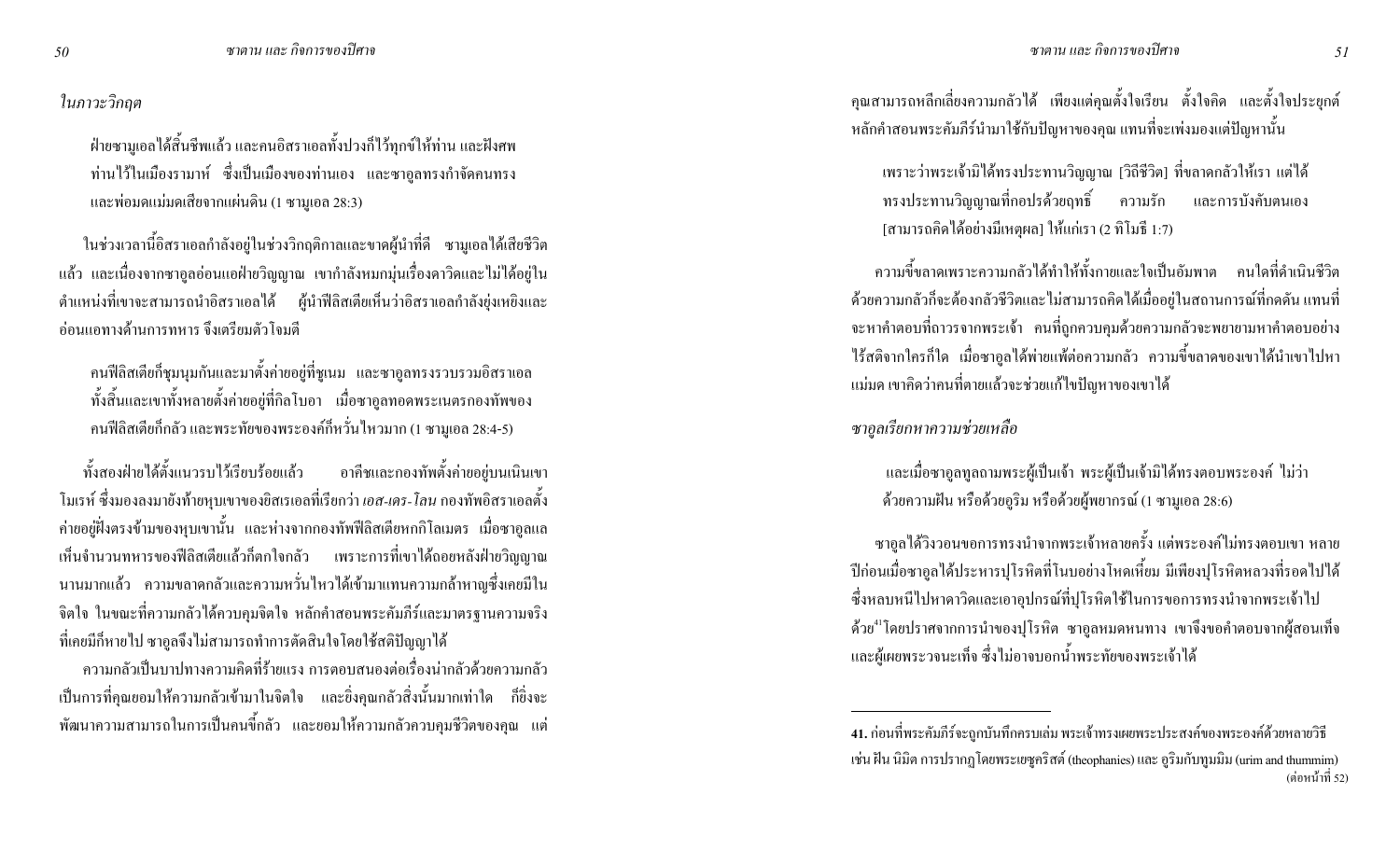### *ในภาวะวิกฤต*

> ฝ่ายซามูเอลได้สิ้นชีพแล้ว และคนอิสราเอลทั้งปวงก็ไว้ทุกข์ให้ท่าน และฝังศพท่านไว้ในเมืองรามาห์ ซึ่งเป็นเมืองของท่านเอง และซาอูลทรงกำจัดคนทรงและพ่อมดแม่มดเสียจากแผ่นดิน (1 ซามูเอล 28:3)

ในช่วงเวลานี้อิสราเอลกำลังอยู่ในช่วงวิกฤติกาลและขาดผู้นำที่ดี ซามูเอลได้เสียชีวิตแล้ว และเนื่องจากซาอูลอ่อนแอฝ่ายวิญญาณ เขากำลังหมกมุ่นเรื่องดาวิดและไม่ได้อยู่ในตำแหน่งที่เขาจะสามารถนำอิสราเอลได้ ผู้นำฟีลิสเตียเห็นว่าอิสราเอลกำลังยุ่งเหยิงและอ่อนแอทางด้านการทหาร จึงเตรียมตัวโจมตี

> คนฟีลิสเตียก็ชุมนุมกันและมาตั้งค่ายอยู่ที่ชูเนม และซาอูลทรงรวบรวมอิสราเอลทั้งสิ้นและเขาทั้งหลายตั้งค่ายอยู่ที่กิลโบอา เมื่อซาอูลทอดพระเนตรกองทัพของคนฟีลิสเตียก็กลัว และพระทัยของพระองค์ก็หวั่นไหวมาก (1 ซามูเอล 28:4-5)

ทั้งสองฝ่ายได้ตั้งแนวรบไว้เรียบร้อยแล้ว อาคีชและกองทัพตั้งค่ายอยู่บนเนินเขาโมเรห์ ซึ่งมองลงมายังท้ายหุบเขาของยิสเรเอลที่เรียกว่า *เอส-เดร-โลน* กองทัพอิสราเอลตั้งค่ายอยู่ฝั่งตรงข้ามของหุบเขานั้น และห่างจากกองทัพฟีลิสเตียหกกิโลเมตร เมื่อซาอูลแลเห็นจำนวนทหารของฟีลิสเตียแล้วก็ตกใจกลัว เพราะการที่เขาได้ถอยหลังฝ่ายวิญญาณนานมากแล้ว ความขลาดกลัวและความหวั่นไหวได้เข้ามาแทนความกล้าหาญซึ่งเคยมีในจิตใจ ในขณะที่ความกลัวได้ควบคุมจิตใจ หลักคำสอนพระคัมภีร์และมาตรฐานความจริงที่เคยมีก็หายไป ซาอูลจึงไม่สามารถทำการตัดสินใจโดยใช้สติปัญญาได้

ความกลัวเป็นบาปทางความคิดที่ร้ายแรง การตอบสนองต่อเรื่องน่ากลัวด้วยความกลัวเป็นการที่คุณยอมให้ความกลัวเข้ามาในจิตใจ และยิ่งคุณกลัวสิ่งนั้นมากเท่าใด ก็ยิ่งจะพัฒนาความสามารถในการเป็นคนขี้กลัว และยอมให้ความกลัวควบคุมชีวิตของคุณ แต่คุณสามารถหลีกเลี่ยงความกลัวได้ เพียงแต่คุณตั้งใจเรียน ตั้งใจคิด และตั้งใจประยุกต์หลักคำสอนพระคัมภีร์นำมาใช้กับปัญหาของคุณ แทนที่จะเพ่งมองแต่ปัญหานั้น

> เพราะว่าพระเจ้ามิได้ทรงประทานวิญญาณ [วิถีชีวิต] ที่ขลาดกลัวให้เรา แต่ได้ทรงประทานวิญญาณที่กอปรด้วยฤทธิ์ ความรัก และการบังคับตนเอง [สามารถคิดได้อย่างมีเหตุผล] ให้แก่เรา (2 ทิโมธี 1:7)

ความขี้ขลาดเพราะความกลัวได้ทำให้ทั้งกายและใจเป็นอัมพาต คนใดที่ดำเนินชีวิตด้วยความกลัวก็จะต้องกลัวชีวิตและไม่สามารถคิดได้เมื่ออยู่ในสถานการณ์ที่กดดัน แทนที่จะหาคำตอบที่ถาวรจากพระเจ้า คนที่ถูกควบคุมด้วยความกลัวจะพยายามหาคำตอบอย่างไร้สติจากใครก็ได้ เมื่อซาอูลได้พ่ายแพ้ต่อความกลัว ความขี้ขลาดของเขาได้นำเขาไปหาแม่มด เขาคิดว่าคนที่ตายแล้วจะช่วยแก้ไขปัญหาของเขาได้

### *ซาอูลเรียกหาความช่วยเหลือ*

> และเมื่อซาอูลทูลถามพระผู้เป็นเจ้า พระผู้เป็นเจ้ามิได้ทรงตอบพระองค์ ไม่ว่าด้วยความฝัน หรือด้วยอูริม หรือด้วยผู้พยากรณ์ (1 ซามูเอล 28:6)

ซาอูลได้วิงวอนขอการทรงนำจากพระเจ้าหลายครั้ง แต่พระองค์ไม่ทรงตอบเขา หลายปีก่อนเมื่อซาอูลได้ประหารปุโรหิตที่โนบอย่างโหดเหี้ยม มีเพียงปุโรหิตหลวงที่รอดไปได้ ซึ่งหลบหนีไปหาดาวิดและเอาอุปกรณ์ที่ปุโรหิตใช้ในการขอการทรงนำจากพระเจ้าไปด้วย[41] โดยปราศจากการนำของปุโรหิต ซาอูลหมดหนทาง เขาจึงขอคำตอบจากผู้สอนเท็จและผู้เผยพระวจนะเท็จ ซึ่งไม่อาจบอกน้ำพระทัยของพระเจ้าได้

---

**41.** ก่อนที่พระคัมภีร์จะถูกบันทึกครบเล่ม พระเจ้าทรงเผยพระประสงค์ของพระองค์ด้วยหลายวิธี เช่น ฝัน นิมิต การปรากฏโดยพระเยซูคริสต์ (theophanies) และ อูริมกับทูมมิม (urim and thummim) (ต่อหน้าที่ 52)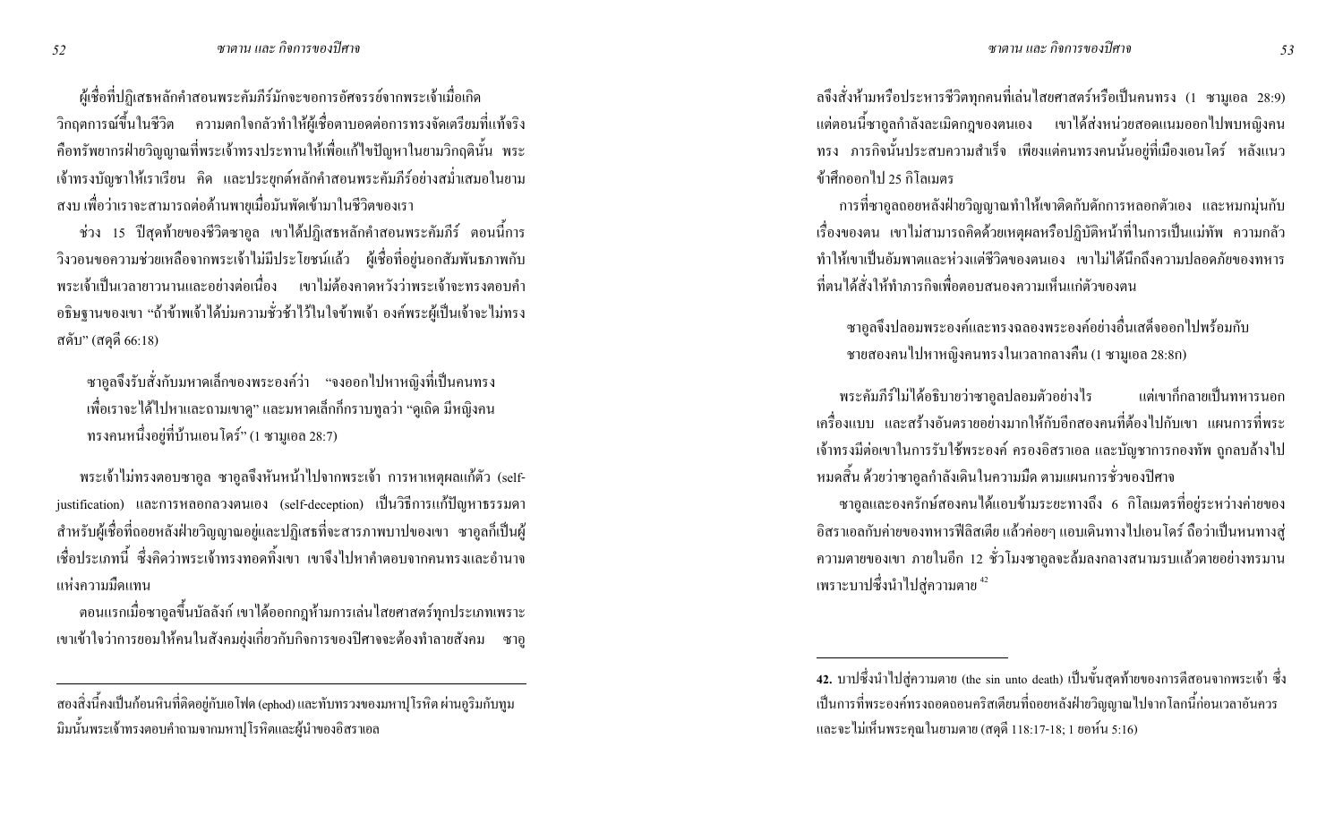ผู้เชื่อที่ปฏิเสธหลักคำสอนพระคัมภีร์มักจะขอการอัศจรรย์จากพระเจ้าเมื่อเกิดวิกฤตการณ์ขึ้นในชีวิต ความตกใจกลัวทำให้ผู้เชื่อตาบอดต่อการทรงจัดเตรียมที่แท้จริง คือทรัพยากรฝ่ายวิญญาณที่พระเจ้าทรงประทานให้เพื่อแก้ไขปัญหาในยามวิกฤตินั้น พระเจ้าทรงบัญชาให้เราเรียน คิด และประยุกต์หลักคำสอนพระคัมภีร์อย่างสม่ำเสมอในยามสงบ เพื่อว่าเราจะสามารถต่อต้านพายุเมื่อมันพัดเข้ามาในชีวิตของเรา

ช่วง 15 ปีสุดท้ายของชีวิตซาอูล เขาได้ปฏิเสธหลักคำสอนพระคัมภีร์ ตอนนี้การวิงวอนขอความช่วยเหลือจากพระเจ้าไม่มีประโยชน์แล้ว ผู้เชื่อที่อยู่นอกสัมพันธภาพกับพระเจ้าเป็นเวลายาวนานและอย่างต่อเนื่อง เขาไม่ต้องคาดหวังว่าพระเจ้าจะทรงตอบคำอธิษฐานของเขา "ถ้าข้าพเจ้าได้บ่มความชั่วช้าไว้ในใจข้าพเจ้า องค์พระผู้เป็นเจ้าจะไม่ทรงสดับ" (สดุดี 66:18)

> ซาอูลจึงรับสั่งกับมหาดเล็กของพระองค์ว่า "จงออกไปหาหญิงที่เป็นคนทรงเพื่อเราจะได้ไปหาและถามเขาดู" และมหาดเล็กก็กราบทูลว่า "ดูเถิด มีหญิงคนทรงคนหนึ่งอยู่ที่บ้านเอนโดร์" (1 ซามูเอล 28:7)

พระเจ้าไม่ทรงตอบซาอูล ซาอูลจึงหันหน้าไปจากพระเจ้า การหาเหตุผลแก้ตัว (self-justification) และการหลอกลวงตนเอง (self-deception) เป็นวิธีการแก้ปัญหาธรรมดาสำหรับผู้เชื่อที่ถอยหลังฝ่ายวิญญาณอยู่และปฏิเสธที่จะสารภาพบาปของเขา ซาอูลก็เป็นผู้เชื่อประเภทนี้ ซึ่งคิดว่าพระเจ้าทรงทอดทิ้งเขา เขาจึงไปหาคำตอบจากคนทรงและอำนาจแห่งความมืดแทน

ตอนแรกเมื่อซาอูลขึ้นบัลลังก์ เขาได้ออกกฎห้ามการเล่นไสยศาสตร์ทุกประเภทเพราะเขาเข้าใจว่าการยอมให้คนในสังคมยุ่งเกี่ยวกับกิจการของปีศาจจะต้องทำลายสังคม ซาอูลจึงสั่งห้ามหรือประหารชีวิตทุกคนที่เล่นไสยศาสตร์หรือเป็นคนทรง (1 ซามูเอล 28:9) แต่ตอนนี้ซาอูลกำลังละเมิดกฎของตนเอง เขาได้ส่งหน่วยสอดแนมออกไปพบหญิงคนทรง ภารกิจนั้นประสบความสำเร็จ เพียงแต่คนทรงคนนั้นอยู่ที่เมืองเอนโดร์ หลังแนวข้าศึกออกไป 25 กิโลเมตร

การที่ซาอูลถอยหลังฝ่ายวิญญาณทำให้เขาติดกับดักการหลอกตัวเอง และหมกมุ่นกับเรื่องของตน เขาไม่สามารถคิดด้วยเหตุผลหรือปฏิบัติหน้าที่ในการเป็นแม่ทัพ ความกลัวทำให้เขาเป็นอัมพาตและห่วงแต่ชีวิตของตนเอง เขาไม่ได้นึกถึงความปลอดภัยของทหารที่ตนได้สั่งให้ทำภารกิจเพื่อตอบสนองความเห็นแก่ตัวของตน

> ซาอูลจึงปลอมพระองค์และทรงฉลองพระองค์อย่างอื่นเสด็จออกไปพร้อมกับชายสองคนไปหาหญิงคนทรงในเวลากลางคืน (1 ซามูเอล 28:8ก)

พระคัมภีร์ไม่ได้อธิบายว่าซาอูลปลอมตัวอย่างไร แต่เขาก็กลายเป็นทหารนอกเครื่องแบบ และสร้างอันตรายอย่างมากให้กับอีกสองคนที่ต้องไปกับเขา แผนการที่พระเจ้าทรงมีต่อเขาในการรับใช้พระองค์ ครองอิสราเอล และบัญชาการกองทัพ ถูกลบล้างไปหมดสิ้น ด้วยว่าซาอูลกำลังเดินในความมืด ตามแผนการชั่วของปีศาจ

ซาอูลและองครักษ์สองคนได้แอบข้ามระยะทางถึง 6 กิโลเมตรที่อยู่ระหว่างค่ายของอิสราเอลกับค่ายของทหารฟีลิสเตีย แล้วค่อยๆ แอบเดินทางไปเอนโดร์ ถือว่าเป็นหนทางสู่ความตายของเขา ภายในอีก 12 ชั่วโมงซาอูลจะล้มลงกลางสนามรบแล้วตายอย่างทรมานเพราะบาปซึ่งนำไปสู่ความตาย[42]

---

สองสิ่งนี้คงเป็นก้อนหินที่ติดอยู่กับเอโฟด (ephod) และทับทรวงของมหาปุโรหิต ผ่านอูริมกับทูมมิมนั้นพระเจ้าทรงตอบคำถามจากมหาปุโรหิตและผู้นำของอิสราเอล

**42.** บาปซึ่งนำไปสู่ความตาย (the sin unto death) เป็นขั้นสุดท้ายของการตีสอนจากพระเจ้า ซึ่งเป็นการที่พระองค์ทรงถอดถอนคริสเตียนที่ถอยหลังฝ่ายวิญญาณไปจากโลกนี้ก่อนเวลาอันควร และจะไม่เห็นพระคุณในยามตาย (สดุดี 118:17-18; 1 ยอห์น 5:16)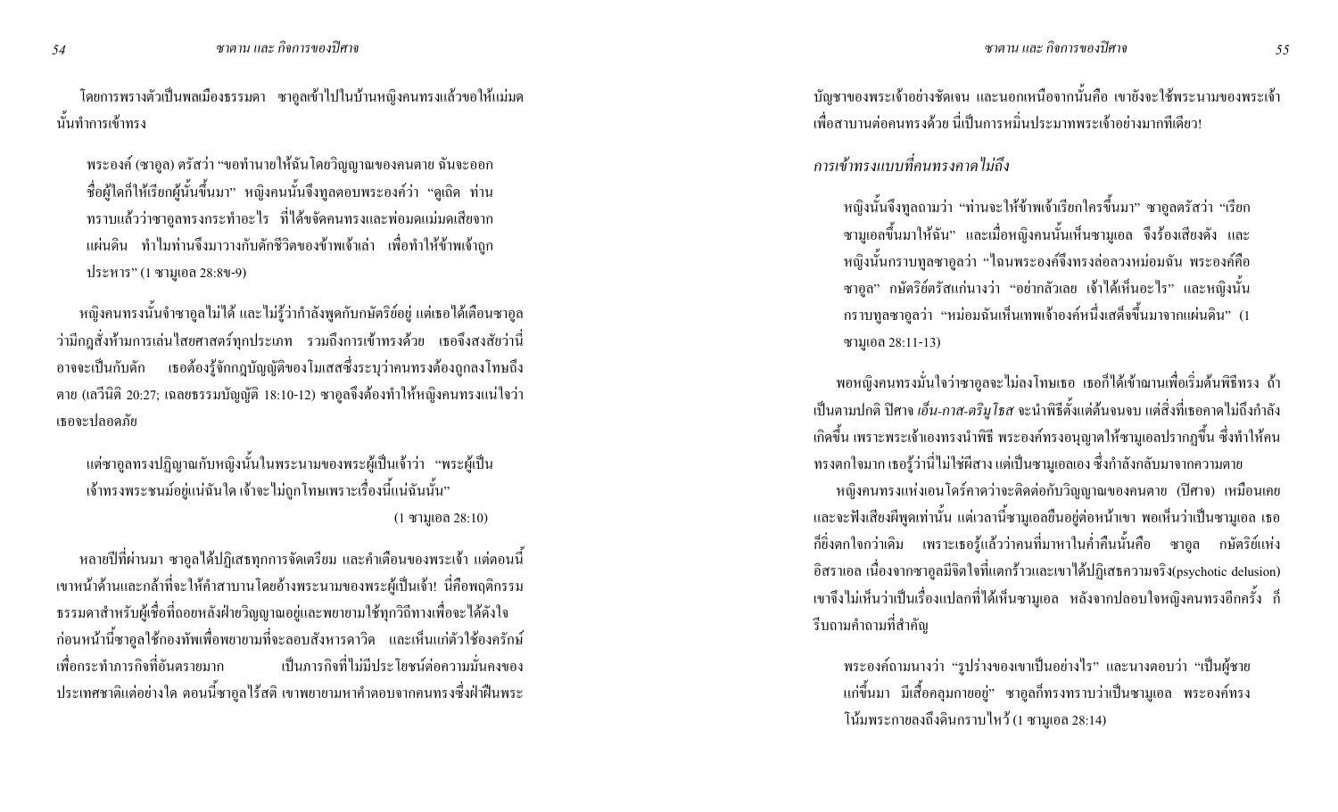โดยการพรางตัวเป็นพลเมืองธรรมดา ซาอูลเข้าไปในบ้านหญิงคนทรงแล้วขอให้แม่มดนั้นทำการเข้าทรง

> พระองค์ (ซาอูล) ตรัสว่า "ขอทำนายให้ฉันโดยวิญญาณของคนตาย ฉันจะออกชื่อผู้ใดก็ให้เรียกผู้นั้นขึ้นมา" หญิงคนนั้นจึงทูลตอบพระองค์ว่า "ดูเถิด ท่านทราบแล้วว่าซาอูลทรงกระทำอะไร ที่ได้ขจัดคนทรงและพ่อมดแม่มดเสียจากแผ่นดิน ทำไมท่านจึงมาวางกับดักชีวิตของข้าพเจ้าเล่า เพื่อทำให้ข้าพเจ้าถูกประหาร" (1 ซามูเอล 28:8ข-9)

หญิงคนทรงนั้นจำซาอูลไม่ได้ และไม่รู้ว่ากำลังพูดกับกษัตริย์อยู่ แต่เธอได้เตือนซาอูลว่ามีกฎสั่งห้ามการเล่นไสยศาสตร์ทุกประเภท รวมถึงการเข้าทรงด้วย เธอจึงสงสัยว่านี่อาจจะเป็นกับดัก เธอต้องรู้จักกฎบัญญัติของโมเสสซึ่งระบุว่าคนทรงต้องถูกลงโทษถึงตาย (เลวีนิติ 20:27; เฉลยธรรมบัญญัติ 18:10-12) ซาอูลจึงต้องทำให้หญิงคนทรงแน่ใจว่าเธอจะปลอดภัย

> แต่ซาอูลทรงปฏิญาณกับหญิงนั้นในพระนามของพระผู้เป็นเจ้าว่า "พระผู้เป็นเจ้าทรงพระชนม์อยู่แน่ฉันใด เจ้าจะไม่ถูกโทษเพราะเรื่องนี้แน่ฉันนั้น"
>
> (1 ซามูเอล 28:10)

หลายปีที่ผ่านมา ซาอูลได้ปฏิเสธทุกการจัดเตรียม และคำเตือนของพระเจ้า แต่ตอนนี้เขาหน้าด้านและกล้าที่จะให้คำสาบานโดยอ้างพระนามของพระผู้เป็นเจ้า! นี่คือพฤติกรรมธรรมดาสำหรับผู้เชื่อที่ถอยหลังฝ่ายวิญญาณอยู่และพยายามใช้ทุกวิถีทางเพื่อจะได้ดังใจ ก่อนหน้านี้ซาอูลใช้กองทัพเพื่อพยายามที่จะลอบสังหารดาวิด และเห็นแก่ตัวใช้องครักษ์เพื่อกระทำภารกิจที่อันตรายมาก เป็นภารกิจที่ไม่มีประโยชน์ต่อความมั่นคงของประเทศชาติแต่อย่างใด ตอนนี้ซาอูลไร้สติ เขาพยายามหาคำตอบจากคนทรงซึ่งฝ่าฝืนพระบัญชาของพระเจ้าอย่างชัดเจน และนอกเหนือจากนั้นคือ เขายังจะใช้พระนามของพระเจ้าเพื่อสาบานต่อคนทรงด้วย นี่เป็นการหมิ่นประมาทพระเจ้าอย่างมากทีเดียว!

## *การเข้าทรงแบบที่คนทรงคาดไม่ถึง*

> หญิงนั้นจึงทูลถามว่า "ท่านจะให้ข้าพเจ้าเรียกใครขึ้นมา" ซาอูลตรัสว่า "เรียกซามูเอลขึ้นมาให้ฉัน" และเมื่อหญิงคนนั้นเห็นซามูเอล จึงร้องเสียงดัง และหญิงนั้นกราบทูลซาอูลว่า "ไฉนพระองค์จึงทรงล่อลวงหม่อมฉัน พระองค์คือซาอูล" กษัตริย์ตรัสแก่นางว่า "อย่ากลัวเลย เจ้าได้เห็นอะไร" และหญิงนั้นกราบทูลซาอูลว่า "หม่อมฉันเห็นเทพเจ้าองค์หนึ่งเสด็จขึ้นมาจากแผ่นดิน" (1 ซามูเอล 28:11-13)

พอหญิงคนทรงมั่นใจว่าซาอูลจะไม่ลงโทษเธอ เธอก็ได้เข้าฌานเพื่อเริ่มต้นพิธีทรง ถ้าเป็นตามปกติ ปีศาจ *เอ็น-กาส-ตริมูโธส* จะนำพิธีตั้งแต่ต้นจนจบ แต่สิ่งที่เธอคาดไม่ถึงกำลังเกิดขึ้น เพราะพระเจ้าเองทรงนำพิธี พระองค์ทรงอนุญาตให้ซามูเอลปรากฏขึ้น ซึ่งทำให้คนทรงตกใจมาก เธอรู้ว่านี่ไม่ใช่ผีสาง แต่เป็นซามูเอลเอง ซึ่งกำลังกลับมาจากความตาย

หญิงคนทรงแห่งเอนโดร์คาดว่าจะติดต่อกับวิญญาณของคนตาย (ปีศาจ) เหมือนเคย และจะฟังเสียงผีพูดเท่านั้น แต่เวลานี้ซามูเอลยืนอยู่ต่อหน้าเขา พอเห็นว่าเป็นซามูเอล เธอก็ยิ่งตกใจกว่าเดิม เพราะเธอรู้แล้วว่าคนที่มาหาในค่ำคืนนั้นคือ ซาอูล กษัตริย์แห่งอิสราเอล เนื่องจากซาอูลมีจิตใจที่แตกร้าวและเขาได้ปฏิเสธความจริง(psychotic delusion) เขาจึงไม่เห็นว่าเป็นเรื่องแปลกที่ได้เห็นซามูเอล หลังจากปลอบใจหญิงคนทรงอีกครั้ง ก็รีบถามคำถามที่สำคัญ

> พระองค์ถามนางว่า "รูปร่างของเขาเป็นอย่างไร" และนางตอบว่า "เป็นผู้ชายแก่ขึ้นมา มีเสื้อคลุมกายอยู่" ซาอูลก็ทรงทราบว่าเป็นซามูเอล พระองค์ทรงโน้มพระกายลงถึงดินกราบไหว้ (1 ซามูเอล 28:14)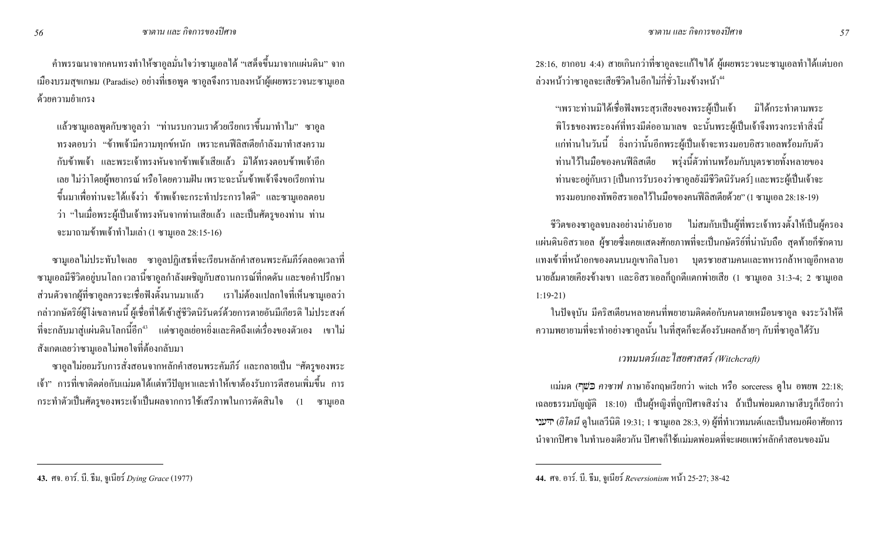คำพรรณนาจากคนทรงทำให้ซาอูลมั่นใจว่าซามูเอลได้ "เสด็จขึ้นมาจากแผ่นดิน" จากเมืองบรมสุขเกษม (Paradise) อย่างที่เธอพูด ซาอูลจึงกราบลงหน้าผู้เผยพระวจนะซามูเอลด้วยความยำเกรง

> แล้วซามูเอลพูดกับซาอูลว่า "ท่านรบกวนเราด้วยเรียกเราขึ้นมาทำไม" ซาอูลทรงตอบว่า "ข้าพเจ้ามีความทุกข์หนัก เพราะคนฟีลิสเตียกำลังมาทำสงครามกับข้าพเจ้า และพระเจ้าทรงหันจากข้าพเจ้าเสียแล้ว มิได้ทรงตอบข้าพเจ้าอีกเลย ไม่ว่าโดยผู้พยากรณ์ หรือโดยความฝัน เพราะฉะนั้นข้าพเจ้าจึงขอเรียกท่านขึ้นมาเพื่อท่านจะได้แจ้งว่า ข้าพเจ้าจะกระทำประการใดดี" และซามูเอลตอบว่า "ในเมื่อพระผู้เป็นเจ้าทรงหันจากท่านเสียแล้ว และเป็นศัตรูของท่าน ท่านจะมาถามข้าพเจ้าทำไมเล่า (1 ซามูเอล 28:15-16)

ซามูเอลไม่ประทับใจเลย ซาอูลปฏิเสธที่จะเรียนหลักคำสอนพระคัมภีร์ตลอดเวลาที่ซามูเอลมีชีวิตอยู่บนโลก เวลานี้ซาอูลกำลังเผชิญกับสถานการณ์ที่กดดัน และขอคำปรึกษาส่วนตัวจากผู้ที่ซาอูลควรจะเชื่อฟังตั้งนานมาแล้ว เราไม่ต้องแปลกใจที่เห็นซามูเอลว่ากล่าวกษัตริย์ผู้โง่เขลาคนนี้ ผู้เชื่อที่ได้เข้าสู่ชีวิตนิรันดร์ด้วยการตายอันมีเกียรติ ไม่ประสงค์ที่จะกลับมาสู่แผ่นดินโลกนี้อีก[43] แต่ซาอูลเย่อหยิ่งและคิดถึงแต่เรื่องของตัวเอง เขาไม่สังเกตเลยว่าซามูเอลไม่พอใจที่ต้องกลับมา

ซาอูลไม่ยอมรับการสั่งสอนจากหลักคำสอนพระคัมภีร์ และกลายเป็น "ศัตรูของพระเจ้า" การที่เขาติดต่อกับแม่มดได้แต่ทวีปัญหาและทำให้เขาต้องรับการตีสอนเพิ่มขึ้น การกระทำตัวเป็นศัตรูของพระเจ้าเป็นผลจากการใช้เสรีภาพในการตัดสินใจ (1 ซามูเอล 28:16, ยากอบ 4:4) สายเกินกว่าที่ซาอูลจะแก้ไขได้ ผู้เผยพระวจนะซามูเอลทำได้แต่บอกล่วงหน้าว่าซาอูลจะเสียชีวิตในอีกไม่กี่ชั่วโมงข้างหน้า[44]

> "เพราะท่านมิได้เชื่อฟังพระสุรเสียงของพระผู้เป็นเจ้า มิได้กระทำตามพระพิโรธของพระองค์ที่ทรงมีต่ออามาเลข ฉะนั้นพระผู้เป็นเจ้าจึงทรงกระทำสิ่งนี้แก่ท่านในวันนี้ ยิ่งกว่านั้นอีกพระผู้เป็นเจ้าจะทรงมอบอิสราเอลพร้อมกับตัวท่านไว้ในมือของคนฟีลิสเตีย พรุ่งนี้ตัวท่านพร้อมกับบุตรชายทั้งหลายของท่านจะอยู่กับเรา [เป็นการรับรองว่าซาอูลยังมีชีวิตนิรันดร์] และพระผู้เป็นเจ้าจะทรงมอบกองทัพอิสราเอลไว้ในมือของคนฟีลิสเตียด้วย" (1 ซามูเอล 28:18-19)

ชีวิตของซาอูลจบลงอย่างน่าอับอาย ไม่สมกับเป็นผู้ที่พระเจ้าทรงตั้งให้เป็นผู้ครองแผ่นดินอิสราเอล ผู้ชายซึ่งเคยแสดงศักยภาพที่จะเป็นกษัตริย์ที่น่านับถือ สุดท้ายก็ชักดาบแทงเข้าที่หน้าอกของตนบนภูเขากิลโบอา บุตรชายสามคนและทหารกล้าหาญอีกหลายนายล้มตายเคียงข้างเขา และอิสราเอลก็ถูกตีแตกพ่ายเสีย (1 ซามูเอล 31:3-4; 2 ซามูเอล 1:19-21)

ในปัจจุบัน มีคริสเตียนหลายคนที่พยายามติดต่อกับคนตายเหมือนซาอูล จงระวังให้ดี ความพยายามที่จะทำอย่างซาอูลนั้น ในที่สุดก็จะต้องรับผลคล้ายๆ กับที่ซาอูลได้รับ

## *เวทมนตร์และไสยศาสตร์ (Witchcraft)*

แม่มด (כשף *คาชาฟ* ภาษาอังกฤษเรียกว่า witch หรือ sorceress ดูใน อพยพ 22:18; เฉลยธรรมบัญญัติ 18:10) เป็นผู้หญิงที่ถูกปีศาจสิงร่าง ถ้าเป็นพ่อมดภาษาฮีบรูก็เรียกว่า ידעני (*ยิโดนี* ดูในเลวีนิติ 19:31; 1 ซามูเอล 28:3, 9) ผู้ที่ทำเวทมนต์และเป็นหมอผีอาศัยการนำจากปีศาจ ในทำนองเดียวกัน ปีศาจก็ใช้แม่มดพ่อมดที่จะเผยแพร่หลักคำสอนของมัน

---

**43.** ศจ. อาร์. บี. ธีม, จูเนียร์ *Dying Grace* (1977)

**44.** ศจ. อาร์. บี. ธีม, จูเนียร์ *Reversionism* หน้า 25-27; 38-42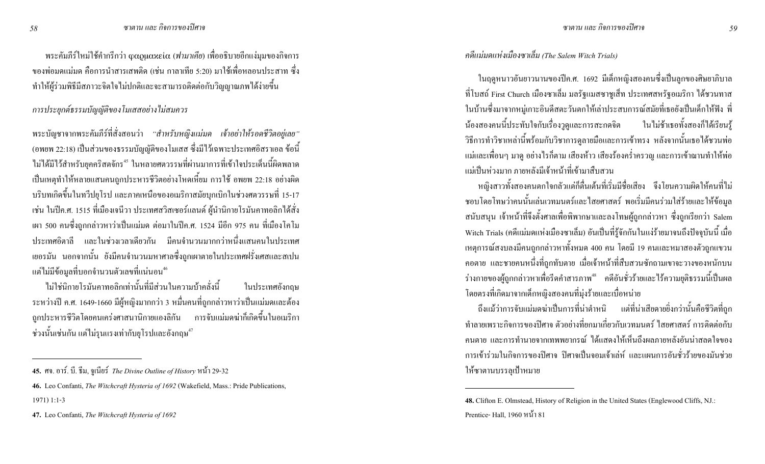พระคัมภีร์ใหม่ใช้คำกรีกว่า φαρμακεία (*ฟามาเคีย*) เพื่ออธิบายอีกแง่มุมของกิจการของพ่อมดแม่มด คือการนำสารเสพติด (เช่น กาลาเทีย 5:20) มาใช้เพื่อหลอนประสาท ซึ่งทำให้ผู้ร่วมพิธีมีสภาวะจิตใจไม่ปกติและจะสามารถติดต่อกับวิญญาณภพได้ง่ายขึ้น

*การประยุกต์ธรรมบัญญัติของโมเสสอย่างไม่สมควร*

พระบัญชาจากพระคัมภีร์ที่สั่งสอนว่า *"สำหรับหญิงแม่มด เจ้าอย่าให้รอดชีวิตอยู่เลย"* (อพยพ 22:18) เป็นส่วนของธรรมบัญญัติของโมเสส ซึ่งมีไว้เฉพาะประเทศอิสราเอล ข้อนี้ไม่ได้มีไว้สำหรับยุคคริสตจักร[45] ในหลายศตวรรษที่ผ่านมาการที่เข้าใจประเด็นนี้ผิดพลาดเป็นเหตุทำให้หลายแสนคนถูกประหารชีวิตอย่างโหดเหี้ยม การใช้ อพยพ 22:18 อย่างผิดบริบทเกิดขึ้นในทวีปยุโรป และภาคเหนือของอเมริกาสมัยบุกเบิกในช่วงศตวรรษที่ 15-17 เช่น ในปีค.ศ. 1515 ที่เมืองเจนีวา ประเทศสวิสเซอร์แลนด์ ผู้นำนิกายโรมันคาทอลิกได้สั่งเผา 500 คนซึ่งถูกกล่าวหาว่าเป็นแม่มด ต่อมาในปีค.ศ. 1524 มีอีก 975 คน ที่เมืองโคโม ประเทศอิตาลี และในช่วงเวลาเดียวกัน มีคนจำนวนมากกว่าหนึ่งแสนคนในประเทศเยอรมัน นอกจากนั้น ยังมีคนจำนวนมหาศาลซึ่งถูกเผาตายในประเทศฝรั่งเศสและสเปน แต่ไม่มีข้อมูลที่บอกจำนวนตัวเลขที่แน่นอน[46]

ไม่ใช่นิกายโรมันคาทอลิกเท่านั้นที่มีส่วนในความบ้าคลั่งนี้ ในประเทศอังกฤษระหว่างปี ค.ศ. 1649-1660 มีผู้หญิงมากกว่า 3 หมื่นคนที่ถูกกล่าวหาว่าเป็นแม่มดและต้องถูกประหารชีวิตโดยคนเคร่งศาสนานิกายแองลิกัน การจับแม่มดฆ่าก็เกิดขึ้นในอเมริกาช่วงนั้นเช่นกัน แต่ไม่รุนแรงเท่ากับยุโรปและอังกฤษ[47]

45. ศจ. อาร์. บี. ธีม, จูเนียร์ *The Divine Outline of History* หน้า 29-32

46. Leo Confanti, *The Witchcraft Hysteria of 1692* (Wakefield, Mass.: Pride Publications, 1971) 1:1-3

47. Leo Confanti, *The Witchcraft Hysteria of 1692*

*คดีแม่มดแห่งเมืองซาเล็ม (The Salem Witch Trials)*

ในฤดูหนาวอันยาวนานของปีค.ศ. 1692 มีเด็กหญิงสองคนซึ่งเป็นลูกของศิษยาภิบาลที่โบสถ์ First Church เมืองซาเล็ม มลรัฐแมสซาชูเส็ท ประเทศสหรัฐอเมริกา ได้ชวนทาสในบ้านซึ่งมาจากหมู่เกาะอินดีสตะวันตกให้เล่าประสบการณ์สมัยที่เธอยังเป็นเด็กให้ฟัง พี่น้องสองคนนี้ประทับใจกับเรื่องวูดูและการสะกดจิต ในไม่ช้าเธอทั้งสองก็ได้เรียนรู้วิธีการทำวิชาเหล่านี้พร้อมกับวิชาการดูลายมือและการเข้าทรง หลังจากนั้นเธอได้ชวนพ่อแม่และเพื่อนๆ มาดู อย่างไรก็ตาม เสียงห้าว เสียงร้องคร่ำครวญ และการเข้าฌานทำให้พ่อแม่เป็นห่วงมาก ภายหลังมีเจ้าหน้าที่เข้ามาสืบสวน

หญิงสาวทั้งสองคนตกใจกลัวแต่ก็ตื่นเต้นที่เริ่มมีชื่อเสียง จึงโยนความผิดให้คนที่ไม่ชอบโดยโทษว่าคนนั้นเล่นเวทมนตร์และไสยศาสตร์ พอเริ่มมีคนร่วมใส่ร้ายและให้ข้อมูลสนับสนุน เจ้าหน้าที่จึงตั้งศาลเพื่อพิพากษาและลงโทษผู้ถูกกล่าวหา ซึ่งถูกเรียกว่า Salem Witch Trials (คดีแม่มดแห่งเมืองซาเล็ม) อันเป็นที่รู้จักกันในแง่ร้ายมาจนถึงปัจจุบันนี้ เมื่อเหตุการณ์สงบลงมีคนถูกกล่าวหาทั้งหมด 400 คน โดยมี 19 คนและหมาสองตัวถูกแขวนคอตาย และชายคนหนึ่งที่ถูกทับตาย เมื่อเจ้าหน้าที่สืบสวนซักถามเขาจะวางของหนักบนร่างกายของผู้ถูกกล่าวหาเพื่อรีดคำสารภาพ[48] คดีอันชั่วร้ายและไร้ความยุติธรรมนี้เป็นผลโดยตรงที่เกิดมาจากเด็กหญิงสองคนที่มุ่งร้ายและเบื่อหน่าย

ถึงแม้ว่าการจับแม่มดฆ่าเป็นการที่น่าตำหนิ แต่ที่น่าเสียดายยิ่งกว่านั้นคือชีวิตที่ถูกทำลายเพราะกิจการของปีศาจ ตัวอย่างที่ยกมาเกี่ยวกับเวทมนตร์ ไสยศาสตร์ การติดต่อกับคนตาย และการทำนายจากเทพพยากรณ์ ได้แสดงให้เห็นถึงผลภายหลังอันน่าสลดใจของการเข้าร่วมในกิจการของปีศาจ ปีศาจเป็นจอมเจ้าเล่ห์ และแผนการอันชั่วร้ายของมันช่วยให้ซาตานบรรลุเป้าหมาย

48. Clifton E. Olmstead, History of Religion in the United States (Englewood Cliffs, NJ.: Prentice- Hall, 1960 หน้า 81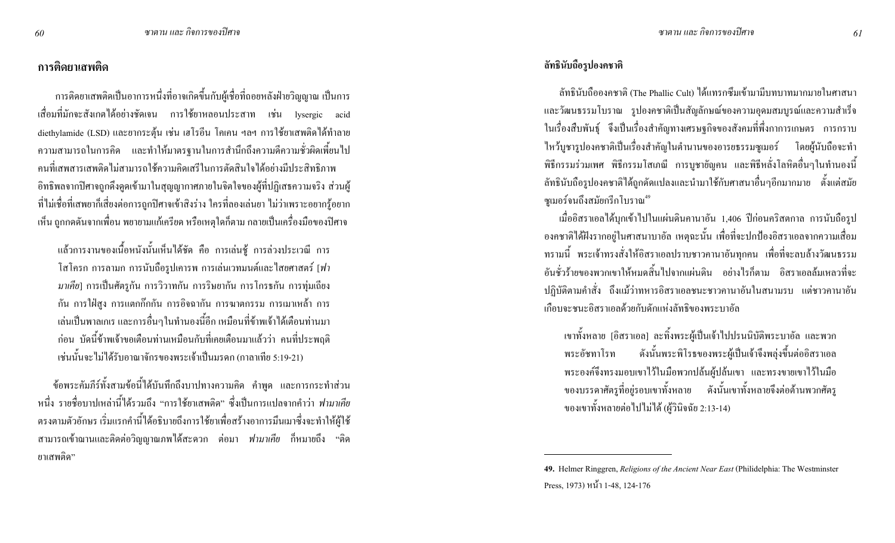## การติดยาเสพติด

การติดยาเสพติดเป็นอาการหนึ่งที่อาจเกิดขึ้นกับผู้เชื่อที่ถอยหลังฝ่ายวิญญาณ เป็นการเสื่อมที่มักจะสังเกตได้อย่างชัดเจน การใช้ยาหลอนประสาท เช่น lysergic acid diethylamide (LSD) และยากระตุ้น เช่น เฮโรอีน โคเคน ฯลฯ การใช้ยาเสพติดได้ทำลายความสามารถในการคิด และทำให้มาตรฐานในการสำนึกถึงความดีความชั่วผิดเพี้ยนไป คนที่เสพสารเสพติดไม่สามารถใช้ความคิดเสรีในการตัดสินใจได้อย่างมีประสิทธิภาพ อิทธิพลจากปีศาจถูกดึงดูดเข้ามาในสุญญากาศภายในจิตใจของผู้ที่ปฏิเสธความจริง ส่วนผู้ที่ไม่เชื่อที่เสพยาก็เสี่ยงต่อการถูกปีศาจเข้าสิงร่าง ใครที่ลองเล่นยา ไม่ว่าเพราะอยากรู้อยากเห็น ถูกกดดันจากเพื่อน พยายามแก้เครียด หรือเหตุใดก็ตาม กลายเป็นเครื่องมือของปีศาจ

> แล้วการงานของเนื้อหนังนั้นเห็นได้ชัด คือ การเล่นชู้ การล่วงประเวณี การโสโครก การลามก การนับถือรูปเคารพ การเล่นเวทมนต์และไสยศาสตร์ [*ฟามาเคีย*] การเป็นศัตรูกัน การวิวาทกัน การริษยากัน การโกรธกัน การทุ่มเถียงกัน การใฝ่สูง การแตกก๊กกัน การอิจฉากัน การฆาตกรรม การเมาเหล้า การเล่นเป็นพาลเกเร และการอื่นๆในทำนองนี้อีก เหมือนที่ข้าพเจ้าได้เตือนท่านมาก่อน บัดนี้ข้าพเจ้าขอเตือนท่านเหมือนกับที่เคยเตือนมาแล้วว่า คนที่ประพฤติเช่นนั้นจะไม่ได้รับอาณาจักรของพระเจ้าเป็นมรดก (กาลาเทีย 5:19-21)

ข้อพระคัมภีร์ทั้งสามข้อนี้ได้บันทึกถึงบาปทางความคิด คำพูด และการกระทำส่วนหนึ่ง รายชื่อบาปเหล่านี้ได้รวมถึง "การใช้ยาเสพติด" ซึ่งเป็นการแปลจากคำว่า *ฟามาเคีย* ตรงตามตัวอักษร เริ่มแรกคำนี้ได้อธิบายถึงการใช้ยาเพื่อสร้างอาการมึนเมาซึ่งจะทำให้ผู้ใช้สามารถเข้าฌานและติดต่อวิญญาณภพได้สะดวก ต่อมา *ฟามาเคีย* ก็หมายถึง "ติดยาเสพติด"

## ลัทธินับถือรูปองคชาติ

ลัทธินับถือองคชาติ (The Phallic Cult) ได้แทรกซึมเข้ามามีบทบาทมากมายในศาสนาและวัฒนธรรมโบราณ รูปองคชาติเป็นสัญลักษณ์ของความอุดมสมบูรณ์และความสำเร็จในเรื่องสืบพันธุ์ จึงเป็นเรื่องสำคัญทางเศรษฐกิจของสังคมที่พึ่งการการเกษตร การกราบไหว้บูชารูปองคชาติเป็นเรื่องสำคัญในตำนานของอารยธรรมซูเมอร์ โดยผู้นับถือจะทำพิธีกรรมร่วมเพศ พิธีกรรมโสเภณี การบูชายัญคน และพิธีหลั่งโลหิตอื่นๆในทำนองนี้ ลัทธินับถือรูปองคชาติได้ถูกดัดแปลงและนำมาใช้กับศาสนาอื่นๆอีกมากมาย ตั้งแต่สมัยซูเมอร์จนถึงสมัยกรีกโบราณ[49]

เมื่ออิสราเอลได้บุกเข้าไปในแผ่นดินคานาอัน 1,406 ปีก่อนคริสตกาล การนับถือรูปองคชาติได้ฝังรากอยู่ในศาสนาบาอัล เหตุฉะนั้น เพื่อที่จะปกป้องอิสราเอลจากความเสื่อมทรามนี้ พระเจ้าทรงสั่งให้อิสราเอลปราบชาวคานาอันทุกคน เพื่อที่จะลบล้างวัฒนธรรมอันชั่วร้ายของพวกเขาให้หมดสิ้นไปจากแผ่นดิน อย่างไรก็ตาม อิสราเอลล้มเหลวที่จะปฏิบัติตามคำสั่ง ถึงแม้ว่าทหารอิสราเอลชนะชาวคานาอันในสนามรบ แต่ชาวคานาอันเกือบจะชนะอิสราเอลด้วยกับดักแห่งลัทธิของพระบาอัล

> เขาทั้งหลาย [อิสราเอล] ละทิ้งพระผู้เป็นเจ้าไปปรนนิบัติพระบาอัล และพวกพระอัชทาโรท ดังนั้นพระพิโรธของพระผู้เป็นเจ้าจึงพลุ่งขึ้นต่ออิสราเอล พระองค์จึงทรงมอบเขาไว้ในมือพวกปล้นผู้ปล้นเขา และทรงขายเขาไว้ในมือของบรรดาศัตรูที่อยู่รอบเขาทั้งหลาย ดังนั้นเขาทั้งหลายจึงต่อต้านพวกศัตรูของเขาทั้งหลายต่อไปไม่ได้ (ผู้วินิจฉัย 2:13-14)

---

**49.** Helmer Ringgren, *Religions of the Ancient Near East* (Philidelphia: The Westminster Press, 1973) หน้า 1-48, 124-176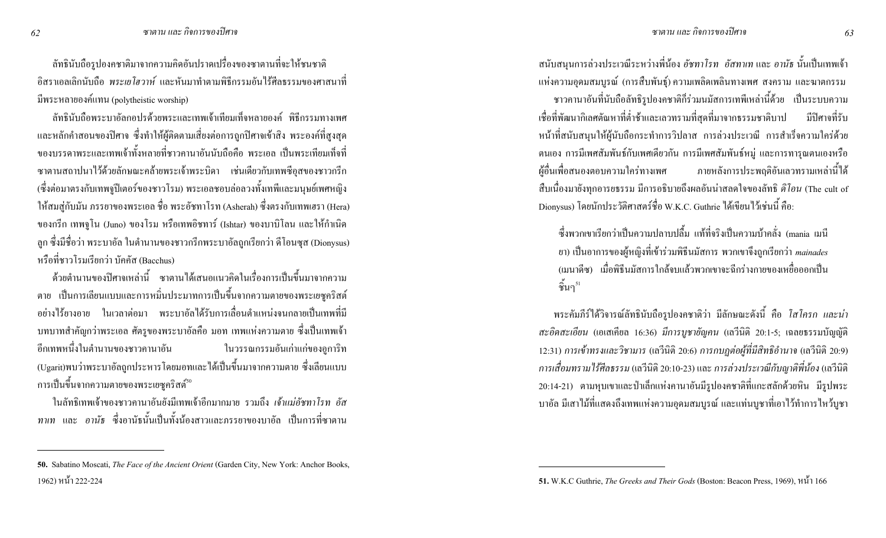ลัทธินับถือรูปบองคชาติมาจากความคิดอันปราดเปรื่องของซาตานที่จะให้ชนชาติอิสราเอลเลิกนับถือ *พระเยโฮวาห์* และหันมาทำตามพิธีกรรมอันไร้ศีลธรรมของศาสนาที่มีพระหลายองค์แทน (polytheistic worship)

ลัทธินับถือพระบาอัลกอปรด้วยพระและเทพเจ้าเทียมเท็จหลายองค์ พิธีกรรมทางเพศและหลักคำสอนของปีศาจ ซึ่งทำให้ผู้ติดตามเสี่ยงต่อการถูกปีศาจเข้าสิง พระองค์ที่สูงสุดของบรรดาพระและเทพเจ้าทั้งหลายที่ชาวคานาอันนับถือคือ พระเอล เป็นพระเทียมเท็จที่ซาตานสถาปนาไว้ด้วยลักษณะคล้ายพระเจ้าพระบิดา เช่นเดียวกับเทพซีอุสของชาวกรีก (ซึ่งต่อมาตรงกับเทพจูปิเตอร์ของชาวโรม) พระเอลชอบล่อลวงทั้งเทพีและมนุษย์เพศหญิงให้สมสู่กับมัน ภรรยาของพระเอล ชื่อ พระอัชทาโรท (Asherah) ซึ่งตรงกับเทพเฮรา (Hera) ของกรีก เทพจูโน (Juno) ของโรม หรือเทพอิชทาร์ (Ishtar) ของบาบิโลน และให้กำเนิดลูก ซึ่งมีชื่อว่า พระบาอัล ในตำนานของชาวกรีกพระบาอัลถูกเรียกว่า ดีโอนซุส (Dionysus) หรือที่ชาวโรมเรียกว่า บัคคัส (Bacchus)

ด้วยตำนานของปีศาจเหล่านี้ ซาตานได้เสนอแนวคิดในเรื่องการเป็นขึ้นมาจากความตาย เป็นการเลียนแบบและการหมิ่นประมาทการเป็นขึ้นจากความตายของพระเยซูคริสต์อย่างไร้ยางอาย ในเวลาต่อมา พระบาอัลได้รับการเลื่อนตำแหน่งจนกลายเป็นเทพที่มีบทบาทสำคัญกว่าพระเอล ศัตรูของพระบาอัลคือ มอท เทพแห่งความตาย ซึ่งเป็นเทพเจ้าอีกเทพหนึ่งในตำนานของชาวคานาอัน ในวรรณกรรมอันเก่าแก่ของอูการิท (Ugarit)พบว่าพระบาอัลถูกประหารโดยมอทและได้เป็นขึ้นมาจากความตาย ซึ่งเลียนแบบการเป็นขึ้นจากความตายของพระเยซูคริสต์[50]

ในลัทธิเทพเจ้าของชาวคานาอันยังมีเทพเจ้าอีกมากมาย รวมถึง *เจ้าแม่อัชทาโรท อัสทาเท* และ *อานัธ* ซึ่งอานัธนั้นเป็นทั้งน้องสาวและภรรยาของบาอัล เป็นการที่ซาตานสนับสนุนการล่วงประเวณีระหว่างพี่น้อง *อัชทาโรท อัสทาเท* และ *อานัธ* นั้นเป็นเทพเจ้าแห่งความอุดมสมบูรณ์ (การสืบพันธุ์) ความเพลิดเพลินทางเพศ สงคราม และฆาตกรรม

ชาวคานาอันที่นับถือลัทธิรูปบองคชาติร่วมนมัสการเทพีเหล่านี้ด้วย เป็นระบบความเชื่อที่พัฒนากิเลสตัณหาที่ต่ำช้าและเลวทรามที่สุดที่มาจากธรรมชาติบาป มีปีศาจที่รับหน้าที่สนับสนุนให้ผู้นับถือกระทำการวิปลาส การล่วงประเวณี การสำเร็จความใคร่ด้วยตนเอง การมีเพศสัมพันธ์กับเพศเดียวกัน การมีเพศสัมพันธ์หมู่ และการทารุณตนเองหรือผู้อื่นเพื่อสนองตอบความใคร่ทางเพศ ภายหลังการประพฤติอันเลวทรามเหล่านี้ได้สืบเนื่องมายังทุกอารยธรรม มีการอธิบายถึงผลอันน่าสลดใจของลัทธิ *ดิโอน* (The cult of Dionysus) โดยนักประวัติศาสตร์ชื่อ W.K.C. Guthrie ได้เขียนไว้เช่นนี้ คือ:

> ซึ่งพวกเขาเรียกว่าเป็นความปลาบปลื้ม แท้ที่จริงเป็นความบ้าคลั่ง (mania เมนียา) เป็นอาการของผู้หญิงที่เข้าร่วมพิธีนมัสการ พวกเขาจึงถูกเรียกว่า *mainades* (เมนาดีซ) เมื่อพิธีนมัสการใกล้จบแล้วพวกเขาจะฉีกร่างกายของเหยื่อออกเป็นชิ้นๆ[51]

พระคัมภีร์ได้วิจารณ์ลัทธินับถือรูปบองคชาติว่า มีลักษณะดังนี้ คือ *โสโครก และน่าสะอิดสะเอียน* (เอเสเคียล 16:36) *มีการบูชายัญคน* (เลวีนิติ 20:1-5; เฉลยธรรมบัญญัติ 12:31) *การเข้าทรงและวิชามาร* (เลวีนิติ 20:6) *การกบฏต่อผู้ที่มีสิทธิอำนาจ* (เลวีนิติ 20:9) *การเสื่อมทรามไร้ศีลธรรม* (เลวีนิติ 20:10-23) และ *การล่วงประเวณีกับญาติพี่น้อง* (เลวีนิติ 20:14-21) ตามหุบเขาและป่าเล็กแห่งคานาอันมีรูปบองคชาติที่แกะสลักด้วยหิน มีรูปพระบาอัล มีเสาไม้ที่แสดงถึงเทพแห่งความอุดมสมบูรณ์ และแท่นบูชาที่เอาไว้ทำการไหว้บูชา

---

**50.** Sabatino Moscati, *The Face of the Ancient Orient* (Garden City, New York: Anchor Books, 1962) หน้า 222-224

**51.** W.K.C Guthrie, *The Greeks and Their Gods* (Boston: Beacon Press, 1969), หน้า 166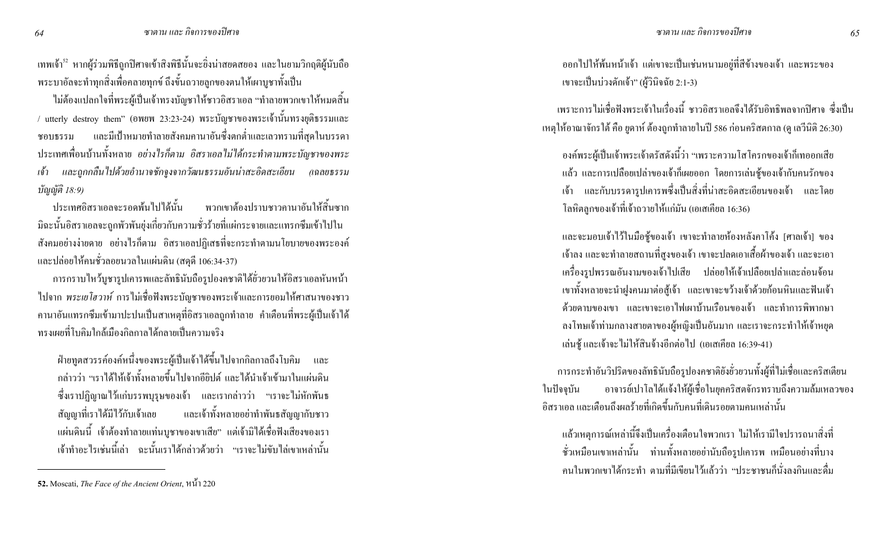เทพเจ้า[52] หากผู้ร่วมพิธีถูกปีศาจเข้าสิงพิธีนั้นจะยิ่งน่าสยดสยอง และในยามวิกฤติผู้นับถือพระบาอัลจะทำทุกสิ่งเพื่อคลายทุกข์ ถึงขั้นถวายลูกของตนให้เผาบูชาทั้งเป็น

ไม่ต้องแปลกใจที่พระผู้เป็นเจ้าทรงบัญชาให้ชาวอิสราเอล "ทำลายพวกเขาให้หมดสิ้น / utterly destroy them" (อพยพ 23:23-24) พระบัญชาของพระเจ้านั้นทรงยุติธรรมและชอบธรรม และมีเป้าหมายทำลายสังคมคานาอันซึ่งตกต่ำและเลวทรามที่สุดในบรรดาประเทศเพื่อนบ้านทั้งหลาย *อย่างไรก็ตาม อิสราเอลไม่ได้กระทำตามพระบัญชาของพระเจ้า และถูกกลืนไปด้วยอำนาจชักจูงจากวัฒนธรรมอันน่าสะอิดสะเอียน (เฉลยธรรมบัญญัติ 18:9)*

ประเทศอิสราเอลจะรอดพ้นไปได้นั้น พวกเขาต้องปราบชาวคานาอันให้สิ้นซาก มิฉะนั้นอิสราเอลจะถูกพัวพันยุ่งเกี่ยวกับความชั่วร้ายที่แผ่กระจายและแทรกซึมเข้าไปในสังคมอย่างง่ายดาย อย่างไรก็ตาม อิสราเอลปฏิเสธที่จะกระทำตามนโยบายของพระองค์และปล่อยให้คนชั่วลอยนวลในแผ่นดิน (สดุดี 106:34-37)

การกราบไหว้บูชารูปเคารพและลัทธินับถือรูปองคชาติได้ยั่วยวนให้อิสราเอลหันหน้าไปจาก *พระเยโฮวาห์* การไม่เชื่อฟังพระบัญชาของพระเจ้าและการยอมให้ศาสนาของชาวคานาอันแทรกซึมเข้ามาปะปนเป็นสาเหตุที่อิสราเอลถูกทำลาย คำเตือนที่พระผู้เป็นเจ้าได้ทรงเผยที่โบคิมใกล้เมืองกิลกาลได้กลายเป็นความจริง

> ฝ่ายทูตสวรรค์องค์หนึ่งของพระผู้เป็นเจ้าได้ขึ้นไปจากกิลกาลถึงโบคิม และกล่าวว่า "เราได้ให้เจ้าทั้งหลายขึ้นไปจากอียิปต์ และได้นำเจ้าเข้ามาในแผ่นดินซึ่งเราปฏิญาณไว้แก่บรรพบุรุษของเจ้า และเรากล่าวว่า "เราจะไม่หักพันธสัญญาที่เราได้มีไว้กับเจ้าเลย และเจ้าทั้งหลายอย่าทำพันธสัญญากับชาวแผ่นดินนี้ เจ้าต้องทำลายแท่นบูชาของเขาเสีย" แต่เจ้ามิได้เชื่อฟังเสียงของเรา เจ้าทำอะไรเช่นนี้เล่า ฉะนั้นเราได้กล่าวด้วยว่า "เราจะไม่ขับไล่เขาเหล่านั้นออกไปให้พ้นหน้าเจ้า แต่เขาจะเป็นเช่นหนามอยู่ที่สีข้างของเจ้า และพระของเขาจะเป็นบ่วงดักเจ้า" (ผู้วินิจฉัย 2:1-3)

เพราะการไม่เชื่อฟังพระเจ้าในเรื่องนี้ ชาวอิสราเอลจึงได้รับอิทธิพลจากปีศาจ ซึ่งเป็นเหตุให้อาณาจักรใต้ คือ ยูดาห์ ต้องถูกทำลายในปี 586 ก่อนคริสตกาล (ดู เลวีนิติ 26:30)

> องค์พระผู้เป็นเจ้าพระเจ้าตรัสดังนี้ว่า "เพราะความโสโครกของเจ้าก็เทออกเสียแล้ว และการเปลือยเปล่าของเจ้าก็เผยออก โดยการเล่นชู้ของเจ้ากับคนรักของเจ้า และกับบรรดารูปเคารพซึ่งเป็นสิ่งที่น่าสะอิดสะเอียนของเจ้า และโดยโลหิตลูกของเจ้าที่เจ้าถวายให้แก่มัน (เอเสเคียล 16:36)

> และจะมอบเจ้าไว้ในมือชู้ของเจ้า เขาจะทำลายห้องหลังคาโค้ง [ศาลเจ้า] ของเจ้าลง และจะทำลายสถานที่สูงของเจ้า เขาจะปลดเอาเสื้อผ้าของเจ้า และจะเอาเครื่องรูปพรรณอันงามของเจ้าไปเสีย ปล่อยให้เจ้าเปลือยเปล่าและล่อนจ้อน เขาทั้งหลายจะนำฝูงคนมาต่อสู้เจ้า และเขาจะขว้างเจ้าด้วยก้อนหินและฟันเจ้าด้วยดาบของเขา และเขาจะเอาไฟเผาบ้านเรือนของเจ้า และทำการพิพากษาลงโทษเจ้าท่ามกลางสายตาของผู้หญิงเป็นอันมาก และเราจะกระทำให้เจ้าหยุดเล่นชู้ และเจ้าจะไม่ให้สินจ้างอีกต่อไป (เอเสเคียล 16:39-41)

การกระทำอันวิปริตของลัทธินับถือรูปองคชาติยังยั่วยวนทั้งผู้ที่ไม่เชื่อและคริสเตียนในปัจจุบัน อาจารย์เปาโลได้แจ้งให้ผู้เชื่อในยุคคริสตจักรทราบถึงความล้มเหลวของอิสราเอล และเตือนถึงผลร้ายที่เกิดขึ้นกับคนที่เดินรอยตามคนเหล่านั้น

> แล้วเหตุการณ์เหล่านี้จึงเป็นเครื่องเตือนใจพวกเรา ไม่ให้เรามีใจปรารถนาสิ่งที่ชั่วเหมือนเขาเหล่านั้น ท่านทั้งหลายอย่านับถือรูปเคารพ เหมือนอย่างที่บางคนในพวกเขาได้กระทำ ตามที่มีเขียนไว้แล้วว่า "ประชาชนก็นั่งลงกินและดื่ม

---

**52.** Moscati, *The Face of the Ancient Orient*, หน้า 220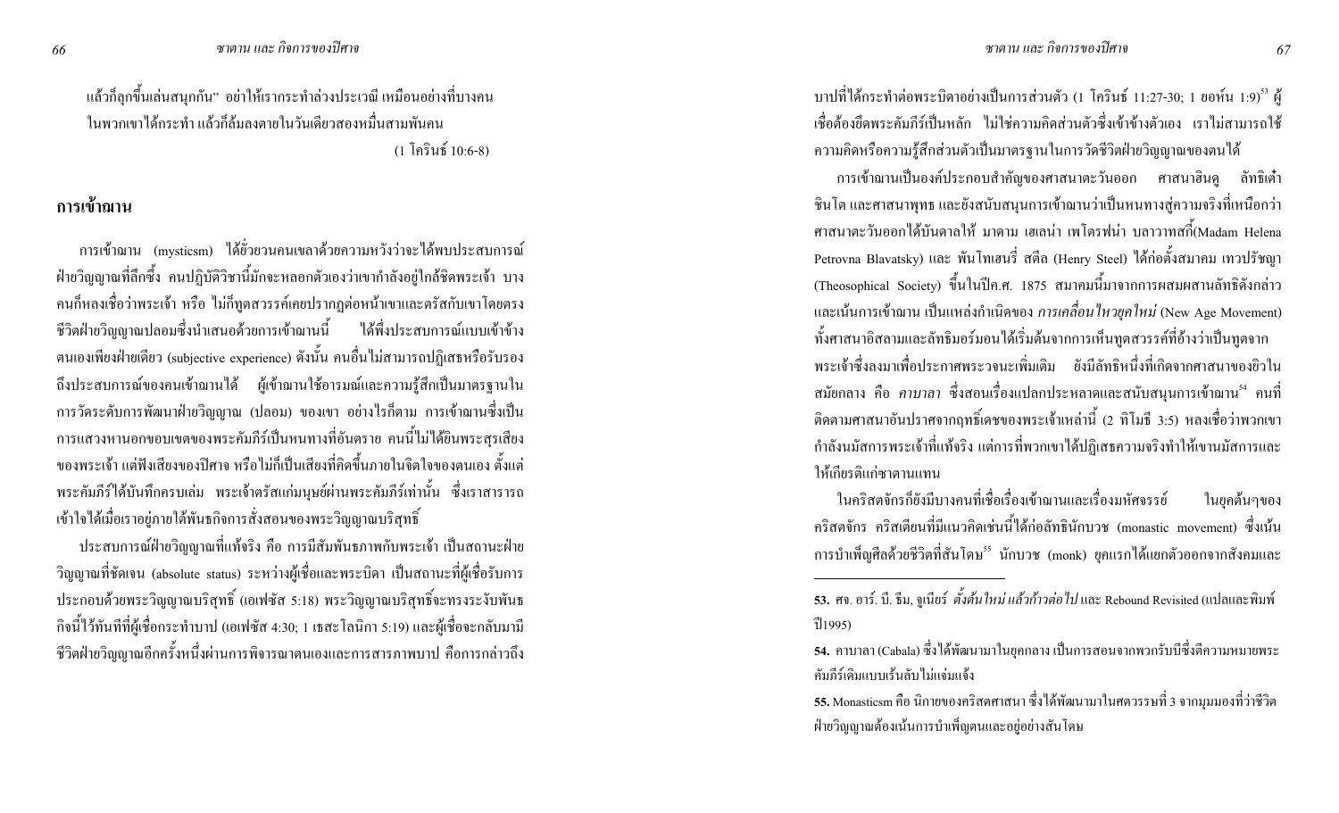แล้วก็ลุกขึ้นเล่นสนุกกัน" อย่าให้เรากระทำล่วงประเวณี เหมือนอย่างที่บางคนในพวกเขาได้กระทำ แล้วก็ล้มลงตายในวันเดียวสองหมื่นสามพันคน

(1 โครินธ์ 10:6-8)

## การเข้าฌาน

การเข้าฌาน (mysticsm) ได้ยั่วยวนคนเขลาด้วยความหวังว่าจะได้พบประสบการณ์ฝ่ายวิญญาณที่ลึกซึ้ง คนปฏิบัติวิชานี้มักจะหลอกตัวเองว่าเขากำลังอยู่ใกล้ชิดพระเจ้า บางคนก็หลงเชื่อว่าพระเจ้า หรือ ไม่ก็ทูตสวรรค์เคยปรากฏต่อหน้าเขาและตรัสกับเขาโดยตรง ชีวิตฝ่ายวิญญาณปลอมซึ่งนำเสนอด้วยการเข้าฌานนี้ ได้พึ่งประสบการณ์แบบเข้าข้างตนเองเพียงฝ่ายเดียว (subjective experience) ดังนั้น คนอื่นไม่สามารถปฏิเสธหรือรับรองถึงประสบการณ์ของคนเข้าฌานได้ ผู้เข้าฌานใช้อารมณ์และความรู้สึกเป็นมาตรฐานในการวัดระดับการพัฒนาฝ่ายวิญญาณ (ปลอม) ของเขา อย่างไรก็ตาม การเข้าฌานซึ่งเป็นการแสวงหานอกขอบเขตของพระคัมภีร์เป็นหนทางที่อันตราย คนนี้ไม่ได้ยินพระสุรเสียงของพระเจ้า แต่ฟังเสียงของปีศาจ หรือไม่ก็เป็นเสียงที่คิดขึ้นภายในจิตใจของตนเอง ตั้งแต่พระคัมภีร์ได้บันทึกครบเล่ม พระเจ้าตรัสแก่มนุษย์ผ่านพระคัมภีร์เท่านั้น ซึ่งเราสารารถเข้าใจได้เมื่อเราอยู่ภายใต้พันธกิจการสั่งสอนของพระวิญญาณบริสุทธิ์

ประสบการณ์ฝ่ายวิญญาณที่แท้จริง คือ การมีสัมพันธภาพกับพระเจ้า เป็นสถานะฝ่ายวิญญาณที่ชัดเจน (absolute status) ระหว่างผู้เชื่อและพระบิดา เป็นสถานะที่ผู้เชื่อรับการประกอบด้วยพระวิญญาณบริสุทธิ์ (เอเฟซัส 5:18) พระวิญญาณบริสุทธิ์จะทรงระงับพันธกิจนี้ไว้ทันทีที่ผู้เชื่อกระทำบาป (เอเฟซัส 4:30; 1 เธสะโลนิกา 5:19) และผู้เชื่อจะกลับมามีชีวิตฝ่ายวิญญาณอีกครั้งหนึ่งผ่านการพิจารณาตนเองและการสารภาพบาป คือการกล่าวถึงบาปที่ได้กระทำต่อพระบิดาอย่างเป็นการส่วนตัว (1 โครินธ์ 11:27-30; 1 ยอห์น 1:9)[53] ผู้เชื่อต้องยึดพระคัมภีร์เป็นหลัก ไม่ใช่ความคิดส่วนตัวซึ่งเข้าข้างตัวเอง เราไม่สามารถใช้ความคิดหรือความรู้สึกส่วนตัวเป็นมาตรฐานในการวัดชีวิตฝ่ายวิญญาณของตนได้

การเข้าฌานเป็นองค์ประกอบสำคัญของศาสนาตะวันออก ศาสนาฮินดู ลัทธิเต๋า ชินโต และศาสนาพุทธ และยังสนับสนุนการเข้าฌานว่าเป็นหนทางสู่ความจริงที่เหนือกว่า ศาสนาตะวันออกได้บันดาลให้ มาดาม เฮเลน่า เพโตรฟน่า บลาวาทสกี้(Madam Helena Petrovna Blavatsky) และ พันโทเฮนรี่ สตีล (Henry Steel) ได้ก่อตั้งสมาคม เทวปรัชญา (Theosophical Society) ขึ้นในปีค.ศ. 1875 สมาคมนี้มาจากการผสมผสานลัทธิดังกล่าว และเน้นการเข้าฌาน เป็นแหล่งกำเนิดของ *การเคลื่อนไหวยุคใหม่* (New Age Movement) ทั้งศาสนาอิสลามและลัทธิมอร์มอนได้เริ่มต้นจากการเห็นทูตสวรรค์ที่อ้างว่าเป็นทูตจากพระเจ้าซึ่งลงมาเพื่อประกาศพระวจนะเพิ่มเติม ยังมีลัทธิหนึ่งที่เกิดจากศาสนาของยิวในสมัยกลาง คือ *คาบาลา* ซึ่งสอนเรื่องแปลกประหลาดและสนับสนุนการเข้าฌาน[54] คนที่ติดตามศาสนาอันปราศจากฤทธิ์เดชของพระเจ้าเหล่านี้ (2 ทิโมธี 3:5) หลงเชื่อว่าพวกเขากำลังนมัสการพระเจ้าที่แท้จริง แต่การที่พวกเขาได้ปฏิเสธความจริงทำให้เขานมัสการและให้เกียรติแก่ซาตานแทน

ในคริสตจักรก็ยังมีบางคนที่เชื่อเรื่องเข้าฌานและเรื่องมหัศจรรย์ ในยุคต้นๆของคริสตจักร คริสเตียนที่มีแนวคิดเช่นนี้ได้ก่อลัทธินักบวช (monastic movement) ซึ่งเน้นการบำเพ็ญศีลด้วยชีวิตที่สันโดษ[55] นักบวช (monk) ยุคแรกได้แยกตัวออกจากสังคมและ

---

**53.** ศจ. อาร์. บี. ธีม, จูเนียร์ *ตั้งต้นใหม่ แล้วก้าวต่อไป* และ Rebound Revisited (แปลและพิมพ์ ปี1995)

**54.** คาบาลา (Cabala) ซึ่งได้พัฒนามาในยุคกลาง เป็นการสอนจากพวกรับบีซึ่งตีความหมายพระคัมภีร์เดิมแบบเร้นลับไม่แจ่มแจ้ง

**55.** Monasticsm คือ นิกายของคริสตศาสนา ซึ่งได้พัฒนามาในศตวรรษที่ 3 จากมุมมองที่ว่าชีวิตฝ่ายวิญญาณต้องเน้นการบำเพ็ญตนและอยู่อย่างสันโดษ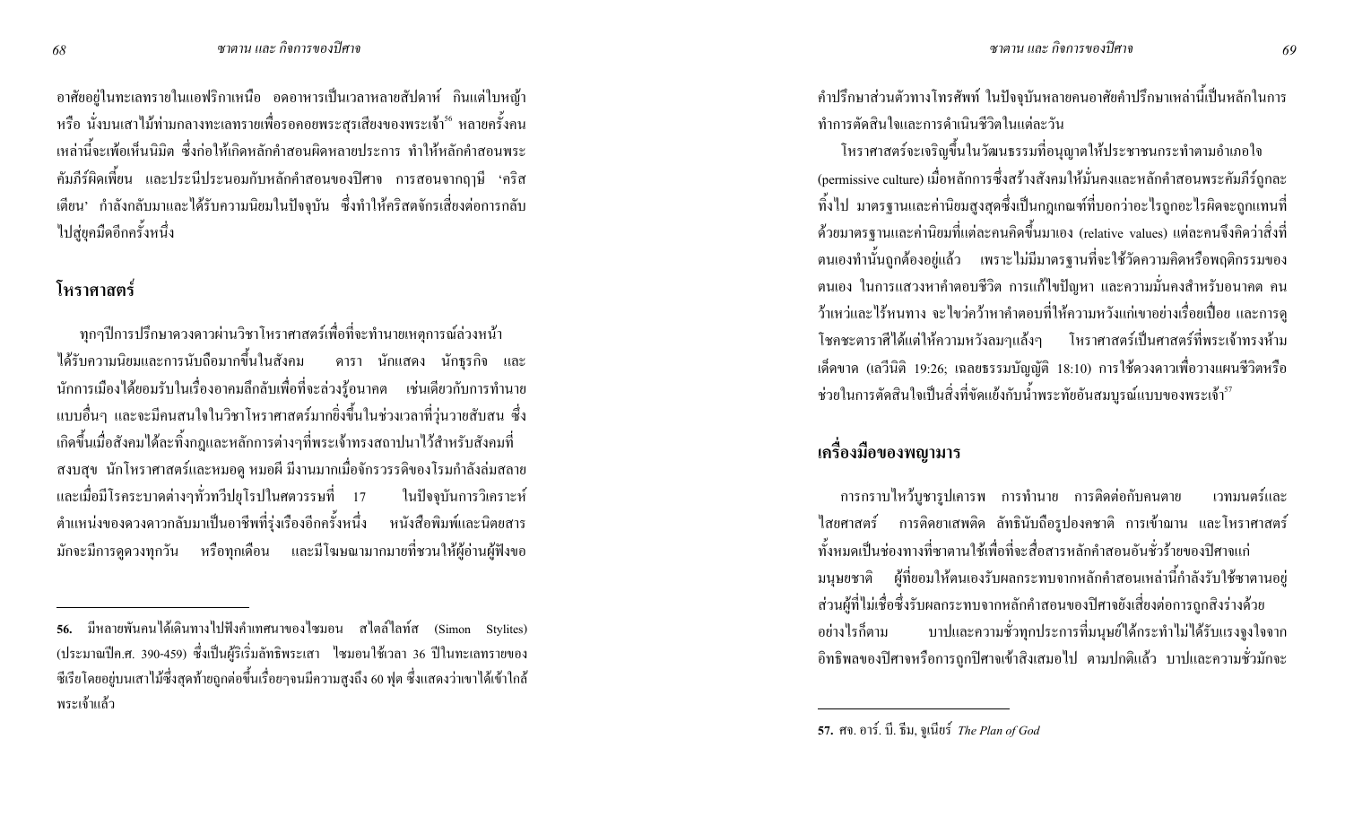อาศัยอยู่ในทะเลทรายในแอฟริกาเหนือ อดอาหารเป็นเวลาหลายสัปดาห์ กินแต่ใบหญ้า หรือ นั่งบนเสาไม้ท่ามกลางทะเลทรายเพื่อรอคอยพระสุรเสียงของพระเจ้า[56] หลายครั้งคนเหล่านี้จะเพ้อเห็นนิมิต ซึ่งก่อให้เกิดหลักคำสอนผิดหลายประการ ทำให้หลักคำสอนพระคัมภีร์ผิดเพี้ยน และประนีประนอมกับหลักคำสอนของปีศาจ การสอนจากฤาษี 'คริสเตียน' กำลังกลับมาและได้รับความนิยมในปัจจุบัน ซึ่งทำให้คริสตจักรเสี่ยงต่อการกลับไปสู่ยุคมืดอีกครั้งหนึ่ง

## โหราศาสตร์

ทุกๆปีการปรึกษาดวงดาวผ่านวิชาโหราศาสตร์เพื่อที่จะทำนายเหตุการณ์ล่วงหน้าได้รับความนิยมและการนับถือมากขึ้นในสังคม ดารา นักแสดง นักธุรกิจ และนักการเมืองได้ยอมรับในเรื่องอาคมลึกลับเพื่อที่จะล่วงรู้อนาคต เช่นเดียวกับการทำนายแบบอื่นๆ และจะมีคนสนใจในวิชาโหราศาสตร์มากยิ่งขึ้นในช่วงเวลาที่วุ่นวายสับสน ซึ่งเกิดขึ้นเมื่อสังคมได้ละทิ้งกฎและหลักการต่างๆที่พระเจ้าทรงสถาปนาไว้สำหรับสังคมที่สงบสุข นักโหราศาสตร์และหมอดู หมอผี มีงานมากเมื่อจักรวรรดิของโรมกำลังล่มสลาย และเมื่อมีโรคระบาดต่างๆทั่วทวีปยุโรปในศตวรรษที่ 17 ในปัจจุบันการวิเคราะห์ตำแหน่งของดวงดาวกลับมาเป็นอาชีพที่รุ่งเรืองอีกครั้งหนึ่ง หนังสือพิมพ์และนิตยสารมักจะมีการดูดวงทุกวัน หรือทุกเดือน และมีโฆษณามากมายที่ชวนให้ผู้อ่านผู้ฟังขอคำปรึกษาส่วนตัวทางโทรศัพท์ ในปัจจุบันหลายคนอาศัยคำปรึกษาเหล่านี้เป็นหลักในการทำการตัดสินใจและการดำเนินชีวิตในแต่ละวัน

โหราศาสตร์จะเจริญขึ้นในวัฒนธรรมที่อนุญาตให้ประชาชนกระทำตามอำเภอใจ (permissive culture) เมื่อหลักการซึ่งสร้างสังคมให้มั่นคงและหลักคำสอนพระคัมภีร์ถูกละทิ้งไป มาตรฐานและค่านิยมสูงสุดซึ่งเป็นกฎเกณฑ์ที่บอกว่าอะไรถูกอะไรผิดจะถูกแทนที่ด้วยมาตรฐานและค่านิยมที่แต่ละคนคิดขึ้นมาเอง (relative values) แต่ละคนจึงคิดว่าสิ่งที่ตนเองทำนั้นถูกต้องอยู่แล้ว เพราะไม่มีมาตรฐานที่จะใช้วัดความคิดหรือพฤติกรรมของตนเอง ในการแสวงหาคำตอบชีวิต การแก้ไขปัญหา และความมั่นคงสำหรับอนาคต คนว้าเหว่และไร้หนทาง จะไขว่คว้าหาคำตอบที่ให้ความหวังแก่เขาอย่างเรื่อยเปื่อย และการดูโชคชะตาราศีได้แต่ให้ความหวังลมๆแล้งๆ โหราศาสตร์เป็นศาสตร์ที่พระเจ้าทรงห้ามเด็ดขาด (เลวีนิติ 19:26; เฉลยธรรมบัญญัติ 18:10) การใช้ดวงดาวเพื่อวางแผนชีวิตหรือช่วยในการตัดสินใจเป็นสิ่งที่ขัดแย้งกับน้ำพระทัยอันสมบูรณ์แบบของพระเจ้า[57]

## เครื่องมือของพญามาร

การกราบไหว้บูชารูปเคารพ การทำนาย การติดต่อกับคนตาย เวทมนตร์และไสยศาสตร์ การติดยาเสพติด ลัทธินับถือรูปองคชาติ การเข้าฌาน และโหราศาสตร์ ทั้งหมดเป็นช่องทางที่ซาตานใช้เพื่อที่จะสื่อสารหลักคำสอนอันชั่วร้ายของปีศาจแก่มนุษยชาติ ผู้ที่ยอมให้ตนเองรับผลกระทบจากหลักคำสอนเหล่านี้กำลังรับใช้ซาตานอยู่ ส่วนผู้ที่ไม่เชื่อซึ่งรับผลกระทบจากหลักคำสอนของปีศาจยังเสี่ยงต่อการถูกสิงร่างด้วย อย่างไรก็ตาม บาปและความชั่วทุกประการที่มนุษย์ได้กระทำไม่ได้รับแรงจูงใจจากอิทธิพลของปีศาจหรือการถูกปีศาจเข้าสิงเสมอไป ตามปกติแล้ว บาปและความชั่วมักจะ

---

**56.** มีหลายพันคนได้เดินทางไปฟังคำเทศนาของไซมอน สไตล์ไลท์ส (Simon Stylites) (ประมาณปีค.ศ. 390-459) ซึ่งเป็นผู้ริเริ่มลัทธิพระเสา ไซมอนใช้เวลา 36 ปีในทะเลทรายของซีเรียโดยอยู่บนเสาไม้ซึ่งสุดท้ายถูกต่อขึ้นเรื่อยๆจนมีความสูงถึง 60 ฟุต ซึ่งแสดงว่าเขาได้เข้าใกล้พระเจ้าแล้ว

**57.** ศจ. อาร์. บี. ธีม, จูเนียร์ *The Plan of God*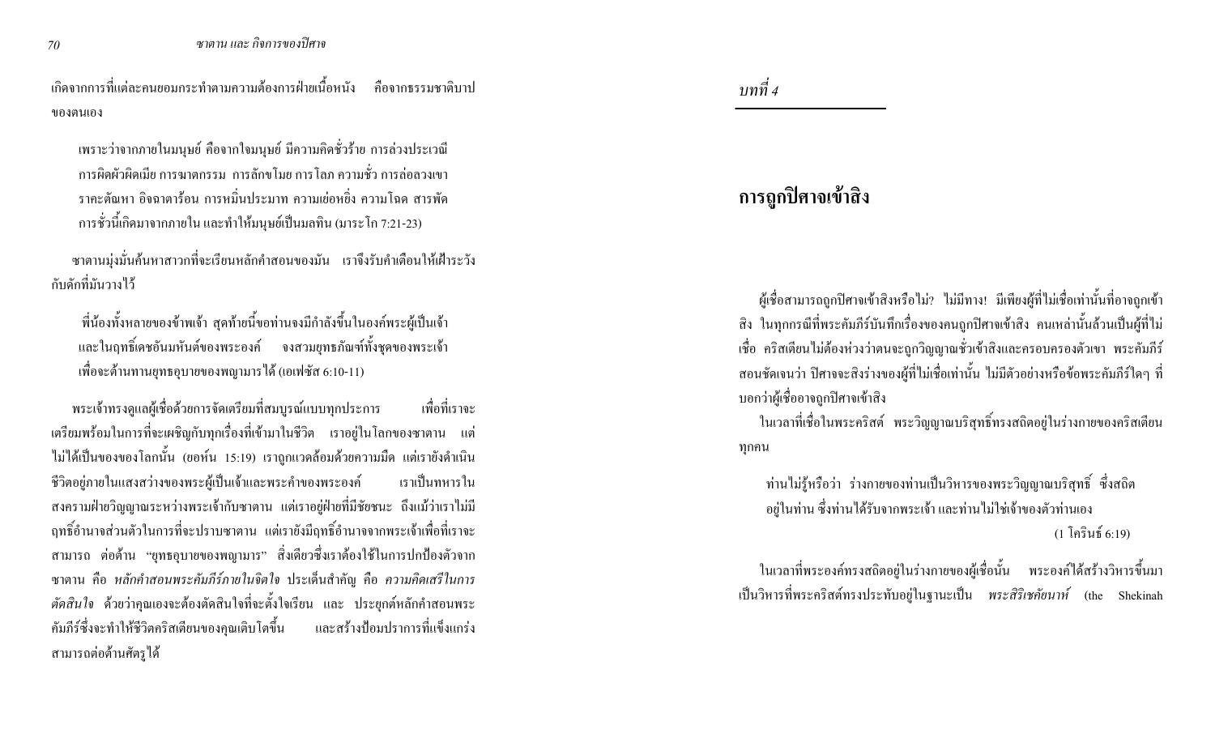เกิดจากการที่แต่ละคนยอมกระทำตามความต้องการฝ่ายเนื้อหนัง คือจากธรรมชาติบาปของตนเอง

> เพราะว่าจากภายในมนุษย์ คือจากใจมนุษย์ มีความคิดชั่วร้าย การล่วงประเวณี การผิดผัวผิดเมีย การฆาตกรรม การลักขโมย การโลภ ความชั่ว การล่อลวงเขา ราคะตัณหา อิจฉาตาร้อน การหมิ่นประมาท ความเย่อหยิ่ง ความโฉด สารพัดการชั่วนี้เกิดมาจากภายใน และทำให้มนุษย์เป็นมลทิน (มาระโก 7:21-23)

ซาตานมุ่งมั่นค้นหาสาวกที่จะเรียนหลักคำสอนของมัน เราจึงรับคำเตือนให้เฝ้าระวังกับดักที่มันวางไว้

> พี่น้องทั้งหลายของข้าพเจ้า สุดท้ายนี้ขอท่านจงมีกำลังขึ้นในองค์พระผู้เป็นเจ้า และในฤทธิ์เดชอันมหันต์ของพระองค์ จงสวมยุทธภัณฑ์ทั้งชุดของพระเจ้าเพื่อจะต้านทานยุทธอุบายของพญามารได้ (เอเฟซัส 6:10-11)

พระเจ้าทรงดูแลผู้เชื่อด้วยการจัดเตรียมที่สมบูรณ์แบบทุกประการ เพื่อที่เราจะเตรียมพร้อมในการที่จะเผชิญกับทุกเรื่องที่เข้ามาในชีวิต เราอยู่ในโลกของซาตาน แต่ไม่ได้เป็นของของโลกนั้น (ยอห์น 15:19) เราถูกแวดล้อมด้วยความมืด แต่เรายังดำเนินชีวิตอยู่ภายในแสงสว่างของพระผู้เป็นเจ้าและพระคำของพระองค์ เราเป็นทหารในสงครามฝ่ายวิญญาณระหว่างพระเจ้ากับซาตาน แต่เราอยู่ฝ่ายที่มีชัยชนะ ถึงแม้ว่าเราไม่มีฤทธิ์อำนาจส่วนตัวในการที่จะปราบซาตาน แต่เรายังมีฤทธิ์อำนาจจากพระเจ้าเพื่อที่เราจะสามารถ ต่อต้าน "ยุทธอุบายของพญามาร" สิ่งเดียวซึ่งเราต้องใช้ในการปกป้องตัวจากซาตาน คือ *หลักคำสอนพระคัมภีร์ภายในจิตใจ* ประเด็นสำคัญ คือ *ความคิดเสรีในการตัดสินใจ* ด้วยว่าคุณเองจะต้องตัดสินใจที่จะตั้งใจเรียน และ ประยุกต์หลักคำสอนพระคัมภีร์ซึ่งจะทำให้ชีวิตคริสเตียนของคุณเติบโตขึ้น และสร้างป้อมปราการที่แข็งแกร่งสามารถต่อต้านศัตรูได้

*บทที่ 4*

# การถูกปิศาจเข้าสิง

ผู้เชื่อสามารถถูกปิศาจเข้าสิงหรือไม่? ไม่มีทาง! มีเพียงผู้ที่ไม่เชื่อเท่านั้นที่อาจถูกเข้าสิง ในทุกกรณีที่พระคัมภีร์บันทึกเรื่องของคนถูกปิศาจเข้าสิง คนเหล่านั้นล้วนเป็นผู้ที่ไม่เชื่อ คริสเตียนไม่ต้องห่วงว่าตนจะถูกวิญญาณชั่วเข้าสิงและครอบครองตัวเขา พระคัมภีร์สอนชัดเจนว่า ปิศาจจะสิงร่างของผู้ที่ไม่เชื่อเท่านั้น ไม่มีตัวอย่างหรือข้อพระคัมภีร์ใดๆ ที่บอกว่าผู้เชื่ออาจถูกปิศาจเข้าสิง

ในเวลาที่เชื่อในพระคริสต์ พระวิญญาณบริสุทธิ์ทรงสถิตอยู่ในร่างกายของคริสเตียนทุกคน

> ท่านไม่รู้หรือว่า ร่างกายของท่านเป็นวิหารของพระวิญญาณบริสุทธิ์ ซึ่งสถิตอยู่ในท่าน ซึ่งท่านได้รับจากพระเจ้า และท่านไม่ใช่เจ้าของตัวท่านเอง
>
> (1 โครินธ์ 6:19)

ในเวลาที่พระองค์ทรงสถิตอยู่ในร่างกายของผู้เชื่อนั้น พระองค์ได้สร้างวิหารขึ้นมาเป็นวิหารที่พระคริสต์ทรงประทับอยู่ในฐานะเป็น *พระสิริเชคัยนาห์* (the Shekinah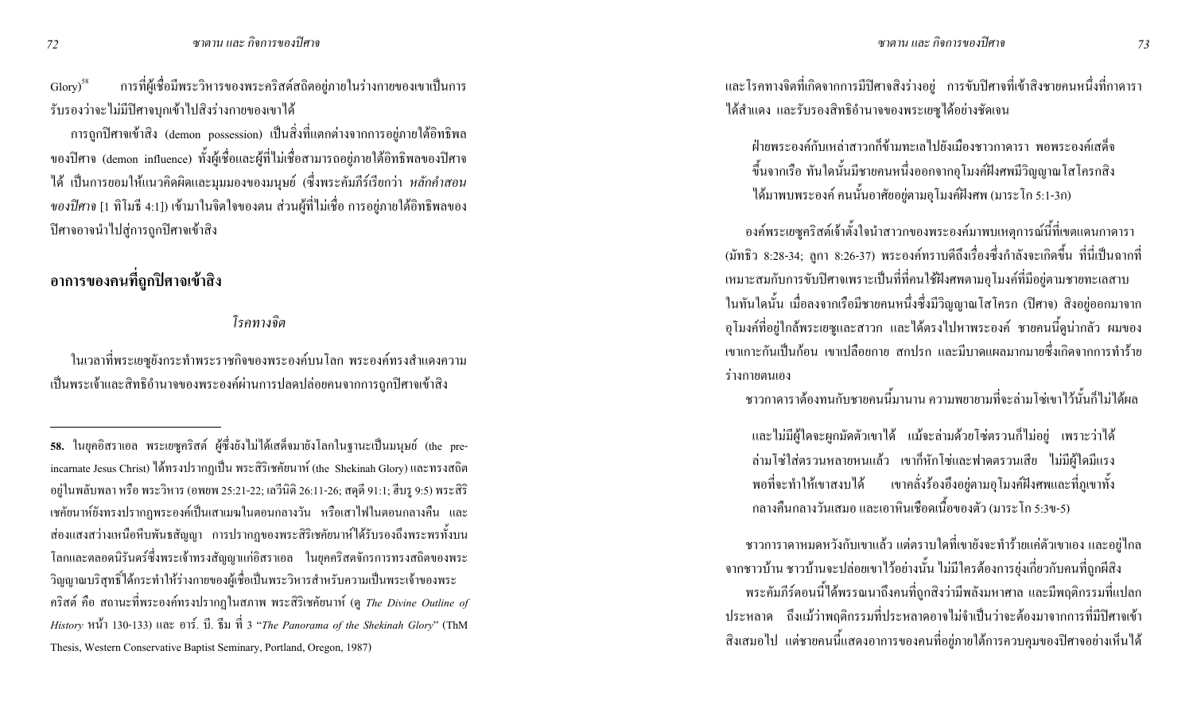Glory)[58] การที่ผู้เชื่อมีพระวิหารของพระคริสต์สถิตอยู่ภายในร่างกายของเขาเป็นการรับรองว่าจะไม่มีปีศาจบุกเข้าไปสิงร่างกายของเขาได้

การถูกปีศาจเข้าสิง (demon possession) เป็นสิ่งที่แตกต่างจากการอยู่ภายใต้อิทธิพลของปีศาจ (demon influence) ทั้งผู้เชื่อและผู้ที่ไม่เชื่อสามารถอยู่ภายใต้อิทธิพลของปีศาจได้ เป็นการยอมให้แนวคิดผิดและมุมมองของมนุษย์ (ซึ่งพระคัมภีร์เรียกว่า *หลักคำสอนของปีศาจ* [1 ทิโมธี 4:1]) เข้ามาในจิตใจของตน ส่วนผู้ที่ไม่เชื่อ การอยู่ภายใต้อิทธิพลของปีศาจอาจนำไปสู่การถูกปีศาจเข้าสิง

## อาการของคนที่ถูกปีศาจเข้าสิง

### *โรคทางจิต*

ในเวลาที่พระเยซูยังกระทำพระราชกิจของพระองค์บนโลก พระองค์ทรงสำแดงความเป็นพระเจ้าและสิทธิอำนาจของพระองค์ผ่านการปลดปล่อยคนจากการถูกปีศาจเข้าสิงและโรคทางจิตที่เกิดจากการมีปีศาจสิงร่างอยู่ การขับปีศาจที่เข้าสิงชายคนหนึ่งที่กาดาราได้สำแดง และรับรองสิทธิอำนาจของพระเยซูได้อย่างชัดเจน

> ฝ่ายพระองค์กับเหล่าสาวกก็ข้ามทะเลไปยังเมืองชาวกาดารา พอพระองค์เสด็จขึ้นจากเรือ ทันใดนั้นมีชายคนหนึ่งออกจากอุโมงค์ฝังศพมีวิญญาณโสโครกสิง ได้มาพบพระองค์ คนนั้นอาศัยอยู่ตามอุโมงค์ฝังศพ (มาระโก 5:1-3ก)

องค์พระเยซูคริสต์เจ้าตั้งใจนำสาวกของพระองค์มาพบเหตุการณ์นี้ที่เขตแดนกาดารา (มัทธิว 8:28-34; ลูกา 8:26-37) พระองค์ทราบดีถึงเรื่องซึ่งกำลังจะเกิดขึ้น ที่นี่เป็นฉากที่เหมาะสมกับการขับปีศาจเพราะเป็นที่ที่คนใช้ฝังศพตามอุโมงค์ที่มีอยู่ตามชายทะเลสาบ ในทันใดนั้น เมื่อลงจากเรือมีชายคนหนึ่งซึ่งมีวิญญาณโสโครก (ปีศาจ) สิงอยู่ออกมาจากอุโมงค์ที่อยู่ใกล้พระเยซูและสาวก และได้ตรงไปหาพระองค์ ชายคนนี้ดูน่ากลัว ผมของเขาเกาะกันเป็นก้อน เขาเปลือยกาย สกปรก และมีบาดแผลมากมายซึ่งเกิดจากการทำร้ายร่างกายตนเอง

ชาวกาดาราต้องทนกับชายคนนี้มานาน ความพยายามที่จะล่ามโซ่เขาไว้นั้นก็ไม่ได้ผล

> และไม่มีผู้ใดจะผูกมัดตัวเขาได้ แม้จะล่ามด้วยโซ่ตรวนก็ไม่อยู่ เพราะว่าได้ล่ามโซ่ใส่ตรวนหลายหนแล้ว เขาก็หักโซ่และฟาดตรวนเสีย ไม่มีผู้ใดมีแรงพอที่จะทำให้เขาสงบได้ เขาคลั่งร้องอึงอยู่ตามอุโมงค์ฝังศพและที่ภูเขาทั้งกลางคืนกลางวันเสมอ และเอาหินเชือดเนื้อของตัว (มาระโก 5:3ข-5)

ชาวการาดาหมดหวังกับเขาแล้ว แต่ตราบใดที่เขายังจะทำร้ายแค่ตัวเขาเอง และอยู่ไกลจากชาวบ้าน ชาวบ้านจะปล่อยเขาไว้อย่างนั้น ไม่มีใครต้องการยุ่งเกี่ยวกับคนที่ถูกผีสิง

พระคัมภีร์ตอนนี้ได้พรรณนาถึงคนที่ถูกสิงว่ามีพลังมหาศาล และมีพฤติกรรมที่แปลกประหลาด ถึงแม้ว่าพฤติกรรมที่ประหลาดอาจไม่จำเป็นว่าจะต้องมาจากการที่มีปีศาจเข้าสิงเสมอไป แต่ชายคนนี้แสดงอาการของคนที่อยู่ภายใต้การควบคุมของปีศาจอย่างเห็นได้

---

58. ในยุคอิสราเอล พระเยซูคริสต์ ผู้ซึ่งยังไม่ได้เสด็จมายังโลกในฐานะเป็นมนุษย์ (the pre-incarnate Jesus Christ) ได้ทรงปรากฏเป็น พระสิริเชคีนาห์ (the Shekinah Glory) และทรงสถิตอยู่ในพลับพลา หรือ พระวิหาร (อพยพ 25:21-22; เลวีนิติ 26:11-26; สดุดี 91:1; ฮีบรู 9:5) พระสิริเชคีนาห์ยังทรงปรากฏพระองค์เป็นเสาเมฆในตอนกลางวัน หรือเสาไฟในตอนกลางคืน และส่องแสงสว่างเหนือหีบพันธสัญญา การปรากฏของพระสิริเชคีนาห์ได้รับรองถึงพระพรทั้งบนโลกและตลอดนิรันดร์ซึ่งพระเจ้าทรงสัญญาแก่อิสราเอล ในยุคคริสตจักรการทรงสถิตของพระวิญญาณบริสุทธิ์ได้กระทำให้ร่างกายของผู้เชื่อเป็นพระวิหารสำหรับความเป็นพระเจ้าของพระคริสต์ คือ สถานะที่พระองค์ทรงปรากฏในสภาพ พระสิริเชคีนาห์ (ดู *The Divine Outline of History* หน้า 130-133) และ อาร์. บี. ธีม ที่ 3 "*The Panorama of the Shekinah Glory*" (ThM Thesis, Western Conservative Baptist Seminary, Portland, Oregon, 1987)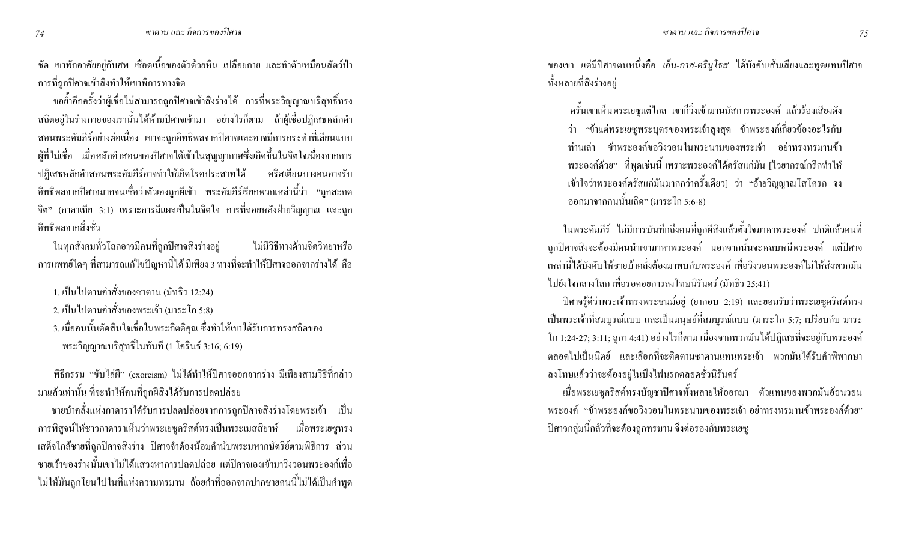ชัด เขาพักอาศัยอยู่กับศพ เชือดเนื้อของตัวด้วยหิน เปลือยกาย และทำตัวเหมือนสัตว์ป่า การที่ถูกปีศาจเข้าสิงทำให้เขาพิการทางจิต

ขอย้ำอีกครั้งว่าผู้เชื่อไม่สามารถถูกปีศาจเข้าสิงร่างได้ การที่พระวิญญาณบริสุทธิ์ทรงสถิตอยู่ในร่างกายของเรานั้นได้ห้ามปีศาจเข้ามา อย่างไรก็ตาม ถ้าผู้เชื่อปฏิเสธหลักคำสอนพระคัมภีร์อย่างต่อเนื่อง เขาจะถูกอิทธิพลจากปีศาจและอาจมีการกระทำที่เลียนแบบผู้ที่ไม่เชื่อ เมื่อหลักคำสอนของปีศาจได้เข้าในสุญญากาศซึ่งเกิดขึ้นในจิตใจเนื่องจากการปฏิเสธหลักคำสอนพระคัมภีร์อาจทำให้เกิดโรคประสาทได้ คริสเตียนบางคนอาจรับอิทธิพลจากปีศาจมากจนเชื่อว่าตัวเองถูกผีเข้า พระคัมภีร์เรียกพวกเหล่านี้ว่า "ถูกสะกดจิต" (กาลาเทีย 3:1) เพราะการมีแผลเป็นในจิตใจ การที่ถอยหลังฝ่ายวิญญาณ และถูกอิทธิพลจากสิ่งชั่ว

ในทุกสังคมทั่วโลกอาจมีคนที่ถูกปีศาจสิงร่างอยู่ ไม่มีวิธีทางด้านจิตวิทยาหรือการแพทย์ใดๆ ที่สามารถแก้ไขปัญหานี้ได้ มีเพียง 3 ทางที่จะทำให้ปีศาจออกจากร่างได้ คือ

1. เป็นไปตามคำสั่งของซาตาน (มัทธิว 12:24)
2. เป็นไปตามคำสั่งของพระเจ้า (มาระโก 5:8)
3. เมื่อคนนั้นตัดสินใจเชื่อในพระกิตติคุณ ซึ่งทำให้เขาได้รับการทรงสถิตของพระวิญญาณบริสุทธิ์ในทันที (1 โครินธ์ 3:16; 6:19)

พิธีกรรม "ขับไล่ผี" (exorcism) ไม่ได้ทำให้ปีศาจออกจากร่าง มีเพียงสามวิธีที่กล่าวมาแล้วเท่านั้น ที่จะทำให้คนที่ถูกผีสิงได้รับการปลดปล่อย

ชายบ้าคลั่งแห่งกาดาราได้รับการปลดปล่อยจากการถูกปีศาจสิงร่างโดยพระเจ้า เป็นการพิสูจน์ให้ชาวกาดาราเห็นว่าพระเยซูคริสต์ทรงเป็นพระเมสสิยาห์ เมื่อพระเยซูทรงเสด็จใกล้ชายที่ถูกปีศาจสิงร่าง ปีศาจจำต้องน้อมคำนับพระมหากษัตริย์ตามพิธีการ ส่วนชายเจ้าของร่างนั้นเขาไม่ได้แสวงหาการปลดปล่อย แต่ปีศาจเองเข้ามาวิงวอนพระองค์เพื่อไม่ให้มันถูกโยนไปในที่แห่งความทรมาน ถ้อยคำที่ออกจากปากชายคนนี้ไม่ได้เป็นคำพูดของเขา แต่มีปีศาจตนหนึ่งคือ *เอ็น-กาส-ตริมูโธส* ได้บังคับเส้นเสียงและพูดแทนปีศาจทั้งหลายที่สิงร่างอยู่

> ครั้นเขาเห็นพระเยซูแต่ไกล เขาก็วิ่งเข้ามานมัสการพระองค์ แล้วร้องเสียงดังว่า "ข้าแต่พระเยซูพระบุตรของพระเจ้าสูงสุด ข้าพระองค์เกี่ยวข้องอะไรกับท่านเล่า ข้าพระองค์ขอวิงวอนในพระนามของพระเจ้า อย่าทรงทรมานข้าพระองค์ด้วย" ที่พูดเช่นนี้ เพราะพระองค์ได้ตรัสแก่มัน [ไวยากรณ์กรีกทำให้เข้าใจว่าพระองค์ตรัสแก่มันมากกว่าครั้งเดียว] ว่า "อ้ายวิญญาณโสโครก จงออกมาจากคนนั้นเถิด" (มาระโก 5:6-8)

ในพระคัมภีร์ ไม่มีการบันทึกถึงคนที่ถูกผีสิงแล้วตั้งใจมาหาพระองค์ ปกติแล้วคนที่ถูกปีศาจสิงจะต้องมีคนนำเขามาหาพระองค์ นอกจากนั้นจะหลบหนีพระองค์ แต่ปีศาจเหล่านี้ได้บังคับให้ชายบ้าคลั่งต้องมาพบกับพระองค์ เพื่อวิงวอนพระองค์ไม่ให้ส่งพวกมันไปขังใจกลางโลก เพื่อรอคอยการลงโทษนิรันดร์ (มัทธิว 25:41)

ปีศาจรู้ดีว่าพระเจ้าทรงพระชนม์อยู่ (ยากอบ 2:19) และยอมรับว่าพระเยซูคริสต์ทรงเป็นพระเจ้าที่สมบูรณ์แบบ และเป็นมนุษย์ที่สมบูรณ์แบบ (มาระโก 5:7; เปรียบกับ มาระโก 1:24-27; 3:11; ลูกา 4:41) อย่างไรก็ตาม เนื่องจากพวกมันได้ปฏิเสธที่จะอยู่กับพระองค์ตลอดไปเป็นนิตย์ และเลือกที่จะติดตามซาตานแทนพระเจ้า พวกมันได้รับคำพิพากษาลงโทษแล้วว่าจะต้องอยู่ในบึงไฟนรกตลอดชั่วนิรันดร์

เมื่อพระเยซูคริสต์ทรงบัญชาปีศาจทั้งหลายให้ออกมา ตัวแทนของพวกมันอ้อนวอนพระองค์ "ข้าพระองค์ขอวิงวอนในพระนามของพระเจ้า อย่าทรงทรมานข้าพระองค์ด้วย" ปีศาจกลุ่มนี้กลัวที่จะต้องถูกทรมาน จึงต่อรองกับพระเยซู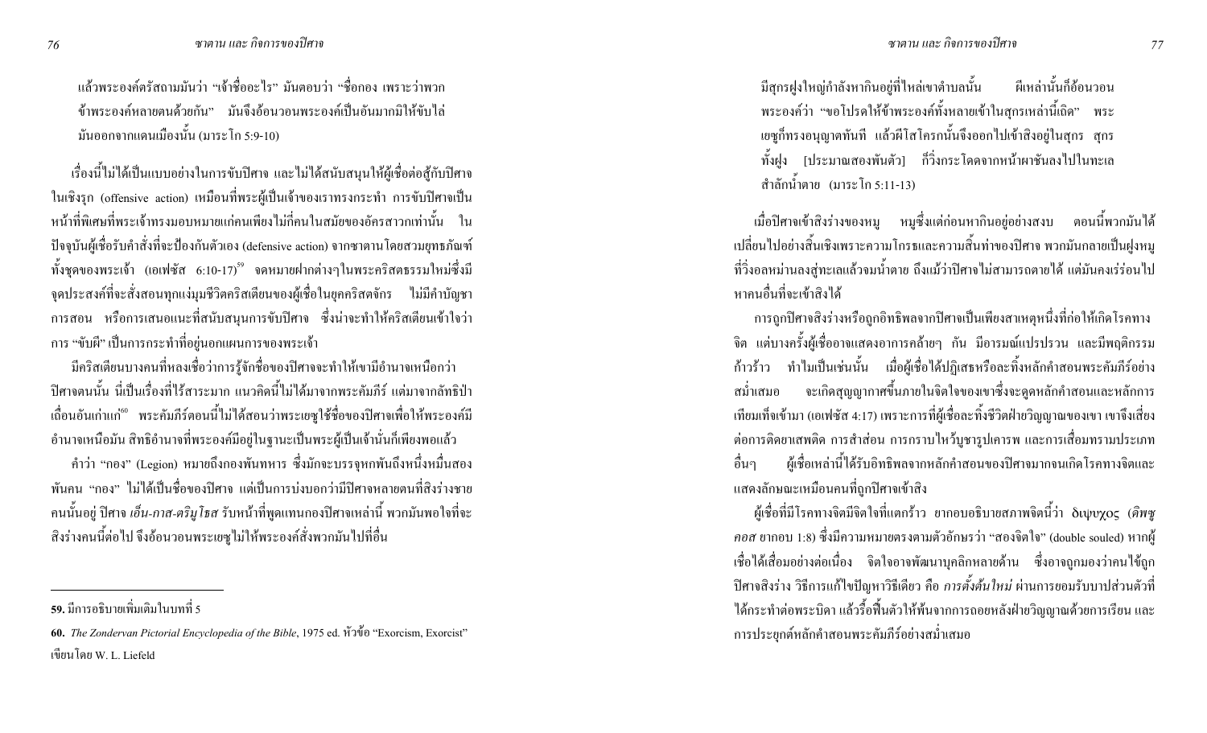แล้วพระองค์ตรัสถามมันว่า "เจ้าชื่ออะไร" มันตอบว่า "ชื่อกอง เพราะว่าพวกข้าพระองค์หลายตนด้วยกัน" มันจึงอ้อนวอนพระองค์เป็นอันมากมิให้ขับไล่มันออกจากแดนเมืองนั้น (มาระโก 5:9-10)

เรื่องนี้ไม่ได้เป็นแบบอย่างในการขับปีศาจ และไม่ได้สนับสนุนให้ผู้เชื่อต่อสู้กับปีศาจในเชิงรุก (offensive action) เหมือนที่พระผู้เป็นเจ้าของเราทรงกระทำ การขับปีศาจเป็นหน้าที่พิเศษที่พระเจ้าทรงมอบหมายแก่คนเพียงไม่กี่คนในสมัยของอัครสาวกเท่านั้น ในปัจจุบันผู้เชื่อรับคำสั่งที่จะป้องกันตัวเอง (defensive action) จากซาตานโดยสวมยุทธภัณฑ์ทั้งชุดของพระเจ้า (เอเฟซัส 6:10-17)[59] จดหมายฝากต่างๆในพระคริสตธรรมใหม่ซึ่งมีจุดประสงค์ที่จะสั่งสอนทุกแง่มุมชีวิตคริสเตียนของผู้เชื่อในยุคคริสตจักร ไม่มีคำบัญชา การสอน หรือการเสนอแนะที่สนับสนุนการขับปีศาจ ซึ่งน่าจะทำให้คริสเตียนเข้าใจว่าการ "ขับผี" เป็นการกระทำที่อยู่นอกแผนการของพระเจ้า

มีคริสเตียนบางคนที่หลงเชื่อว่าการรู้จักชื่อของปีศาจจะทำให้เขามีอำนาจเหนือกว่าปีศาจตนนั้น นี่เป็นเรื่องที่ไร้สาระมาก แนวคิดนี้ไม่ได้มาจากพระคัมภีร์ แต่มาจากลัทธิป่าเถื่อนอันเก่าแก่[60] พระคัมภีร์ตอนนี้ไม่ได้สอนว่าพระเยซูใช้ชื่อของปีศาจเพื่อให้พระองค์มีอำนาจเหนือมัน สิทธิอำนาจที่พระองค์มีอยู่ในฐานะเป็นพระผู้เป็นเจ้านั่นก็เพียงพอแล้ว

คำว่า "กอง" (Legion) หมายถึงกองพันทหาร ซึ่งมักจะบรรจุหกพันถึงหนึ่งหมื่นสองพันคน "กอง" ไม่ได้เป็นชื่อของปีศาจ แต่เป็นการบ่งบอกว่ามีปีศาจหลายตนที่สิงร่างชายคนนั้นอยู่ ปีศาจ *เอ็น-กาส-ตริมู โธส* รับหน้าที่พูดแทนกองปีศาจเหล่านี้ พวกมันพอใจที่จะสิงร่างคนนี้ต่อไป จึงอ้อนวอนพระเยซูไม่ให้พระองค์สั่งพวกมันไปที่อื่น

**59.** มีการอธิบายเพิ่มเติมในบทที่ 5

**60.** *The Zondervan Pictorial Encyclopedia of the Bible*, 1975 ed. หัวข้อ "Exorcism, Exorcist" เขียนโดย W. L. Liefeld

มีสุกรฝูงใหญ่กำลังหากินอยู่ที่ไหล่เขาตำบลนั้น ผีเหล่านั้นก็อ้อนวอนพระองค์ว่า "ขอโปรดให้ข้าพระองค์ทั้งหลายเข้าในสุกรเหล่านี้เถิด" พระเยซูก็ทรงอนุญาตทันที แล้วผีโสโครกนั้นจึงออกไปเข้าสิงอยู่ในสุกร สุกรทั้งฝูง [ประมาณสองพันตัว] ก็วิ่งกระโดดจากหน้าผาชันลงไปในทะเลสำลักน้ำตาย (มาระโก 5:11-13)

เมื่อปีศาจเข้าสิงร่างของหมู หมูซึ่งแต่ก่อนหากินอยู่อย่างสงบ ตอนนี้พวกมันได้เปลี่ยนไปอย่างสิ้นเชิงเพราะความโกรธและความสิ้นท่าของปีศาจ พวกมันกลายเป็นฝูงหมูที่วิ่งอลหม่านลงสู่ทะเลแล้วจมน้ำตาย ถึงแม้ว่าปีศาจไม่สามารถตายได้ แต่มันคงเร่ร่อนไปหาคนอื่นที่จะเข้าสิงได้

การถูกปีศาจสิงร่างหรือถูกอิทธิพลจากปีศาจเป็นเพียงสาเหตุหนึ่งที่ก่อให้เกิดโรคทางจิต แต่บางครั้งผู้เชื่ออาจแสดงอาการคล้ายๆ กัน มีอารมณ์แปรปรวน และมีพฤติกรรมก้าวร้าว ทำไมเป็นเช่นนั้น เมื่อผู้เชื่อได้ปฏิเสธหรือละทิ้งหลักคำสอนพระคัมภีร์อย่างสม่ำเสมอ จะเกิดสุญญากาศขึ้นภายในจิตใจของเขาซึ่งจะดูดหลักคำสอนและหลักการเทียมเท็จเข้ามา (เอเฟซัส 4:17) เพราะการที่ผู้เชื่อละทิ้งชีวิตฝ่ายวิญญาณของเขา เขาจึงเสี่ยงต่อการติดยาเสพติด การสำส่อน การกราบไหว้บูชารูปเคารพ และการเสื่อมทรามประเภทอื่นๆ ผู้เชื่อเหล่านี้ได้รับอิทธิพลจากหลักคำสอนของปีศาจมากจนเกิดโรคทางจิตและแสดงลักษณะเหมือนคนที่ถูกปีศาจเข้าสิง

ผู้เชื่อที่มีโรคทางจิตมีจิตใจที่แตกร้าว ยากอบอธิบายสภาพจิตนี้ว่า διψυχος (*ดิพซูคอส* ยากอบ 1:8) ซึ่งมีความหมายตรงตามตัวอักษรว่า "สองจิตใจ" (double souled) หากผู้เชื่อได้เสื่อมอย่างต่อเนื่อง จิตใจอาจพัฒนาบุคลิกหลายด้าน ซึ่งอาจถูกมองว่าคนไข้ถูกปีศาจสิงร่าง วิธีการแก้ไขปัญหาวิธีเดียว คือ *การตั้งต้นใหม่* ผ่านการยอมรับบาปส่วนตัวที่ได้กระทำต่อพระบิดา แล้วรื้อฟื้นตัวให้พ้นจากการถอยหลังฝ่ายวิญญาณด้วยการเรียน และการประยุกต์หลักคำสอนพระคัมภีร์อย่างสม่ำเสมอ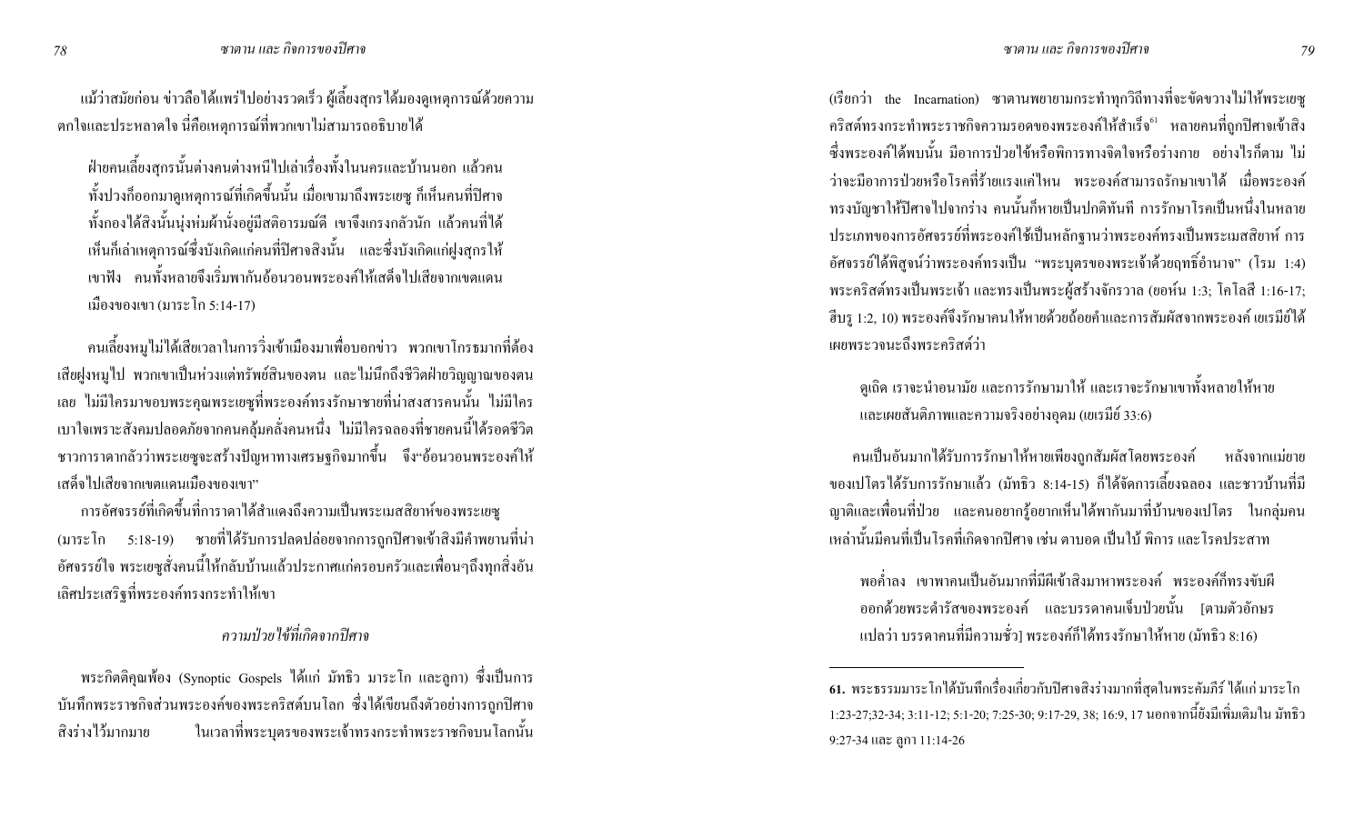แม้ว่าสมัยก่อน ข่าวลือได้แพร่ไปอย่างรวดเร็ว ผู้เลี้ยงสุกรได้มองดูเหตุการณ์ด้วยความตกใจและประหลาดใจ นี่คือเหตุการณ์ที่พวกเขาไม่สามารถอธิบายได้

> ฝ่ายคนเลี้ยงสุกรนั้นต่างคนต่างหนีไปเล่าเรื่องทั้งในนครและบ้านนอก แล้วคนทั้งปวงก็ออกมาดูเหตุการณ์ที่เกิดขึ้นนั้น เมื่อเขามาถึงพระเยซู ก็เห็นคนที่ปีศาจทั้งกองได้สิงนั้นนุ่งห่มผ้านั่งอยู่มีสติอารมณ์ดี เขาจึงเกรงกลัวนัก แล้วคนที่ได้เห็นก็เล่าเหตุการณ์ซึ่งบังเกิดแก่คนที่ปีศาจสิงนั้น และซึ่งบังเกิดแก่ฝูงสุกรให้เขาฟัง คนทั้งหลายจึงเริ่มพากันอ้อนวอนพระองค์ให้เสด็จไปเสียจากเขตแดนเมืองของเขา (มาระโก 5:14-17)

คนเลี้ยงหมูไม่ได้เสียเวลาในการวิ่งเข้าเมืองมาเพื่อบอกข่าว พวกเขาโกรธมากที่ต้องเสียฝูงหมูไป พวกเขาเป็นห่วงแต่ทรัพย์สินของตน และไม่นึกถึงชีวิตฝ่ายวิญญาณของตนเลย ไม่มีใครมาขอบพระคุณพระเยซูที่พระองค์ทรงรักษาชายที่น่าสงสารคนนั้น ไม่มีใครเบาใจเพราะสังคมปลอดภัยจากคนคลุ้มคลั่งคนหนึ่ง ไม่มีใครฉลองที่ชายคนนี้ได้รอดชีวิต ชาวการาคากลัวว่าพระเยซูจะสร้างปัญหาทางเศรษฐกิจมากขึ้น จึง"อ้อนวอนพระองค์ให้เสด็จไปเสียจากเขตแดนเมืองของเขา"

การอัศจรรย์ที่เกิดขึ้นที่การาคาได้แสดงถึงความเป็นพระเมสสิยาห์ของพระเยซู (มาระโก 5:18-19) ชายที่ได้รับการปลดปล่อยจากการถูกปีศาจเข้าสิงมีคำพยานที่น่าอัศจรรย์ใจ พระเยซูสั่งคนนี้ให้กลับบ้านแล้วประกาศแก่ครอบครัวและเพื่อนๆถึงทุกสิ่งอันเลิศประเสริฐที่พระองค์ทรงกระทำให้เขา

### *ความป่วยไข้ที่เกิดจากปีศาจ*

พระกิตติคุณพ้อง (Synoptic Gospels ได้แก่ มัทธิว มาระโก และลูกา) ซึ่งเป็นการบันทึกพระราชกิจส่วนพระองค์ของพระคริสต์บนโลก ซึ่งได้เขียนถึงตัวอย่างการถูกปีศาจสิงร่างไว้มากมาย ในเวลาที่พระบุตรของพระเจ้าทรงกระทำพระราชกิจบนโลกนั้น (เรียกว่า the Incarnation) ซาตานพยายามกระทำทุกวิถีทางที่จะขัดขวางไม่ให้พระเยซูคริสต์ทรงกระทำพระราชกิจความรอดของพระองค์ให้สำเร็จ[61] หลายคนที่ถูกปีศาจเข้าสิงซึ่งพระองค์ได้พบนั้น มีอาการป่วยไข้หรือพิการทางจิตใจหรือร่างกาย อย่างไรก็ตาม ไม่ว่าจะมีอาการป่วยหรือโรคที่ร้ายแรงแค่ไหน พระองค์สามารถรักษาเขาได้ เมื่อพระองค์ทรงบัญชาให้ปีศาจไปจากร่าง คนนั้นก็หายเป็นปกติทันที การรักษาโรคเป็นหนึ่งในหลายประเภทของการอัศจรรย์ที่พระองค์ใช้เป็นหลักฐานว่าพระองค์ทรงเป็นพระเมสสิยาห์ การอัศจรรย์ได้พิสูจน์ว่าพระองค์ทรงเป็น "พระบุตรของพระเจ้าด้วยฤทธิ์อำนาจ" (โรม 1:4) พระคริสต์ทรงเป็นพระเจ้า และทรงเป็นพระผู้สร้างจักรวาล (ยอห์น 1:3; โคโลสี 1:16-17; ฮีบรู 1:2, 10) พระองค์จึงรักษาคนให้หายด้วยถ้อยคำและการสัมผัสจากพระองค์ เยเรมีย์ได้เผยพระวจนะถึงพระคริสต์ว่า

> ดูเถิด เราจะนำอนามัย และการรักษามาให้ และเราจะรักษาเขาทั้งหลายให้หาย และเผยสันติภาพและความจริงอย่างอุดม (เยเรมีย์ 33:6)

คนเป็นอันมากได้รับการรักษาให้หายเพียงถูกสัมผัสโดยพระองค์ หลังจากแม่ยายของเปโตรได้รับการรักษาแล้ว (มัทธิว 8:14-15) ก็ได้จัดการเลี้ยงฉลอง และชาวบ้านที่มีญาติและเพื่อนที่ป่วย และคนอยากรู้อยากเห็นได้พากันมาที่บ้านของเปโตร ในกลุ่มคนเหล่านั้นมีคนที่เป็นโรคที่เกิดจากปีศาจ เช่น ตาบอด เป็นใบ้ พิการ และโรคประสาท

> พอค่ำลง เขาพาคนเป็นอันมากที่มีผีเข้าสิงมาหาพระองค์ พระองค์ก็ทรงขับผีออกด้วยพระดำรัสของพระองค์ และบรรดาคนเจ็บป่วยนั้น [ตามตัวอักษรแปลว่า บรรดาคนที่มีความชั่ว] พระองค์ก็ได้ทรงรักษาให้หาย (มัทธิว 8:16)

---

**61.** พระธรรมมาระโกได้บันทึกเรื่องเกี่ยวกับปีศาจสิงร่างมากที่สุดในพระคัมภีร์ ได้แก่ มาระโก 1:23-27;32-34; 3:11-12; 5:1-20; 7:25-30; 9:17-29, 38; 16:9, 17 นอกจากนี้ยังมีเพิ่มเติมใน มัทธิว 9:27-34 และ ลูกา 11:14-26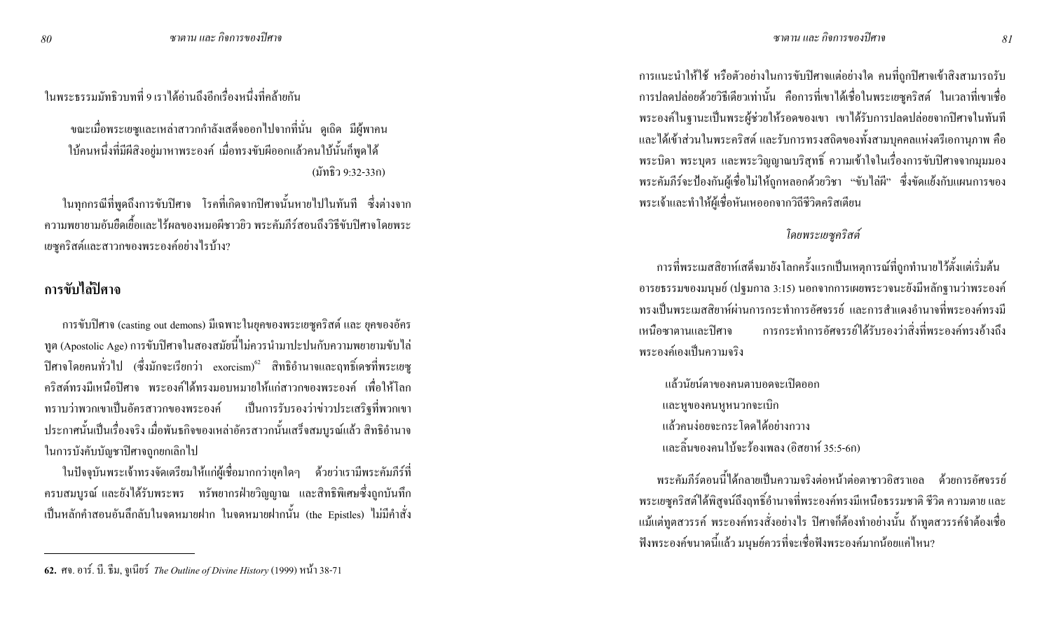ในพระธรรมมัทธิวบทที่ 9 เราได้อ่านถึงอีกเรื่องหนึ่งที่คล้ายกัน

> ขณะเมื่อพระเยซูและเหล่าสาวกกำลังเสด็จออกไปจากที่นั่น ดูเถิด มีผู้พาคนใบ้คนหนึ่งที่มีผีสิงอยู่มาหาพระองค์ เมื่อทรงขับผีออกแล้วคนใบ้นั้นก็พูดได้
>
> (มัทธิว 9:32-33ก)

ในทุกกรณีที่พูดถึงการขับปีศาจ โรคที่เกิดจากปีศาจนั้นหายไปในทันที ซึ่งต่างจากความพยายามอันยืดเยื้อและไร้ผลของหมอผีชาวยิว พระคัมภีร์สอนถึงวิธีขับปีศาจโดยพระเยซูคริสต์และสาวกของพระองค์อย่างไรบ้าง?

## การขับไล่ปีศาจ

การขับปีศาจ (casting out demons) มีเฉพาะในยุคของพระเยซูคริสต์ และ ยุคของอัครทูต (Apostolic Age) การขับปีศาจในสองสมัยนี้ไม่ควรนำมาปะปนกับความพยายามขับไล่ปีศาจโดยคนทั่วไป (ซึ่งมักจะเรียกว่า exorcism)[62] สิทธิอำนาจและฤทธิ์เดชที่พระเยซูคริสต์ทรงมีเหนือปีศาจ พระองค์ได้ทรงมอบหมายให้แก่สาวกของพระองค์ เพื่อให้โลกทราบว่าพวกเขาเป็นอัครสาวกของพระองค์ เป็นการรับรองว่าข่าวประเสริฐที่พวกเขาประกาศนั้นเป็นเรื่องจริง เมื่อพันธกิจของเหล่าอัครสาวกนั้นเสร็จสมบูรณ์แล้ว สิทธิอำนาจในการบังคับบัญชาปีศาจถูกยกเลิกไป

ในปัจจุบันพระเจ้าทรงจัดเตรียมให้แก่ผู้เชื่อมากกว่ายุคใดๆ ด้วยว่าเรามีพระคัมภีร์ที่ครบสมบูรณ์ และยังได้รับพระพร ทรัพยากรฝ่ายวิญญาณ และสิทธิพิเศษซึ่งถูกบันทึกเป็นหลักคำสอนอันลึกลับในจดหมายฝาก ในจดหมายฝากนั้น (the Epistles) ไม่มีคำสั่งการแนะนำให้ใช้ หรือตัวอย่างในการขับปีศาจแต่อย่างใด คนที่ถูกปีศาจเข้าสิงสามารถรับการปลดปล่อยด้วยวิธีเดียวเท่านั้น คือการที่เขาได้เชื่อในพระเยซูคริสต์ ในเวลาที่เขาเชื่อพระองค์ในฐานะเป็นพระผู้ช่วยให้รอดของเขา เขาได้รับการปลดปล่อยจากปีศาจในทันที และได้เข้าส่วนในพระคริสต์ และรับการทรงสถิตของทั้งสามบุคคลแห่งตรีเอกานุภาพ คือ พระบิดา พระบุตร และพระวิญญาณบริสุทธิ์ ความเข้าใจในเรื่องการขับปีศาจจากมุมมองพระคัมภีร์จะป้องกันผู้เชื่อไม่ให้ถูกหลอกด้วยวิชา "ขับไล่ผี" ซึ่งขัดแย้งกับแผนการของพระเจ้าและทำให้ผู้เชื่อหันเหออกจากวิถีชีวิตคริสเตียน

### *โดยพระเยซูคริสต์*

การที่พระเมสสิยาห์เสด็จมายังโลกครั้งแรกเป็นเหตุการณ์ที่ถูกทำนายไว้ตั้งแต่เริ่มต้นอารยธรรมของมนุษย์ (ปฐมกาล 3:15) นอกจากการเผยพระวจนะยังมีหลักฐานว่าพระองค์ทรงเป็นพระเมสสิยาห์ผ่านการกระทำการอัศจรรย์ และการสำแดงอำนาจที่พระองค์ทรงมีเหนือซาตานและปีศาจ การกระทำการอัศจรรย์ได้รับรองว่าสิ่งที่พระองค์ทรงอ้างถึงพระองค์เองเป็นความจริง

> แล้วนัยน์ตาของคนตาบอดจะเปิดออก
> และหูของคนหูหนวกจะเบิก
> แล้วคนง่อยจะกระโดดได้อย่างกวาง
> และลิ้นของคนใบ้จะร้องเพลง (อิสยาห์ 35:5-6ก)

พระคัมภีร์ตอนนี้ได้กลายเป็นความจริงต่อหน้าต่อตาชาวอิสราเอล ด้วยการอัศจรรย์พระเยซูคริสต์ได้พิสูจน์ถึงฤทธิ์อำนาจที่พระองค์ทรงมีเหนือธรรมชาติ ชีวิต ความตาย และแม้แต่ทูตสวรรค์ พระองค์ทรงสั่งอย่างไร ปีศาจก็ต้องทำอย่างนั้น ถ้าทูตสวรรค์จำต้องเชื่อฟังพระองค์ขนาดนี้แล้ว มนุษย์ควรที่จะเชื่อฟังพระองค์มากน้อยแค่ไหน?

---

62. ศจ. อาร์. บี. ธีม, จูเนียร์ *The Outline of Divine History* (1999) หน้า 38-71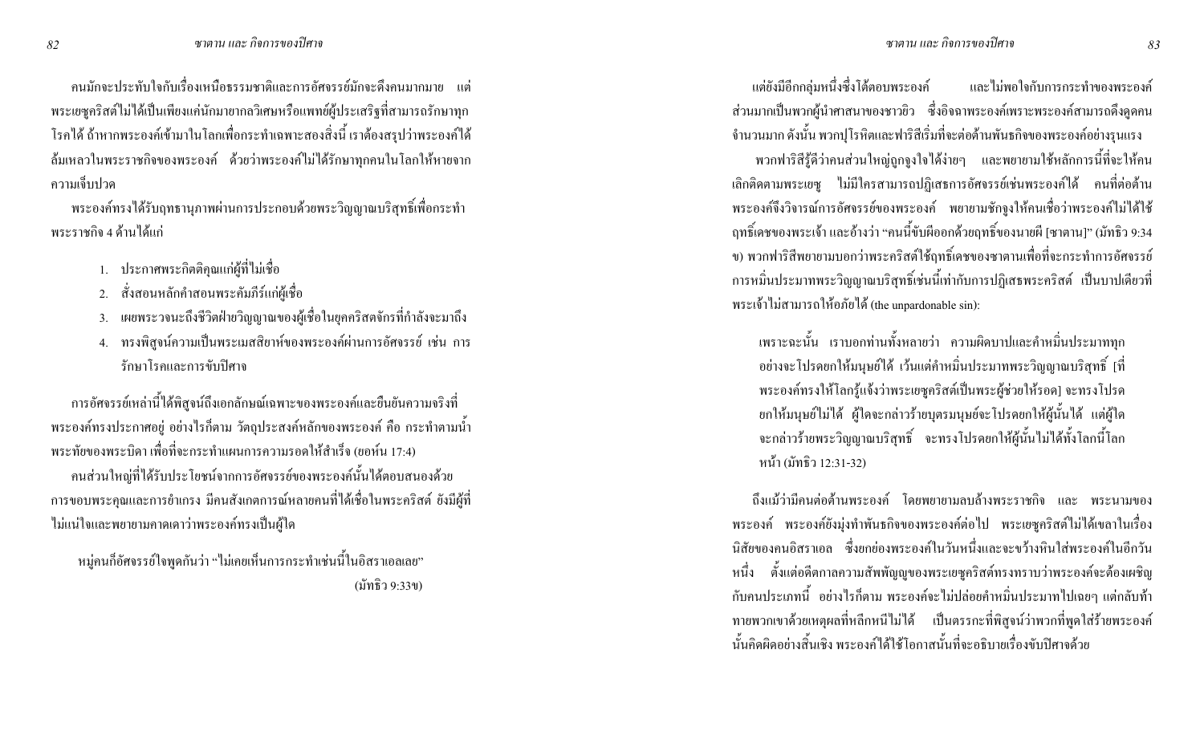คนมักจะประทับใจกับเรื่องเหนือธรรมชาติและการอัศจรรย์มักจะดึงคนมากมาย แต่พระเยซูคริสต์ไม่ได้เป็นเพียงแค่นักมายากลวิเศษหรือแพทย์ผู้ประเสริฐที่สามารถรักษาทุกโรคได้ ถ้าหากพระองค์เข้ามาในโลกเพื่อกระทำเฉพาะสองสิ่งนี้ เราต้องสรุปว่าพระองค์ได้ล้มเหลวในพระราชกิจของพระองค์ ด้วยว่าพระองค์ไม่ได้รักษาทุกคนในโลกให้หายจากความเจ็บปวด

พระองค์ทรงได้รับฤทธานุภาพผ่านการประกอบด้วยพระวิญญาณบริสุทธิ์เพื่อกระทำพระราชกิจ 4 ด้านได้แก่

1. ประกาศพระกิตติคุณแก่ผู้ที่ไม่เชื่อ
2. สั่งสอนหลักคำสอนพระคัมภีร์แก่ผู้เชื่อ
3. เผยพระวจนะถึงชีวิตฝ่ายวิญญาณของผู้เชื่อในยุคคริสตจักรที่กำลังจะมาถึง
4. ทรงพิสูจน์ความเป็นพระเมสสิยาห์ของพระองค์ผ่านการอัศจรรย์ เช่น การรักษาโรคและการขับปีศาจ

การอัศจรรย์เหล่านี้ได้พิสูจน์ถึงเอกลักษณ์เฉพาะของพระองค์และยืนยันความจริงที่พระองค์ทรงประกาศอยู่ อย่างไรก็ตาม วัตถุประสงค์หลักของพระองค์ คือ กระทำตามน้ำพระทัยของพระบิดา เพื่อที่จะกระทำแผนการความรอดให้สำเร็จ (ยอห์น 17:4)

คนส่วนใหญ่ที่ได้รับประโยชน์จากการอัศจรรย์ของพระองค์นั้นได้ตอบสนองด้วยการขอบพระคุณและการยำเกรง มีคนสังเกตการณ์หลายคนที่ได้เชื่อในพระคริสต์ ยังมีผู้ที่ไม่แน่ใจและพยายามคาดเดาว่าพระองค์ทรงเป็นผู้ใด

> หมู่คนก็อัศจรรย์ใจพูดกันว่า "ไม่เคยเห็นการกระทำเช่นนี้ในอิสราเอลเลย"
> (มัทธิว 9:33ข)

แต่ยังมีอีกกลุ่มหนึ่งซึ่งโต้ตอบพระองค์ และไม่พอใจกับการกระทำของพระองค์ ส่วนมากเป็นพวกผู้นำศาสนาของชาวยิว ซึ่งอิจฉาพระองค์เพราะพระองค์สามารถดึงดูดคนจำนวนมาก ดังนั้น พวกปุโรหิตและฟาริสีเริ่มที่จะต่อต้านพันธกิจของพระองค์อย่างรุนแรง

พวกฟาริสีรู้ดีว่าคนส่วนใหญ่ถูกจูงใจได้ง่ายๆ และพยายามใช้หลักการนี้ที่จะให้คนเลิกติดตามพระเยซู ไม่มีใครสามารถปฏิเสธการอัศจรรย์เช่นพระองค์ได้ คนที่ต่อต้านพระองค์จึงวิจารณ์การอัศจรรย์ของพระองค์ พยายามชักจูงให้คนเชื่อว่าพระองค์ไม่ได้ใช้ฤทธิ์เดชของพระเจ้า และอ้างว่า "คนนี้ขับผีออกด้วยฤทธิ์ของนายผี [ซาตาน]" (มัทธิว 9:34 ข) พวกฟาริสีพยายามบอกว่าพระคริสต์ใช้ฤทธิ์เดชของซาตานเพื่อที่จะกระทำการอัศจรรย์ การหมิ่นประมาทพระวิญญาณบริสุทธิ์เช่นนี้เท่ากับการปฏิเสธพระคริสต์ เป็นบาปเดียวที่พระเจ้าไม่สามารถให้อภัยได้ (the unpardonable sin):

> เพราะฉะนั้น เราบอกท่านทั้งหลายว่า ความผิดบาปและคำหมิ่นประมาททุกอย่างจะโปรดยกให้มนุษย์ได้ เว้นแต่คำหมิ่นประมาทพระวิญญาณบริสุทธิ์ [ที่พระองค์ทรงให้โลกรู้แจ้งว่าพระเยซูคริสต์เป็นพระผู้ช่วยให้รอด] จะทรงโปรดยกให้มนุษย์ไม่ได้ ผู้ใดจะกล่าวร้ายบุตรมนุษย์จะโปรดยกให้ผู้นั้นได้ แต่ผู้ใดจะกล่าวร้ายพระวิญญาณบริสุทธิ์ จะทรงโปรดยกให้ผู้นั้นไม่ได้ทั้งโลกนี้โลกหน้า (มัทธิว 12:31-32)

ถึงแม้ว่ามีคนต่อต้านพระองค์ โดยพยายามลบล้างพระราชกิจ และ พระนามของพระองค์ พระองค์ยังมุ่งทำพันธกิจของพระองค์ต่อไป พระเยซูคริสต์ไม่ได้เขลาในเรื่องนิสัยของคนอิสราเอล ซึ่งยกย่องพระองค์ในวันหนึ่งและจะขว้างหินใส่พระองค์ในอีกวันหนึ่ง ตั้งแต่อดีตกาลความสัมพันธ์ของพระเยซูคริสต์ทรงทราบว่าพระองค์จะต้องเผชิญกับคนประเภทนี้ อย่างไรก็ตาม พระองค์จะไม่ปล่อยคำหมิ่นประมาทไปเฉยๆ แต่กลับท้าทายพวกเขาด้วยเหตุผลที่หลีกหนีไม่ได้ เป็นตรรกะที่พิสูจน์ว่าพวกที่พูดใส่ร้ายพระองค์นั้นคิดผิดอย่างสิ้นเชิง พระองค์ได้ใช้โอกาสนั้นที่จะอธิบายเรื่องขับปีศาจด้วย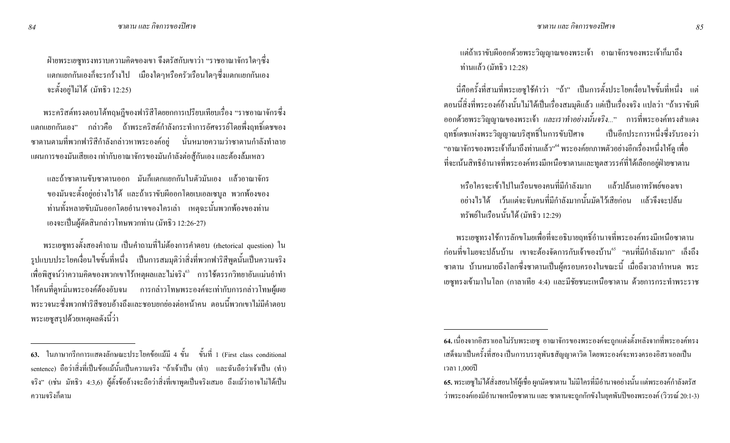ฝ่ายพระเยซูทรงทราบความคิดของเขา จึงตรัสกับเขาว่า "ราชอาณาจักรใดๆซึ่งแตกแยกกันเองก็จะรกร้างไป เมืองใดๆหรือครัวเรือนใดๆซึ่งแตกแยกกันเองจะตั้งอยู่ไม่ได้ (มัทธิว 12:25)

พระคริสต์ทรงตอบโต้ทฤษฎีของฟาริสีโดยยกการเปรียบเทียบเรื่อง "ราชอาณาจักรซึ่งแตกแยกกันเอง" กล่าวคือ ถ้าพระคริสต์กำลังกระทำการอัศจรรย์โดยพึ่งฤทธิ์เดชของซาตานตามที่พวกฟาริสีกำลังกล่าวหาพระองค์อยู่ นั่นหมายความว่าซาตานกำลังทำลายแผนการของมันเสียเอง เท่ากับอาณาจักรของมันกำลังต่อสู้กันเอง และต้องล้มเหลว

และถ้าซาตานขับซาตานออก มันก็แตกแยกกันในตัวมันเอง แล้วอาณาจักรของมันจะตั้งอยู่อย่างไรได้ และถ้าเราขับผีออกโดยเบเอลเซบูล พวกพ้องของท่านทั้งหลายขับมันออกโดยอำนาจของใครเล่า เหตุฉะนั้นพวกพ้องของท่านเองจะเป็นผู้ตัดสินกล่าวโทษพวกท่าน (มัทธิว 12:26-27)

พระเยซูทรงตั้งสองคำถาม เป็นคำถามที่ไม่ต้องการคำตอบ (rhetorical question) ในรูปแบบประโยคเงื่อนไขขั้นที่หนึ่ง เป็นการสมมุติว่าสิ่งที่พวกฟาริสีพูดนั้นเป็นความจริง เพื่อพิสูจน์ว่าความคิดของพวกเขาไร้เหตุผลและไม่จริง[63] การใช้ตรรกวิทยาอันแม่นยำทำให้คนที่ดูหมิ่นพระองค์ต้องอับจน การกล่าวโทษพระองค์จะเท่ากับการกล่าวโทษผู้เผยพระวจนะซึ่งพวกฟาริสีชอบอ้างถึงและชอบยกย่องต่อหน้าคน ตอนนี้พวกเขาไม่มีคำตอบ พระเยซูสรุปด้วยเหตุผลดังนี้ว่า

แต่ถ้าเราขับผีออกด้วยพระวิญญาณของพระเจ้า อาณาจักรของพระเจ้าก็มาถึงท่านแล้ว (มัทธิว 12:28)

นี่คือครั้งที่สามที่พระเยซูใช้คำว่า "ถ้า" เป็นการตั้งประโยคเงื่อนไขขั้นที่หนึ่ง แต่ตอนนี้สิ่งที่พระองค์อ้างนั้นไม่ได้เป็นเรื่องสมมุติแล้ว แต่เป็นเรื่องจริง แปลว่า "ถ้าเราขับผีออกด้วยพระวิญญาณของพระเจ้า *และเราทำอย่างนั้นจริง...*" การที่พระองค์ทรงสำแดงฤทธิ์เดชแห่งพระวิญญาณบริสุทธิ์ในการขับปีศาจ เป็นอีกประการหนึ่งซึ่งรับรองว่า "อาณาจักรของพระเจ้าก็มาถึงท่านแล้ว"[64] พระองค์ยกภาพตัวอย่างอีกเรื่องหนึ่งให้ดู เพื่อที่จะเน้นสิทธิอำนาจที่พระองค์ทรงมีเหนือซาตานและทูตสวรรค์ที่ได้เลือกอยู่ฝ่ายซาตาน

หรือใครจะเข้าไปในเรือนของคนที่มีกำลังมาก แล้วปล้นเอาทรัพย์ของเขาอย่างไรได้ เว้นแต่จะจับคนที่มีกำลังมากนั้นมัดไว้เสียก่อน แล้วจึงจะปล้นทรัพย์ในเรือนนั้นได้ (มัทธิว 12:29)

พระเยซูทรงใช้การลักขโมยเพื่อที่จะอธิบายฤทธิ์อำนาจที่พระองค์ทรงมีเหนือซาตาน ก่อนที่ขโมยจะปล้นบ้าน เขาจะต้องจัดการกับเจ้าของบ้าน[65] "คนที่มีกำลังมาก" เล็งถึงซาตาน บ้านหมายถึงโลกซึ่งซาตานเป็นผู้ครอบครองในขณะนี้ เมื่อถึงเวลากำหนด พระเยซูทรงเข้ามาในโลก (กาลาเทีย 4:4) และมีชัยชนะเหนือซาตาน ด้วยการกระทำพระราช

---

**63.** ในภาษากรีกการแสดงลักษณะประโยคข้อแม้มี 4 ขั้น ขั้นที่ 1 (First class conditional sentence) ถือว่าสิ่งที่เป็นข้อแม้นั้นเป็นความจริง "ถ้าเจ้าเป็น (ทำ) และฉันถือว่าเจ้าเป็น (ทำ) จริง" (เช่น มัทธิว 4:3,6) ผู้ตั้งข้ออ้างจะถือว่าสิ่งที่เขาพูดเป็นจริงเสมอ ถึงแม้ว่าอาจไม่ได้เป็นความจริงก็ตาม

**64.** เนื่องจากอิสราเอลไม่รับพระเยซู อาณาจักรของพระองค์จะถูกแต่งตั้งหลังจากที่พระองค์ทรงเสด็จมาเป็นครั้งที่สอง เป็นการบรรลุพันธสัญญาดาวิด โดยพระองค์จะทรงครองอิสราเอลเป็นเวลา 1,000ปี

**65.** พระเยซูไม่ได้สั่งสอนให้ผู้เชื่อ ผูกมัดซาตาน ไม่มีใครที่มีอำนาจอย่างนั้น แต่พระองค์กำลังตรัสว่าพระองค์เองมีอำนาจเหนือซาตาน และ ซาตานจะถูกกักขังในยุคพันปีของพระองค์ (วิวรณ์ 20:1-3)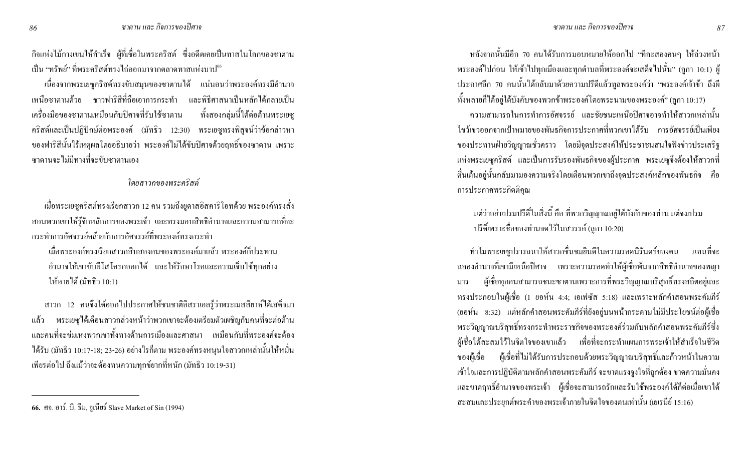กิจแห่งไม้กางเขนให้สำเร็จ ผู้ที่เชื่อในพระคริสต์ ซึ่งอดีตเคยเป็นทาสในโลกของซาตานเป็น "ทรัพย์" ที่พระคริสต์ทรงไถ่ออกมาจากตลาดทาสแห่งบาป[66]

เนื่องจากพระเยซูคริสต์ทรงขับสมุนของซาตานได้ แน่นอนว่าพระองค์ทรงมีอำนาจเหนือซาตานด้วย ชาวฟาริสีที่ถือเอาการกระทำ และพิธีศาสนาเป็นหลักได้กลายเป็นเครื่องมือของซาตานเหมือนกับปีศาจที่รับใช้ซาตาน ทั้งสองกลุ่มนี้ได้ต่อต้านพระเยซูคริสต์และเป็นปฏิปักษ์ต่อพระองค์ (มัทธิว 12:30) พระเยซูทรงพิสูจน์ว่าข้อกล่าวหาของฟาริสีนั้นไร้เหตุผลโดยอธิบายว่า พระองค์ไม่ได้ขับปีศาจด้วยฤทธิ์ของซาตาน เพราะซาตานจะไม่มีทางที่จะขับซาตานเอง

### *โดยสาวกของพระคริสต์*

เมื่อพระเยซูคริสต์ทรงเรียกสาวก 12 คน รวมถึงยูดาสอิสคาริโอทด้วย พระองค์ทรงสั่งสอนพวกเขาให้รู้จักหลักการของพระเจ้า และทรงมอบสิทธิอำนาจและความสามารถที่จะกระทำการอัศจรรย์คล้ายกับการอัศจรรย์ที่พระองค์ทรงกระทำ

> เมื่อพระองค์ทรงเรียกสาวกสิบสองคนของพระองค์มาแล้ว พระองค์ก็ประทานอำนาจให้เขาขับผีโสโครกออกได้ และให้รักษาโรคและความเจ็บไข้ทุกอย่างให้หายได้ (มัทธิว 10:1)

สาวก 12 คนจึงได้ออกไปประกาศให้ชนชาติอิสราเอลรู้ว่าพระเมสสิยาห์ได้เสด็จมาแล้ว พระเยซูได้เตือนสาวกล่วงหน้าว่าพวกเขาจะต้องเตรียมตัวเผชิญกับคนที่จะต่อต้านและคนที่จะข่มเหงพวกเขาทั้งทางด้านการเมืองและศาสนา เหมือนกับที่พระองค์จะต้องได้รับ (มัทธิว 10:17-18; 23-26) อย่างไรก็ตาม พระองค์ทรงหนุนใจสาวกเหล่านั้นให้หมั่นเพียรต่อไป ถึงแม้ว่าจะต้องทนความทุกข์ยากที่หนัก (มัทธิว 10:19-31)

หลังจากนั้นมีอีก 70 คนได้รับการมอบหมายให้ออกไป "ทีละสองคนๆ ให้ล่วงหน้าพระองค์ไปก่อน ให้เข้าไปทุกเมืองและทุกตำบลที่พระองค์จะเสด็จไปนั้น" (ลูกา 10:1) ผู้ประกาศอีก 70 คนนั้นได้กลับมาด้วยความปรีดีแล้วทูลพระองค์ว่า "พระองค์เจ้าข้า ถึงผีทั้งหลายก็ได้อยู่ใต้บังคับของพวกข้าพระองค์โดยพระนามของพระองค์" (ลูกา 10:17)

ความสามารถในการทำการอัศจรรย์ และชัยชนะเหนือปีศาจอาจทำให้สาวกเหล่านั้นไขว้เขวออกจากเป้าหมายของพันธกิจการประกาศที่พวกเขาได้รับ การอัศจรรย์เป็นเพียงของประทานฝ่ายวิญญาณชั่วคราว โดยมีจุดประสงค์ให้ประชาชนสนใจฟังข่าวประเสริฐแห่งพระเยซูคริสต์ และเป็นการรับรองพันธกิจของผู้ประกาศ พระเยซูจึงต้องให้สาวกที่ตื่นเต้นอยู่นั้นกลับมามองความจริงโดยเตือนพวกเขาถึงจุดประสงค์หลักของพันธกิจ คือการประกาศพระกิตติคุณ

> แต่ว่าอย่าเปรมปรีดิ์ในสิ่งนี้ คือ ที่พวกวิญญาณอยู่ใต้บังคับของท่าน แต่จงเปรมปรีดิ์เพราะชื่อของท่านจดไว้ในสวรรค์ (ลูกา 10:20)

ทำไมพระเยซูปรารถนาให้สาวกชื่นชมยินดีในความรอดนิรันดร์ของตน แทนที่จะฉลองอำนาจที่เขามีเหนือปีศาจ เพราะความรอดทำให้ผู้เชื่อพ้นจากสิทธิอำนาจของพญามาร ผู้เชื่อทุกคนสามารถชนะซาตานเพราะการที่พระวิญญาณบริสุทธิ์ทรงสถิตอยู่และทรงประกอบในผู้เชื่อ (1 ยอห์น 4:4; เอเฟซัส 5:18) และเพราะหลักคำสอนพระคัมภีร์ (ยอห์น 8:32) แต่หลักคำสอนพระคัมภีร์ที่ยังอยู่บนหน้ากระดาษไม่มีประโยชน์ต่อผู้เชื่อ พระวิญญาณบริสุทธิ์ทรงกระทำพระราชกิจของพระองค์ร่วมกับหลักคำสอนพระคัมภีร์ซึ่งผู้เชื่อได้สะสมไว้ในจิตใจของเขาแล้ว เพื่อที่จะกระทำแผนการพระเจ้าให้สำเร็จในชีวิตของผู้เชื่อ ผู้เชื่อที่ไม่ได้รับการประกอบด้วยพระวิญญาณบริสุทธิ์และก้าวหน้าในความเข้าใจและการปฏิบัติตามหลักคำสอนพระคัมภีร์ จะขาดแรงจูงใจที่ถูกต้อง ขาดความมั่นคงและขาดฤทธิ์อำนาจของพระเจ้า ผู้เชื่อจะสามารถรักและรับใช้พระองค์ได้ก็ต่อเมื่อเขาได้สะสมและประยุกต์พระคำของพระเจ้าภายในจิตใจของตนเท่านั้น (เยเรมีย์ 15:16)

---

**66.** ศจ. อาร์. บี. ธีม, จูเนียร์ Slave Market of Sin (1994)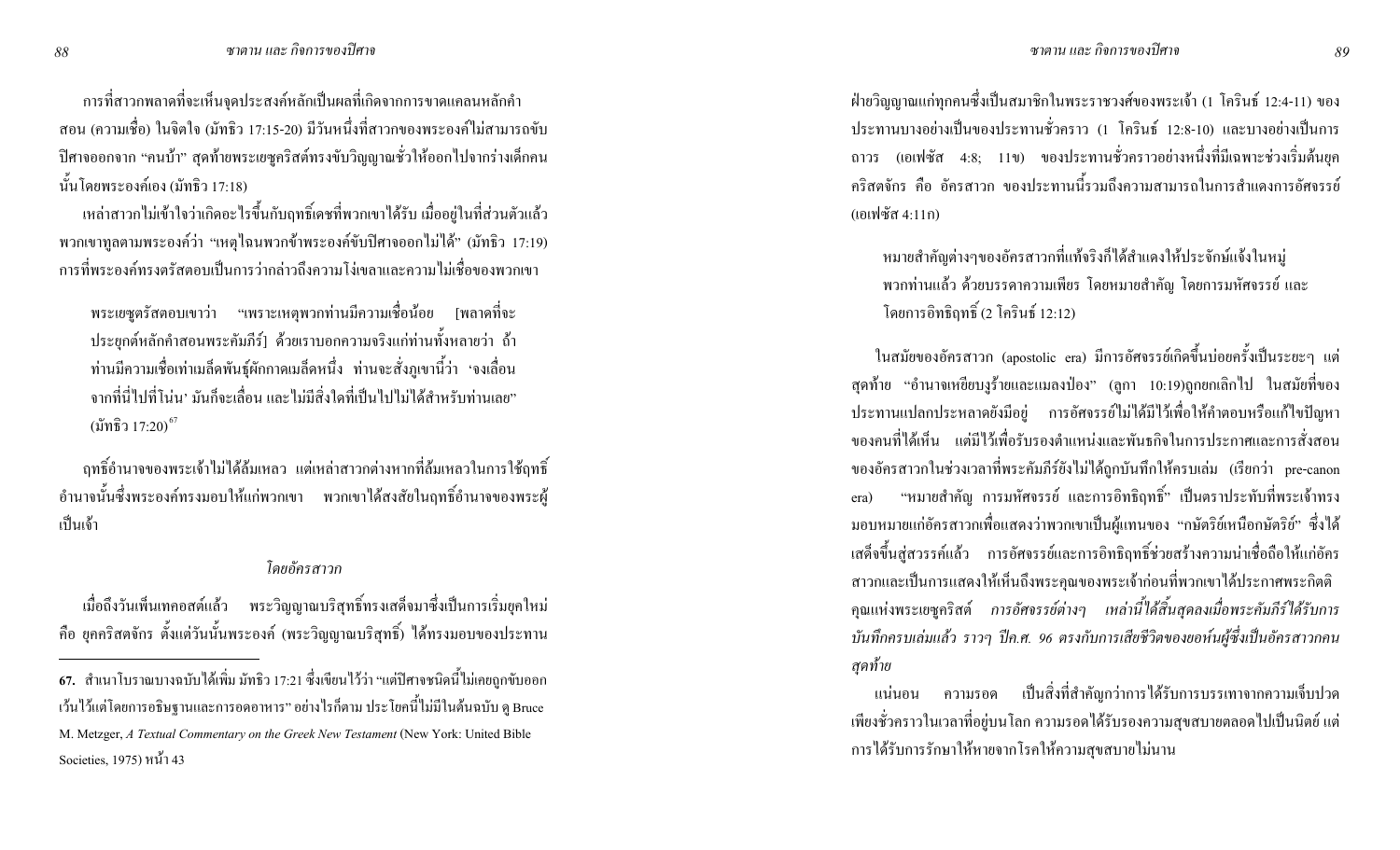การที่สาวกพลาดที่จะเห็นจุดประสงค์หลักเป็นผลที่เกิดจากการขาดแคลนหลักคำสอน (ความเชื่อ) ในจิตใจ (มัทธิว 17:15-20) มีวันหนึ่งที่สาวกของพระองค์ไม่สามารถจับปิศาจออกจาก "คนบ้า" สุดท้ายพระเยซูคริสต์ทรงขับวิญญาณชั่วให้ออกไปจากร่างเด็กคนนั้นโดยพระองค์เอง (มัทธิว 17:18)

เหล่าสาวกไม่เข้าใจว่าเกิดอะไรขึ้นกับฤทธิ์เดชที่พวกเขาได้รับ เมื่ออยู่ในที่ส่วนตัวแล้ว พวกเขาทูลถามพระองค์ว่า "เหตุไฉนพวกข้าพระองค์ขับปิศาจออกไม่ได้" (มัทธิว 17:19) การที่พระองค์ทรงตรัสตอบเป็นการว่ากล่าวถึงความโง่เขลาและความไม่เชื่อของพวกเขา

> พระเยซูตรัสตอบเขาว่า "เพราะเหตุพวกท่านมีความเชื่อน้อย [พลาดที่จะประยุกต์หลักคำสอนพระคัมภีร์] ด้วยเราบอกความจริงแก่ท่านทั้งหลายว่า ถ้าท่านมีความเชื่อเท่าเมล็ดพันธุ์ผักกาดเมล็ดหนึ่ง ท่านจะสั่งภูเขานี้ว่า 'จงเลื่อนจากที่นี่ไปที่โน่น' มันก็จะเลื่อน และไม่มีสิ่งใดที่เป็นไปไม่ได้สำหรับท่านเลย" (มัทธิว 17:20)[67]

ฤทธิ์อำนาจของพระเจ้าไม่ได้ล้มเหลว แต่เหล่าสาวกต่างหากที่ล้มเหลวในการใช้ฤทธิ์อำนาจนั้นซึ่งพระองค์ทรงมอบให้แก่พวกเขา พวกเขาได้สงสัยในฤทธิ์อำนาจของพระผู้เป็นเจ้า

### *โดยอัครสาวก*

เมื่อถึงวันเพ็นเทคอสต์แล้ว พระวิญญาณบริสุทธิ์ทรงเสด็จมาซึ่งเป็นการเริ่มยุคใหม่ คือ ยุคคริสตจักร ตั้งแต่วันนั้นพระองค์ (พระวิญญาณบริสุทธิ์) ได้ทรงมอบของประทานฝ่ายวิญญาณแก่ทุกคนซึ่งเป็นสมาชิกในพระราชวงศ์ของพระเจ้า (1 โครินธ์ 12:4-11) ของประทานบางอย่างเป็นของประทานชั่วคราว (1 โครินธ์ 12:8-10) และบางอย่างเป็นการถาวร (เอเฟซัส 4:8; 11ข) ของประทานชั่วคราวอย่างหนึ่งที่มีเฉพาะช่วงเริ่มต้นยุคคริสตจักร คือ อัครสาวก ของประทานนี้รวมถึงความสามารถในการสำแดงการอัศจรรย์ (เอเฟซัส 4:11ก)

> หมายสำคัญต่างๆของอัครสาวกที่แท้จริงก็ได้สำแดงให้ประจักษ์แจ้งในหมู่พวกท่านแล้ว ด้วยบรรดาความเพียร โดยหมายสำคัญ โดยการมหัศจรรย์ และโดยการอิทธิฤทธิ์ (2 โครินธ์ 12:12)

ในสมัยของอัครสาวก (apostolic era) มีการอัศจรรย์เกิดขึ้นบ่อยครั้งเป็นระยะๆ แต่สุดท้าย "อำนาจเหยียบงูร้ายและแมลงป่อง" (ลูกา 10:19)ถูกยกเลิกไป ในสมัยที่ของประทานแปลกประหลาดยังมีอยู่ การอัศจรรย์ไม่ได้มีไว้เพื่อให้คำตอบหรือแก้ไขปัญหาของคนที่ได้เห็น แต่มีไว้เพื่อรับรองตำแหน่งและพันธกิจในการประกาศและการสั่งสอนของอัครสาวกในช่วงเวลาที่พระคัมภีร์ยังไม่ได้ถูกบันทึกให้ครบเล่ม (เรียกว่า pre-canon era) "หมายสำคัญ การมหัศจรรย์ และการอิทธิฤทธิ์" เป็นตราประทับที่พระเจ้าทรงมอบหมายแก่อัครสาวกเพื่อแสดงว่าพวกเขาเป็นผู้แทนของ "กษัตริย์เหนือกษัตริย์" ซึ่งได้เสด็จขึ้นสู่สวรรค์แล้ว การอัศจรรย์และการอิทธิฤทธิ์ช่วยสร้างความน่าเชื่อถือให้แก่อัครสาวกและเป็นการแสดงให้เห็นถึงพระคุณของพระเจ้าก่อนที่พวกเขาได้ประกาศพระกิตติคุณแห่งพระเยซูคริสต์ *การอัศจรรย์ต่างๆ เหล่านี้ได้สิ้นสุดลงเมื่อพระคัมภีร์ได้รับการบันทึกครบเล่มแล้ว ราวๆ ปีค.ศ. 96 ตรงกับการเสียชีวิตของยอห์นผู้ซึ่งเป็นอัครสาวกคนสุดท้าย*

แน่นอน ความรอด เป็นสิ่งที่สำคัญกว่าการได้รับการบรรเทาจากความเจ็บปวดเพียงชั่วคราวในเวลาที่อยู่บนโลก ความรอดได้รับรองความสุขสบายตลอดไปเป็นนิตย์ แต่การได้รับการรักษาให้หายจากโรคให้ความสุขสบายไม่นาน

---

**67.** สำเนาโบราณบางฉบับได้เพิ่ม มัทธิว 17:21 ซึ่งเขียนไว้ว่า "แต่ปีศาจชนิดนี้ไม่เคยถูกขับออกเว้นไว้แต่โดยการอธิษฐานและการอดอาหาร" อย่างไรก็ตาม ประโยคนี้ไม่มีในต้นฉบับ ดู Bruce M. Metzger, *A Textual Commentary on the Greek New Testament* (New York: United Bible Societies, 1975) หน้า 43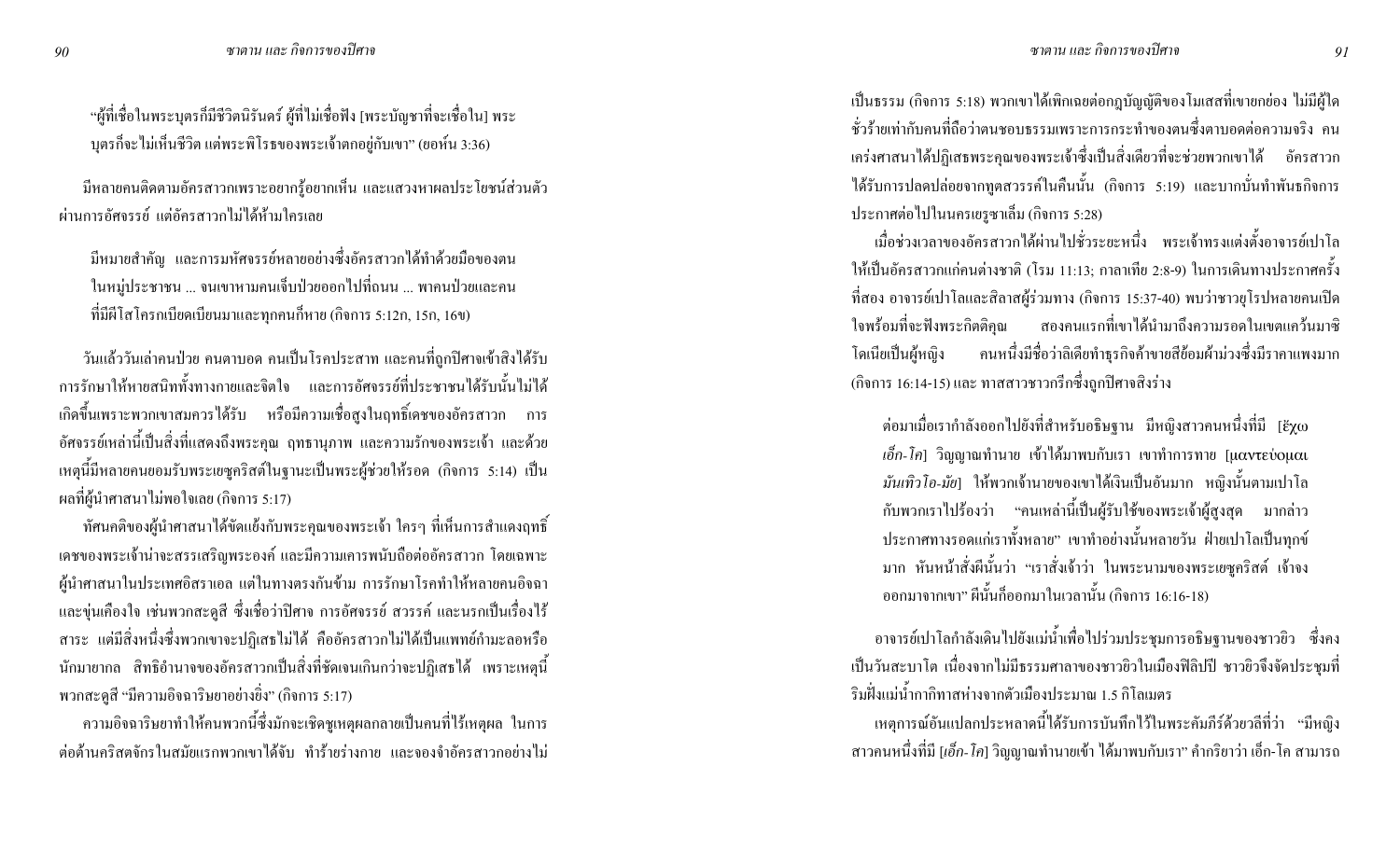“ผู้ที่เชื่อในพระบุตรก็มีชีวิตนิรันดร์ ผู้ที่ไม่เชื่อฟัง [พระบัญชาที่จะเชื่อใน] พระบุตรก็จะไม่เห็นชีวิต แต่พระพิโรธของพระเจ้าตกอยู่กับเขา” (ยอห์น 3:36)

มีหลายคนติดตามอัครสาวกเพราะอยากรู้อยากเห็น และแสวงหาผลประโยชน์ส่วนตัวผ่านการอัศจรรย์ แต่อัครสาวกไม่ได้ห้ามใครเลย

> มีหมายสำคัญ และการมหัศจรรย์หลายอย่างซึ่งอัครสาวกได้ทำด้วยมือของตนในหมู่ประชาชน ... จนเขาหามคนเจ็บป่วยออกไปที่ถนน ... พาคนป่วยและคนที่มีผีโสโครกเบียดเบียนมาและทุกคนก็หาย (กิจการ 5:12ก, 15ก, 16ข)

วันแล้ววันเล่าคนป่วย คนตาบอด คนเป็นโรคประสาท และคนที่ถูกปีศาจเข้าสิงได้รับการรักษาให้หายสนิททั้งทางกายและจิตใจ และการอัศจรรย์ที่ประชาชนได้รับนั้นไม่ได้เกิดขึ้นเพราะพวกเขาสมควรได้รับ หรือมีความเชื่อสูงในฤทธิ์เดชของอัครสาวก การอัศจรรย์เหล่านี้เป็นสิ่งที่แสดงถึงพระคุณ ฤทธานุภาพ และความรักของพระเจ้า และด้วยเหตุนี้มีหลายคนยอมรับพระเยซูคริสต์ในฐานะเป็นพระผู้ช่วยให้รอด (กิจการ 5:14) เป็นผลที่ผู้นำศาสนาไม่พอใจเลย (กิจการ 5:17)

ทัศนคติของผู้นำศาสนาได้ขัดแย้งกับพระคุณของพระเจ้า ใครๆ ที่เห็นการสำแดงฤทธิ์เดชของพระเจ้าน่าจะสรรเสริญพระองค์ และมีความเคารพนับถือต่ออัครสาวก โดยเฉพาะผู้นำศาสนาในประเทศอิสราเอล แต่ในทางตรงกันข้าม การรักษาโรคทำให้หลายคนอิจฉาและขุ่นเคืองใจ เช่นพวกสะดูสี ซึ่งเชื่อว่าปีศาจ การอัศจรรย์ สวรรค์ และนรกเป็นเรื่องไร้สาระ แต่มีสิ่งหนึ่งซึ่งพวกเขาจะปฏิเสธไม่ได้ คืออัครสาวกไม่ได้เป็นแพทย์กำมะลอหรือนักมายากล สิทธิอำนาจของอัครสาวกเป็นสิ่งที่ชัดเจนเกินกว่าจะปฏิเสธได้ เพราะเหตุนี้พวกสะดูสี “มีความอิจฉาริษยาอย่างยิ่ง” (กิจการ 5:17)

ความอิจฉาริษยาทำให้คนพวกนี้ซึ่งมักจะเชิดชูเหตุผลกลายเป็นคนที่ไร้เหตุผล ในการต่อต้านคริสตจักรในสมัยแรกพวกเขาได้จับ ทำร้ายร่างกาย และจองจำอัครสาวกอย่างไม่เป็นธรรม (กิจการ 5:18) พวกเขาได้เพิกเฉยต่อกฎบัญญัติของโมเสสที่เขายกย่อง ไม่มีผู้ใดชั่วร้ายเท่ากับคนที่ถือว่าตนชอบธรรมเพราะการกระทำของตนซึ่งตาบอดต่อความจริง คนเคร่งศาสนาได้ปฏิเสธพระคุณของพระเจ้าซึ่งเป็นสิ่งเดียวที่จะช่วยพวกเขาได้ อัครสาวกได้รับการปลดปล่อยจากทูตสวรรค์ในคืนนั้น (กิจการ 5:19) และบากบั่นทำพันธกิจการประกาศต่อไปในนครเยรูซาเล็ม (กิจการ 5:28)

เมื่อช่วงเวลาของอัครสาวกได้ผ่านไปชั่วระยะหนึ่ง พระเจ้าทรงแต่งตั้งอาจารย์เปาโลให้เป็นอัครสาวกแก่คนต่างชาติ (โรม 11:13; กาลาเทีย 2:8-9) ในการเดินทางประกาศครั้งที่สอง อาจารย์เปาโลและสิลาสผู้ร่วมทาง (กิจการ 15:37-40) พบว่าชาวยุโรปหลายคนเปิดใจพร้อมที่จะฟังพระกิตติคุณ สองคนแรกที่เขาได้นำมาถึงความรอดในเขตแคว้นมาซิโดเนียเป็นผู้หญิง คนหนึ่งมีชื่อว่าลิเดียทำธุรกิจค้าขายสีย้อมผ้าม่วงซึ่งมีราคาแพงมาก (กิจการ 16:14-15) และ ทาสสาวชาวกรีกซึ่งถูกปีศาจสิงร่าง

> ต่อมาเมื่อเรากำลังออกไปยังที่สำหรับอธิษฐาน มีหญิงสาวคนหนึ่งที่มี [ἔχω *เอ็ก-โค*] วิญญาณทำนาย เข้าได้มาพบกับเรา เขาทำการทาย [μαντεύομαι *มันทิวโอ-มัย*] ให้พวกเจ้านายของเขาได้เงินเป็นอันมาก หญิงนั้นตามเปาโลกับพวกเราไปร้องว่า “คนเหล่านี้เป็นผู้รับใช้ของพระเจ้าผู้สูงสุด มากล่าวประกาศทางรอดแก่เราทั้งหลาย” เขาทำอย่างนั้นหลายวัน ฝ่ายเปาโลเป็นทุกข์มาก หันหน้าสั่งผีนั้นว่า “เราสั่งเจ้าว่า ในพระนามของพระเยซูคริสต์ เจ้าจงออกมาจากเขา” ผีนั้นก็ออกมาในเวลานั้น (กิจการ 16:16-18)

อาจารย์เปาโลกำลังเดินไปยังแม่น้ำเพื่อไปร่วมประชุมการอธิษฐานของชาวยิว ซึ่งคงเป็นวันสะบาโต เนื่องจากไม่มีธรรมศาลาของชาวยิวในเมืองฟีลิปปี ชาวยิวจึงจัดประชุมที่ริมฝั่งแม่น้ำกากิทาสห่างจากตัวเมืองประมาณ 1.5 กิโลเมตร

เหตุการณ์อันแปลกประหลาดนี้ได้รับการบันทึกไว้ในพระคัมภีร์ด้วยวลีที่ว่า “มีหญิงสาวคนหนึ่งที่มี [*เอ็ก-โค*] วิญญาณทำนายเข้า ได้มาพบกับเรา” คำกริยาว่า เอ็ก-โค สามารถ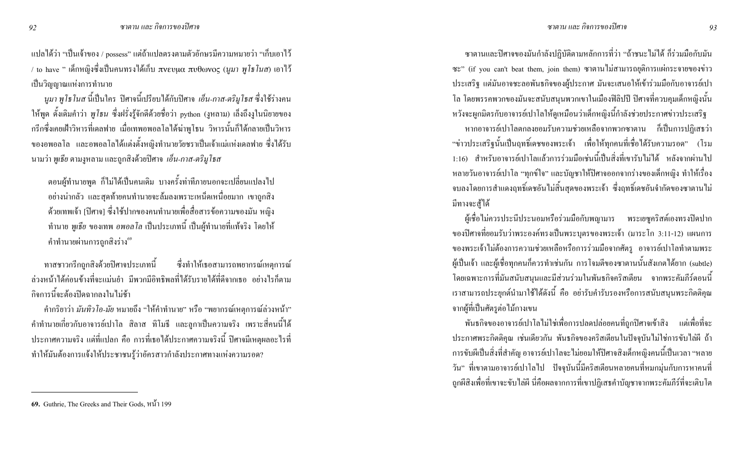แปลได้ว่า "เป็นเจ้าของ / possess" แต่ถ้าแปลตรงตามตัวอักษรมีความหมายว่า "เก็บเอาไว้ / to have " เด็กหญิงซึ่งเป็นคนทรงได้เก็บ πνευμα πυθωνος (*นูมา พูโธโนส*) เอาไว้เป็นวิญญาณแห่งการทำนาย

*นูมา พูโธโนส* นี้เป็นใคร ปีศาจนี้เปรียบได้กับปีศาจ *เอ็น-กาส-ตริมูโธส* ซึ่งใช้ร่างคนให้พูด ดั้งเดิมคำว่า *พูโธน* ซึ่งฝรั่งรู้จักดีด้วยชื่อว่า python (งูหลาม) เล็งถึงงูในนิยายของกรีกซึ่งเคยเฝ้าวิหารที่เดลฟาย เมื่อเทพอพอลโลได้ฆ่าพูโธน วิหารนั้นก็ได้กลายเป็นวิหารของอพอลโล และอพอลโลได้แต่งตั้งหญิงทำนายวัยชราเป็นเจ้าแม่แห่งเดลฟาย ซึ่งได้รับนามว่า *พูเธีย* ตามงูหลาม และถูกสิงด้วยปีศาจ *เอ็น-กาส-ตริมูโธส*

> ตอนผู้ทำนายพูด ก็ไม่ได้เป็นคนเดิม บางครั้งท่าทีภายนอกจะเปลี่ยนแปลงไปอย่างน่ากลัว และสุดท้ายคนทำนายจะล้มลงเพราะเหน็ดเหนื่อยมาก เขาถูกสิงด้วยเทพเจ้า [ปีศาจ] ซึ่งใช้ปากของคนทำนายเพื่อสื่อสารข้อความของมัน หญิงทำนาย *พูเธีย* ของเทพ *อพอลโล* เป็นประเภทนี้ เป็นผู้ทำนายที่แท้จริง โดยให้คำทำนายผ่านการถูกสิงร่าง[69]

ทาสชาวกรีกถูกสิงด้วยปีศาจประเภทนี้ ซึ่งทำให้เธอสามารถพยากรณ์เหตุการณ์ล่วงหน้าได้ค่อนข้างที่จะแม่นยำ มีพวกมีอิทธิพลที่ได้รับรายได้ที่ดีจากเธอ อย่างไรก็ตามกิจการนี้จะต้องปิดฉากลงในไม่ช้า

คำกริยาว่า *มันทิวโอ-มัย* หมายถึง "ให้คำทำนาย" หรือ "พยากรณ์เหตุการณ์ล่วงหน้า" คำทำนายเกี่ยวกับอาจารย์เปาโล สิลาส ทิโมธี และลูกาเป็นความจริง เพราะสี่คนนี้ได้ประกาศความจริง แต่ที่แปลก คือ การที่เธอได้ประกาศความจริงนี้ ปีศาจมีเหตุผลอะไรที่ทำให้มันต้องการแจ้งให้ประชาชนรู้ว่าอัครสาวกำลังประกาศทางแห่งความรอด?

69. Guthrie, The Greeks and Their Gods, หน้า 199

ซาตานและปีศาจของมันกำลังปฏิบัติตามหลักการที่ว่า "ถ้าชนะไม่ได้ ก็ร่วมมือกับมันซะ" (if you can't beat them, join them) ซาตานไม่สามารถยุติการแผ่กระจายของข่าวประเสริฐ แต่มันอาจชะลอพันธกิจของผู้ประกาศ มันจะเสนอให้เข้าร่วมมือกับอาจารย์เปาโล โดยพรรคพวกของมันจะสนับสนุนพวกเขาในเมืองฟีลิปปี ปีศาจที่ควบคุมเด็กหญิงนั้นหวังจะผูกมิตรกับอาจารย์เปาโลให้ดูเหมือนว่าเด็กหญิงนี้กำลังช่วยประกาศข่าวประเสริฐ

หากอาจารย์เปาโลตกลงยอมรับความช่วยเหลือจากพวกซาตาน ก็เป็นการปฏิเสธว่า "ข่าวประเสริฐนั้นเป็นฤทธิ์เดชของพระเจ้า เพื่อให้ทุกคนที่เชื่อได้รับความรอด" (โรม 1:16) สำหรับอาจารย์เปาโลแล้วการร่วมมือเช่นนี้เป็นสิ่งที่เขารับไม่ได้ หลังจากผ่านไปหลายวันอาจารย์เปาโล "ทุกข์ใจ" และบัญชาให้ปีศาจออกจากร่างของเด็กหญิง ทำให้เรื่องจบลงโดยการสำแดงฤทธิ์เดชอันไม่สิ้นสุดของพระเจ้า ซึ่งฤทธิ์เดชอันจำกัดของซาตานไม่มีทางจะสู้ได้

ผู้เชื่อไม่ควรประนีประนอมหรือร่วมมือกับพญามาร พระเยซูคริสต์เองทรงปิดปากของปีศาจที่ยอมรับว่าพระองค์ทรงเป็นพระบุตรของพระเจ้า (มาระโก 3:11-12) แผนการของพระเจ้าไม่ต้องการความช่วยเหลือหรือการร่วมมือจากศัตรู อาจารย์เปาโลทำตามพระผู้เป็นเจ้า และผู้เชื่อทุกคนก็ควรทำเช่นกัน การโจมตีของซาตานนั้นสังเกตได้ยาก (subtle) โดยเฉพาะการที่มันสนับสนุนและมีส่วนร่วมในพันธกิจคริสเตียน จากพระคัมภีร์ตอนนี้เราสามารถประยุกต์นำมาใช้ได้ดังนี้ คือ อย่ารับคำรับรองหรือการสนับสนุนพระกิตติคุณจากผู้ที่เป็นศัตรูต่อไม้กางเขน

พันธกิจของอาจารย์เปาโลไม่ใช่เพื่อการปลดปล่อยคนที่ถูกปีศาจเข้าสิง แต่เพื่อที่จะประกาศพระกิตติคุณ เช่นเดียวกัน พันธกิจของคริสเตียนในปัจจุบันไม่ใช่การขับไล่ผี ถ้าการขับผีเป็นสิ่งที่สำคัญ อาจารย์เปาโลจะไม่ยอมให้ปีศาจสิงเด็กหญิงคนนี้เป็นเวลา "หลายวัน" ที่เขาตามอาจารย์เปาโลไป ปัจจุบันนี้มีคริสเตียนหลายคนที่หมกมุ่นกับการหาคนที่ถูกผีสิงเพื่อที่เขาจะขับไล่ผี นี่คือผลจากการที่เขาปฏิเสธคำบัญชาจากพระคัมภีร์ที่จะเติบโต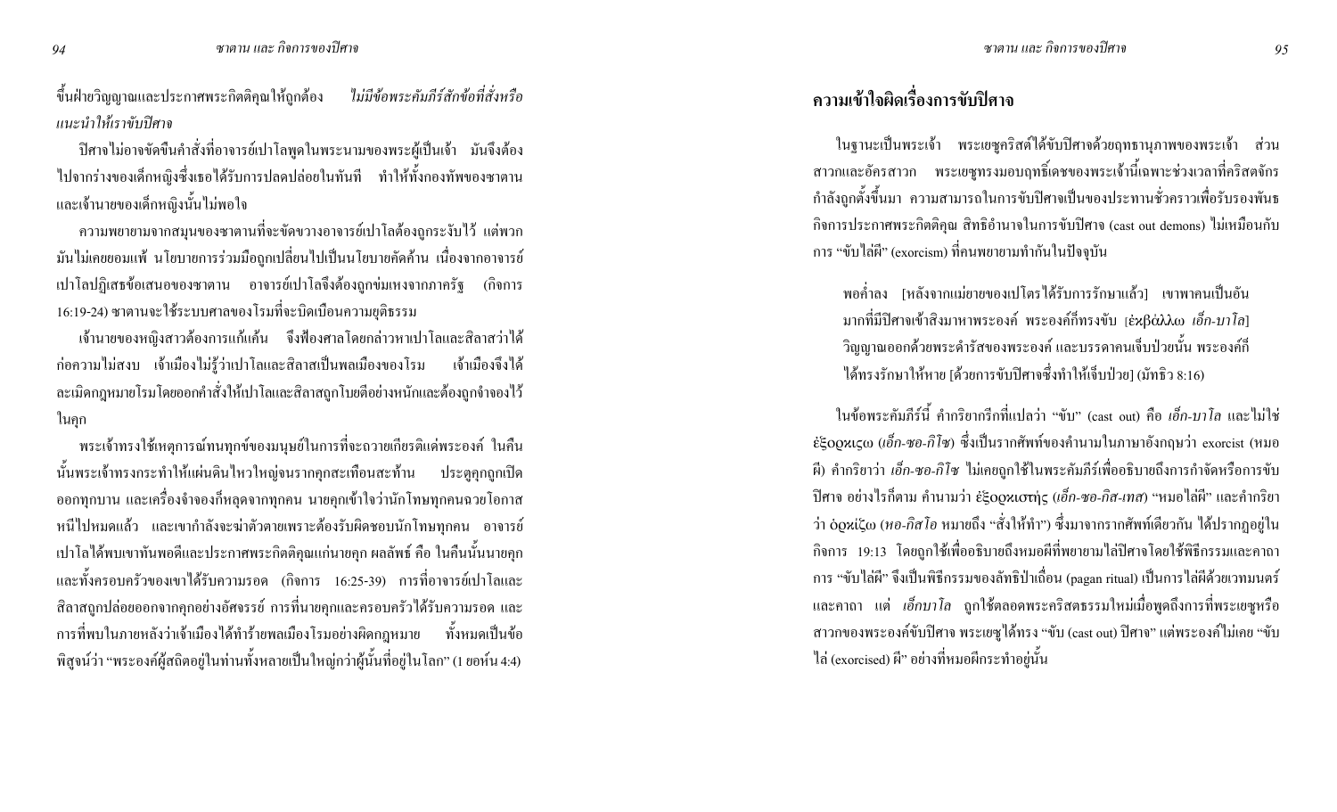ขึ้นฝ่ายวิญญาณและประกาศพระกิตติคุณให้ถูกต้อง *ไม่มีข้อพระคัมภีร์สักข้อที่สั่งหรือแนะนำให้เราขับปิศาจ*

ปิศาจไม่อาจขัดขืนคำสั่งที่อาจารย์เปาโลพูดในพระนามของพระผู้เป็นเจ้า มันจึงต้องไปจากร่างของเด็กหญิงซึ่งเธอได้รับการปลดปล่อยในทันที ทำให้ทั้งกองทัพของซาตานและเจ้านายของเด็กหญิงนั้นไม่พอใจ

ความพยายามจากสมุนของซาตานที่จะขัดขวางอาจารย์เปาโลต้องถูกระงับไว้ แต่พวกมันไม่เคยยอมแพ้ นโยบายการร่วมมือถูกเปลี่ยนไปเป็นนโยบายคัดค้าน เนื่องจากอาจารย์เปาโลปฏิเสธข้อเสนอของซาตาน อาจารย์เปาโลจึงต้องถูกข่มเหงจากภาครัฐ (กิจการ 16:19-24) ซาตานจะใช้ระบบศาลของโรมที่จะบิดเบือนความยุติธรรม

เจ้านายของหญิงสาวต้องการแก้แค้น จึงฟ้องศาลโดยกล่าวหาเปาโลและสิลาสว่าได้ก่อความไม่สงบ เจ้าเมืองไม่รู้ว่าเปาโลและสิลาสเป็นพลเมืองของโรม เจ้าเมืองจึงได้ละเมิดกฎหมายโรมโดยออกคำสั่งให้เปาโลและสิลาสถูกโบยตีอย่างหนักและต้องถูกจำจองไว้ในคุก

พระเจ้าทรงใช้เหตุการณ์ทนทุกข์ของมนุษย์ในการที่จะถวายเกียรติแด่พระองค์ ในคืนนั้นพระเจ้าทรงกระทำให้แผ่นดินไหวใหญ่จนรากคุกสะเทือนสะท้าน ประตูคุกถูกเปิดออกทุกบาน และเครื่องจำจองก็หลุดจากทุกคน นายคุกเข้าใจว่านักโทษทุกคนฉวยโอกาสหนีไปหมดแล้ว และเขากำลังจะฆ่าตัวตายเพราะต้องรับผิดชอบนักโทษทุกคน อาจารย์เปาโลได้พบเขาทันพอดีและประกาศพระกิตติคุณแก่นายคุก ผลลัพธ์ คือ ในคืนนั้นนายคุกและทั้งครอบครัวของเขาได้รับความรอด (กิจการ 16:25-39) การที่อาจารย์เปาโลและสิลาสถูกปลดปล่อยออกจากคุกอย่างอัศจรรย์ การที่นายคุกและครอบครัวได้รับความรอด และการที่พบในภายหลังว่าเจ้าเมืองได้ทำร้ายพลเมืองโรมอย่างผิดกฎหมาย ทั้งหมดเป็นข้อพิสูจน์ว่า "พระองค์ผู้สถิตอยู่ในท่านทั้งหลายเป็นใหญ่กว่าผู้นั้นที่อยู่ในโลก" (1 ยอห์น 4:4)

## ความเข้าใจผิดเรื่องการขับปิศาจ

ในฐานะเป็นพระเจ้า พระเยซูคริสต์ได้ขับปิศาจด้วยฤทธานุภาพของพระเจ้า ส่วนสาวกและอัครสาวก พระเยซูทรงมอบฤทธิ์เดชของพระเจ้านี้เฉพาะช่วงเวลาที่คริสตจักรกำลังถูกตั้งขึ้นมา ความสามารถในการขับปิศาจเป็นของประทานชั่วคราวเพื่อรับรองพันธกิจการประกาศพระกิตติคุณ สิทธิอำนาจในการขับปิศาจ (cast out demons) ไม่เหมือนกับการ "ขับไล่ผี" (exorcism) ที่คนพยายามทำกันในปัจจุบัน

> พอค่ำลง [หลังจากแม่ยายของเปโตรได้รับการรักษาแล้ว] เขาพาคนเป็นอันมากที่มีปิศาจเข้าสิงมาหาพระองค์ พระองค์ก็ทรงขับ [ἐκβάλλω *เอ็ก-บาโล*] วิญญาณออกด้วยพระดำรัสของพระองค์ และบรรดาคนเจ็บป่วยนั้น พระองค์ก็ได้ทรงรักษาให้หาย [ด้วยการขับปิศาจซึ่งทำให้เจ็บป่วย] (มัทธิว 8:16)

ในข้อพระคัมภีร์นี้ คำกริยากรีกที่แปลว่า "ขับ" (cast out) คือ *เอ็ก-บาโล* และไม่ใช่ ἐξορκίζω (*เอ็ก-ซอ-กิโซ*) ซึ่งเป็นรากศัพท์ของคำนามในภาษาอังกฤษว่า exorcist (หมอผี) คำกริยาว่า *เอ็ก-ซอ-กิโซ* ไม่เคยถูกใช้ในพระคัมภีร์เพื่ออธิบายถึงการกำจัดหรือการขับปิศาจ อย่างไรก็ตาม คำนามว่า ἐξορκιστής (*เอ็ก-ซอ-กิส-เทส*) "หมอไล่ผี" และคำกริยาว่า ὁρκίζω (*ฮอ-กิสโอ* หมายถึง "สั่งให้ทำ") ซึ่งมาจากรากศัพท์เดียวกัน ได้ปรากฏอยู่ในกิจการ 19:13 โดยถูกใช้เพื่ออธิบายถึงหมอผีที่พยายามไล่ปิศาจโดยใช้พิธีกรรมและคาถา การ "ขับไล่ผี" จึงเป็นพิธีกรรมของลัทธิป่าเถื่อน (pagan ritual) เป็นการไล่ผีด้วยเวทมนตร์และคาถา แต่ *เอ็กบาโล* ถูกใช้ตลอดพระคริสตธรรมใหม่เมื่อพูดถึงการที่พระเยซูหรือสาวกของพระองค์ขับปิศาจ พระเยซูได้ทรง "ขับ (cast out) ปิศาจ" แต่พระองค์ไม่เคย "ขับไล่ (exorcised) ผี" อย่างที่หมอผีกระทำอยู่นั้น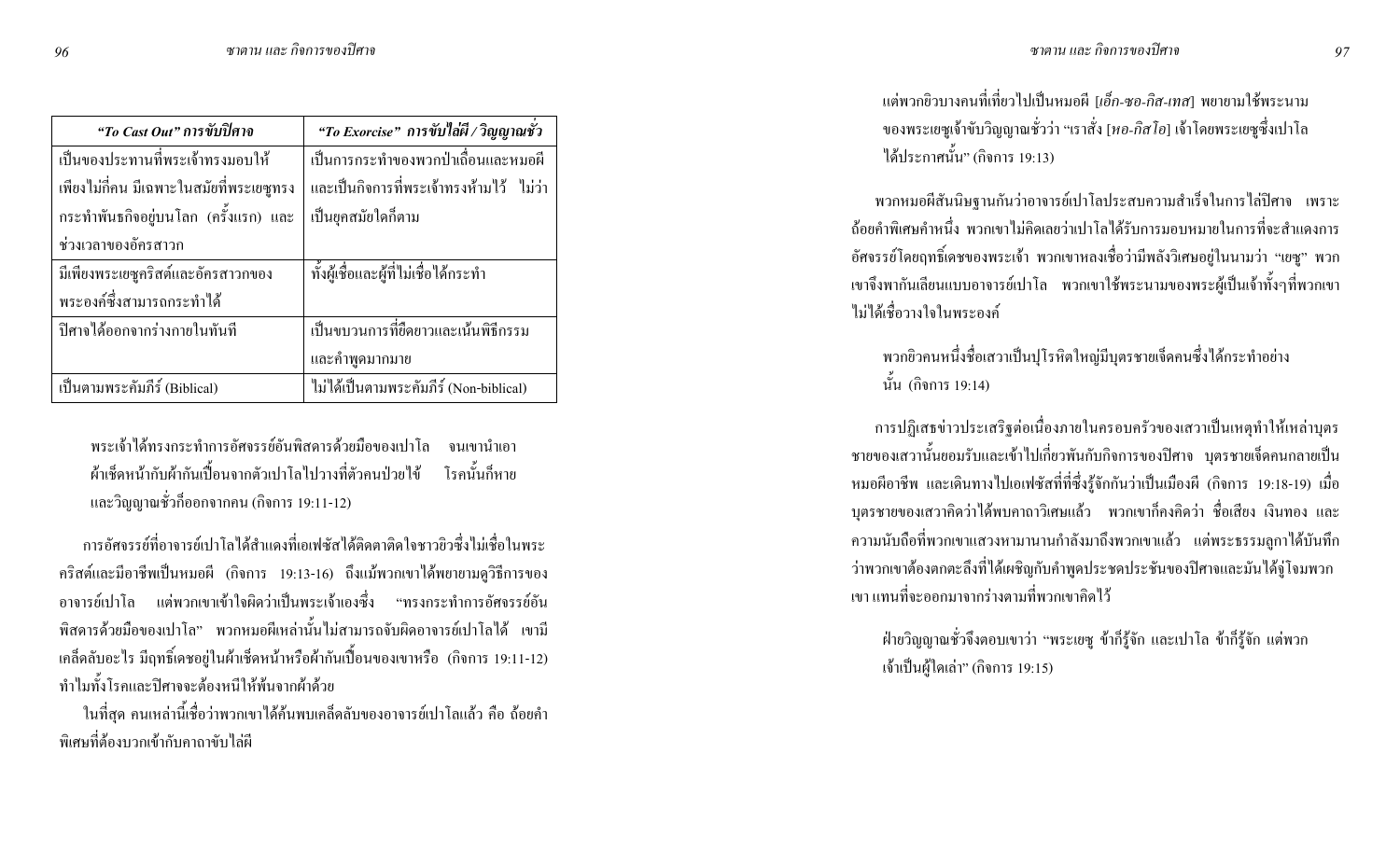| *"To Cast Out"* **การขับปีศาจ** | *"To Exorcise"* **การขับไล่ผี / วิญญาณชั่ว** |
|---|---|
| เป็นของประทานที่พระเจ้าทรงมอบให้เพียงไม่กี่คน มีเฉพาะในสมัยที่พระเยซูทรงกระทำพันธกิจอยู่บนโลก (ครั้งแรก) และช่วงเวลาของอัครสาวก | เป็นการกระทำของพวกป่าเถื่อนและหมอผี และเป็นกิจการที่พระเจ้าทรงห้ามไว้ ไม่ว่าเป็นยุคสมัยใดก็ตาม |
| มีเพียงพระเยซูคริสต์และอัครสาวกของพระองค์ซึ่งสามารถกระทำได้ | ทั้งผู้เชื่อและผู้ที่ไม่เชื่อได้กระทำ |
| ปีศาจได้ออกจากร่างกายในทันที | เป็นขบวนการที่ยืดยาวและเน้นพิธีกรรมและคำพูดมากมาย |
| เป็นตามพระคัมภีร์ (Biblical) | ไม่ได้เป็นตามพระคัมภีร์ (Non-biblical) |

> พระเจ้าได้ทรงกระทำการอัศจรรย์อันพิสดารด้วยมือของเปาโล จนเขานำเอาผ้าเช็ดหน้ากับผ้ากันเปื้อนจากตัวเปาโลไปวางที่ตัวคนป่วยไข้ โรคนั้นก็หาย และวิญญาณชั่วก็ออกจากคน (กิจการ 19:11-12)

การอัศจรรย์ที่อาจารย์เปาโลได้สำแดงที่เอเฟซัสได้ติดตาติดใจชาวยิวซึ่งไม่เชื่อในพระคริสต์และมีอาชีพเป็นหมอผี (กิจการ 19:13-16) ถึงแม้พวกเขาได้พยายามดูวิธีการของอาจารย์เปาโล แต่พวกเขาเข้าใจผิดว่าเป็นพระเจ้าเองซึ่ง "ทรงกระทำการอัศจรรย์อันพิสดารด้วยมือของเปาโล" พวกหมอผีเหล่านั้นไม่สามารถจับผิดอาจารย์เปาโลได้ เขามีเคล็ดลับอะไร มีฤทธิ์เดชอยู่ในผ้าเช็ดหน้าหรือผ้ากันเปื้อนของเขาหรือ (กิจการ 19:11-12) ทำไมทั้งโรคและปีศาจจะต้องหนีให้พ้นจากผ้าด้วย

ในที่สุด คนเหล่านี้เชื่อว่าพวกเขาได้ค้นพบเคล็ดลับของอาจารย์เปาโลแล้ว คือ ถ้อยคำพิเศษที่ต้องบวกเข้ากับคาถาขับไล่ผี

> แต่พวกยิวบางคนที่เที่ยวไปเป็นหมอผี [*เอ็ก-ซอ-กิส-เทส*] พยายามใช้พระนามของพระเยซูเจ้าขับวิญญาณชั่วว่า "เราสั่ง [*หอ-กิส-โอ*] เจ้าโดยพระเยซูซึ่งเปาโลได้ประกาศนั้น" (กิจการ 19:13)

พวกหมอผีสันนิษฐานกันว่าอาจารย์เปาโลประสบความสำเร็จในการไล่ปีศาจ เพราะถ้อยคำพิเศษคำหนึ่ง พวกเขาไม่คิดเลยว่าเปาโลได้รับการมอบหมายในการที่จะสำแดงการอัศจรรย์โดยฤทธิ์เดชของพระเจ้า พวกเขาหลงเชื่อว่ามีพลังวิเศษอยู่ในนามว่า "เยซู" พวกเขาจึงพากันเลียนแบบอาจารย์เปาโล พวกเขาใช้พระนามของพระผู้เป็นเจ้าทั้งๆที่พวกเขาไม่ได้เชื่อวางใจในพระองค์

> พวกยิวคนหนึ่งชื่อเสวาเป็นปุโรหิตใหญ่มีบุตรชายเจ็ดคนซึ่งได้กระทำอย่างนั้น (กิจการ 19:14)

การปฏิเสธข่าวประเสริฐต่อเนื่องภายในครอบครัวของเสวาเป็นเหตุทำให้เหล่าบุตรชายของเสวานั้นยอมรับและเข้าไปเกี่ยวพันกับกิจการของปีศาจ บุตรชายเจ็ดคนกลายเป็นหมอผีอาชีพ และเดินทางไปเอเฟซัสที่ที่ซึ่งรู้จักกันว่าเป็นเมืองผี (กิจการ 19:18-19) เมื่อบุตรชายของเสวาคิดว่าได้พบคาถาวิเศษแล้ว พวกเขาก็คงคิดว่า ชื่อเสียง เงินทอง และความนับถือที่พวกเขาแสวงหามานานกำลังมาถึงพวกเขาแล้ว แต่พระธรรมลูกาได้บันทึกว่าพวกเขาต้องตกตะลึงที่ได้เผชิญกับคำพูดประชดประชันของปีศาจและมันได้จู่โจมพวกเขา แทนที่จะออกมาจากร่างตามที่พวกเขาคิดไว้

> ฝ่ายวิญญาณชั่วจึงตอบเขาว่า "พระเยซู ข้าก็รู้จัก และเปาโล ข้าก็รู้จัก แต่พวกเจ้าเป็นผู้ใดเล่า" (กิจการ 19:15)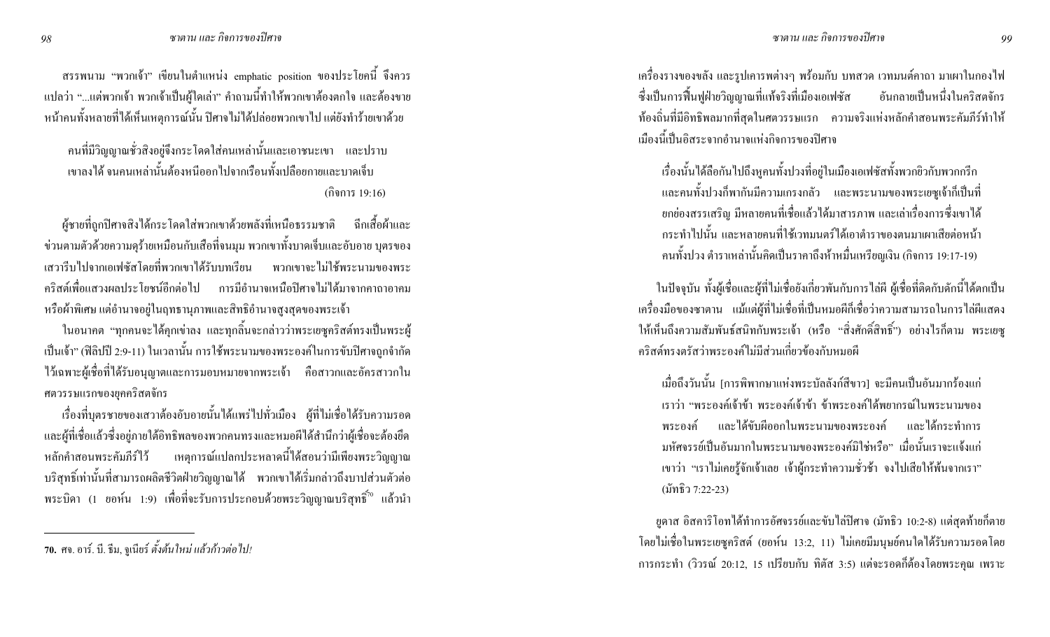สรรพนาม "พวกเจ้า" เขียนในตำแหน่ง emphatic position ของประโยคนี้ จึงควรแปลว่า "...แต่พวกเจ้า พวกเจ้าเป็นผู้ใดเล่า" คำถามนี้ทำให้พวกเขาต้องตกใจ และต้องขายหน้าคนทั้งหลายที่ได้เห็นเหตุการณ์นั้น ปีศาจไม่ได้ปล่อยพวกเขาไป แต่ยังทำร้ายเขาด้วย

> คนที่มีวิญญาณชั่วสิงอยู่จึงกระโดดใส่คนเหล่านั้นและเอาชนะเขา และปราบเขาลงได้ จนคนเหล่านั้นต้องหนีออกไปจากเรือนทั้งเปลือยกายและบาดเจ็บ (กิจการ 19:16)

ผู้ชายที่ถูกปีศาจสิงได้กระโดดใส่พวกเขาด้วยพลังที่เหนือธรรมชาติ ฉีกเสื้อผ้าและข่วนตามตัวด้วยความดุร้ายเหมือนกับเสือที่จนมุม พวกเขาทั้งบาดเจ็บและอับอาย บุตรของเสวารีบไปจากเอเฟซัสโดยที่พวกเขาได้รับบทเรียน พวกเขาจะไม่ใช้พระนามของพระคริสต์เพื่อแสวงผลประโยชน์อีกต่อไป การมีอำนาจเหนือปีศาจไม่ได้มาจากคาถาอาคมหรือผ้าพิเศษ แต่อำนาจอยู่ในฤทธานุภาพและสิทธิอำนาจสูงสุดของพระเจ้า

ในอนาคต "ทุกคนจะได้คุกเข่าลง และทุกลิ้นจะกล่าวว่าพระเยซูคริสต์ทรงเป็นพระผู้เป็นเจ้า" (ฟีลิปปี 2:9-11) ในเวลานั้น การใช้พระนามของพระองค์ในการขับปีศาจถูกจำกัดไว้เฉพาะผู้เชื่อที่ได้รับอนุญาตและการมอบหมายจากพระเจ้า คือสาวกและอัครสาวกในศตวรรษแรกของยุคคริสตจักร

เรื่องที่บุตรชายของเสวาต้องอับอายนั้นได้แพร่ไปทั่วเมือง ผู้ที่ไม่เชื่อได้รับความรอด และผู้ที่เชื่อแล้วซึ่งอยู่ภายใต้อิทธิพลของพวกคนทรงและหมอผีได้สำนึกว่าผู้เชื่อจะต้องยึดหลักคำสอนพระคัมภีร์ไว้ เหตุการณ์แปลกประหลาดนี้ได้สอนว่ามีเพียงพระวิญญาณบริสุทธิ์เท่านั้นที่สามารถผลิตชีวิตฝ่ายวิญญาณได้ พวกเขาได้เริ่มกล่าวถึงบาปส่วนตัวต่อพระบิดา (1 ยอห์น 1:9) เพื่อที่จะรับการประกอบด้วยพระวิญญาณบริสุทธิ์[70] แล้วนำเครื่องรางของขลัง และรูปเคารพต่างๆ พร้อมกับ บทสวด เวทมนต์คาถา มาเผาในกองไฟ ซึ่งเป็นการฟื้นฟูฝ่ายวิญญาณที่แท้จริงที่เมืองเอเฟซัส อันกลายเป็นหนึ่งในคริสตจักรท้องถิ่นที่มีอิทธิพลมากที่สุดในศตวรรษแรก ความจริงแห่งหลักคำสอนพระคัมภีร์ทำให้เมืองนี้เป็นอิสระจากอำนาจแห่งกิจการของปีศาจ

> เรื่องนั้นได้ลือกันไปถึงหมู่คนทั้งปวงที่อยู่ในเมืองเอเฟซัสทั้งพวกยิวกับพวกกรีก และคนทั้งปวงก็พากันมีความเกรงกลัว และพระนามของพระเยซูเจ้าก็เป็นที่ยกย่องสรรเสริญ มีหลายคนที่เชื่อแล้วได้มาสารภาพ และเล่าเรื่องการซึ่งเขาได้กระทำไปนั้น และหลายคนที่ใช้เวทมนตร์ได้เอาตำราของตนมาเผาเสียต่อหน้าคนทั้งปวง ตำราเหล่านั้นคิดเป็นราคาถึงห้าหมื่นเหรียญเงิน (กิจการ 19:17-19)

ในปัจจุบัน ทั้งผู้เชื่อและผู้ที่ไม่เชื่อยังเกี่ยวพันกับการไล่ผี ผู้เชื่อที่ติดกับดักนี้ได้ตกเป็นเครื่องมือของซาตาน แม้แต่ผู้ที่ไม่เชื่อที่เป็นหมอผีก็เชื่อว่าความสามารถในการไล่ผีแสดงให้เห็นถึงความสัมพันธ์สนิทกับพระเจ้า (หรือ "สิ่งศักดิ์สิทธิ์") อย่างไรก็ตาม พระเยซูคริสต์ทรงตรัสว่าพระองค์ไม่มีส่วนเกี่ยวข้องกับหมอผี

> เมื่อถึงวันนั้น [การพิพากษาแห่งพระบัลลังก์สีขาว] จะมีคนเป็นอันมากร้องแก่เราว่า "พระองค์เจ้าข้า พระองค์เจ้าข้า ข้าพระองค์ได้พยากรณ์ในพระนามของพระองค์ และได้ขับผีออกในพระนามของพระองค์ และได้กระทำการมหัศจรรย์เป็นอันมากในพระนามของพระองค์มิใช่หรือ" เมื่อนั้นเราจะแจ้งแก่เขาว่า "เราไม่เคยรู้จักเจ้าเลย เจ้าผู้กระทำความชั่วช้า จงไปเสียให้พ้นจากเรา" (มัทธิว 7:22-23)

ยูดาส อิสคาริโอทได้ทำการอัศจรรย์และขับไล่ปีศาจ (มัทธิว 10:2-8) แต่สุดท้ายก็ตายโดยไม่เชื่อในพระเยซูคริสต์ (ยอห์น 13:2, 11) ไม่เคยมีมนุษย์คนใดได้รับความรอดโดยการกระทำ (วิวรณ์ 20:12, 15 เปรียบกับ ทิตัส 3:5) แต่จะรอดก็ต้องโดยพระคุณ เพราะ

---

70. ศจ. อาร์. บี. ธีม, จูเนียร์ *ตั้งต้นใหม่ แล้วก้าวต่อไป!*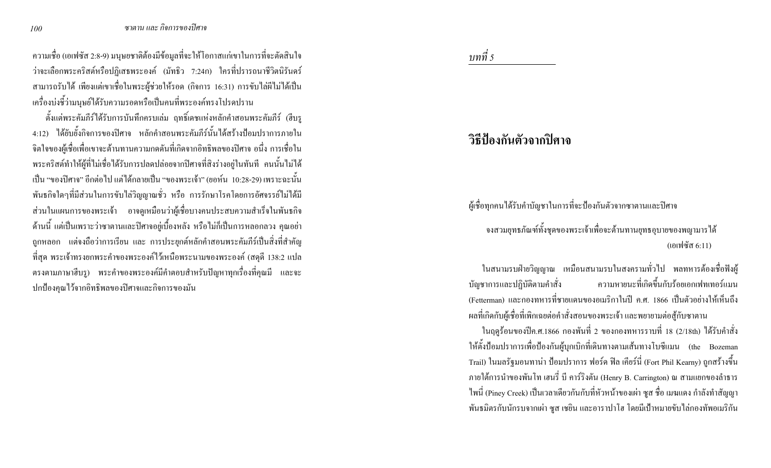ความเชื่อ (เอเฟซัส 2:8-9) มนุษยชาติต้องมีข้อมูลที่จะให้โอกาสแก่เขาในการที่จะตัดสินใจว่าจะเลือกพระคริสต์หรือปฏิเสธพระองค์ (มัทธิว 7:24ก) ใครที่ปรารถนาชีวิตนิรันดร์สามารถรับได้ เพียงแต่เขาเชื่อในพระผู้ช่วยให้รอด (กิจการ 16:31) การขับไล่ผีไม่ได้เป็นเครื่องบ่งชี้ว่ามนุษย์ได้รับความรอดหรือเป็นคนที่พระองค์ทรงโปรดปราน

ตั้งแต่พระคัมภีร์ได้รับการบันทึกครบเล่ม ฤทธิ์เดชแห่งหลักคำสอนพระคัมภีร์ (ฮีบรู 4:12) ได้ยับยั้งกิจการของปิศาจ หลักคำสอนพระคัมภีร์นั้นได้สร้างป้อมปราการภายในจิตใจของผู้เชื่อเพื่อเขาจะต้านทานความกดดันที่เกิดจากอิทธิพลของปิศาจ อนึ่ง การเชื่อในพระคริสต์ทำให้ผู้ที่ไม่เชื่อได้รับการปลดปล่อยจากปิศาจที่สิงร่างอยู่ในทันที คนนั้นไม่ได้เป็น "ของปิศาจ" อีกต่อไป แต่ได้กลายเป็น "ของพระเจ้า" (ยอห์น 10:28-29) เพราะฉะนั้นพันธกิจใดๆที่มีส่วนในการขับไล่วิญญาณชั่ว หรือ การรักษาโรคโดยการอัศจรรย์ไม่ได้มีส่วนในแผนการของพระเจ้า อาจดูเหมือนว่าผู้เชื่อบางคนประสบความสำเร็จในพันธกิจด้านนี้ แต่เป็นเพราะว่าซาตานและปิศาจอยู่เบื้องหลัง หรือไม่ก็เป็นการหลอกลวง คุณอย่าถูกหลอก แต่จงถือว่าการเรียน และ การประยุกต์หลักคำสอนพระคัมภีร์เป็นสิ่งที่สำคัญที่สุด พระเจ้าทรงยกพระคำของพระองค์ไว้เหนือพระนามของพระองค์ (สดุดี 138:2 แปลตรงตามภาษาฮีบรู) พระคำของพระองค์มีคำตอบสำหรับปัญหาทุกเรื่องที่คุณมี และจะปกป้องคุณไว้จากอิทธิพลของปิศาจและกิจการของมัน

*บทที่ 5*

# วิธีป้องกันตัวจากปิศาจ

ผู้เชื่อทุกคนได้รับคำบัญชาในการที่จะป้องกันตัวจากซาตานและปิศาจ

> จงสวมยุทธภัณฑ์ทั้งชุดของพระเจ้าเพื่อจะต้านทานยุทธอุบายของพญามารได้ (เอเฟซัส 6:11)

ในสนามรบฝ่ายวิญญาณ เหมือนสนามรบในสงครามทั่วไป พลทหารต้องเชื่อฟังผู้บัญชาการและปฏิบัติตามคำสั่ง ความหายนะที่เกิดขึ้นกับร้อยเอกเฟทเทอร์แมน (Fetterman) และกองทหารที่ชายแดนของอเมริกาในปี ค.ศ. 1866 เป็นตัวอย่างให้เห็นถึงผลที่เกิดกับผู้เชื่อที่เพิกเฉยต่อคำสั่งสอนของพระเจ้า และพยายามต่อสู้กับซาตาน

ในฤดูร้อนของปีค.ศ.1866 กองพันที่ 2 ของกองทหารราบที่ 18 (2/18th) ได้รับคำสั่งให้ตั้งป้อมปราการเพื่อป้องกันผู้บุกเบิกที่เดินทางตามเส้นทางโบซีแมน (the Bozeman Trail) ในมลรัฐมอนทาน่า ป้อมปราการ ฟอร์ด ฟิล เคียร์นี่ (Fort Phil Kearny) ถูกสร้างขึ้นภายใต้การนำของพันโท เฮนรี่ บี คาร์ริงตัน (Henry B. Carrington) ณ สามแยกของลำธารไพนี่ (Piney Creek) เป็นเวลาเดียวกันกับที่หัวหน้าของเผ่า ซูส ชื่อ เมฆแดง กำลังทำสัญญาพันธมิตรกับนักรบจากเผ่า ซูส เชยิน และอาราปาโฮ โดยมีเป้าหมายขับไล่กองทัพอเมริกัน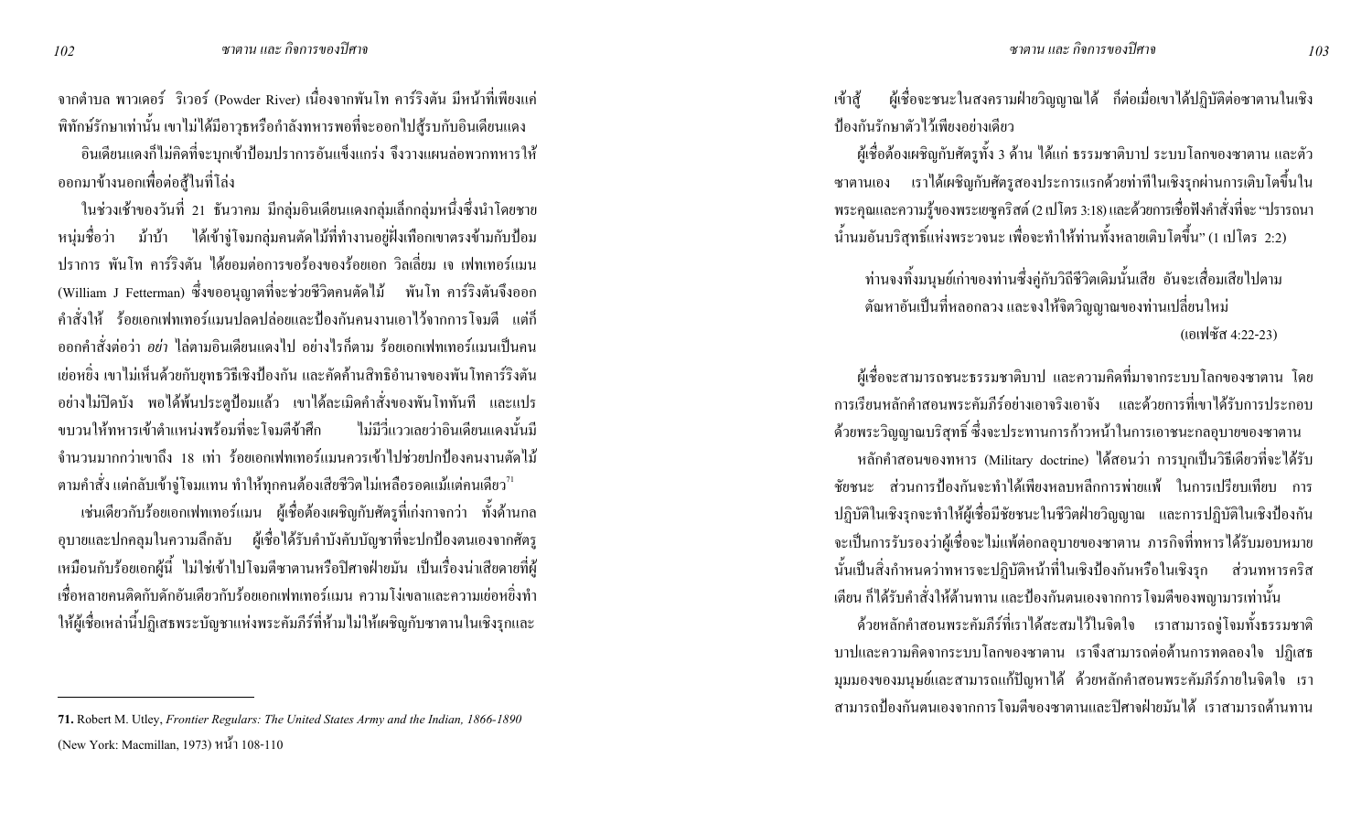จากตำบล พาวเดอร์ ริเวอร์ (Powder River) เนื่องจากพันโท คาร์ริงตัน มีหน้าที่เพียงแค่พิทักษ์รักษาเท่านั้น เขาไม่ได้มีอาวุธหรือกำลังทหารพอที่จะออกไปสู้รบกับอินเดียนแดง

อินเดียนแดงก็ไม่คิดที่จะบุกเข้าป้อมปราการอันแข็งแกร่ง จึงวางแผนล่อพวกทหารให้ออกมาข้างนอกเพื่อต่อสู้ในที่โล่ง

ในช่วงเช้าของวันที่ 21 ธันวาคม มีกลุ่มอินเดียนแดงกลุ่มเล็กกลุ่มหนึ่งซึ่งนำโดยชายหนุ่มชื่อว่า ม้าบ้า ได้เข้าจู่โจมกลุ่มคนตัดไม้ที่ทำงานอยู่ฝั่งเทือกเขาตรงข้ามกับป้อมปราการ พันโท คาร์ริงตัน ได้ยอมต่อการขอร้องของร้อยเอก วิลเลี่ยม เจ เฟทเทอร์แมน (William J Fetterman) ซึ่งขออนุญาตที่จะช่วยชีวิตคนตัดไม้ พันโท คาร์ริงตันจึงออกคำสั่งให้ ร้อยเอกเฟทเทอร์แมนปลดปล่อยและป้องกันคนงานเอาไว้จากการโจมตี แต่ก็ออกคำสั่งต่อว่า *อย่า* ไล่ตามอินเดียนแดงไป อย่างไรก็ตาม ร้อยเอกเฟทเทอร์แมนเป็นคนเย่อหยิ่ง เขาไม่เห็นด้วยกับยุทธวิธีเชิงป้องกัน และคัดค้านสิทธิอำนาจของพันโทคาร์ริงตันอย่างไม่ปิดบัง พอได้พ้นประตูป้อมแล้ว เขาได้ละเมิดคำสั่งของพันโททันที และแปรขบวนให้ทหารเข้าตำแหน่งพร้อมที่จะโจมตีข้าศึก ไม่มีวี่แววเลยว่าอินเดียนแดงนั้นมีจำนวนมากกว่าเขาถึง 18 เท่า ร้อยเอกเฟทเทอร์แมนควรเข้าไปช่วยปกป้องคนงานตัดไม้ตามคำสั่ง แต่กลับเข้าจู่โจมแทน ทำให้ทุกคนต้องเสียชีวิตไม่เหลือรอดแม้แต่คนเดียว[71]

เช่นเดียวกับร้อยเอกเฟทเทอร์แมน ผู้เชื่อต้องเผชิญกับศัตรูที่เก่งกาจกว่า ทั้งด้านกลอุบายและปกคลุมในความลึกลับ ผู้เชื่อได้รับคำบังคับบัญชาที่จะปกป้องตนเองจากศัตรูเหมือนกับร้อยเอกผู้นี้ ไม่ใช่เข้าไปโจมตีซาตานหรือปีศาจฝ่ายมัน เป็นเรื่องน่าเสียดายที่ผู้เชื่อหลายคนติดกับดักอันเดียวกับร้อยเอกเฟทเทอร์แมน ความโง่เขลาและความเย่อหยิ่งทำให้ผู้เชื่อเหล่านี้ปฏิเสธพระบัญชาแห่งพระคัมภีร์ที่ห้ามไม่ให้เผชิญกับซาตานในเชิงรุกและเข้าสู้ ผู้เชื่อจะชนะในสงครามฝ่ายวิญญาณได้ ก็ต่อเมื่อเขาได้ปฏิบัติต่อซาตานในเชิงป้องกันรักษาตัวไว้เพียงอย่างเดียว

ผู้เชื่อต้องเผชิญกับศัตรูทั้ง 3 ด้าน ได้แก่ ธรรมชาติบาป ระบบโลกของซาตาน และตัวซาตานเอง เราได้เผชิญกับศัตรูสองประการแรกด้วยท่าทีในเชิงรุกผ่านการเติบโตขึ้นในพระคุณและความรู้ของพระเยซูคริสต์ (2 เปโตร 3:18) และด้วยการเชื่อฟังคำสั่งที่จะ "ปรารถนาน้ำนมอันบริสุทธิ์แห่งพระวจนะ เพื่อจะทำให้ท่านทั้งหลายเติบโตขึ้น" (1 เปโตร 2:2)

> ท่านจงทิ้งมนุษย์เก่าของท่านซึ่งคู่กับวิถีชีวิตเดิมนั้นเสีย อันจะเสื่อมเสียไปตามตัณหาอันเป็นที่หลอกลวง และจงให้จิตวิญญาณของท่านเปลี่ยนใหม่
>
> (เอเฟซัส 4:22-23)

ผู้เชื่อจะสามารถชนะธรรมชาติบาป และความคิดที่มาจากระบบโลกของซาตาน โดยการเรียนหลักคำสอนพระคัมภีร์อย่างเอาจริงเอาจัง และด้วยการที่เขาได้รับการประกอบด้วยพระวิญญาณบริสุทธิ์ ซึ่งจะประทานการก้าวหน้าในการเอาชนะกลอุบายของซาตาน

หลักคำสอนของทหาร (Military doctrine) ได้สอนว่า การบุกเป็นวิธีเดียวที่จะได้รับชัยชนะ ส่วนการป้องกันจะทำได้เพียงหลบหลีกการพ่ายแพ้ ในการเปรียบเทียบ การปฏิบัติในเชิงรุกจะทำให้ผู้เชื่อมีชัยชนะในชีวิตฝ่ายวิญญาณ และการปฏิบัติในเชิงป้องกันจะเป็นการรับรองว่าผู้เชื่อจะไม่แพ้ต่อกลอุบายของซาตาน ภารกิจที่ทหารได้รับมอบหมายนั้นเป็นสิ่งกำหนดว่าทหารจะปฏิบัติหน้าที่ในเชิงป้องกันหรือในเชิงรุก ส่วนทหารคริสเตียน ก็ได้รับคำสั่งให้ต้านทาน และป้องกันตนเองจากการโจมตีของพญามารเท่านั้น

ด้วยหลักคำสอนพระคัมภีร์ที่เราได้สะสมไว้ในจิตใจ เราสามารถจู่โจมทั้งธรรมชาติบาปและความคิดจากระบบโลกของซาตาน เราจึงสามารถต่อต้านการทดลองใจ ปฏิเสธมุมมองของมนุษย์และสามารถแก้ปัญหาได้ ด้วยหลักคำสอนพระคัมภีร์ภายในจิตใจ เราสามารถป้องกันตนเองจากการโจมตีของซาตานและปีศาจฝ่ายมันได้ เราสามารถต้านทาน

---

**71.** Robert M. Utley, *Frontier Regulars: The United States Army and the Indian, 1866-1890* (New York: Macmillan, 1973) หน้า 108-110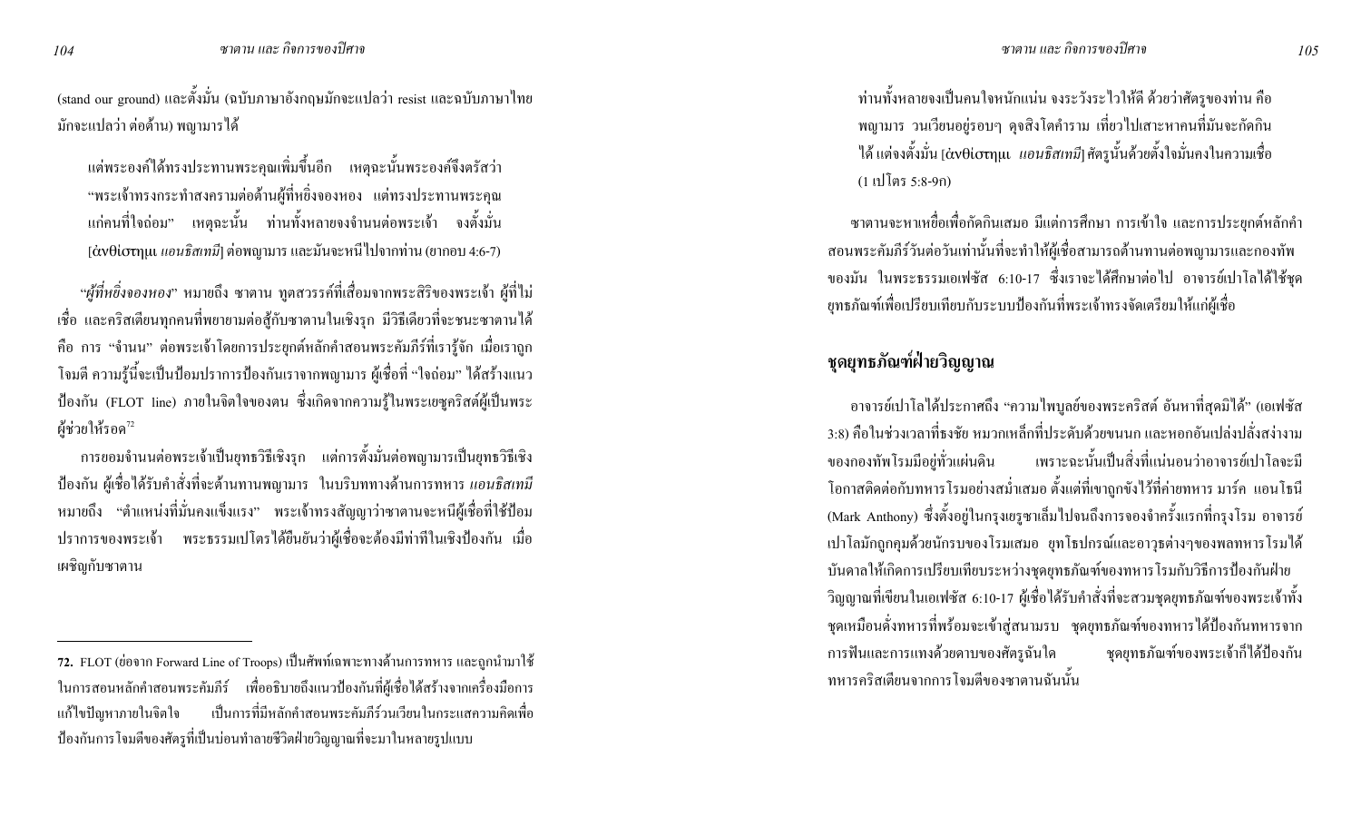(stand our ground) และตั้งมั่น (ฉบับภาษาอังกฤษมักจะแปลว่า resist และฉบับภาษาไทยมักจะแปลว่า ต่อต้าน) พญามารได้

> แต่พระองค์ได้ทรงประทานพระคุณเพิ่มขึ้นอีก เหตุฉะนั้นพระองค์จึงตรัสว่า "พระเจ้าทรงกระทำสงครามต่อต้านผู้ที่หยิ่งจองหอง แต่ทรงประทานพระคุณแก่คนที่ใจถ่อม" เหตุฉะนั้น ท่านทั้งหลายจงจำนนต่อพระเจ้า จงตั้งมั่น [ἀνθίστημι *แอนธิสเทมี*] ต่อพญามาร และมันจะหนีไปจากท่าน (ยากอบ 4:6-7)

"*ผู้ที่หยิ่งจองหอง*" หมายถึง ซาตาน ทูตสวรรค์ที่เสื่อมจากพระสิริของพระเจ้า ผู้ที่ไม่เชื่อ และคริสเตียนทุกคนที่พยายามต่อสู้กับซาตานในเชิงรุก มีวิธีเดียวที่จะชนะซาตานได้ คือ การ "จำนน" ต่อพระเจ้าโดยการประยุกต์หลักคำสอนพระคัมภีร์ที่เรารู้จัก เมื่อเราถูกโจมตี ความรู้นี้จะเป็นป้อมปราการป้องกันเราจากพญามาร ผู้เชื่อที่ "ใจถ่อม" ได้สร้างแนวป้องกัน (FLOT line) ภายในจิตใจของตน ซึ่งเกิดจากความรู้ในพระเยซูคริสต์ผู้เป็นพระผู้ช่วยให้รอด[72]

การยอมจำนนต่อพระเจ้าเป็นยุทธวิธีเชิงรุก แต่การตั้งมั่นต่อพญามารเป็นยุทธวิธีเชิงป้องกัน ผู้เชื่อได้รับคำสั่งที่จะต้านทานพญามาร ในบริบททางด้านการทหาร *แอนธิสเทมี* หมายถึง "ตำแหน่งที่มั่นคงแข็งแรง" พระเจ้าทรงสัญญาว่าซาตานจะหนีผู้เชื่อที่ใช้ป้อมปราการของพระเจ้า พระธรรมเปโตรได้ยืนยันว่าผู้เชื่อจะต้องมีท่าทีในเชิงป้องกัน เมื่อเผชิญกับซาตาน

> ท่านทั้งหลายจงเป็นคนใจหนักแน่น จงระวังระไวให้ดี ด้วยว่าศัตรูของท่าน คือ พญามาร วนเวียนอยู่รอบๆ ดุจสิงโตคำราม เที่ยวไปเสาะหาคนที่มันจะกัดกินได้ แต่จงตั้งมั่น [ἀνθίστημι *แอนธิสเทมี*] ศัตรูนั้นด้วยตั้งใจมั่นคงในความเชื่อ (1 เปโตร 5:8-9ก)

ซาตานจะหาเหยื่อเพื่อกัดกินเสมอ มีแต่การศึกษา การเข้าใจ และการประยุกต์หลักคำสอนพระคัมภีร์วันต่อวันเท่านั้นที่จะทำให้ผู้เชื่อสามารถต้านทานต่อพญามารและกองทัพของมัน ในพระธรรมเอเฟซัส 6:10-17 ซึ่งเราจะได้ศึกษาต่อไป อาจารย์เปาโลได้ใช้ชุดยุทธภัณฑ์เพื่อเปรียบเทียบกับระบบป้องกันที่พระเจ้าทรงจัดเตรียมให้แก่ผู้เชื่อ

## ชุดยุทธภัณฑ์ฝ่ายวิญญาณ

อาจารย์เปาโลได้ประกาศถึง "ความไพบูลย์ของพระคริสต์ อันหาที่สุดมิได้" (เอเฟซัส 3:8) คือในช่วงเวลาที่ธงชัย หมวกเหล็กที่ประดับด้วยขนนก และหอกอันเปล่งปลั่งสง่างามของกองทัพโรมมีอยู่ทั่วแผ่นดิน เพราะฉะนั้นเป็นสิ่งที่แน่นอนว่าอาจารย์เปาโลจะมีโอกาสติดต่อกับทหารโรมอย่างสม่ำเสมอ ตั้งแต่ที่เขาถูกขังไว้ที่ค่ายทหาร มาร์ค แอนโธนี (Mark Anthony) ซึ่งตั้งอยู่ในกรุงเยรูซาเล็มไปจนถึงการจองจำครั้งแรกที่กรุงโรม อาจารย์เปาโลมักถูกคุมด้วยนักรบของโรมเสมอ ยุทโธปกรณ์และอาวุธต่างๆของพลทหารโรมได้บันดาลให้เกิดการเปรียบเทียบระหว่างชุดยุทธภัณฑ์ของทหารโรมกับวิธีการป้องกันฝ่ายวิญญาณที่เขียนในเอเฟซัส 6:10-17 ผู้เชื่อได้รับคำสั่งที่จะสวมชุดยุทธภัณฑ์ของพระเจ้าทั้งชุดเหมือนดั่งทหารที่พร้อมจะเข้าสู่สนามรบ ชุดยุทธภัณฑ์ของทหารได้ป้องกันทหารจากการฟันและการแทงด้วยดาบของศัตรูฉันใด ชุดยุทธภัณฑ์ของพระเจ้าก็ได้ป้องกันทหารคริสเตียนจากการโจมตีของซาตานฉันนั้น

---

**72.** FLOT (ย่อจาก Forward Line of Troops) เป็นศัพท์เฉพาะทางด้านการทหาร และถูกนำมาใช้ในการสอนหลักคำสอนพระคัมภีร์ เพื่ออธิบายถึงแนวป้องกันที่ผู้เชื่อได้สร้างจากเครื่องมือการแก้ไขปัญหาภายในจิตใจ เป็นการที่มีหลักคำสอนพระคัมภีร์วนเวียนในกระแสความคิดเพื่อป้องกันการโจมตีของศัตรูที่เป็นบ่อนทำลายชีวิตฝ่ายวิญญาณที่จะมาในหลายรูปแบบ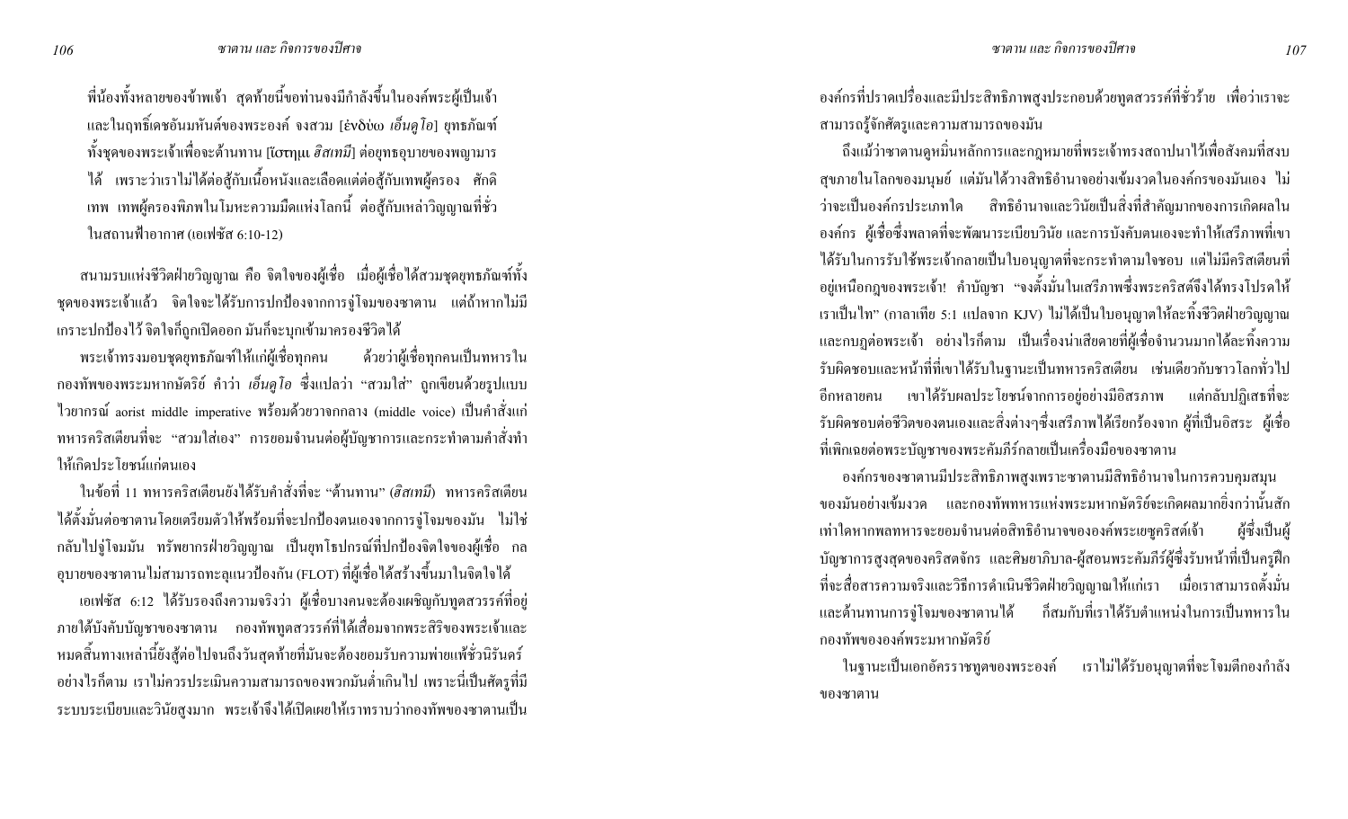พี่น้องทั้งหลายของข้าพเจ้า สุดท้ายนี้ขอท่านจงมีกำลังขึ้นในองค์พระผู้เป็นเจ้า และในฤทธิ์เดชอันมหันต์ของพระองค์ จงสวม [ἐνδύω *เอ็นดูโอ*] ยุทธภัณฑ์ทั้งชุดของพระเจ้าเพื่อจะต้านทาน [ἵστημι *ฮิสเทมี*] ต่อยุทธอุบายของพญามารได้ เพราะว่าเราไม่ได้ต่อสู้กับเนื้อหนังและเลือดแต่ต่อสู้กับเทพผู้ครอง ศักดิเทพ เทพผู้ครองพิภพในโมหะความมืดแห่งโลกนี้ ต่อสู้กับเหล่าวิญญาณที่ชั่วในสถานฟ้าอากาศ (เอเฟซัส 6:10-12)

สนามรบแห่งชีวิตฝ่ายวิญญาณ คือ จิตใจของผู้เชื่อ เมื่อผู้เชื่อได้สวมชุดยุทธภัณฑ์ทั้งชุดของพระเจ้าแล้ว จิตใจจะได้รับการปกป้องจากการจู่โจมของซาตาน แต่ถ้าหากไม่มีเกราะปกป้องไว้ จิตใจก็ถูกเปิดออก มันก็จะบุกเข้ามาครองชีวิตได้

พระเจ้าทรงมอบชุดยุทธภัณฑ์ให้แก่ผู้เชื่อทุกคน ด้วยว่าผู้เชื่อทุกคนเป็นทหารในกองทัพของพระมหากษัตริย์ คำว่า *เอ็นดูโอ* ซึ่งแปลว่า "สวมใส่" ถูกเขียนด้วยรูปแบบไวยากรณ์ aorist middle imperative พร้อมด้วยวาจกกลาง (middle voice) เป็นคำสั่งแก่ทหารคริสเตียนที่จะ "สวมใส่เอง" การยอมจำนนต่อผู้บัญชาการและกระทำตามคำสั่งทำให้เกิดประโยชน์แก่ตนเอง

ในข้อที่ 11 ทหารคริสเตียนยังได้รับคำสั่งที่จะ "ต้านทาน" (*ฮิสเทมี*) ทหารคริสเตียนได้ตั้งมั่นต่อซาตานโดยเตรียมตัวให้พร้อมที่จะปกป้องตนเองจากการจู่โจมของมัน ไม่ใช่กลับไปจู่โจมมัน ทรัพยากรฝ่ายวิญญาณ เป็นยุทโธปกรณ์ที่ปกป้องจิตใจของผู้เชื่อ กลอุบายของซาตานไม่สามารถทะลุแนวป้องกัน (FLOT) ที่ผู้เชื่อได้สร้างขึ้นมาในจิตใจได้

เอเฟซัส 6:12 ได้รับรองถึงความจริงว่า ผู้เชื่อบางคนจะต้องเผชิญกับทูตสวรรค์ที่อยู่ภายใต้บังคับบัญชาของซาตาน กองทัพทูตสวรรค์ที่ได้เสื่อมจากพระสิริของพระเจ้าและหมดสิ้นทางเหล่านี้ยังสู้ต่อไปจนถึงวันสุดท้ายที่มันจะต้องยอมรับความพ่ายแพ้ชั่วนิรันดร์ อย่างไรก็ตาม เราไม่ควรประเมินความสามารถของพวกมันต่ำเกินไป เพราะนี่เป็นศัตรูที่มีระบบระเบียบและวินัยสูงมาก พระเจ้าจึงได้เปิดเผยให้เราทราบว่ากองทัพของซาตานเป็นองค์กรที่ปราดเปรื่องและมีประสิทธิภาพสูงประกอบด้วยทูตสวรรค์ที่ชั่วร้าย เพื่อว่าเราจะสามารถรู้จักศัตรูและความสามารถของมัน

ถึงแม้ว่าซาตานดูหมิ่นหลักการและกฎหมายที่พระเจ้าทรงสถาปนาไว้เพื่อสังคมที่สงบสุขภายในโลกของมนุษย์ แต่มันได้วางสิทธิอำนาจอย่างเข้มงวดในองค์กรของมันเอง ไม่ว่าจะเป็นองค์กรประเภทใด สิทธิอำนาจและวินัยเป็นสิ่งที่สำคัญมากของการเกิดผลในองค์กร ผู้เชื่อซึ่งพลาดที่จะพัฒนาระเบียบวินัย และการบังคับตนเองจะทำให้เสรีภาพที่เขาได้รับในการรับใช้พระเจ้ากลายเป็นใบอนุญาตที่จะกระทำตามใจชอบ แต่ไม่มีคริสเตียนที่อยู่เหนือกฎของพระเจ้า! คำบัญชา "จงตั้งมั่นในเสรีภาพซึ่งพระคริสต์จึงได้ทรงโปรดให้เราเป็นไท" (กาลาเทีย 5:1 แปลจาก KJV) ไม่ได้เป็นใบอนุญาตให้ละทิ้งชีวิตฝ่ายวิญญาณและกบฏต่อพระเจ้า อย่างไรก็ตาม เป็นเรื่องน่าเสียดายที่ผู้เชื่อจำนวนมากได้ละทิ้งความรับผิดชอบและหน้าที่ที่เขาได้รับในฐานะเป็นทหารคริสเตียน เช่นเดียวกับชาวโลกทั่วไปอีกหลายคน เขาได้รับผลประโยชน์จากการอยู่อย่างมีอิสรภาพ แต่กลับปฏิเสธที่จะรับผิดชอบต่อชีวิตของตนเองและสิ่งต่างๆซึ่งเสรีภาพได้เรียกร้องจาก ผู้ที่เป็นอิสระ ผู้เชื่อที่เพิกเฉยต่อพระบัญชาของพระคัมภีร์กลายเป็นเครื่องมือของซาตาน

องค์กรของซาตานมีประสิทธิภาพสูงเพราะซาตานมีสิทธิอำนาจในการควบคุมสมุนของมันอย่างเข้มงวด และกองทัพทหารแห่งพระมหากษัตริย์จะเกิดผลมากยิ่งกว่านั้นสักเท่าใดหากพลทหารจะยอมจำนนต่อสิทธิอำนาจขององค์พระเยซูคริสต์เจ้า ผู้ซึ่งเป็นผู้บัญชาการสูงสุดของคริสตจักร และศิษยาภิบาล-ผู้สอนพระคัมภีร์ผู้ซึ่งรับหน้าที่เป็นครูฝึกที่จะสื่อสารความจริงและวิธีการดำเนินชีวิตฝ่ายวิญญาณให้แก่เรา เมื่อเราสามารถตั้งมั่นและต้านทานการจู่โจมของซาตานได้ ก็สมกับที่เราได้รับตำแหน่งในการเป็นทหารในกองทัพขององค์พระมหากษัตริย์

ในฐานะเป็นเอกอัครราชทูตของพระองค์ เราไม่ได้รับอนุญาตที่จะโจมตีกองกำลังของซาตาน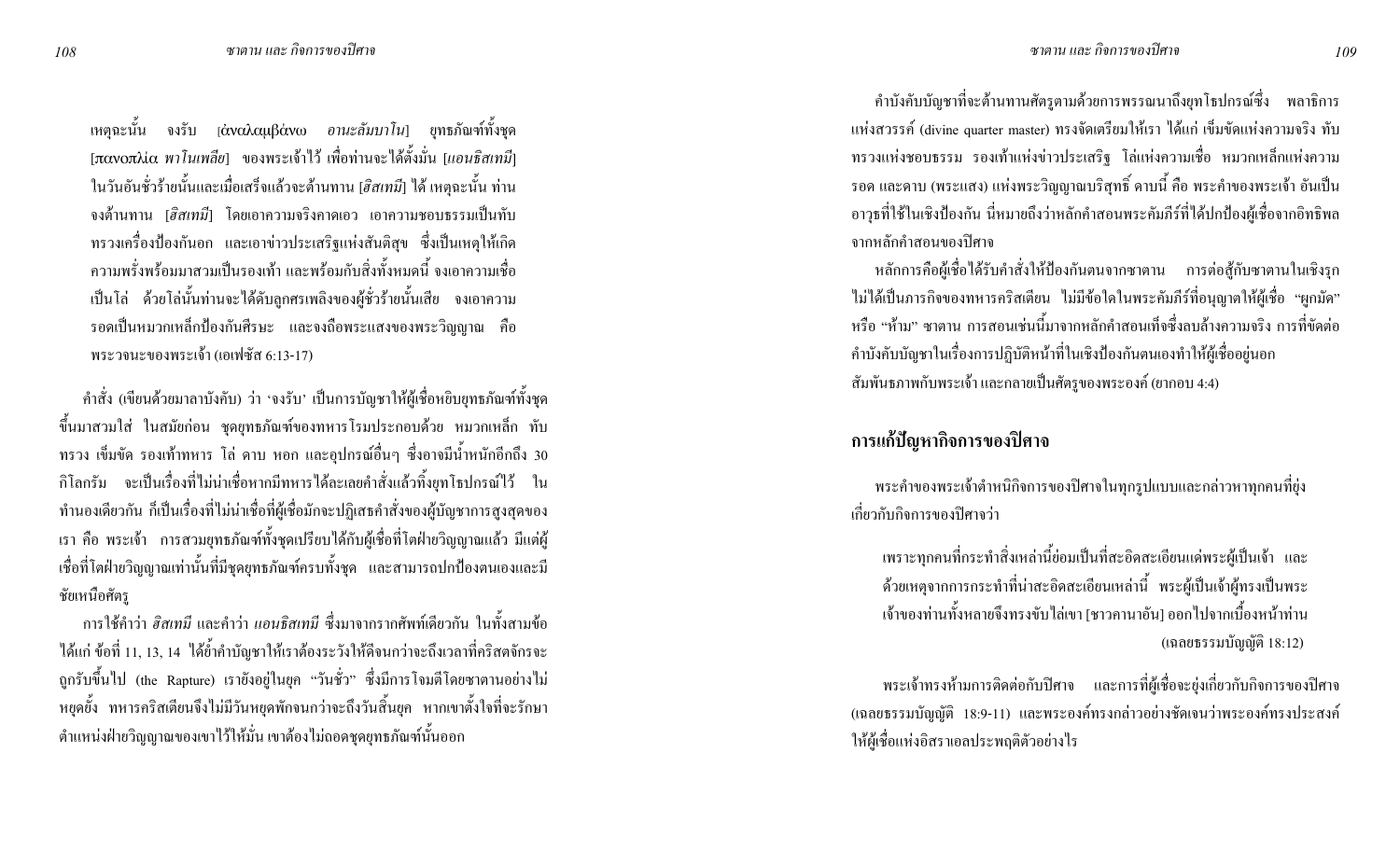เหตุฉะนั้น จงรับ [ἀναλαμβάνω *อานะลัมบาโน*] ยุทธภัณฑ์ทั้งชุด [πανοπλία *พาโนเพลีย*] ของพระเจ้าไว้ เพื่อท่านจะได้ตั้งมั่น [*แอนธิสเทมี*] ในวันอันชั่วร้ายนั้นและเมื่อเสร็จแล้วจะต้านทาน [*ฮิสเทมี*] ได้ เหตุฉะนั้น ท่านจงต้านทาน [*ฮิสเทมี*] โดยเอาความจริงคาดเอว เอาความชอบธรรมเป็นทับทรวงเครื่องป้องกันอก และเอาข่าวประเสริฐแห่งสันติสุข ซึ่งเป็นเหตุให้เกิดความพรั่งพร้อมมาสวมเป็นรองเท้า และพร้อมกับสิ่งทั้งหมดนี้ จงเอาความเชื่อเป็นโล่ ด้วยโล่นั้นท่านจะได้ดับลูกศรเพลิงของผู้ชั่วร้ายนั้นเสีย จงเอาความรอดเป็นหมวกเหล็กป้องกันศีรษะ และจงถือพระแสงของพระวิญญาณ คือพระวจนะของพระเจ้า (เอเฟซัส 6:13-17)

คำสั่ง (เขียนด้วยมาลาบังคับ) ว่า 'จงรับ' เป็นการบัญชาให้ผู้เชื่อหยิบยุทธภัณฑ์ทั้งชุดขึ้นมาสวมใส่ ในสมัยก่อน ชุดยุทธภัณฑ์ของทหารโรมประกอบด้วย หมวกเหล็ก ทับทรวง เข็มขัด รองเท้าทหาร โล่ ดาบ หอก และอุปกรณ์อื่นๆ ซึ่งอาจมีน้ำหนักอีกถึง 30 กิโลกรัม จะเป็นเรื่องที่ไม่น่าเชื่อหากมีทหารได้ละเลยคำสั่งแล้วทิ้งยุทโธปกรณ์ไว้ ในทำนองเดียวกัน ก็เป็นเรื่องที่ไม่น่าเชื่อที่ผู้เชื่อมักจะปฏิเสธคำสั่งของผู้บัญชาการสูงสุดของเรา คือ พระเจ้า การสวมยุทธภัณฑ์ทั้งชุดเปรียบได้กับผู้เชื่อที่โตฝ่ายวิญญาณแล้ว มีแต่ผู้เชื่อที่โตฝ่ายวิญญาณเท่านั้นที่มีชุดยุทธภัณฑ์ครบทั้งชุด และสามารถปกป้องตนเองและมีชัยเหนือศัตรู

การใช้คำว่า *ฮิสเทมี* และคำว่า *แอนธิสเทมี* ซึ่งมาจากรากศัพท์เดียวกัน ในทั้งสามข้อได้แก่ ข้อที่ 11, 13, 14 ได้ย้ำคำบัญชาให้เราต้องระวังให้ดีจนกว่าจะถึงเวลาที่คริสตจักรจะถูกรับขึ้นไป (the Rapture) เรายังอยู่ในยุค "วันชั่ว" ซึ่งมีการโจมตีโดยซาตานอย่างไม่หยุดยั้ง ทหารคริสเตียนจึงไม่มีวันหยุดพักจนกว่าจะถึงวันสิ้นยุค หากเขาตั้งใจที่จะรักษาตำแหน่งฝ่ายวิญญาณของเขาไว้ให้มั่น เขาต้องไม่ถอดชุดยุทธภัณฑ์นั้นออก

คำบังคับบัญชาที่จะต้านทานศัตรูตามด้วยการพรรณนาถึงยุทโธปกรณ์ซึ่ง พลาธิการแห่งสวรรค์ (divine quarter master) ทรงจัดเตรียมให้เรา ได้แก่ เข็มขัดแห่งความจริง ทับทรวงแห่งชอบธรรม รองเท้าแห่งข่าวประเสริฐ โล่แห่งความเชื่อ หมวกเหล็กแห่งความรอด และดาบ (พระแสง) แห่งพระวิญญาณบริสุทธิ์ ดาบนี้ คือ พระคำของพระเจ้า อันเป็นอาวุธที่ใช้ในเชิงป้องกัน นี่หมายถึงว่าหลักคำสอนพระคัมภีร์ที่ได้ปกป้องผู้เชื่อจากอิทธิพลจากหลักคำสอนของปีศาจ

หลักการคือผู้เชื่อได้รับคำสั่งให้ป้องกันตนจากซาตาน การต่อสู้กับซาตานในเชิงรุกไม่ได้เป็นภารกิจของทหารคริสเตียน ไม่มีข้อใดในพระคัมภีร์ที่อนุญาตให้ผู้เชื่อ "ผูกมัด" หรือ "ห้าม" ซาตาน การสอนเช่นนี้มาจากหลักคำสอนเท็จซึ่งลบล้างความจริง การที่ขัดต่อคำบังคับบัญชาในเรื่องการปฏิบัติหน้าที่ในเชิงป้องกันตนเองทำให้ผู้เชื่ออยู่นอกสัมพันธภาพกับพระเจ้า และกลายเป็นศัตรูของพระองค์ (ยากอบ 4:4)

## การแก้ปัญหากิจการของปีศาจ

พระคำของพระเจ้าตำหนิกิจการของปีศาจในทุกรูปแบบและกล่าวหาทุกคนที่ยุ่งเกี่ยวกับกิจการของปีศาจว่า

เพราะทุกคนที่กระทำสิ่งเหล่านี้ย่อมเป็นที่สะอิดสะเอียนแด่พระผู้เป็นเจ้า และด้วยเหตุจากการกระทำที่น่าสะอิดสะเอียนเหล่านี้ พระผู้เป็นเจ้าผู้ทรงเป็นพระเจ้าของท่านทั้งหลายจึงทรงขับไล่เขา [ชาวคานาอัน] ออกไปจากเบื้องหน้าท่าน (เฉลยธรรมบัญญัติ 18:12)

พระเจ้าทรงห้ามการติดต่อกับปีศาจ และการที่ผู้เชื่อจะยุ่งเกี่ยวกับกิจการของปีศาจ (เฉลยธรรมบัญญัติ 18:9-11) และพระองค์ทรงกล่าวอย่างชัดเจนว่าพระองค์ทรงประสงค์ให้ผู้เชื่อแห่งอิสราเอลประพฤติตัวอย่างไร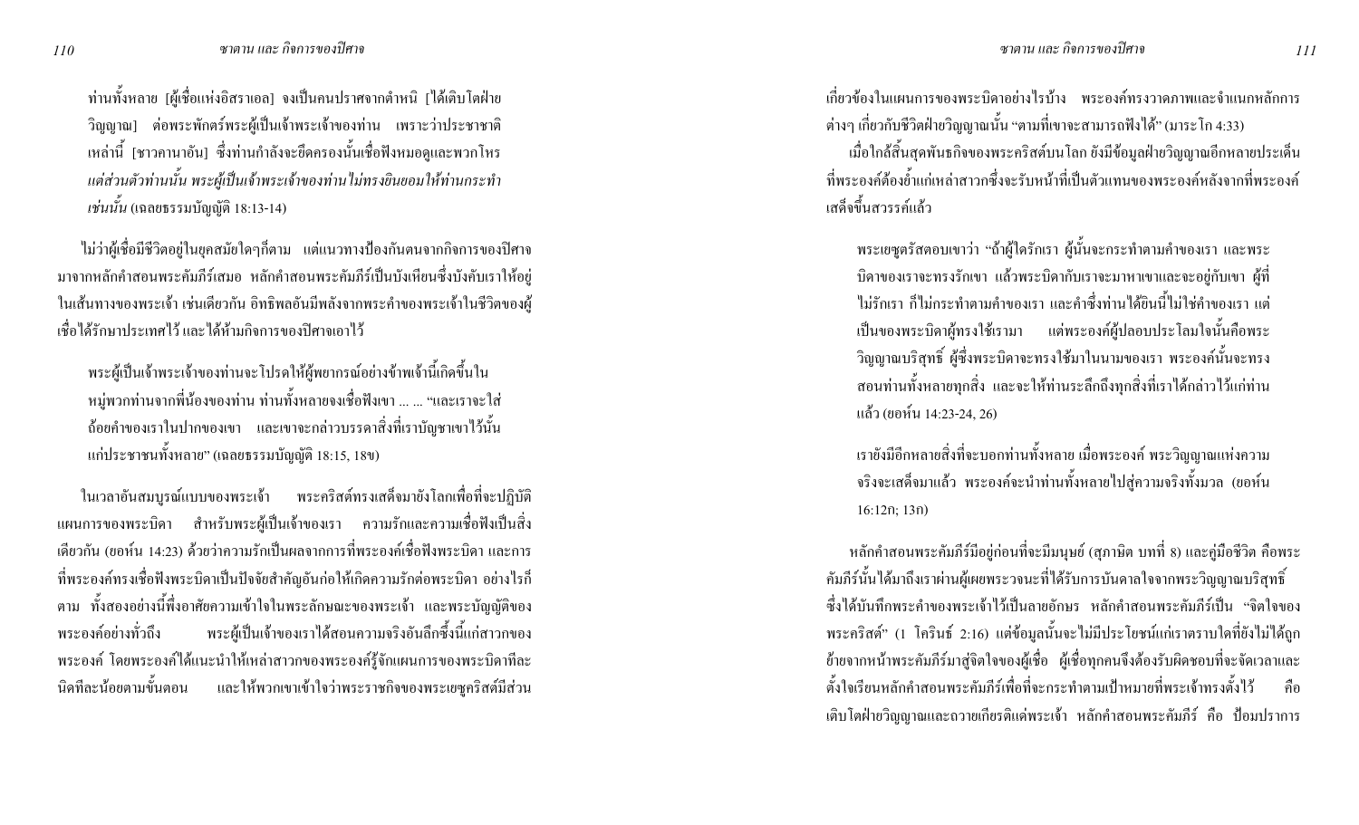ท่านทั้งหลาย [ผู้เชื่อแห่งอิสราเอล] จงเป็นคนปราศจากตำหนิ [ได้เติบโตฝ่ายวิญญาณ] ต่อพระพักตร์พระผู้เป็นเจ้าพระเจ้าของท่าน เพราะว่าประชาชาติเหล่านี้ [ชาวคานาอัน] ซึ่งท่านกำลังจะยึดครองนั้นเชื่อฟังหมอดูและพวกโหร *แต่ส่วนตัวท่านนั้น พระผู้เป็นเจ้าพระเจ้าของท่านไม่ทรงยินยอมให้ท่านกระทำเช่นนั้น* (เฉลยธรรมบัญญัติ 18:13-14)

ไม่ว่าผู้เชื่อมีชีวิตอยู่ในยุคสมัยใดๆก็ตาม แต่แนวทางป้องกันตนจากกิจการของปีศาจมาจากหลักคำสอนพระคัมภีร์เสมอ หลักคำสอนพระคัมภีร์เป็นบังเหียนซึ่งบังคับเราให้อยู่ในเส้นทางของพระเจ้า เช่นเดียวกัน อิทธิพลอันมีพลังจากพระคำของพระเจ้าในชีวิตของผู้เชื่อได้รักษาประเทศไว้ และได้ห้ามกิจการของปีศาจเอาไว้

พระผู้เป็นเจ้าพระเจ้าของท่านจะโปรดให้ผู้พยากรณ์อย่างข้าพเจ้านี้เกิดขึ้นในหมู่พวกท่านจากพี่น้องของท่าน ท่านทั้งหลายจงเชื่อฟังเขา ... ... "และเราจะใส่ถ้อยคำของเราในปากของเขา และเขาจะกล่าวบรรดาสิ่งที่เราบัญชาเขาไว้นั้นแก่ประชาชนทั้งหลาย" (เฉลยธรรมบัญญัติ 18:15, 18ข)

ในเวลาอันสมบูรณ์แบบของพระเจ้า พระคริสต์ทรงเสด็จมายังโลกเพื่อที่จะปฏิบัติแผนการของพระบิดา สำหรับพระผู้เป็นเจ้าของเรา ความรักและความเชื่อฟังเป็นสิ่งเดียวกัน (ยอห์น 14:23) ด้วยว่าความรักเป็นผลจากการที่พระองค์เชื่อฟังพระบิดา และการที่พระองค์ทรงเชื่อฟังพระบิดาเป็นปัจจัยสำคัญอันก่อให้เกิดความรักต่อพระบิดา อย่างไรก็ตาม ทั้งสองอย่างนี้พึ่งอาศัยความเข้าใจในพระลักษณะของพระเจ้า และพระบัญญัติของพระองค์อย่างทั่วถึง พระผู้เป็นเจ้าของเราได้สอนความจริงอันลึกซึ้งนี้แก่สาวกของพระองค์ โดยพระองค์ได้แนะนำให้เหล่าสาวกของพระองค์รู้จักแผนการของพระบิดาทีละนิดทีละน้อยตามขั้นตอน และให้พวกเขาเข้าใจว่าพระราชกิจของพระเยซูคริสต์มีส่วนเกี่ยวข้องในแผนการของพระบิดาอย่างไรบ้าง พระองค์ทรงวาดภาพและจำแนกหลักการต่างๆ เกี่ยวกับชีวิตฝ่ายวิญญาณนั้น "ตามที่เขาจะสามารถฟังได้" (มาระโก 4:33)

เมื่อใกล้สิ้นสุดพันธกิจของพระคริสต์บนโลก ยังมีข้อมูลฝ่ายวิญญาณอีกหลายประเด็นที่พระองค์ต้องย้ำแก่เหล่าสาวกซึ่งจะรับหน้าที่เป็นตัวแทนของพระองค์หลังจากที่พระองค์เสด็จขึ้นสวรรค์แล้ว

พระเยซูตรัสตอบเขาว่า "ถ้าผู้ใดรักเรา ผู้นั้นจะกระทำตามคำของเรา และพระบิดาของเราจะทรงรักเขา แล้วพระบิดากับเราจะมาหาเขาและจะอยู่กับเขา ผู้ที่ไม่รักเรา ก็ไม่กระทำตามคำของเรา และคำซึ่งท่านได้ยินนี้ไม่ใช่คำของเรา แต่เป็นของพระบิดาผู้ทรงใช้เรามา แต่พระองค์ผู้ปลอบประโลมใจนั้นคือพระวิญญาณบริสุทธิ์ ผู้ซึ่งพระบิดาจะทรงใช้มาในนามของเรา พระองค์นั้นจะทรงสอนท่านทั้งหลายทุกสิ่ง และจะให้ท่านระลึกถึงทุกสิ่งที่เราได้กล่าวไว้แก่ท่านแล้ว (ยอห์น 14:23-24, 26)

เรายังมีอีกหลายสิ่งที่จะบอกท่านทั้งหลาย เมื่อพระองค์ พระวิญญาณแห่งความจริงจะเสด็จมาแล้ว พระองค์จะนำท่านทั้งหลายไปสู่ความจริงทั้งมวล (ยอห์น 16:12ก; 13ก)

หลักคำสอนพระคัมภีร์มีอยู่ก่อนที่จะมีมนุษย์ (สุภาษิต บทที่ 8) และคู่มือชีวิต คือพระคัมภีร์นั้นได้มาถึงเราผ่านผู้เผยพระวจนะที่ได้รับการบันดาลใจจากพระวิญญาณบริสุทธิ์ ซึ่งได้บันทึกพระคำของพระเจ้าไว้เป็นลายอักษร หลักคำสอนพระคัมภีร์เป็น "จิตใจของพระคริสต์" (1 โครินธ์ 2:16) แต่ข้อมูลนั้นจะไม่มีประโยชน์แก่เราตราบใดที่ยังไม่ได้ถูกย้ายจากหน้าพระคัมภีร์มาสู่จิตใจของผู้เชื่อ ผู้เชื่อทุกคนจึงต้องรับผิดชอบที่จะจัดเวลาและตั้งใจเรียนหลักคำสอนพระคัมภีร์เพื่อที่จะกระทำตามเป้าหมายที่พระเจ้าทรงตั้งไว้ คือเติบโตฝ่ายวิญญาณและถวายเกียรติแด่พระเจ้า หลักคำสอนพระคัมภีร์ คือ ป้อมปราการ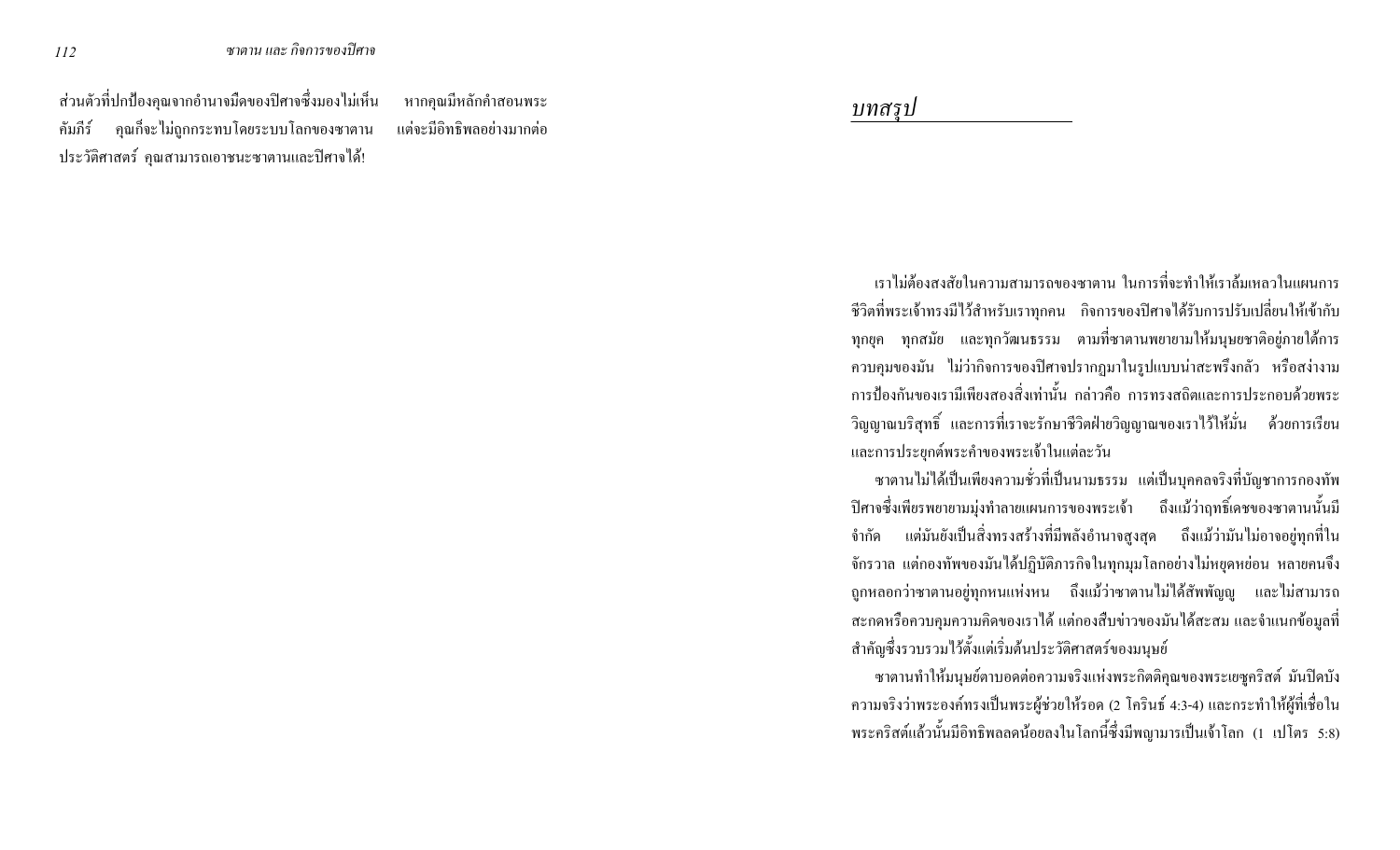ส่วนตัวที่ปกป้องคุณจากอำนาจมืดของปีศาจซึ่งมองไม่เห็น หากคุณมีหลักคำสอนพระคัมภีร์ คุณก็จะไม่ถูกกระทบโดยระบบโลกของซาตาน แต่จะมีอิทธิพลอย่างมากต่อประวัติศาสตร์ คุณสามารถเอาชนะซาตานและปีศาจได้!

# *บทสรุป*

เราไม่ต้องสงสัยในความสามารถของซาตาน ในการที่จะทำให้เราล้มเหลวในแผนการชีวิตที่พระเจ้าทรงมีไว้สำหรับเราทุกคน กิจการของปีศาจได้รับการปรับเปลี่ยนให้เข้ากับทุกยุค ทุกสมัย และทุกวัฒนธรรม ตามที่ซาตานพยายามให้มนุษยชาติอยู่ภายใต้การควบคุมของมัน ไม่ว่ากิจการของปีศาจปรากฏมาในรูปแบบน่าสะพรึงกลัว หรือสง่างาม การป้องกันของเรามีเพียงสองสิ่งเท่านั้น กล่าวคือ การทรงสถิตและการประกอบด้วยพระวิญญาณบริสุทธิ์ และการที่เราจะรักษาชีวิตฝ่ายวิญญาณของเราไว้ให้มั่น ด้วยการเรียนและการประยุกต์พระคำของพระเจ้าในแต่ละวัน

ซาตานไม่ได้เป็นเพียงความชั่วที่เป็นนามธรรม แต่เป็นบุคคลจริงที่บัญชาการกองทัพปีศาจซึ่งเพียรพยายามมุ่งทำลายแผนการของพระเจ้า ถึงแม้ว่าฤทธิ์เดชของซาตานนั้นมีจำกัด แต่มันยังเป็นสิ่งทรงสร้างที่มีพลังอำนาจสูงสุด ถึงแม้ว่ามันไม่อาจอยู่ทุกที่ในจักรวาล แต่กองทัพของมันได้ปฏิบัติภารกิจในทุกมุมโลกอย่างไม่หยุดหย่อน หลายคนจึงถูกหลอกว่าซาตานอยู่ทุกหนแห่งหน ถึงแม้ว่าซาตานไม่ได้สัพพัญญู และไม่สามารถสะกดหรือควบคุมความคิดของเราได้ แต่กองสืบข่าวของมันได้สะสม และจำแนกข้อมูลที่สำคัญซึ่งรวบรวมไว้ตั้งแต่เริ่มต้นประวัติศาสตร์ของมนุษย์

ซาตานทำให้มนุษย์ตาบอดต่อความจริงแห่งพระกิตติคุณของพระเยซูคริสต์ มันปิดบังความจริงว่าพระองค์ทรงเป็นพระผู้ช่วยให้รอด (2 โครินธ์ 4:3-4) และกระทำให้ผู้ที่เชื่อในพระคริสต์แล้วนั้นมีอิทธิพลลดน้อยลงในโลกนี้ซึ่งมีพญามารเป็นเจ้าโลก (1 เปโตร 5:8)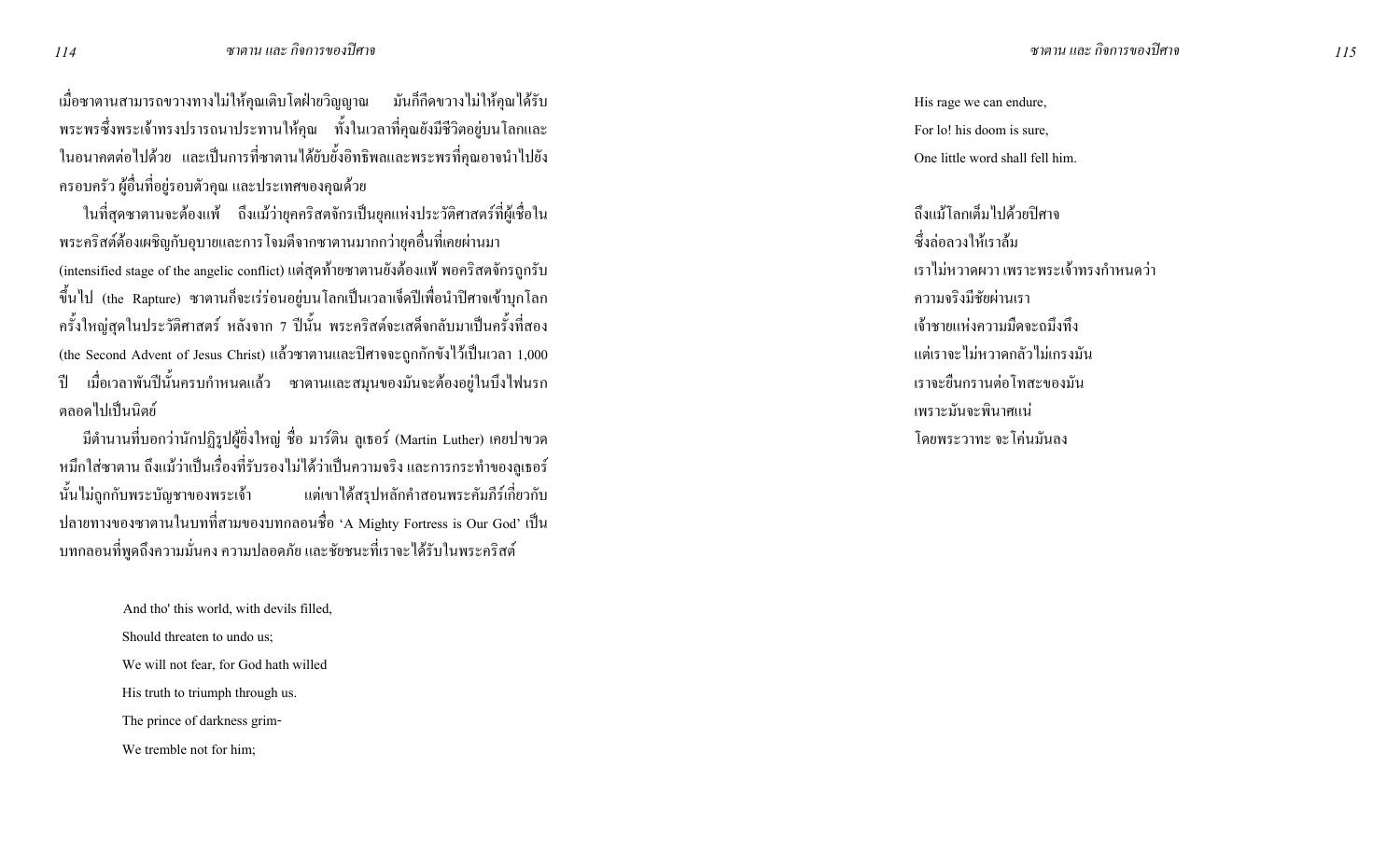เมื่อซาตานสามารถขวางทางไม่ให้คุณเติบโตฝ่ายวิญญาณ มันก็กีดขวางไม่ให้คุณได้รับพระพรซึ่งพระเจ้าทรงปรารถนาประทานให้คุณ ทั้งในเวลาที่คุณยังมีชีวิตอยู่บนโลกและในอนาคตต่อไปด้วย และเป็นการที่ซาตานได้ยับยั้งอิทธิพลและพระพรที่คุณอาจนำไปยังครอบครัว ผู้อื่นที่อยู่รอบตัวคุณ และประเทศของคุณด้วย

ในที่สุดซาตานจะต้องแพ้ ถึงแม้ว่ายุคคริสตจักรเป็นยุคแห่งประวัติศาสตร์ที่ผู้เชื่อในพระคริสต์ต้องเผชิญกับอุบายและการโจมตีจากซาตานมากกว่ายุคอื่นที่เคยผ่านมา (intensified stage of the angelic conflict) แต่สุดท้ายซาตานยังต้องแพ้ พอคริสตจักรถูกรับขึ้นไป (the Rapture) ซาตานก็จะเร่ร่อนอยู่บนโลกเป็นเวลาเจ็ดปีเพื่อนำปีศาจเข้าบุกโลกครั้งใหญ่สุดในประวัติศาสตร์ หลังจาก 7 ปีนั้น พระคริสต์จะเสด็จกลับมาเป็นครั้งที่สอง (the Second Advent of Jesus Christ) แล้วซาตานและปีศาจจะถูกกักขังไว้เป็นเวลา 1,000 ปี เมื่อเวลาพันปีนั้นครบกำหนดแล้ว ซาตานและสมุนของมันจะต้องอยู่ในบึงไฟนรกตลอดไปเป็นนิตย์

มีตำนานที่บอกว่านักปฏิรูปผู้ยิ่งใหญ่ ชื่อ มาร์ติน ลูเธอร์ (Martin Luther) เคยปาขวดหมึกใส่ซาตาน ถึงแม้ว่าเป็นเรื่องที่รับรองไม่ได้ว่าเป็นความจริง และการกระทำของลูเธอร์นั้นไม่ถูกกับพระบัญชาของพระเจ้า แต่เขาได้สรุปหลักคำสอนพระคัมภีร์เกี่ยวกับปลายทางของซาตานในบทที่สามของบทกลอนชื่อ 'A Mighty Fortress is Our God' เป็นบทกลอนที่พูดถึงความมั่นคง ความปลอดภัย และชัยชนะที่เราจะได้รับในพระคริสต์

And tho' this world, with devils filled,  
Should threaten to undo us;  
We will not fear, for God hath willed  
His truth to triumph through us.  
The prince of darkness grim-  
We tremble not for him;  
His rage we can endure,  
For lo! his doom is sure,  
One little word shall fell him.

ถึงแม้โลกเต็มไปด้วยปีศาจ  
ซึ่งล่อลวงให้เราล้ม  
เราไม่หวาดผวา เพราะพระเจ้าทรงกำหนดว่า  
ความจริงมีชัยผ่านเรา  
เจ้าชายแห่งความมืดจะถมึงทึง  
แต่เราจะไม่หวาดกลัวไม่เกรงมัน  
เราจะยืนกรานต่อโทสะของมัน  
เพราะมันจะพินาศแน่  
โดยพระวาทะ จะโค่นมันลง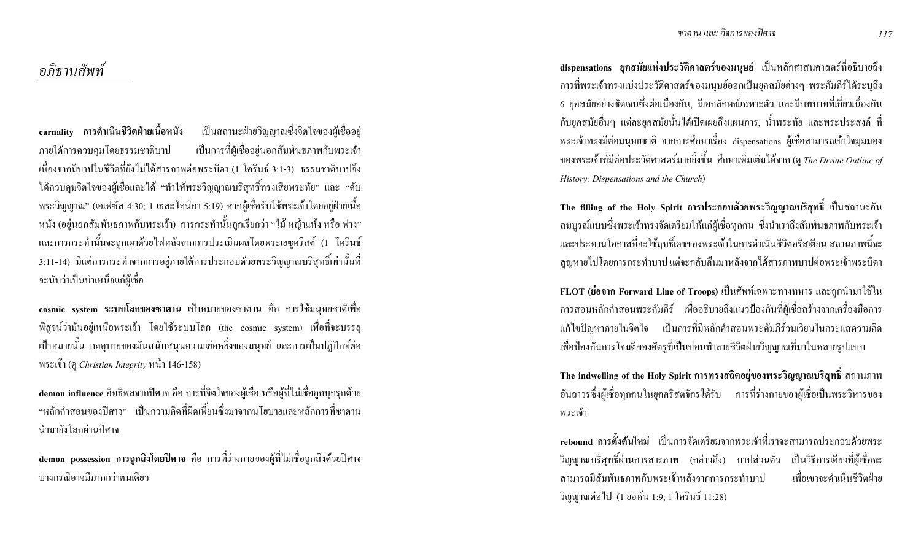## *อภิธานศัพท์*

**carnality การดำเนินชีวิตฝ่ายเนื้อหนัง** เป็นสถานะฝ่ายวิญญาณซึ่งจิตใจของผู้เชื่ออยู่ภายใต้การควบคุมโดยธรรมชาติบาป เป็นการที่ผู้เชื่ออยู่นอกสัมพันธภาพกับพระเจ้าเนื่องจากมีบาปในชีวิตที่ยังไม่ได้สารภาพต่อพระบิดา (1 โครินธ์ 3:1-3) ธรรมชาติบาปจึงได้ควบคุมจิตใจของผู้เชื่อและได้ "ทำให้พระวิญญาณบริสุทธิ์ทรงเสียพระทัย" และ "ดับพระวิญญาณ" (เอเฟซัส 4:30; 1 เธสะโลนิกา 5:19) หากผู้เชื่อรับใช้พระเจ้าโดยอยู่ฝ่ายเนื้อหนัง (อยู่นอกสัมพันธภาพกับพระเจ้า) การกระทำนั้นถูกเรียกว่า "ไม้ หญ้าแห้ง หรือ ฟาง" และการกระทำนั้นจะถูกเผาด้วยไฟหลังจากการประเมินผลโดยพระเยซูคริสต์ (1 โครินธ์ 3:11-14) มีแต่การกระทำจากการอยู่ภายใต้การประกอบด้วยพระวิญญาณบริสุทธิ์เท่านั้นที่จะนับว่าเป็นบำเหน็จแก่ผู้เชื่อ

**cosmic system ระบบโลกของซาตาน** เป้าหมายของซาตาน คือ การใช้มนุษยชาติเพื่อพิสูจน์ว่ามันอยู่เหนือพระเจ้า โดยใช้ระบบโลก (the cosmic system) เพื่อที่จะบรรลุเป้าหมายนั้น กลอุบายของมันสนับสนุนความเย่อหยิ่งของมนุษย์ และการเป็นปฏิปักษ์ต่อพระเจ้า (ดู *Christian Integrity* หน้า 146-158)

**demon influence** อิทธิพลจากปีศาจ คือ การที่จิตใจของผู้เชื่อ หรือผู้ที่ไม่เชื่อถูกบุกรุกด้วย "หลักคำสอนของปีศาจ" เป็นความคิดที่ผิดเพี้ยนซึ่งมาจากนโยบายและหลักการที่ซาตานนำมายังโลกผ่านปีศาจ

**demon possession การถูกสิงโดยปีศาจ** คือ การที่ร่างกายของผู้ที่ไม่เชื่อถูกสิงด้วยปีศาจ บางกรณีอาจมีมากกว่าตนเดียว

**dispensations ยุคสมัยแห่งประวัติศาสตร์ของมนุษย์** เป็นหลักศาสนศาสตร์ที่อธิบายถึงการที่พระเจ้าทรงแบ่งประวัติศาสตร์ของมนุษย์ออกเป็นยุคสมัยต่างๆ พระคัมภีร์ได้ระบุถึง 6 ยุคสมัยอย่างชัดเจนซึ่งต่อเนื่องกัน, มีเอกลักษณ์เฉพาะตัว และมีบทบาทที่เกี่ยวเนื่องกันกับยุคสมัยอื่นๆ แต่ละยุคสมัยนั้นได้เปิดเผยถึงแผนการ, น้ำพระทัย และพระประสงค์ ที่พระเจ้าทรงมีต่อมนุษยชาติ จากการศึกษาเรื่อง dispensations ผู้เชื่อสามารถเข้าใจมุมมองของพระเจ้าที่มีต่อประวัติศาสตร์มากยิ่งขึ้น ศึกษาเพิ่มเติมได้จาก (ดู *The Divine Outline of History: Dispensations and the Church*)

**The filling of the Holy Spirit การประกอบด้วยพระวิญญาณบริสุทธิ์** เป็นสถานะอันสมบูรณ์แบบซึ่งพระเจ้าทรงจัดเตรียมให้แก่ผู้เชื่อทุกคน ซึ่งนำเราถึงสัมพันธภาพกับพระเจ้า และประทานโอกาสที่จะใช้ฤทธิ์เดชของพระเจ้าในการดำเนินชีวิตคริสเตียน สถานภาพนี้จะสูญหายไปโดยการกระทำบาป แต่จะกลับคืนมาหลังจากได้สารภาพบาปต่อพระเจ้าพระบิดา

**FLOT (ย่อจาก Forward Line of Troops)** เป็นศัพท์เฉพาะทางทหาร และถูกนำมาใช้ในการสอนหลักคำสอนพระคัมภีร์ เพื่ออธิบายถึงแนวป้องกันที่ผู้เชื่อสร้างจากเครื่องมือการแก้ไขปัญหาภายในจิตใจ เป็นการที่มีหลักคำสอนพระคัมภีร์วนเวียนในกระแสความคิด เพื่อป้องกันการโจมตีของศัตรูที่เป็นบ่อนทำลายชีวิตฝ่ายวิญญาณที่มาในหลายรูปแบบ

**The indwelling of the Holy Spirit การทรงสถิตอยู่ของพระวิญญาณบริสุทธิ์** สถานภาพอันถาวรซึ่งผู้เชื่อทุกคนในยุคคริสตจักรได้รับ การที่ร่างกายของผู้เชื่อเป็นพระวิหารของพระเจ้า

**rebound การตั้งต้นใหม่** เป็นการจัดเตรียมจากพระเจ้าที่เราจะสามารถประกอบด้วยพระวิญญาณบริสุทธิ์ผ่านการสารภาพ (กล่าวถึง) บาปส่วนตัว เป็นวิธีการเดียวที่ผู้เชื่อจะสามารถมีสัมพันธภาพกับพระเจ้าหลังจากการกระทำบาป เพื่อเขาจะดำเนินชีวิตฝ่ายวิญญาณต่อไป (1 ยอห์น 1:9; 1 โครินธ์ 11:28)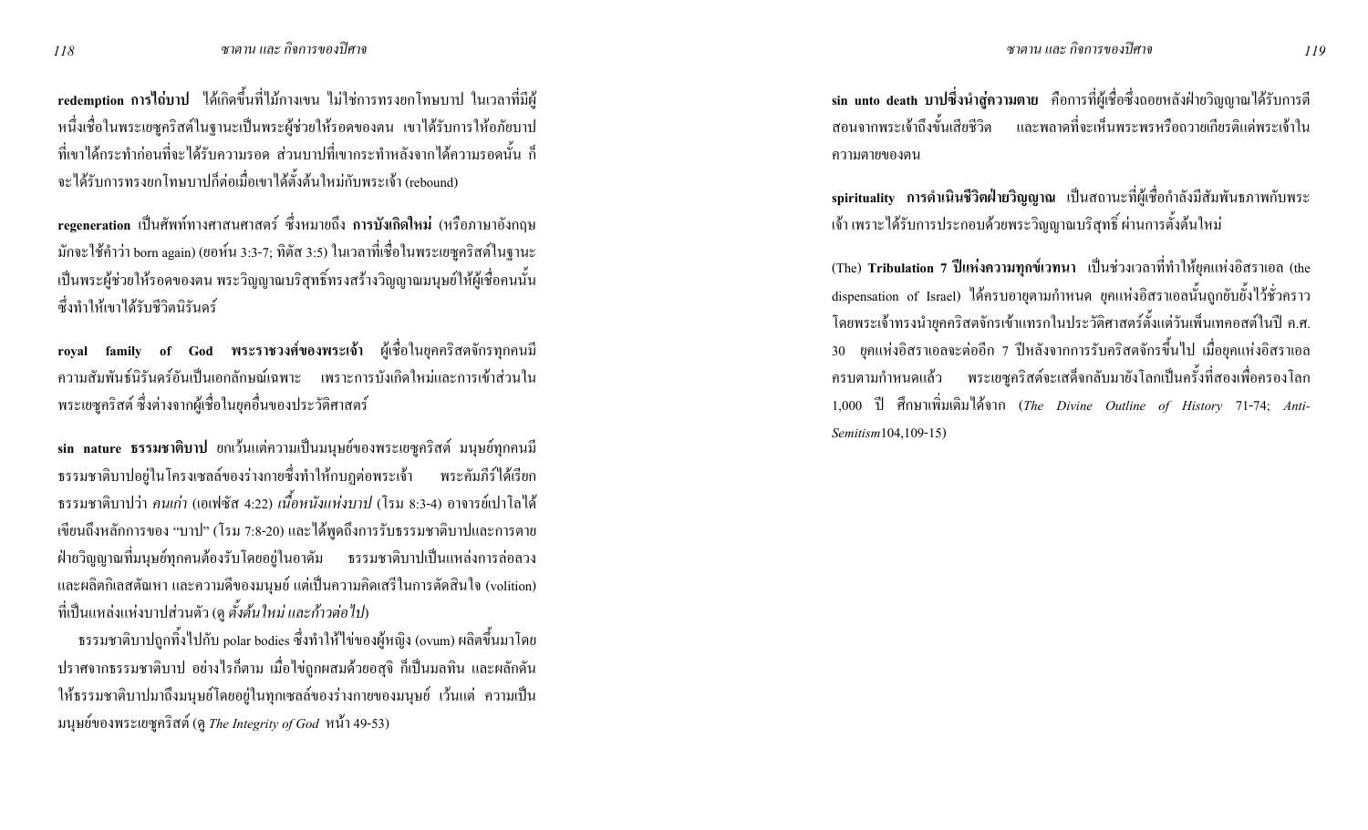**redemption การไถ่บาป** ได้เกิดขึ้นที่ไม้กางเขน ไม่ใช่การทรงยกโทษบาป ในเวลาที่มีผู้หนึ่งเชื่อในพระเยซูคริสต์ในฐานะเป็นพระผู้ช่วยให้รอดของตน เขาได้รับการให้อภัยบาปที่เขาได้กระทำก่อนที่จะได้รับความรอด ส่วนบาปที่เขากระทำหลังจากได้ความรอดนั้น ก็จะได้รับการทรงยกโทษบาปก็ต่อเมื่อเขาได้ตั้งต้นใหม่กับพระเจ้า (rebound)

**regeneration** เป็นศัพท์ทางศาสนศาสตร์ ซึ่งหมายถึง **การบังเกิดใหม่** (หรือภาษาอังกฤษมักจะใช้คำว่า born again) (ยอห์น 3:3-7; ทิตัส 3:5) ในเวลาที่เชื่อในพระเยซูคริสต์ในฐานะเป็นพระผู้ช่วยให้รอดของตน พระวิญญาณบริสุทธิ์ทรงสร้างวิญญาณมนุษย์ให้ผู้เชื่อคนนั้นซึ่งทำให้เขาได้รับชีวิตนิรันดร์

**royal family of God พระราชวงศ์ของพระเจ้า** ผู้เชื่อในยุคคริสตจักรทุกคนมีความสัมพันธ์นิรันดร์อันเป็นเอกลักษณ์เฉพาะ เพราะการบังเกิดใหม่และการเข้าส่วนในพระเยซูคริสต์ ซึ่งต่างจากผู้เชื่อในยุคอื่นของประวัติศาสตร์

**sin nature ธรรมชาติบาป** ยกเว้นแต่ความเป็นมนุษย์ของพระเยซูคริสต์ มนุษย์ทุกคนมีธรรมชาติบาปอยู่ในโครงเซลล์ของร่างกายซึ่งทำให้กบฏต่อพระเจ้า พระคัมภีร์ได้เรียกธรรมชาติบาปว่า *คนเก่า* (เอเฟซัส 4:22) *เนื้อหนังแห่งบาป* (โรม 8:3-4) อาจารย์เปาโลได้เขียนถึงหลักการของ "บาป" (โรม 7:8-20) และได้พูดถึงการรับธรรมชาติบาปและการตายฝ่ายวิญญาณที่มนุษย์ทุกคนต้องรับโดยอยู่ในอาดัม ธรรมชาติบาปเป็นแหล่งการล่อลวงและผลิตกิเลสตัณหา และความดีของมนุษย์ แต่เป็นความคิดเสรีในการตัดสินใจ (volition) ที่เป็นแหล่งแห่งบาปส่วนตัว (ดู *ตั้งต้นใหม่ และก้าวต่อไป*)

ธรรมชาติบาปถูกทิ้งไปกับ polar bodies ซึ่งทำให้ไข่ของผู้หญิง (ovum) ผลิตขึ้นมาโดยปราศจากธรรมชาติบาป อย่างไรก็ตาม เมื่อไข่ถูกผสมด้วยอสุจิ ก็เป็นมลทิน และผลักดันให้ธรรมชาติบาปมาถึงมนุษย์โดยอยู่ในทุกเซลล์ของร่างกายของมนุษย์ เว้นแต่ ความเป็นมนุษย์ของพระเยซูคริสต์ (ดู *The Integrity of God* หน้า 49-53)

**sin unto death บาปซึ่งนำสู่ความตาย** คือการที่ผู้เชื่อซึ่งถอยหลังฝ่ายวิญญาณได้รับการตีสอนจากพระเจ้าถึงขั้นเสียชีวิต และพลาดที่จะเห็นพระพรหรือถวายเกียรติแด่พระเจ้าในความตายของตน

**spirituality การดำเนินชีวิตฝ่ายวิญญาณ** เป็นสถานะที่ผู้เชื่อกำลังมีสัมพันธภาพกับพระเจ้า เพราะได้รับการประกอบด้วยพระวิญญาณบริสุทธิ์ ผ่านการตั้งต้นใหม่

(The) **Tribulation 7 ปีแห่งความทุกข์เวทนา** เป็นช่วงเวลาที่ทำให้ยุคแห่งอิสราเอล (the dispensation of Israel) ได้ครบอายุตามกำหนด ยุคแห่งอิสราเอลนั้นถูกยับยั้งไว้ชั่วคราวโดยพระเจ้าทรงนำยุคคริสตจักรเข้าแทรกในประวัติศาสตร์ตั้งแต่วันเพ็นเทคอสต์ในปี ค.ศ. 30 ยุคแห่งอิสราเอลจะต่ออีก 7 ปีหลังจากการรับคริสตจักรขึ้นไป เมื่อยุคแห่งอิสราเอลครบตามกำหนดแล้ว พระเยซูคริสต์จะเสด็จกลับมายังโลกเป็นครั้งที่สองเพื่อครองโลก 1,000 ปี ศึกษาเพิ่มเติมได้จาก (*The Divine Outline of History* 71-74; *Anti-Semitism*104,109-15)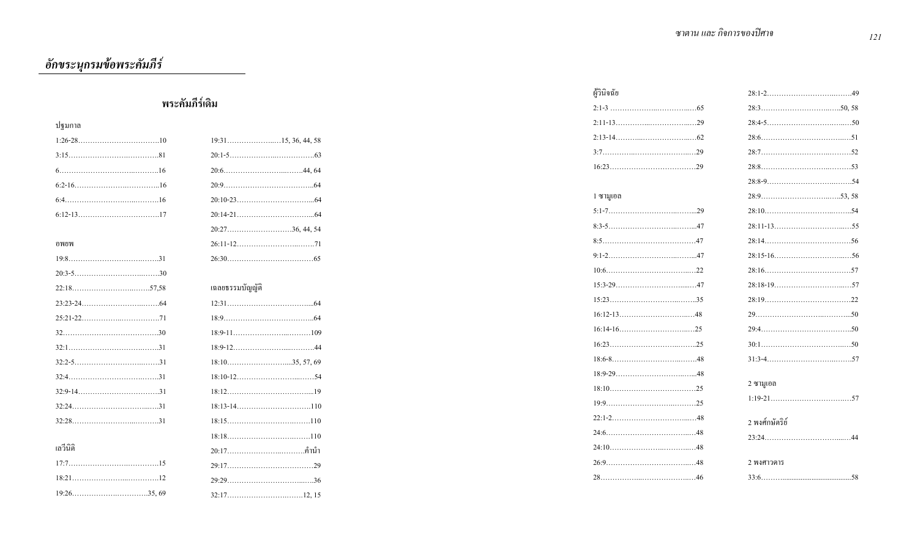## อักขระนุกรมข้อพระคัมภีร์

### พระคัมภีร์เดิม

ปฐมกาล

1:26-28……………………………10
3:15……………………………81
6……………………………16
6:2-16……………………………16
6:4……………………………16
6:12-13……………………………17

อพยพ

19:8……………………………31
20:3-5……………………………30
22:18……………………………57,58
23:23-24……………………………64
25:21-22……………………………71
32……………………………30
32:1……………………………31
32:2-5……………………………31
32:4……………………………31
32:9-14……………………………31
32:24……………………………31
32:28……………………………31

เลวีนิติ

17:7……………………………15
18:21……………………………12
19:26……………………………35, 69
19:31……………………………15, 36, 44, 58
20:1-5……………………………63
20:6……………………………44, 64
20:9……………………………64
20:10-23……………………………64
20:14-21……………………………64
20:27……………………………36, 44, 54
26:11-12……………………………71
26:30……………………………65

เฉลยธรรมบัญญัติ

12:31……………………………64
18:9……………………………64
18:9-11……………………………109
18:9-12……………………………44
18:10……………………………35, 57, 69
18:10-12……………………………54
18:12……………………………19
18:13-14……………………………110
18:15……………………………110
18:18……………………………110
20:17……………………………คำนำ
29:17……………………………29
29:29……………………………36
32:17……………………………12, 15

ผู้วินิจฉัย

2:1-3 ……………………………65
2:11-13……………………………29
2:13-14……………………………62
3:7……………………………29
16:23……………………………29

1 ซามูเอล

5:1-7……………………………29
8:3-5……………………………47
8:5……………………………47
9:1-2……………………………47
10:6……………………………22
15:3-29……………………………47
15:23……………………………35
16:12-13……………………………48
16:14-16……………………………25
16:23……………………………25
18:6-8……………………………48
18:9-29……………………………48
18:10……………………………25
19:9……………………………25
22:1-2……………………………48
24:6……………………………48
24:10……………………………48
26:9……………………………48
28……………………………46
28:1-2……………………………49
28:3……………………………50, 58
28:4-5……………………………50
28:6……………………………51
28:7……………………………52
28:8……………………………53
28:8-9……………………………54
28:9……………………………53, 58
28:10……………………………54
28:11-13……………………………55
28:14……………………………56
28:15-16……………………………56
28:16……………………………57
28:18-19……………………………57
28:19……………………………22
29……………………………50
29:4……………………………50
30:1……………………………50
31:3-4……………………………57

2 ซามูเอล

1:19-21……………………………57

2 พงศ์กษัตริย์

23:24……………………………44

2 พงศาวดาร

33:6……………………………58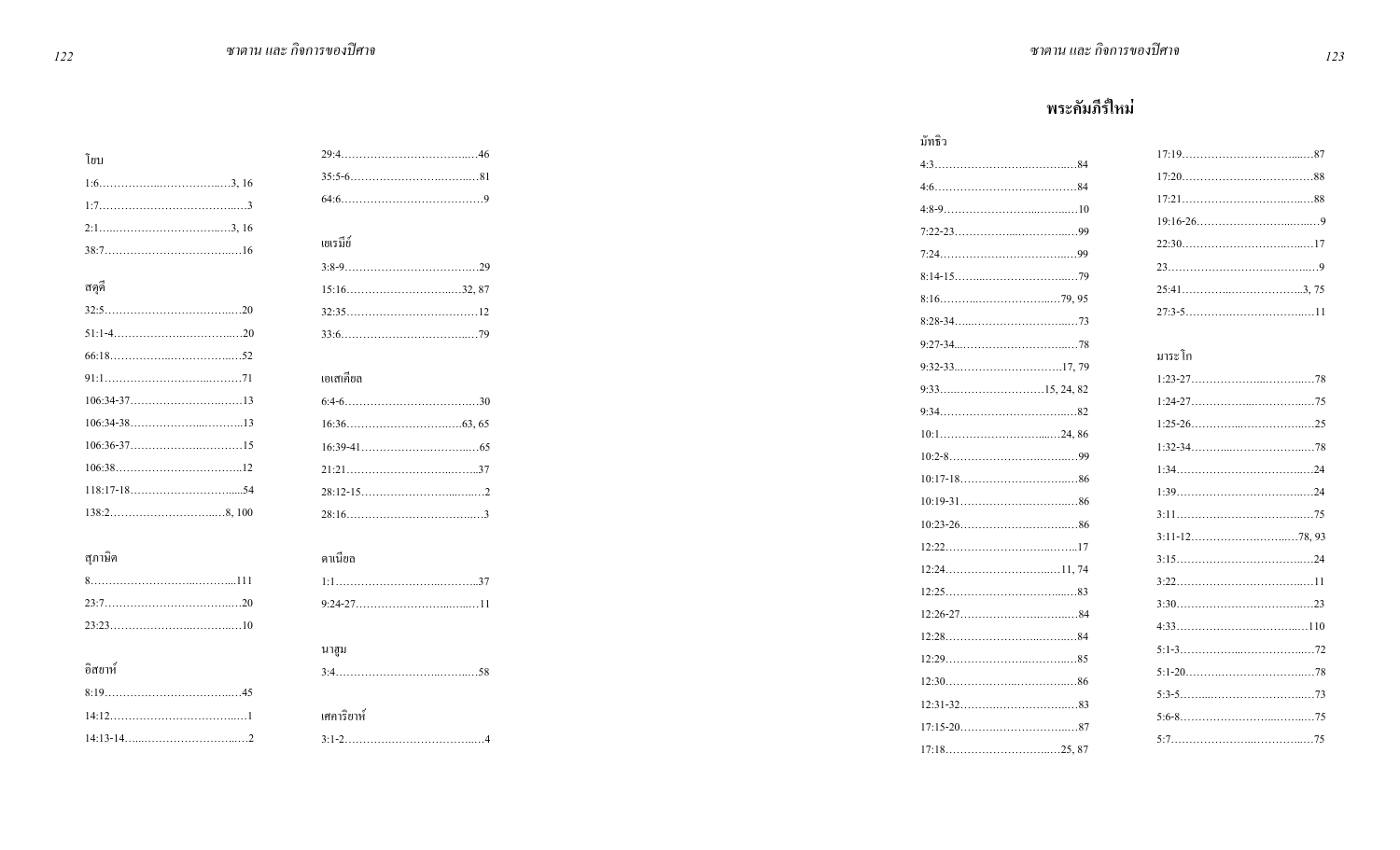โยบ

1:6……………………………3, 16
1:7…………………………………3
2:1…………………………………3, 16
38:7……………………………16

สดุดี

32:5……………………………20
51:1-4…………………………20
66:18…………………………52
91:1……………………………71
106:34-37……………………13
106:34-38……………………13
106:36-37……………………15
106:38…………………………12
118:17-18……………………54
138:2……………………………8, 100

สุภาษิต

8…………………………………111
23:7……………………………20
23:23……………………………10

อิสยาห์

8:19……………………………45
14:12……………………………1
14:13-14………………………2
29:4……………………………46
35:5-6…………………………81
64:6……………………………9

เยเรมีย์

3:8-9……………………………29
15:16……………………………32, 87
32:35……………………………12
33:6……………………………79

เอเสเคียล

6:4-6……………………………30
16:36……………………………63, 65
16:39-41………………………65
21:21……………………………37
28:12-15………………………2
28:16……………………………3

ดาเนียล

1:1………………………………37
9:24-27…………………………11

นาฮูม

3:4………………………………58

เศคาริยาห์

3:1-2……………………………4

## พระคัมภีร์ใหม่

มัทธิว

4:3………………………………84
4:6………………………………84
4:8-9……………………………10
7:22-23…………………………99
7:24……………………………99
8:14-15…………………………79
8:16……………………………79, 95
8:28-34…………………………73
9:27-34…………………………78
9:32-33…………………………17, 79
9:33……………………………15, 24, 82
9:34……………………………82
10:1……………………………24, 86
10:2-8……………………………99
10:17-18………………………86
10:19-31………………………86
10:23-26………………………86
12:22……………………………17
12:24……………………………11, 74
12:25……………………………83
12:26-27………………………84
12:28……………………………84
12:29……………………………85
12:30……………………………86
12:31-32………………………83
17:15-20………………………87
17:18……………………………25, 87
17:19……………………………87
17:20……………………………88
17:21……………………………88
19:16-26………………………9
22:30……………………………17
23…………………………………9
25:41……………………………3, 75
27:3-5……………………………11

มาระโก

1:23-27…………………………78
1:24-27…………………………75
1:25-26…………………………25
1:32-34…………………………78
1:34……………………………24
1:39……………………………24
3:11……………………………75
3:11-12…………………………78, 93
3:15……………………………24
3:22……………………………11
3:30……………………………23
4:33……………………………110
5:1-3……………………………72
5:1-20……………………………78
5:3-5……………………………73
5:6-8……………………………75
5:7………………………………75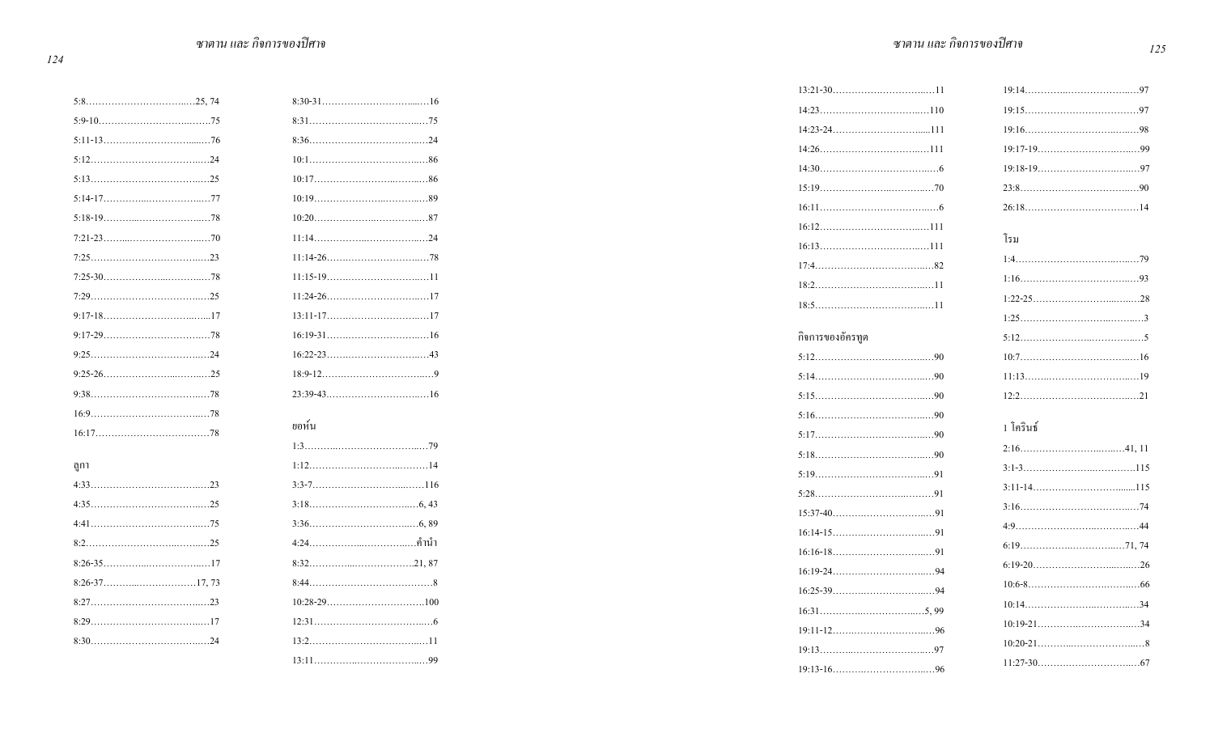5:8……………………………25, 74
5:9-10……………………………75
5:11-13……………………………76
5:12……………………………24
5:13……………………………25
5:14-17……………………………77
5:18-19……………………………78
7:21-23……………………………70
7:25……………………………23
7:25-30……………………………78
7:29……………………………25
9:17-18……………………………17
9:17-29……………………………78
9:25……………………………24
9:25-26……………………………25
9:38……………………………78
16:9……………………………78
16:17……………………………78

ลูกา

4:33……………………………23
4:35……………………………25
4:41……………………………75
8:2……………………………25
8:26-35……………………………17
8:26-37……………………17, 73
8:27……………………………23
8:29……………………………17
8:30……………………………24
8:30-31……………………………16
8:31……………………………75
8:36……………………………24
10:1……………………………86
10:17……………………………86
10:19……………………………89
10:20……………………………87
11:14……………………………24
11:14-26……………………………78
11:15-19……………………………11
11:24-26……………………………17
13:11-17……………………………17
16:19-31……………………………16
16:22-23……………………………43
18:9-12……………………………9
23:39-43……………………………16

ยอห์น

1:3……………………………79
1:12……………………………14
3:3-7……………………………116
3:18……………………………6, 43
3:36……………………………6, 89
4:24……………………………คำนำ
8:32……………………………21, 87
8:44……………………………8
10:28-29……………………………100
12:31……………………………6
13:2……………………………11
13:11……………………………99
13:21-30……………………………11
14:23……………………………110
14:23-24……………………………111
14:26……………………………111
14:30……………………………6
15:19……………………………70
16:11……………………………6
16:12……………………………111
16:13……………………………111
17:4……………………………82
18:2……………………………11
18:5……………………………11

กิจการของอัครทูต

5:12……………………………90
5:14……………………………90
5:15……………………………90
5:16……………………………90
5:17……………………………90
5:18……………………………90
5:19……………………………91
5:28……………………………91
15:37-40……………………………91
16:14-15……………………………91
16:16-18……………………………91
16:19-24……………………………94
16:25-39……………………………94
16:31……………………………5, 99
19:11-12……………………………96
19:13……………………………97
19:13-16……………………………96
19:14……………………………97
19:15……………………………97
19:16……………………………98
19:17-19……………………………99
19:18-19……………………………97
23:8……………………………90
26:18……………………………14

โรม

1:4……………………………79
1:16……………………………93
1:22-25……………………………28
1:25……………………………3
5:12……………………………5
10:7……………………………16
11:13……………………………19
12:2……………………………21

1 โครินธ์

2:16……………………………41, 11
3:1-3……………………………115
3:11-14……………………………115
3:16……………………………74
4:9……………………………44
6:19……………………………71, 74
6:19-20……………………………26
10:6-8……………………………66
10:14……………………………34
10:19-21……………………………34
10:20-21……………………………8
11:27-30……………………………67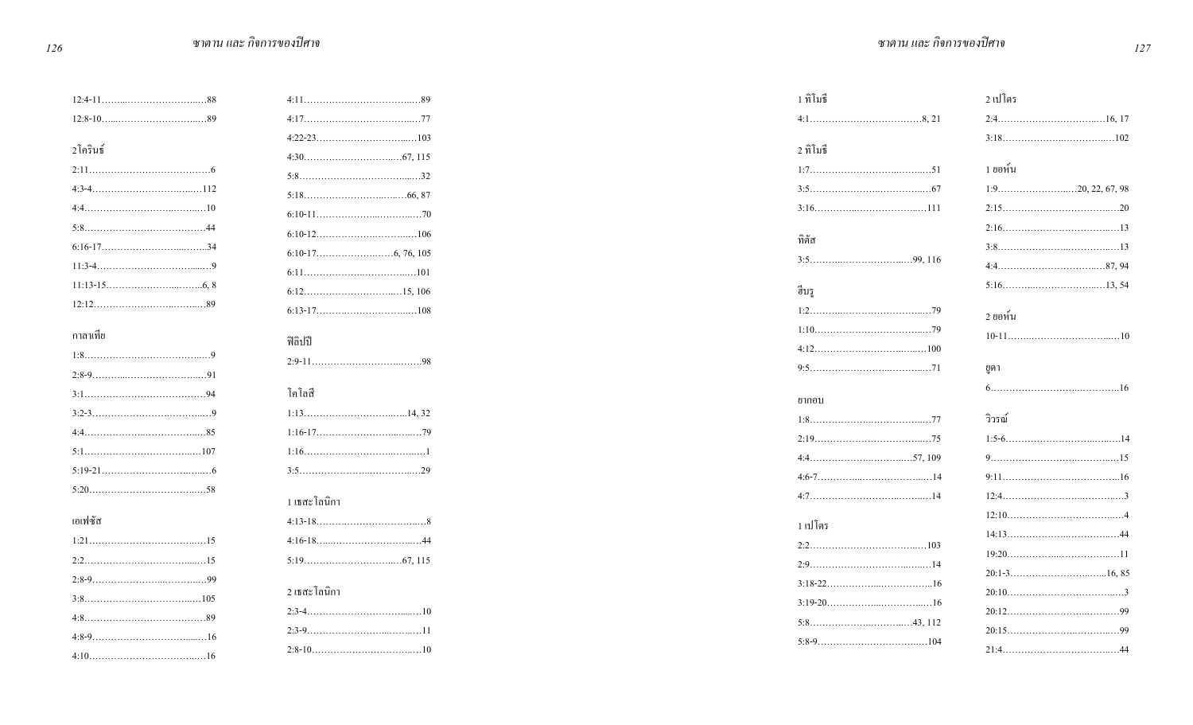12:4-11……..……………………..88
12:8-10…..………………………..89

2 โครินธ์

2:11…………………………………6
4:3-4……………………………..112
4:4…………………………………10
5:8…………………………………44
6:16-17……………………………34
11:3-4………………………………9
11:13-15………………………….6, 8
12:12……………………………..89

กาลาเทีย

1:8…………………………………..9
2:8-9……...……………………….91
3:1…………………………………94
3:2-3………………………………..9
4:4…………………………………85
5:1………………………………..107
5:19-21……………………………..6
5:20……………………………….58

เอเฟซัส

1:21……………………………….15
2:2…………………………………15
2:8-9………………………………99
3:8………………………………..105
4:8…………………………………89
4:8-9………………………………16
4:10……………………………….16

4:11……………………………….89
4:17……………………………….77
4:22-23…………………………..103
4:30…………………………67, 115
5:8…………………………………32
5:18…………………………..66, 87
6:10-11……………………………70
6:10-12…………………………..106
6:10-17………………………6, 76, 105
6:11………………………………101
6:12…………………………..15, 106
6:13-17…………………………..108

ฟีลิปปี

2:9-11……………………………..98

โคโลสี

1:13………………………….14, 32
1:16-17……………………………79
1:16…………………………………1
3:5…………………………………29

1 เธสะโลนิกา

4:13-18……………………………..8
4:16-18……………………………44
5:19………………………….67, 115

2 เธสะโลนิกา

2:3-4……………………………….10
2:3-9……………………………….11
2:8-10……………………………..10

1 ทิโมธี

4:1…………………………….8, 21

2 ทิโมธี

1:7…………………………………51
3:5…………………………………67
3:16………………………………111

ทิตัส

3:5………………………….99, 116

ฮีบรู

1:2…………………………………79
1:10……………………………….79
4:12………………………………100
9:5…………………………………71

ยากอบ

1:8…………………………………77
2:19……………………………….75
4:4………………………….57, 109
4:6-7……………………………….14
4:7…………………………………14

1 เปโตร

2:2………………………………..103
2:9…………………………………14
3:18-22……………………………16
3:19-20……………………………16
5:8…………………………..43, 112
5:8-9……………………………..104

2 เปโตร

2:4…………………………….16, 17
3:18………………………………102

1 ยอห์น

1:9……………………..20, 22, 67, 98
2:15……………………………….20
2:16……………………………….13
3:8…………………………………13
4:4…………………………….87, 94
5:16………………………….13, 54

2 ยอห์น

10-11………………………………10

ยูดา

6……………………………………16

วิวรณ์

1:5-6……………………………….14
9……………………………………15
9:11……………………………….16
12:4…………………………………3
12:10………………………………..4
14:13……………………………….44
19:20……………………………….11
20:1-3……………………….16, 85
20:10………………………………..3
20:12……………………………….99
20:15……………………………….99
21:4………………………………..44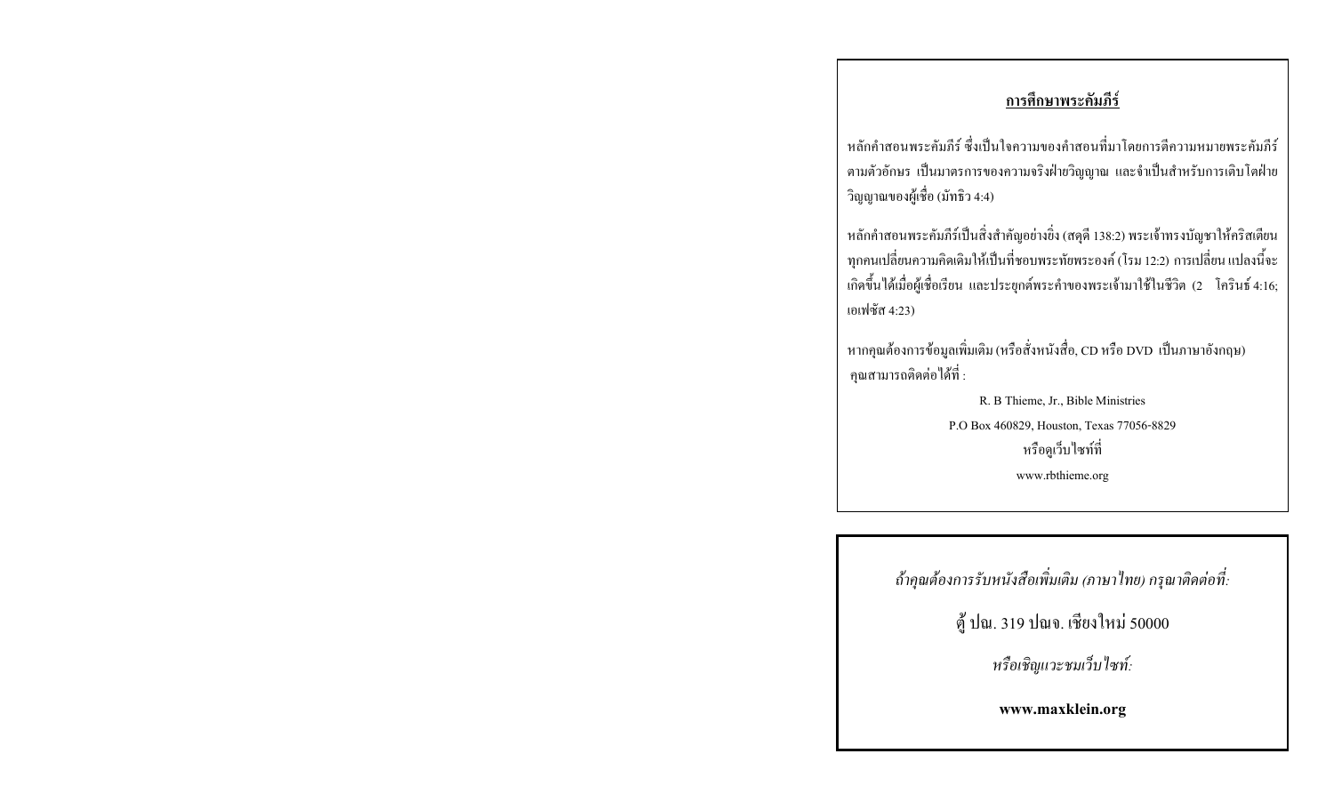## การศึกษาพระคัมภีร์

หลักคำสอนพระคัมภีร์ ซึ่งเป็นใจความของคำสอนที่มาโดยการตีความหมายพระคัมภีร์ตามตัวอักษร เป็นมาตรการของความจริงฝ่ายวิญญาณ และจำเป็นสำหรับการเติบโตฝ่ายวิญญาณของผู้เชื่อ (มัทธิว 4:4)

หลักคำสอนพระคัมภีร์เป็นสิ่งสำคัญอย่างยิ่ง (สดุดี 138:2) พระเจ้าทรงบัญชาให้คริสเตียนทุกคนเปลี่ยนความคิดเดิมให้เป็นที่ชอบพระทัยพระองค์ (โรม 12:2) การเปลี่ยน แปลงนี้จะเกิดขึ้นได้เมื่อผู้เชื่อเรียน และประยุกต์พระคำของพระเจ้ามาใช้ในชีวิต (2 โครินธ์ 4:16; เอเฟซัส 4:23)

หากคุณต้องการข้อมูลเพิ่มเติม (หรือสั่งหนังสือ, CD หรือ DVD เป็นภาษาอังกฤษ) คุณสามารถติดต่อได้ที่ :

R. B Thieme, Jr., Bible Ministries

P.O Box 460829, Houston, Texas 77056-8829

หรือดูเว็บไซท์ที่

www.rbthieme.org

*ถ้าคุณต้องการรับหนังสือเพิ่มเติม (ภาษาไทย) กรุณาติดต่อที่:*

ตู้ ปณ. 319 ปณจ. เชียงใหม่ 50000

*หรือเชิญแวะชมเว็บไซท์:*

**www.maxklein.org**